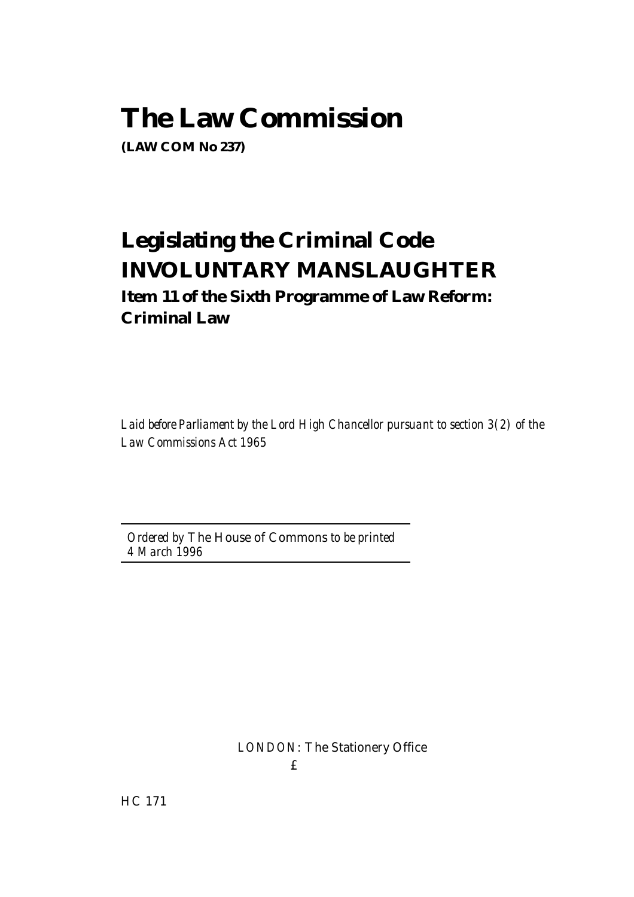# The Law Commission

**(LAW COM No 237)**

## Legislating the Criminal Code
## INVOLUNTARY MANSLAUGHTER

### Item 11 of the Sixth Programme of Law Reform: Criminal Law

*Laid before Parliament by the Lord High Chancellor pursuant to section 3(2) of the Law Commissions Act 1965*

---

*Ordered by* The House of Commons *to be printed*
*4 March 1996*

---

LONDON: The Stationery Office
£

HC 171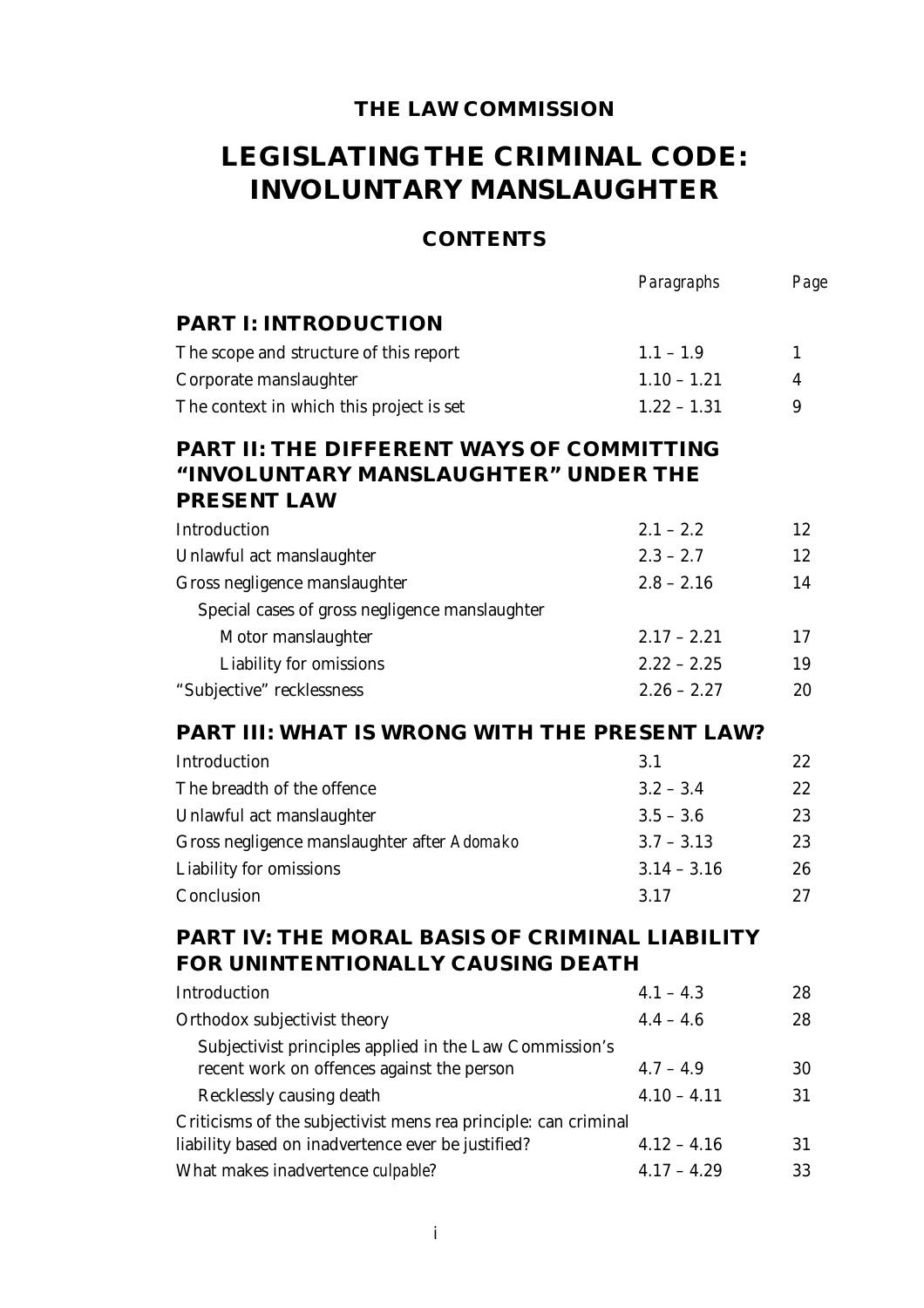# THE LAW COMMISSION

# LEGISLATING THE CRIMINAL CODE: INVOLUNTARY MANSLAUGHTER

## CONTENTS

| | *Paragraphs* | *Page* |
|---|---|---|
| **PART I: INTRODUCTION** | | |
| The scope and structure of this report | 1.1 – 1.9 | 1 |
| Corporate manslaughter | 1.10 – 1.21 | 4 |
| The context in which this project is set | 1.22 – 1.31 | 9 |
| **PART II: THE DIFFERENT WAYS OF COMMITTING "INVOLUNTARY MANSLAUGHTER" UNDER THE PRESENT LAW** | | |
| Introduction | 2.1 – 2.2 | 12 |
| Unlawful act manslaughter | 2.3 – 2.7 | 12 |
| Gross negligence manslaughter | 2.8 – 2.16 | 14 |
| Special cases of gross negligence manslaughter | | |
| Motor manslaughter | 2.17 – 2.21 | 17 |
| Liability for omissions | 2.22 – 2.25 | 19 |
| "Subjective" recklessness | 2.26 – 2.27 | 20 |
| **PART III: WHAT IS WRONG WITH THE PRESENT LAW?** | | |
| Introduction | 3.1 | 22 |
| The breadth of the offence | 3.2 – 3.4 | 22 |
| Unlawful act manslaughter | 3.5 – 3.6 | 23 |
| Gross negligence manslaughter after *Adomako* | 3.7 – 3.13 | 23 |
| Liability for omissions | 3.14 – 3.16 | 26 |
| Conclusion | 3.17 | 27 |
| **PART IV: THE MORAL BASIS OF CRIMINAL LIABILITY FOR UNINTENTIONALLY CAUSING DEATH** | | |
| Introduction | 4.1 – 4.3 | 28 |
| Orthodox subjectivist theory | 4.4 – 4.6 | 28 |
| Subjectivist principles applied in the Law Commission's recent work on offences against the person | 4.7 – 4.9 | 30 |
| Recklessly causing death | 4.10 – 4.11 | 31 |
| Criticisms of the subjectivist mens rea principle: can criminal liability based on inadvertence ever be justified? | 4.12 – 4.16 | 31 |
| What makes inadvertence *culpable*? | 4.17 – 4.29 | 33 |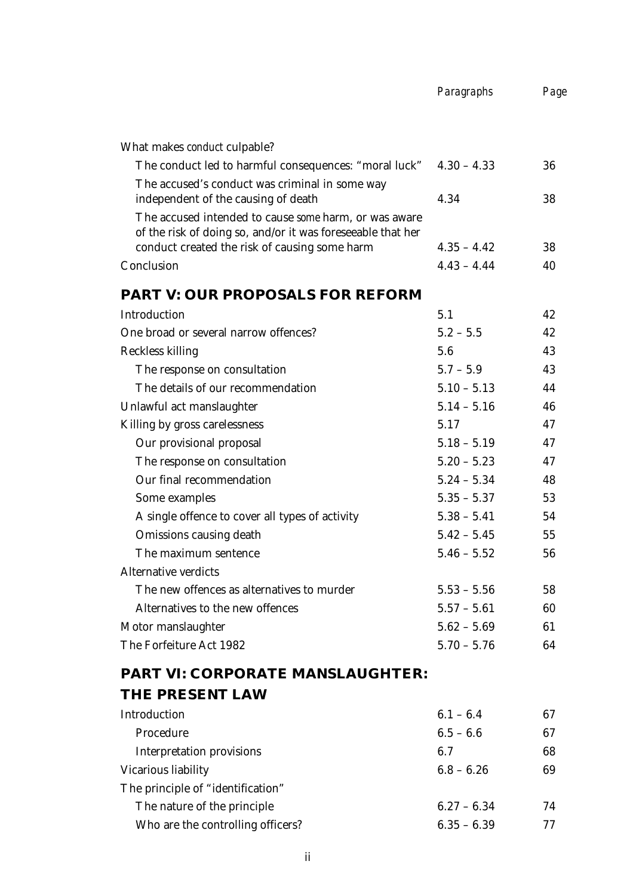| | Paragraphs | Page |
|---|---|---|
| What makes *conduct* culpable? | | |
| The conduct led to harmful consequences: "moral luck" | 4.30 – 4.33 | 36 |
| The accused's conduct was criminal in some way independent of the causing of death | 4.34 | 38 |
| The accused intended to cause *some* harm, or was aware of the risk of doing so, and/or it was foreseeable that her conduct created the risk of causing some harm | 4.35 – 4.42 | 38 |
| Conclusion | 4.43 – 4.44 | 40 |
| **PART V: OUR PROPOSALS FOR REFORM** | | |
| Introduction | 5.1 | 42 |
| One broad or several narrow offences? | 5.2 – 5.5 | 42 |
| Reckless killing | 5.6 | 43 |
| The response on consultation | 5.7 – 5.9 | 43 |
| The details of our recommendation | 5.10 – 5.13 | 44 |
| Unlawful act manslaughter | 5.14 – 5.16 | 46 |
| Killing by gross carelessness | 5.17 | 47 |
| Our provisional proposal | 5.18 – 5.19 | 47 |
| The response on consultation | 5.20 – 5.23 | 47 |
| Our final recommendation | 5.24 – 5.34 | 48 |
| Some examples | 5.35 – 5.37 | 53 |
| A single offence to cover all types of activity | 5.38 – 5.41 | 54 |
| Omissions causing death | 5.42 – 5.45 | 55 |
| The maximum sentence | 5.46 – 5.52 | 56 |
| Alternative verdicts | | |
| The new offences as alternatives to murder | 5.53 – 5.56 | 58 |
| Alternatives to the new offences | 5.57 – 5.61 | 60 |
| Motor manslaughter | 5.62 – 5.69 | 61 |
| The Forfeiture Act 1982 | 5.70 – 5.76 | 64 |
| **PART VI: CORPORATE MANSLAUGHTER: THE PRESENT LAW** | | |
| Introduction | 6.1 – 6.4 | 67 |
| Procedure | 6.5 – 6.6 | 67 |
| Interpretation provisions | 6.7 | 68 |
| Vicarious liability | 6.8 – 6.26 | 69 |
| The principle of "identification" | | |
| The nature of the principle | 6.27 – 6.34 | 74 |
| Who are the controlling officers? | 6.35 – 6.39 | 77 |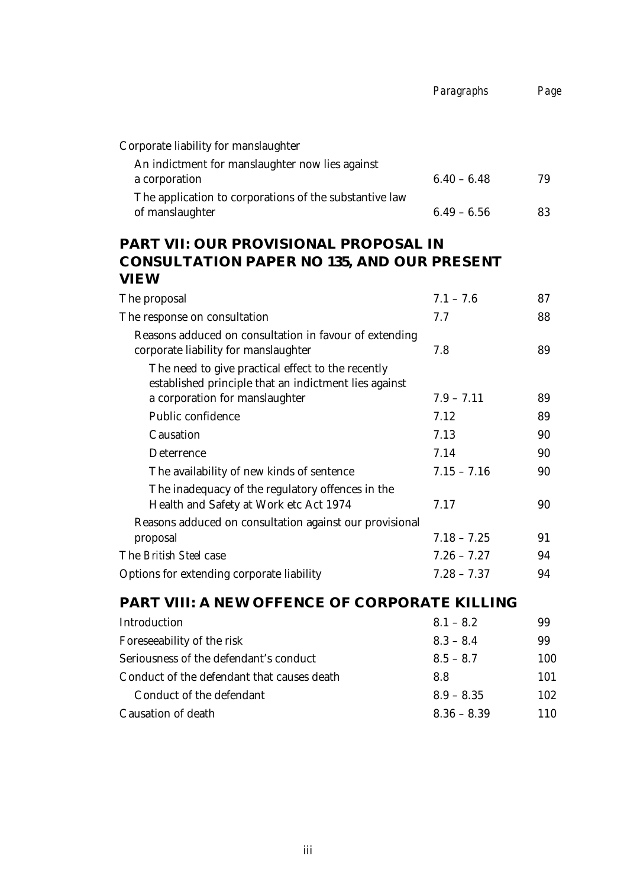| | Paragraphs | Page |
|---|---|---|
| Corporate liability for manslaughter | | |
| An indictment for manslaughter now lies against a corporation | 6.40 – 6.48 | 79 |
| The application to corporations of the substantive law of manslaughter | 6.49 – 6.56 | 83 |

## PART VII: OUR PROVISIONAL PROPOSAL IN CONSULTATION PAPER NO 135, AND OUR PRESENT VIEW

| | Paragraphs | Page |
|---|---|---|
| The proposal | 7.1 – 7.6 | 87 |
| The response on consultation | 7.7 | 88 |
| Reasons adduced on consultation in favour of extending corporate liability for manslaughter | 7.8 | 89 |
| The need to give practical effect to the recently established principle that an indictment lies against a corporation for manslaughter | 7.9 – 7.11 | 89 |
| Public confidence | 7.12 | 89 |
| Causation | 7.13 | 90 |
| Deterrence | 7.14 | 90 |
| The availability of new kinds of sentence | 7.15 – 7.16 | 90 |
| The inadequacy of the regulatory offences in the Health and Safety at Work etc Act 1974 | 7.17 | 90 |
| Reasons adduced on consultation against our provisional proposal | 7.18 – 7.25 | 91 |
| The *British Steel* case | 7.26 – 7.27 | 94 |
| Options for extending corporate liability | 7.28 – 7.37 | 94 |

## PART VIII: A NEW OFFENCE OF CORPORATE KILLING

| | Paragraphs | Page |
|---|---|---|
| Introduction | 8.1 – 8.2 | 99 |
| Foreseeability of the risk | 8.3 – 8.4 | 99 |
| Seriousness of the defendant's conduct | 8.5 – 8.7 | 100 |
| Conduct of the defendant that causes death | 8.8 | 101 |
| Conduct of the defendant | 8.9 – 8.35 | 102 |
| Causation of death | 8.36 – 8.39 | 110 |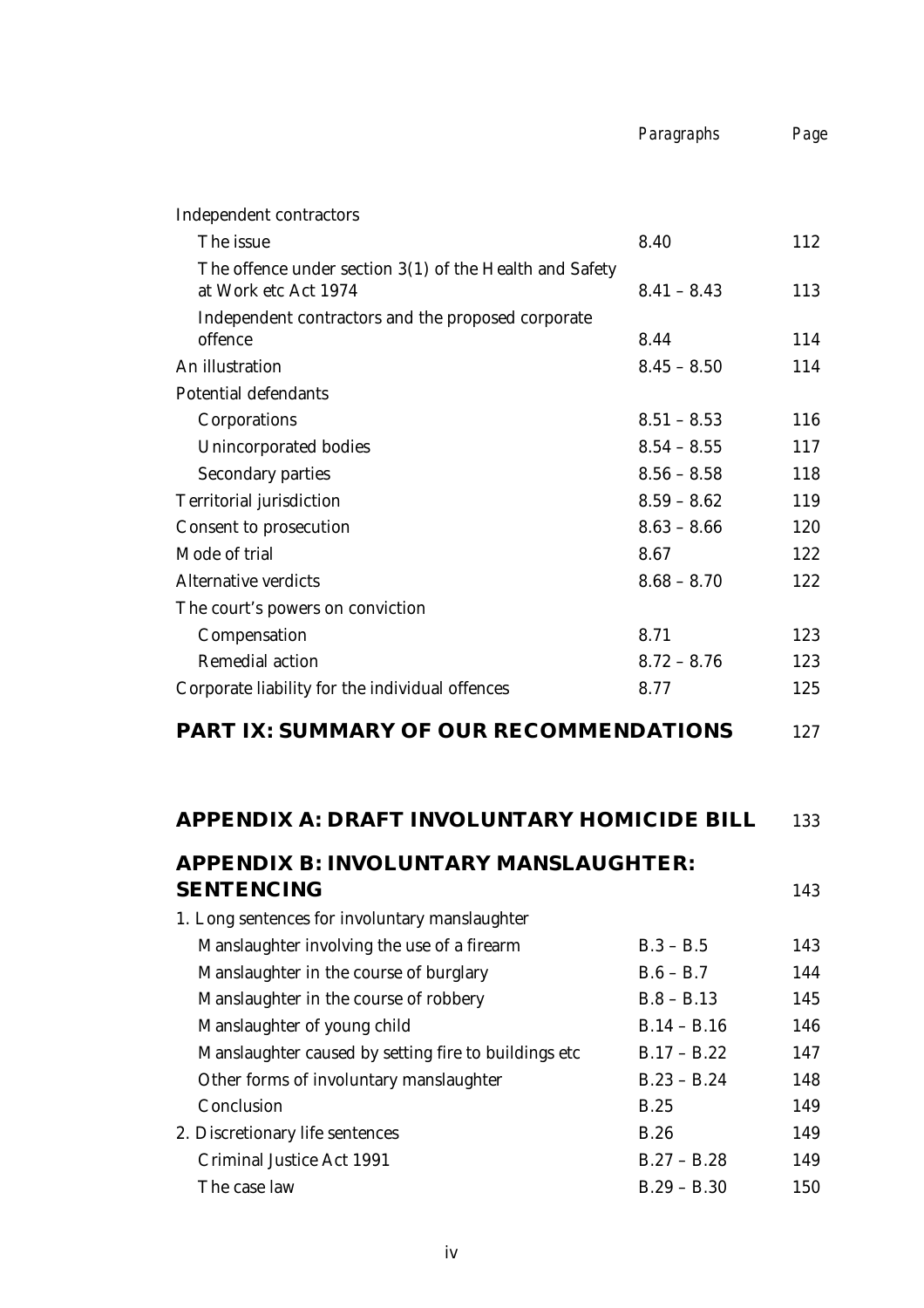| | *Paragraphs* | *Page* |
|---|---|---|
| Independent contractors | | |
| The issue | 8.40 | 112 |
| The offence under section 3(1) of the Health and Safety at Work etc Act 1974 | 8.41 – 8.43 | 113 |
| Independent contractors and the proposed corporate offence | 8.44 | 114 |
| An illustration | 8.45 – 8.50 | 114 |
| Potential defendants | | |
| Corporations | 8.51 – 8.53 | 116 |
| Unincorporated bodies | 8.54 – 8.55 | 117 |
| Secondary parties | 8.56 – 8.58 | 118 |
| Territorial jurisdiction | 8.59 – 8.62 | 119 |
| Consent to prosecution | 8.63 – 8.66 | 120 |
| Mode of trial | 8.67 | 122 |
| Alternative verdicts | 8.68 – 8.70 | 122 |
| The court's powers on conviction | | |
| Compensation | 8.71 | 123 |
| Remedial action | 8.72 – 8.76 | 123 |
| Corporate liability for the individual offences | 8.77 | 125 |
| **PART IX: SUMMARY OF OUR RECOMMENDATIONS** | | 127 |
| **APPENDIX A: DRAFT INVOLUNTARY HOMICIDE BILL** | | 133 |
| **APPENDIX B: INVOLUNTARY MANSLAUGHTER: SENTENCING** | | 143 |
| 1. Long sentences for involuntary manslaughter | | |
| Manslaughter involving the use of a firearm | B.3 – B.5 | 143 |
| Manslaughter in the course of burglary | B.6 – B.7 | 144 |
| Manslaughter in the course of robbery | B.8 – B.13 | 145 |
| Manslaughter of young child | B.14 – B.16 | 146 |
| Manslaughter caused by setting fire to buildings etc | B.17 – B.22 | 147 |
| Other forms of involuntary manslaughter | B.23 – B.24 | 148 |
| Conclusion | B.25 | 149 |
| 2. Discretionary life sentences | B.26 | 149 |
| Criminal Justice Act 1991 | B.27 – B.28 | 149 |
| The case law | B.29 – B.30 | 150 |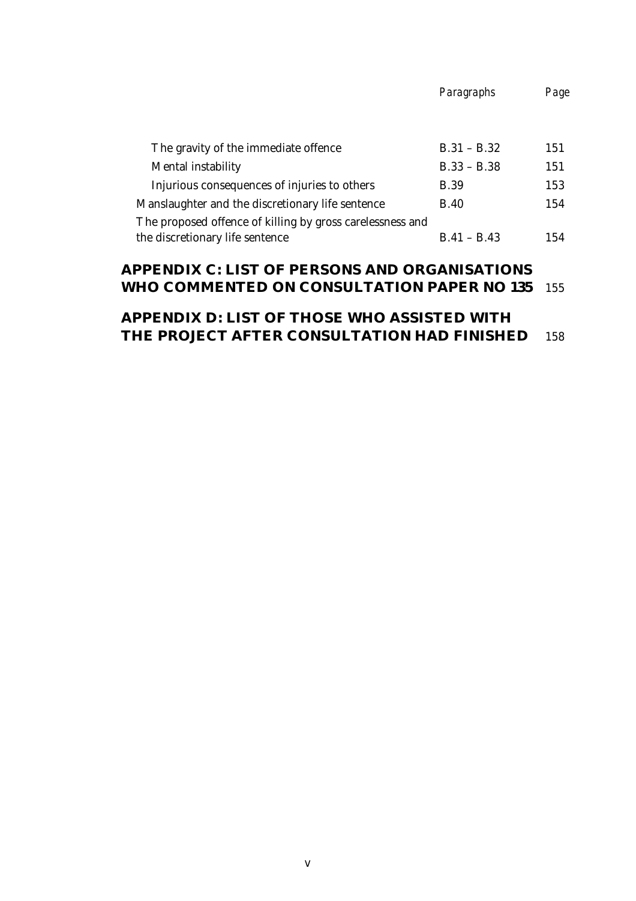| | *Paragraphs* | *Page* |
|---|---|---|
| The gravity of the immediate offence | B.31 – B.32 | 151 |
| Mental instability | B.33 – B.38 | 151 |
| Injurious consequences of injuries to others | B.39 | 153 |
| Manslaughter and the discretionary life sentence | B.40 | 154 |
| The proposed offence of killing by gross carelessness and the discretionary life sentence | B.41 – B.43 | 154 |

**APPENDIX C: LIST OF PERSONS AND ORGANISATIONS WHO COMMENTED ON CONSULTATION PAPER NO 135** 155

**APPENDIX D: LIST OF THOSE WHO ASSISTED WITH THE PROJECT AFTER CONSULTATION HAD FINISHED** 158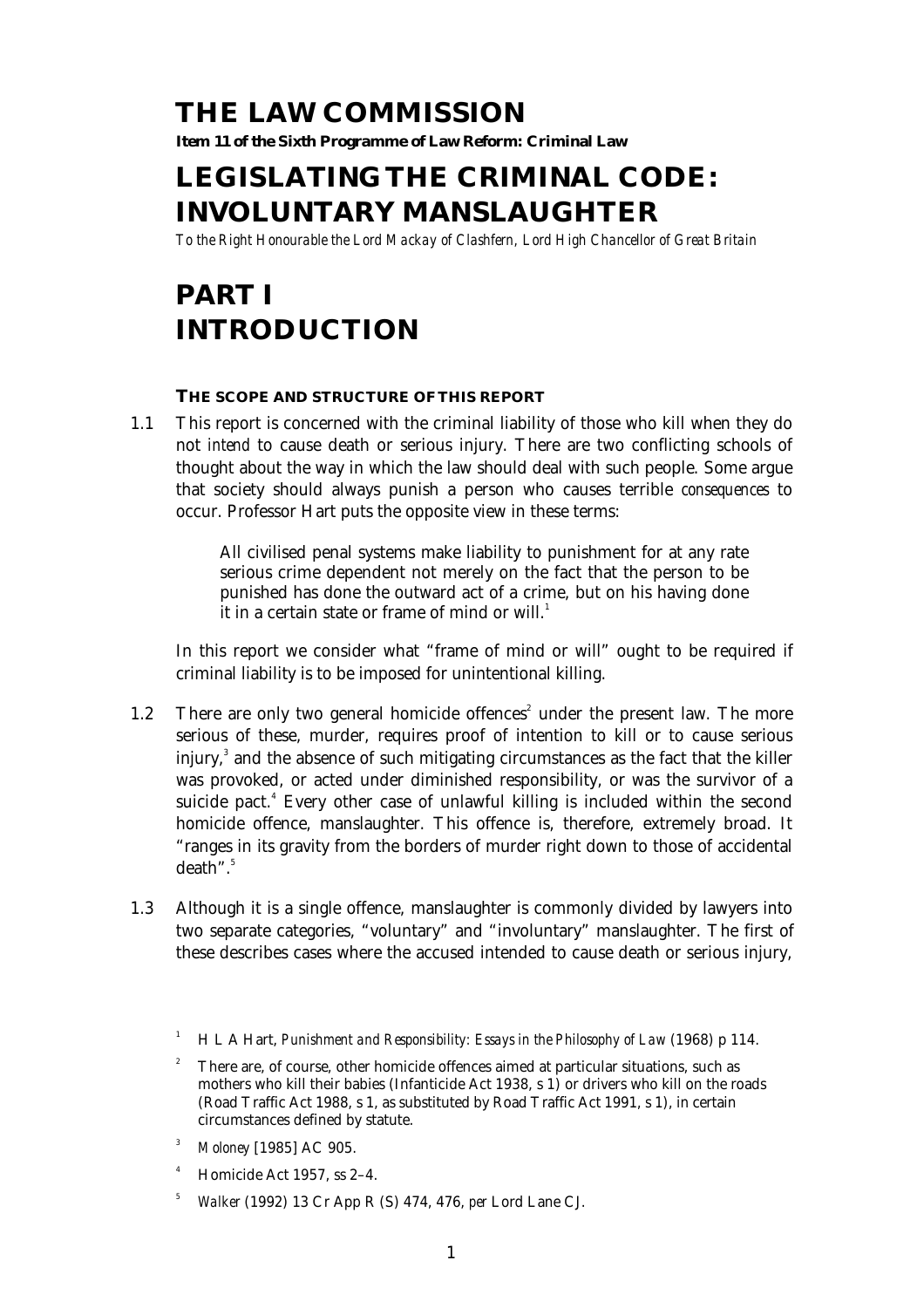# THE LAW COMMISSION

**Item 11 of the Sixth Programme of Law Reform: Criminal Law**

# LEGISLATING THE CRIMINAL CODE: INVOLUNTARY MANSLAUGHTER

*To the Right Honourable the Lord Mackay of Clashfern, Lord High Chancellor of Great Britain*

# PART I INTRODUCTION

### THE SCOPE AND STRUCTURE OF THIS REPORT

1.1 This report is concerned with the criminal liability of those who kill when they do not *intend* to cause death or serious injury. There are two conflicting schools of thought about the way in which the law should deal with such people. Some argue that society should always punish a person who causes terrible *consequences* to occur. Professor Hart puts the opposite view in these terms:

> All civilised penal systems make liability to punishment for at any rate serious crime dependent not merely on the fact that the person to be punished has done the outward act of a crime, but on his having done it in a certain state or frame of mind or will.[1]

In this report we consider what "frame of mind or will" ought to be required if criminal liability is to be imposed for unintentional killing.

1.2 There are only two general homicide offences[2] under the present law. The more serious of these, murder, requires proof of intention to kill or to cause serious injury,[3] and the absence of such mitigating circumstances as the fact that the killer was provoked, or acted under diminished responsibility, or was the survivor of a suicide pact.[4] Every other case of unlawful killing is included within the second homicide offence, manslaughter. This offence is, therefore, extremely broad. It "ranges in its gravity from the borders of murder right down to those of accidental death".[5]

1.3 Although it is a single offence, manslaughter is commonly divided by lawyers into two separate categories, "voluntary" and "involuntary" manslaughter. The first of these describes cases where the accused intended to cause death or serious injury,

[1] H L A Hart, *Punishment and Responsibility: Essays in the Philosophy of Law* (1968) p 114.

[2] There are, of course, other homicide offences aimed at particular situations, such as mothers who kill their babies (Infanticide Act 1938, s 1) or drivers who kill on the roads (Road Traffic Act 1988, s 1, as substituted by Road Traffic Act 1991, s 1), in certain circumstances defined by statute.

[3] *Moloney* [1985] AC 905.

[4] Homicide Act 1957, ss 2–4.

[5] *Walker* (1992) 13 Cr App R (S) 474, 476, *per* Lord Lane CJ.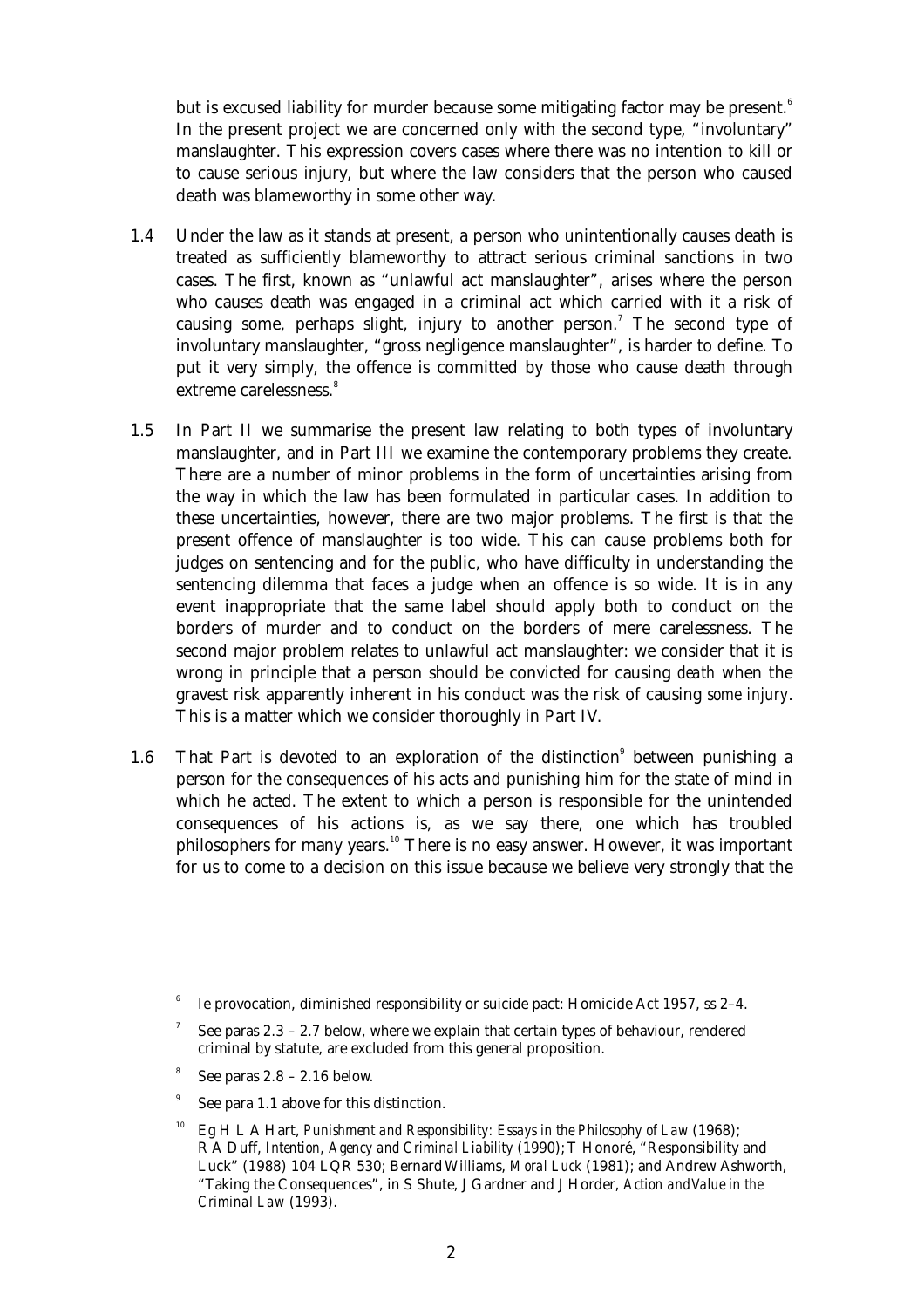but is excused liability for murder because some mitigating factor may be present.[6] In the present project we are concerned only with the second type, "involuntary" manslaughter. This expression covers cases where there was no intention to kill or to cause serious injury, but where the law considers that the person who caused death was blameworthy in some other way.

1.4 Under the law as it stands at present, a person who unintentionally causes death is treated as sufficiently blameworthy to attract serious criminal sanctions in two cases. The first, known as "unlawful act manslaughter", arises where the person who causes death was engaged in a criminal act which carried with it a risk of causing some, perhaps slight, injury to another person.[7] The second type of involuntary manslaughter, "gross negligence manslaughter", is harder to define. To put it very simply, the offence is committed by those who cause death through extreme carelessness.[8]

1.5 In Part II we summarise the present law relating to both types of involuntary manslaughter, and in Part III we examine the contemporary problems they create. There are a number of minor problems in the form of uncertainties arising from the way in which the law has been formulated in particular cases. In addition to these uncertainties, however, there are two major problems. The first is that the present offence of manslaughter is too wide. This can cause problems both for judges on sentencing and for the public, who have difficulty in understanding the sentencing dilemma that faces a judge when an offence is so wide. It is in any event inappropriate that the same label should apply both to conduct on the borders of murder and to conduct on the borders of mere carelessness. The second major problem relates to unlawful act manslaughter: we consider that it is wrong in principle that a person should be convicted for causing *death* when the gravest risk apparently inherent in his conduct was the risk of causing *some injury*. This is a matter which we consider thoroughly in Part IV.

1.6 That Part is devoted to an exploration of the distinction[9] between punishing a person for the consequences of his acts and punishing him for the state of mind in which he acted. The extent to which a person is responsible for the unintended consequences of his actions is, as we say there, one which has troubled philosophers for many years.[10] There is no easy answer. However, it was important for us to come to a decision on this issue because we believe very strongly that the

---

[6] Ie provocation, diminished responsibility or suicide pact: Homicide Act 1957, ss 2–4.

[7] See paras 2.3 – 2.7 below, where we explain that certain types of behaviour, rendered criminal by statute, are excluded from this general proposition.

[8] See paras 2.8 – 2.16 below.

[9] See para 1.1 above for this distinction.

[10] Eg H L A Hart, *Punishment and Responsibility: Essays in the Philosophy of Law* (1968); R A Duff, *Intention, Agency and Criminal Liability* (1990); T Honoré, "Responsibility and Luck" (1988) 104 LQR 530; Bernard Williams, *Moral Luck* (1981); and Andrew Ashworth, "Taking the Consequences", in S Shute, J Gardner and J Horder, *Action and Value in the Criminal Law* (1993).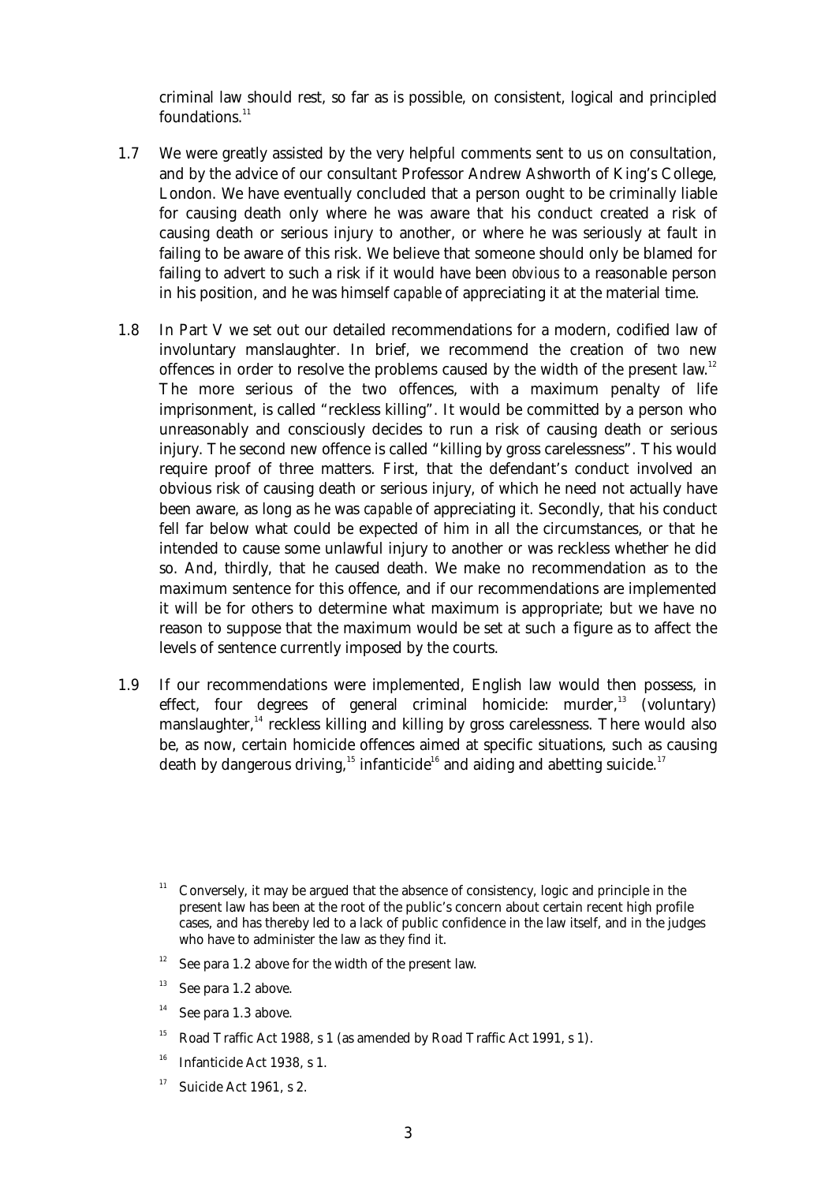criminal law should rest, so far as is possible, on consistent, logical and principled foundations.[11]

1.7 We were greatly assisted by the very helpful comments sent to us on consultation, and by the advice of our consultant Professor Andrew Ashworth of King's College, London. We have eventually concluded that a person ought to be criminally liable for causing death only where he was aware that his conduct created a risk of causing death or serious injury to another, or where he was seriously at fault in failing to be aware of this risk. We believe that someone should only be blamed for failing to advert to such a risk if it would have been *obvious* to a reasonable person in his position, and he was himself *capable* of appreciating it at the material time.

1.8 In Part V we set out our detailed recommendations for a modern, codified law of involuntary manslaughter. In brief, we recommend the creation of *two* new offences in order to resolve the problems caused by the width of the present law.[12] The more serious of the two offences, with a maximum penalty of life imprisonment, is called "reckless killing". It would be committed by a person who unreasonably and consciously decides to run a risk of causing death or serious injury. The second new offence is called "killing by gross carelessness". This would require proof of three matters. First, that the defendant's conduct involved an obvious risk of causing death or serious injury, of which he need not actually have been aware, as long as he was *capable* of appreciating it. Secondly, that his conduct fell far below what could be expected of him in all the circumstances, or that he intended to cause some unlawful injury to another or was reckless whether he did so. And, thirdly, that he caused death. We make no recommendation as to the maximum sentence for this offence, and if our recommendations are implemented it will be for others to determine what maximum is appropriate; but we have no reason to suppose that the maximum would be set at such a figure as to affect the levels of sentence currently imposed by the courts.

1.9 If our recommendations were implemented, English law would then possess, in effect, four degrees of general criminal homicide: murder,[13] (voluntary) manslaughter,[14] reckless killing and killing by gross carelessness. There would also be, as now, certain homicide offences aimed at specific situations, such as causing death by dangerous driving,[15] infanticide[16] and aiding and abetting suicide.[17]

---

[11] Conversely, it may be argued that the absence of consistency, logic and principle in the present law has been at the root of the public's concern about certain recent high profile cases, and has thereby led to a lack of public confidence in the law itself, and in the judges who have to administer the law as they find it.

[12] See para 1.2 above for the width of the present law.

[13] See para 1.2 above.

[14] See para 1.3 above.

[15] Road Traffic Act 1988, s 1 (as amended by Road Traffic Act 1991, s 1).

[16] Infanticide Act 1938, s 1.

[17] Suicide Act 1961, s 2.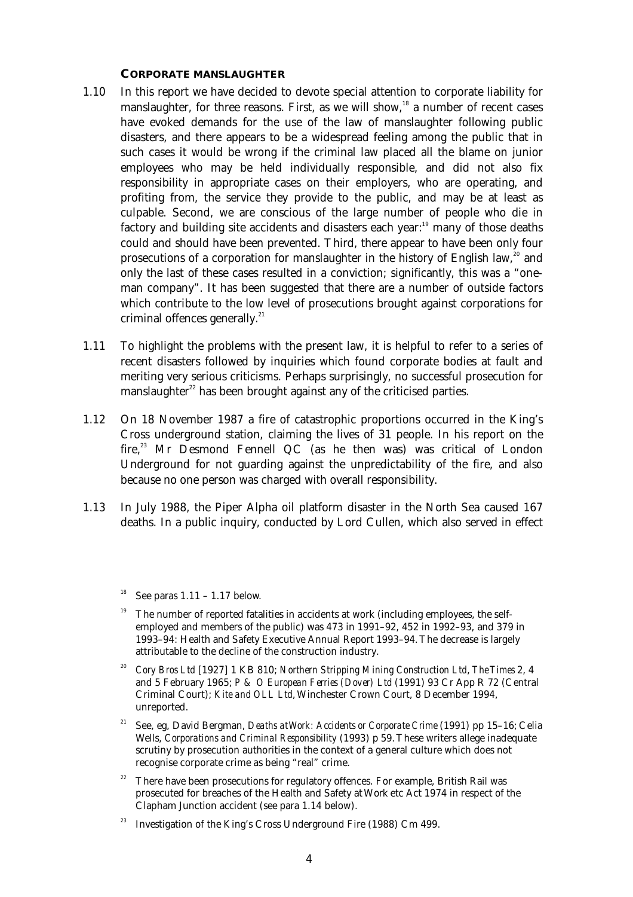### CORPORATE MANSLAUGHTER

1.10 In this report we have decided to devote special attention to corporate liability for manslaughter, for three reasons. First, as we will show,[18] a number of recent cases have evoked demands for the use of the law of manslaughter following public disasters, and there appears to be a widespread feeling among the public that in such cases it would be wrong if the criminal law placed all the blame on junior employees who may be held individually responsible, and did not also fix responsibility in appropriate cases on their employers, who are operating, and profiting from, the service they provide to the public, and may be at least as culpable. Second, we are conscious of the large number of people who die in factory and building site accidents and disasters each year:[19] many of those deaths could and should have been prevented. Third, there appear to have been only four prosecutions of a corporation for manslaughter in the history of English law,[20] and only the last of these cases resulted in a conviction; significantly, this was a "one-man company". It has been suggested that there are a number of outside factors which contribute to the low level of prosecutions brought against corporations for criminal offences generally.[21]

1.11 To highlight the problems with the present law, it is helpful to refer to a series of recent disasters followed by inquiries which found corporate bodies at fault and meriting very serious criticisms. Perhaps surprisingly, no successful prosecution for manslaughter[22] has been brought against any of the criticised parties.

1.12 On 18 November 1987 a fire of catastrophic proportions occurred in the King's Cross underground station, claiming the lives of 31 people. In his report on the fire,[23] Mr Desmond Fennell QC (as he then was) was critical of London Underground for not guarding against the unpredictability of the fire, and also because no one person was charged with overall responsibility.

1.13 In July 1988, the Piper Alpha oil platform disaster in the North Sea caused 167 deaths. In a public inquiry, conducted by Lord Cullen, which also served in effect

---

[18] See paras 1.11 – 1.17 below.

[19] The number of reported fatalities in accidents at work (including employees, the self-employed and members of the public) was 473 in 1991–92, 452 in 1992–93, and 379 in 1993–94: Health and Safety Executive Annual Report 1993–94. The decrease is largely attributable to the decline of the construction industry.

[20] *Cory Bros Ltd* [1927] 1 KB 810; *Northern Stripping Mining Construction Ltd*, *The Times* 2, 4 and 5 February 1965; *P & O European Ferries (Dover) Ltd* (1991) 93 Cr App R 72 (Central Criminal Court); *Kite and OLL Ltd*, Winchester Crown Court, 8 December 1994, unreported.

[21] See, eg, David Bergman, *Deaths at Work: Accidents or Corporate Crime* (1991) pp 15–16; Celia Wells, *Corporations and Criminal Responsibility* (1993) p 59. These writers allege inadequate scrutiny by prosecution authorities in the context of a general culture which does not recognise corporate crime as being "real" crime.

[22] There have been prosecutions for regulatory offences. For example, British Rail was prosecuted for breaches of the Health and Safety at Work etc Act 1974 in respect of the Clapham Junction accident (see para 1.14 below).

[23] Investigation of the King's Cross Underground Fire (1988) Cm 499.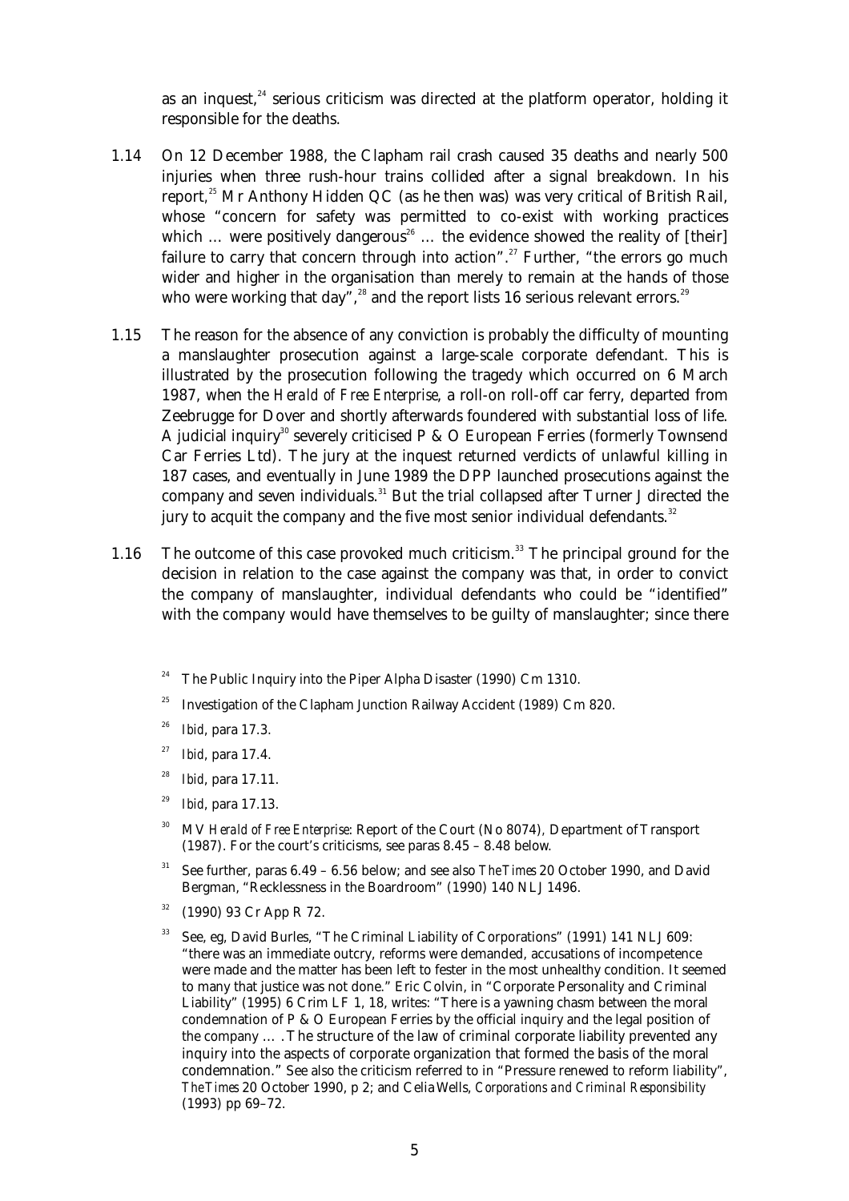as an inquest,[24] serious criticism was directed at the platform operator, holding it responsible for the deaths.

1.14 On 12 December 1988, the Clapham rail crash caused 35 deaths and nearly 500 injuries when three rush-hour trains collided after a signal breakdown. In his report,[25] Mr Anthony Hidden QC (as he then was) was very critical of British Rail, whose "concern for safety was permitted to co-exist with working practices which … were positively dangerous[26] … the evidence showed the reality of [their] failure to carry that concern through into action".[27] Further, "the errors go much wider and higher in the organisation than merely to remain at the hands of those who were working that day",[28] and the report lists 16 serious relevant errors.[29]

1.15 The reason for the absence of any conviction is probably the difficulty of mounting a manslaughter prosecution against a large-scale corporate defendant. This is illustrated by the prosecution following the tragedy which occurred on 6 March 1987, when the *Herald of Free Enterprise*, a roll-on roll-off car ferry, departed from Zeebrugge for Dover and shortly afterwards foundered with substantial loss of life. A judicial inquiry[30] severely criticised P & O European Ferries (formerly Townsend Car Ferries Ltd). The jury at the inquest returned verdicts of unlawful killing in 187 cases, and eventually in June 1989 the DPP launched prosecutions against the company and seven individuals.[31] But the trial collapsed after Turner J directed the jury to acquit the company and the five most senior individual defendants.[32]

1.16 The outcome of this case provoked much criticism.[33] The principal ground for the decision in relation to the case against the company was that, in order to convict the company of manslaughter, individual defendants who could be "identified" with the company would have themselves to be guilty of manslaughter; since there

---

[24] The Public Inquiry into the Piper Alpha Disaster (1990) Cm 1310.

[25] Investigation of the Clapham Junction Railway Accident (1989) Cm 820.

[26] *Ibid*, para 17.3.

[27] *Ibid*, para 17.4.

[28] *Ibid*, para 17.11.

[29] *Ibid*, para 17.13.

[30] MV *Herald of Free Enterprise*: Report of the Court (No 8074), Department of Transport (1987). For the court's criticisms, see paras 8.45 – 8.48 below.

[31] See further, paras 6.49 – 6.56 below; and see also *The Times* 20 October 1990, and David Bergman, "Recklessness in the Boardroom" (1990) 140 NLJ 1496.

[32] (1990) 93 Cr App R 72.

[33] See, eg, David Burles, "The Criminal Liability of Corporations" (1991) 141 NLJ 609: "there was an immediate outcry, reforms were demanded, accusations of incompetence were made and the matter has been left to fester in the most unhealthy condition. It seemed to many that justice was not done." Eric Colvin, in "Corporate Personality and Criminal Liability" (1995) 6 Crim LF 1, 18, writes: "There is a yawning chasm between the moral condemnation of P & O European Ferries by the official inquiry and the legal position of the company … . The structure of the law of criminal corporate liability prevented any inquiry into the aspects of corporate organization that formed the basis of the moral condemnation." See also the criticism referred to in "Pressure renewed to reform liability", *The Times* 20 October 1990, p 2; and Celia Wells, *Corporations and Criminal Responsibility* (1993) pp 69–72.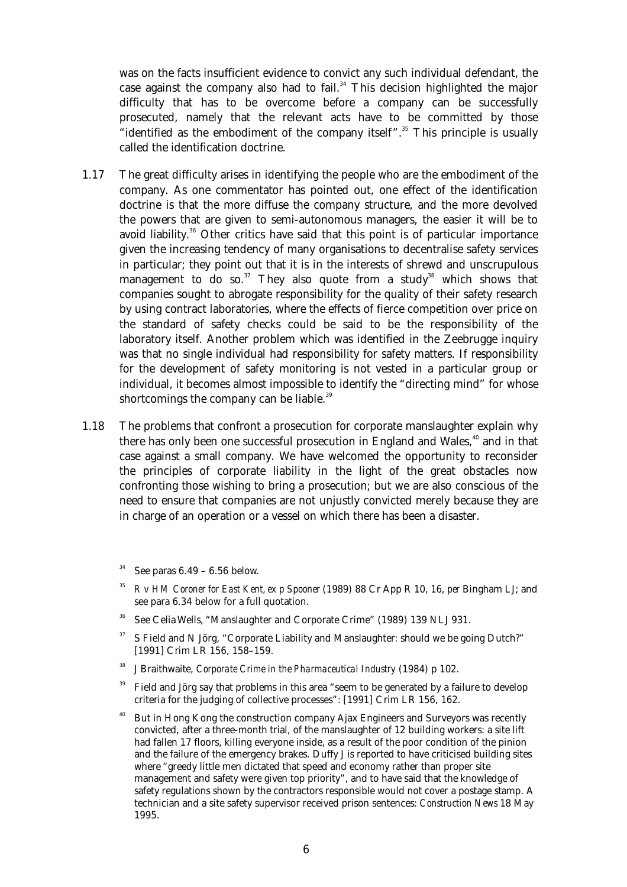was on the facts insufficient evidence to convict any such individual defendant, the case against the company also had to fail.[34] This decision highlighted the major difficulty that has to be overcome before a company can be successfully prosecuted, namely that the relevant acts have to be committed by those "identified as the embodiment of the company itself".[35] This principle is usually called the identification doctrine.

1.17 The great difficulty arises in identifying the people who are the embodiment of the company. As one commentator has pointed out, one effect of the identification doctrine is that the more diffuse the company structure, and the more devolved the powers that are given to semi-autonomous managers, the easier it will be to avoid liability.[36] Other critics have said that this point is of particular importance given the increasing tendency of many organisations to decentralise safety services in particular; they point out that it is in the interests of shrewd and unscrupulous management to do so.[37] They also quote from a study[38] which shows that companies sought to abrogate responsibility for the quality of their safety research by using contract laboratories, where the effects of fierce competition over price on the standard of safety checks could be said to be the responsibility of the laboratory itself. Another problem which was identified in the Zeebrugge inquiry was that no single individual had responsibility for safety matters. If responsibility for the development of safety monitoring is not vested in a particular group or individual, it becomes almost impossible to identify the "directing mind" for whose shortcomings the company can be liable.[39]

1.18 The problems that confront a prosecution for corporate manslaughter explain why there has only been one successful prosecution in England and Wales,[40] and in that case against a small company. We have welcomed the opportunity to reconsider the principles of corporate liability in the light of the great obstacles now confronting those wishing to bring a prosecution; but we are also conscious of the need to ensure that companies are not unjustly convicted merely because they are in charge of an operation or a vessel on which there has been a disaster.

---

[34] See paras 6.49 – 6.56 below.

[35] *R v HM Coroner for East Kent, ex p Spooner* (1989) 88 Cr App R 10, 16, *per* Bingham LJ; and see para 6.34 below for a full quotation.

[36] See Celia Wells, "Manslaughter and Corporate Crime" (1989) 139 NLJ 931.

[37] S Field and N Jörg, "Corporate Liability and Manslaughter: should we be going Dutch?" [1991] Crim LR 156, 158–159.

[38] J Braithwaite, *Corporate Crime in the Pharmaceutical Industry* (1984) p 102.

[39] Field and Jörg say that problems in this area "seem to be generated by a failure to develop criteria for the judging of collective processes": [1991] Crim LR 156, 162.

[40] But in Hong Kong the construction company Ajax Engineers and Surveyors was recently convicted, after a three-month trial, of the manslaughter of 12 building workers: a site lift had fallen 17 floors, killing everyone inside, as a result of the poor condition of the pinion and the failure of the emergency brakes. Duffy J is reported to have criticised building sites where "greedy little men dictated that speed and economy rather than proper site management and safety were given top priority", and to have said that the knowledge of safety regulations shown by the contractors responsible would not cover a postage stamp. A technician and a site safety supervisor received prison sentences: *Construction News* 18 May 1995.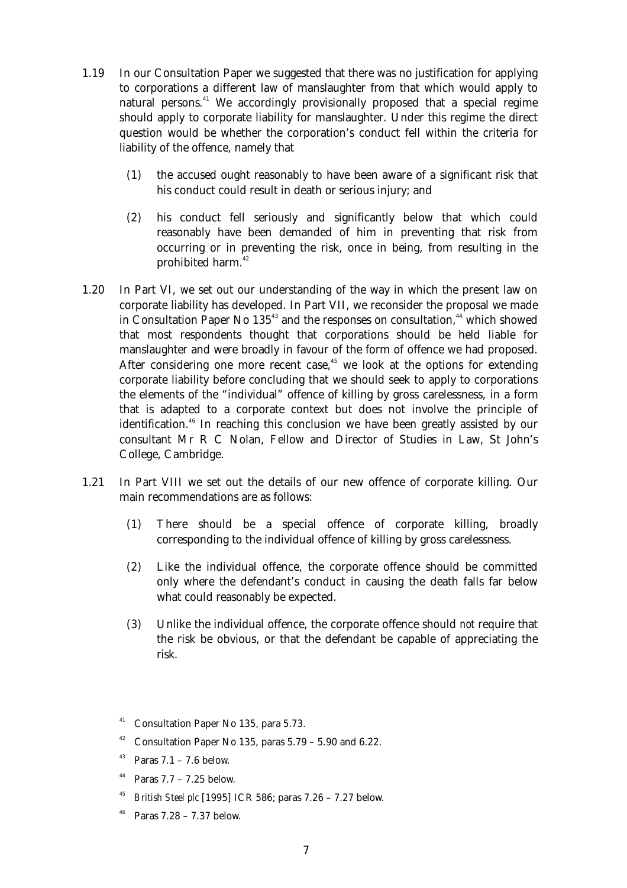1.19 In our Consultation Paper we suggested that there was no justification for applying to corporations a different law of manslaughter from that which would apply to natural persons.[41] We accordingly provisionally proposed that a special regime should apply to corporate liability for manslaughter. Under this regime the direct question would be whether the corporation's conduct fell within the criteria for liability of the offence, namely that

(1) the accused ought reasonably to have been aware of a significant risk that his conduct could result in death or serious injury; and

(2) his conduct fell seriously and significantly below that which could reasonably have been demanded of him in preventing that risk from occurring or in preventing the risk, once in being, from resulting in the prohibited harm.[42]

1.20 In Part VI, we set out our understanding of the way in which the present law on corporate liability has developed. In Part VII, we reconsider the proposal we made in Consultation Paper No 135[43] and the responses on consultation,[44] which showed that most respondents thought that corporations should be held liable for manslaughter and were broadly in favour of the form of offence we had proposed. After considering one more recent case,[45] we look at the options for extending corporate liability before concluding that we should seek to apply to corporations the elements of the "individual" offence of killing by gross carelessness, in a form that is adapted to a corporate context but does not involve the principle of identification.[46] In reaching this conclusion we have been greatly assisted by our consultant Mr R C Nolan, Fellow and Director of Studies in Law, St John's College, Cambridge.

1.21 In Part VIII we set out the details of our new offence of corporate killing. Our main recommendations are as follows:

(1) There should be a special offence of corporate killing, broadly corresponding to the individual offence of killing by gross carelessness.

(2) Like the individual offence, the corporate offence should be committed only where the defendant's conduct in causing the death falls far below what could reasonably be expected.

(3) Unlike the individual offence, the corporate offence should *not* require that the risk be obvious, or that the defendant be capable of appreciating the risk.

---

[41] Consultation Paper No 135, para 5.73.

[42] Consultation Paper No 135, paras 5.79 – 5.90 and 6.22.

[43] Paras 7.1 – 7.6 below.

[44] Paras 7.7 – 7.25 below.

[45] *British Steel plc* [1995] ICR 586; paras 7.26 – 7.27 below.

[46] Paras 7.28 – 7.37 below.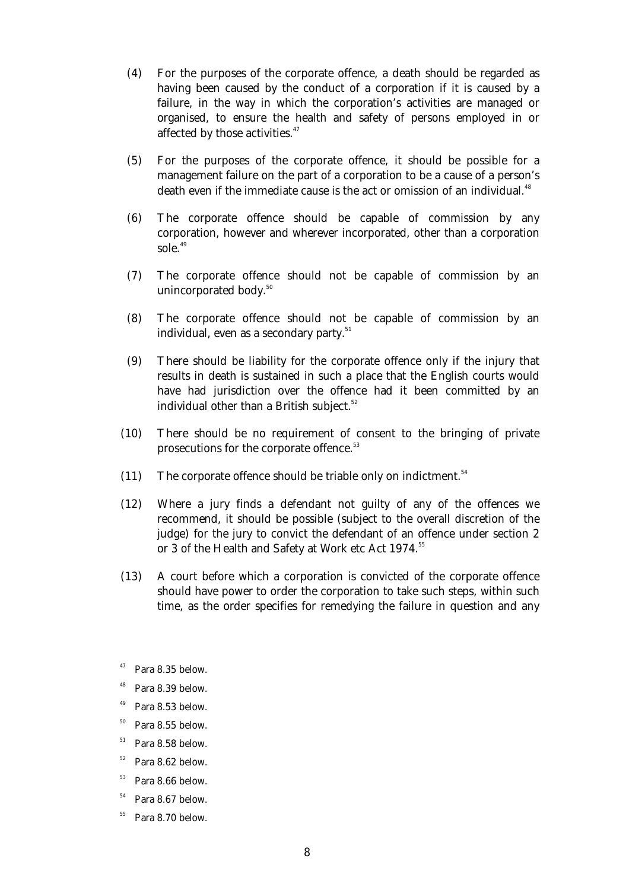(4) For the purposes of the corporate offence, a death should be regarded as having been caused by the conduct of a corporation if it is caused by a failure, in the way in which the corporation's activities are managed or organised, to ensure the health and safety of persons employed in or affected by those activities.[47]

(5) For the purposes of the corporate offence, it should be possible for a management failure on the part of a corporation to be a cause of a person's death even if the immediate cause is the act or omission of an individual.[48]

(6) The corporate offence should be capable of commission by any corporation, however and wherever incorporated, other than a corporation sole.[49]

(7) The corporate offence should not be capable of commission by an unincorporated body.[50]

(8) The corporate offence should not be capable of commission by an individual, even as a secondary party.[51]

(9) There should be liability for the corporate offence only if the injury that results in death is sustained in such a place that the English courts would have had jurisdiction over the offence had it been committed by an individual other than a British subject.[52]

(10) There should be no requirement of consent to the bringing of private prosecutions for the corporate offence.[53]

(11) The corporate offence should be triable only on indictment.[54]

(12) Where a jury finds a defendant not guilty of any of the offences we recommend, it should be possible (subject to the overall discretion of the judge) for the jury to convict the defendant of an offence under section 2 or 3 of the Health and Safety at Work etc Act 1974.[55]

(13) A court before which a corporation is convicted of the corporate offence should have power to order the corporation to take such steps, within such time, as the order specifies for remedying the failure in question and any

[47] Para 8.35 below.

[48] Para 8.39 below.

[49] Para 8.53 below.

[50] Para 8.55 below.

[51] Para 8.58 below.

[52] Para 8.62 below.

[53] Para 8.66 below.

[54] Para 8.67 below.

[55] Para 8.70 below.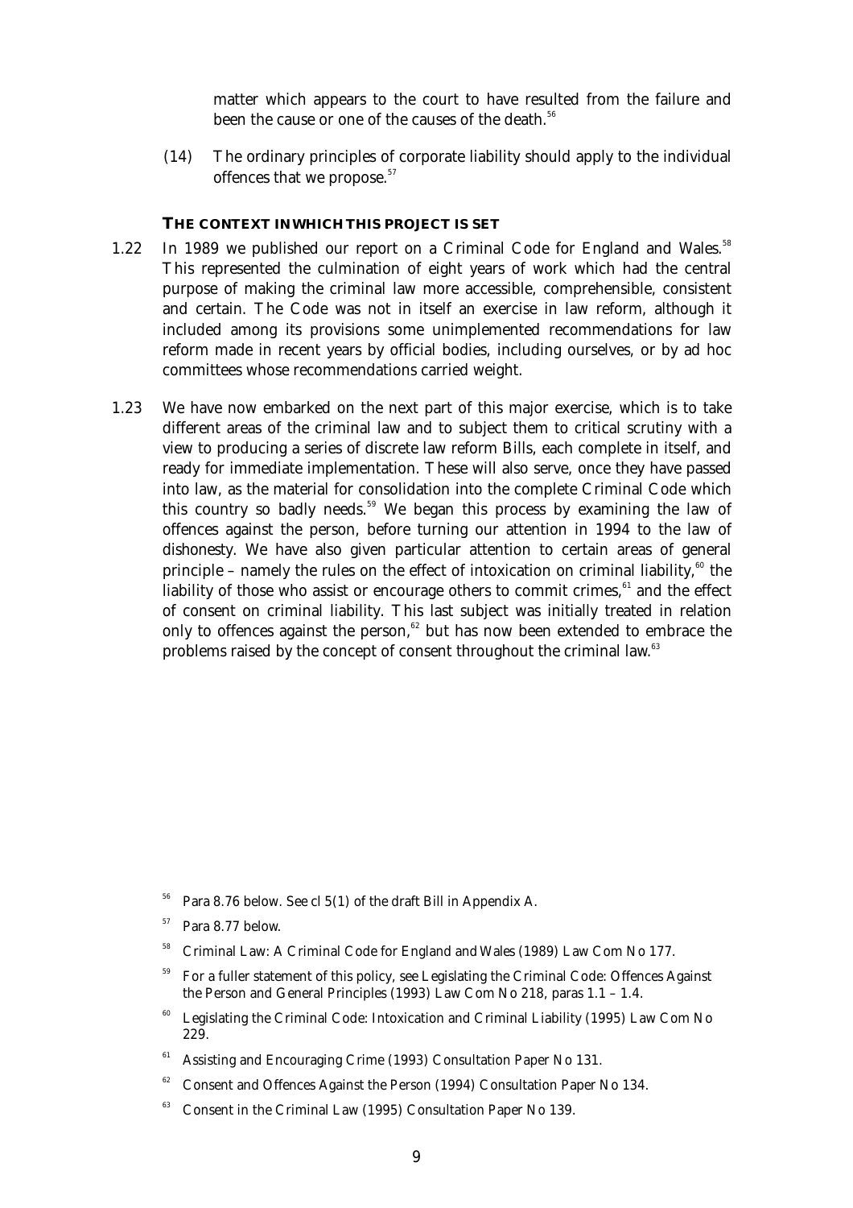matter which appears to the court to have resulted from the failure and been the cause or one of the causes of the death.[56]

(14) The ordinary principles of corporate liability should apply to the individual offences that we propose.[57]

### THE CONTEXT IN WHICH THIS PROJECT IS SET

1.22 In 1989 we published our report on a Criminal Code for England and Wales.[58] This represented the culmination of eight years of work which had the central purpose of making the criminal law more accessible, comprehensible, consistent and certain. The Code was not in itself an exercise in law reform, although it included among its provisions some unimplemented recommendations for law reform made in recent years by official bodies, including ourselves, or by ad hoc committees whose recommendations carried weight.

1.23 We have now embarked on the next part of this major exercise, which is to take different areas of the criminal law and to subject them to critical scrutiny with a view to producing a series of discrete law reform Bills, each complete in itself, and ready for immediate implementation. These will also serve, once they have passed into law, as the material for consolidation into the complete Criminal Code which this country so badly needs.[59] We began this process by examining the law of offences against the person, before turning our attention in 1994 to the law of dishonesty. We have also given particular attention to certain areas of general principle – namely the rules on the effect of intoxication on criminal liability,[60] the liability of those who assist or encourage others to commit crimes,[61] and the effect of consent on criminal liability. This last subject was initially treated in relation only to offences against the person,[62] but has now been extended to embrace the problems raised by the concept of consent throughout the criminal law.[63]

---

[56] Para 8.76 below. See cl 5(1) of the draft Bill in Appendix A.

[57] Para 8.77 below.

[58] Criminal Law: A Criminal Code for England and Wales (1989) Law Com No 177.

[59] For a fuller statement of this policy, see Legislating the Criminal Code: Offences Against the Person and General Principles (1993) Law Com No 218, paras 1.1 – 1.4.

[60] Legislating the Criminal Code: Intoxication and Criminal Liability (1995) Law Com No 229.

[61] Assisting and Encouraging Crime (1993) Consultation Paper No 131.

[62] Consent and Offences Against the Person (1994) Consultation Paper No 134.

[63] Consent in the Criminal Law (1995) Consultation Paper No 139.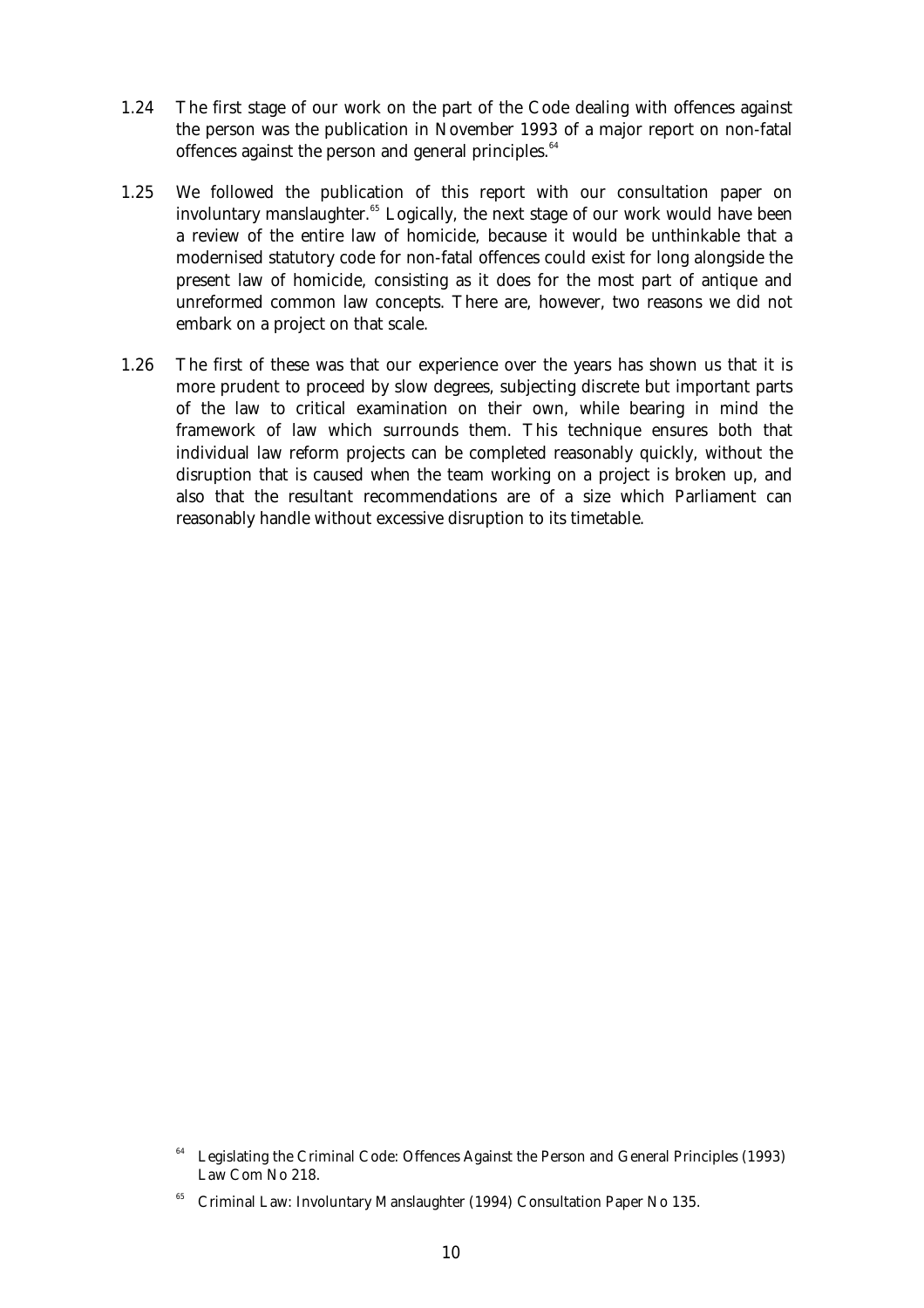1.24 The first stage of our work on the part of the Code dealing with offences against the person was the publication in November 1993 of a major report on non-fatal offences against the person and general principles.[64]

1.25 We followed the publication of this report with our consultation paper on involuntary manslaughter.[65] Logically, the next stage of our work would have been a review of the entire law of homicide, because it would be unthinkable that a modernised statutory code for non-fatal offences could exist for long alongside the present law of homicide, consisting as it does for the most part of antique and unreformed common law concepts. There are, however, two reasons we did not embark on a project on that scale.

1.26 The first of these was that our experience over the years has shown us that it is more prudent to proceed by slow degrees, subjecting discrete but important parts of the law to critical examination on their own, while bearing in mind the framework of law which surrounds them. This technique ensures both that individual law reform projects can be completed reasonably quickly, without the disruption that is caused when the team working on a project is broken up, and also that the resultant recommendations are of a size which Parliament can reasonably handle without excessive disruption to its timetable.

---

[64] Legislating the Criminal Code: Offences Against the Person and General Principles (1993) Law Com No 218.

[65] Criminal Law: Involuntary Manslaughter (1994) Consultation Paper No 135.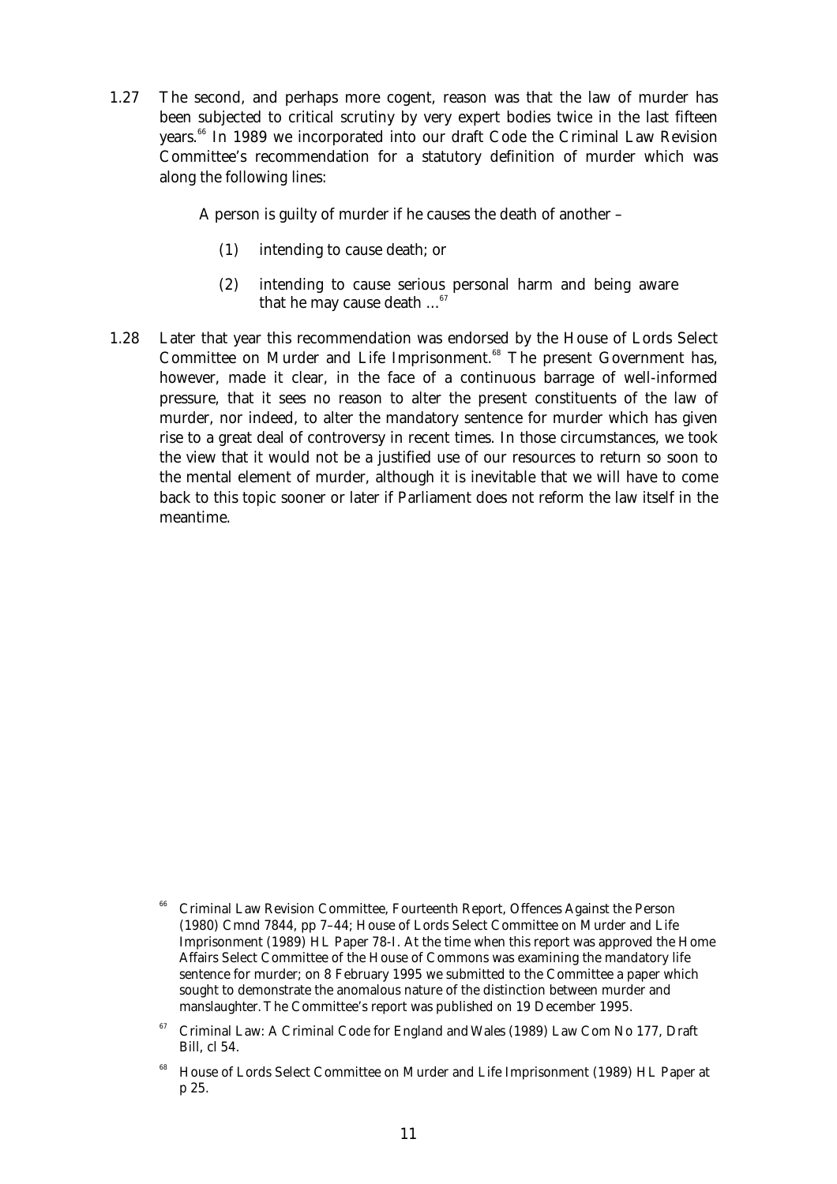1.27 The second, and perhaps more cogent, reason was that the law of murder has been subjected to critical scrutiny by very expert bodies twice in the last fifteen years.[66] In 1989 we incorporated into our draft Code the Criminal Law Revision Committee's recommendation for a statutory definition of murder which was along the following lines:

> A person is guilty of murder if he causes the death of another –
>
> (1) intending to cause death; or
>
> (2) intending to cause serious personal harm and being aware that he may cause death ...[67]

1.28 Later that year this recommendation was endorsed by the House of Lords Select Committee on Murder and Life Imprisonment.[68] The present Government has, however, made it clear, in the face of a continuous barrage of well-informed pressure, that it sees no reason to alter the present constituents of the law of murder, nor indeed, to alter the mandatory sentence for murder which has given rise to a great deal of controversy in recent times. In those circumstances, we took the view that it would not be a justified use of our resources to return so soon to the mental element of murder, although it is inevitable that we will have to come back to this topic sooner or later if Parliament does not reform the law itself in the meantime.

---

[66] Criminal Law Revision Committee, Fourteenth Report, Offences Against the Person (1980) Cmnd 7844, pp 7–44; House of Lords Select Committee on Murder and Life Imprisonment (1989) HL Paper 78-I. At the time when this report was approved the Home Affairs Select Committee of the House of Commons was examining the mandatory life sentence for murder; on 8 February 1995 we submitted to the Committee a paper which sought to demonstrate the anomalous nature of the distinction between murder and manslaughter. The Committee's report was published on 19 December 1995.

[67] Criminal Law: A Criminal Code for England and Wales (1989) Law Com No 177, Draft Bill, cl 54.

[68] House of Lords Select Committee on Murder and Life Imprisonment (1989) HL Paper at p 25.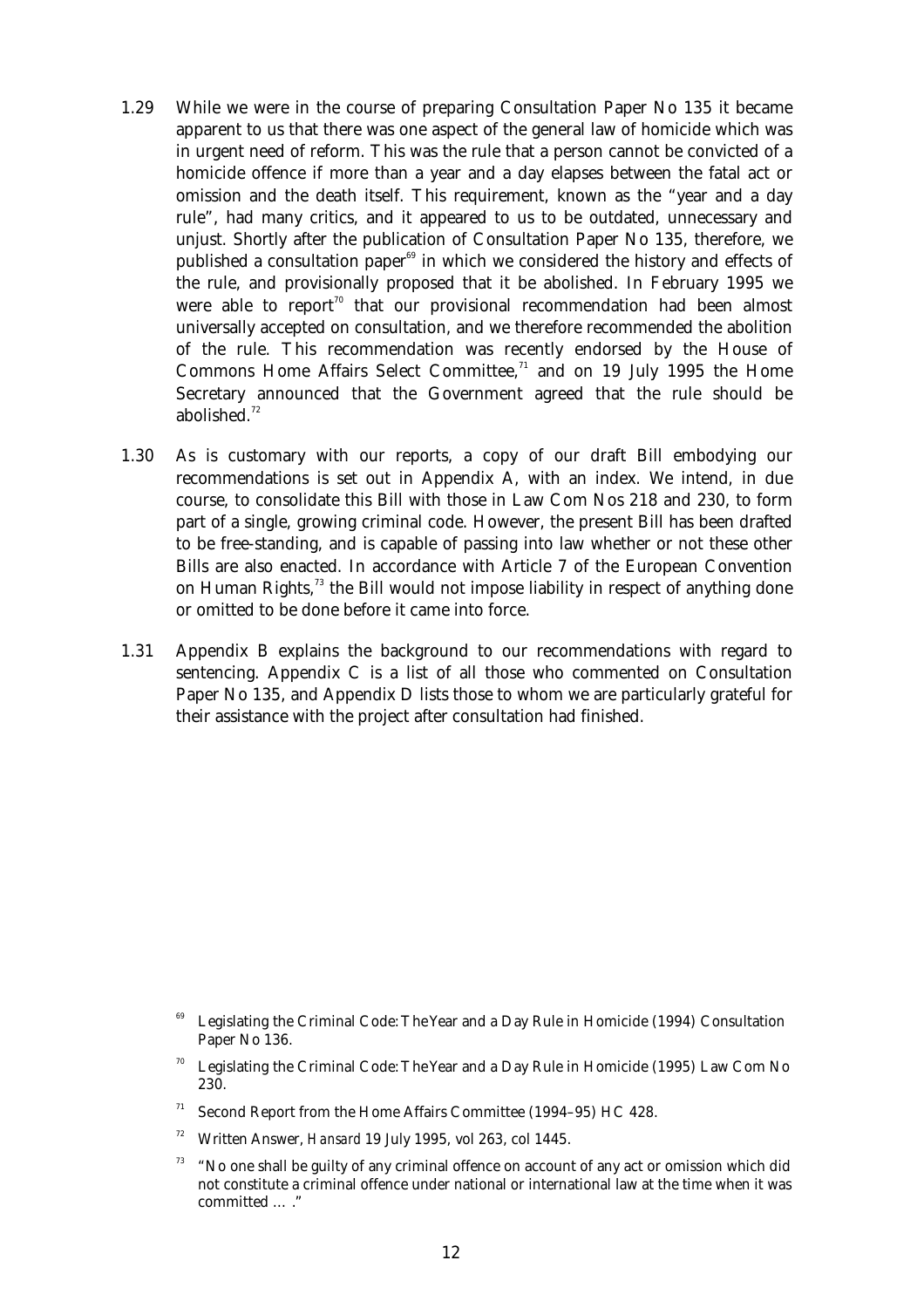1.29 While we were in the course of preparing Consultation Paper No 135 it became apparent to us that there was one aspect of the general law of homicide which was in urgent need of reform. This was the rule that a person cannot be convicted of a homicide offence if more than a year and a day elapses between the fatal act or omission and the death itself. This requirement, known as the "year and a day rule", had many critics, and it appeared to us to be outdated, unnecessary and unjust. Shortly after the publication of Consultation Paper No 135, therefore, we published a consultation paper[69] in which we considered the history and effects of the rule, and provisionally proposed that it be abolished. In February 1995 we were able to report[70] that our provisional recommendation had been almost universally accepted on consultation, and we therefore recommended the abolition of the rule. This recommendation was recently endorsed by the House of Commons Home Affairs Select Committee,[71] and on 19 July 1995 the Home Secretary announced that the Government agreed that the rule should be abolished.[72]

1.30 As is customary with our reports, a copy of our draft Bill embodying our recommendations is set out in Appendix A, with an index. We intend, in due course, to consolidate this Bill with those in Law Com Nos 218 and 230, to form part of a single, growing criminal code. However, the present Bill has been drafted to be free-standing, and is capable of passing into law whether or not these other Bills are also enacted. In accordance with Article 7 of the European Convention on Human Rights,[73] the Bill would not impose liability in respect of anything done or omitted to be done before it came into force.

1.31 Appendix B explains the background to our recommendations with regard to sentencing. Appendix C is a list of all those who commented on Consultation Paper No 135, and Appendix D lists those to whom we are particularly grateful for their assistance with the project after consultation had finished.

---

[69] Legislating the Criminal Code: The Year and a Day Rule in Homicide (1994) Consultation Paper No 136.

[70] Legislating the Criminal Code: The Year and a Day Rule in Homicide (1995) Law Com No 230.

[71] Second Report from the Home Affairs Committee (1994–95) HC 428.

[72] Written Answer, *Hansard* 19 July 1995, vol 263, col 1445.

[73] "No one shall be guilty of any criminal offence on account of any act or omission which did not constitute a criminal offence under national or international law at the time when it was committed … ."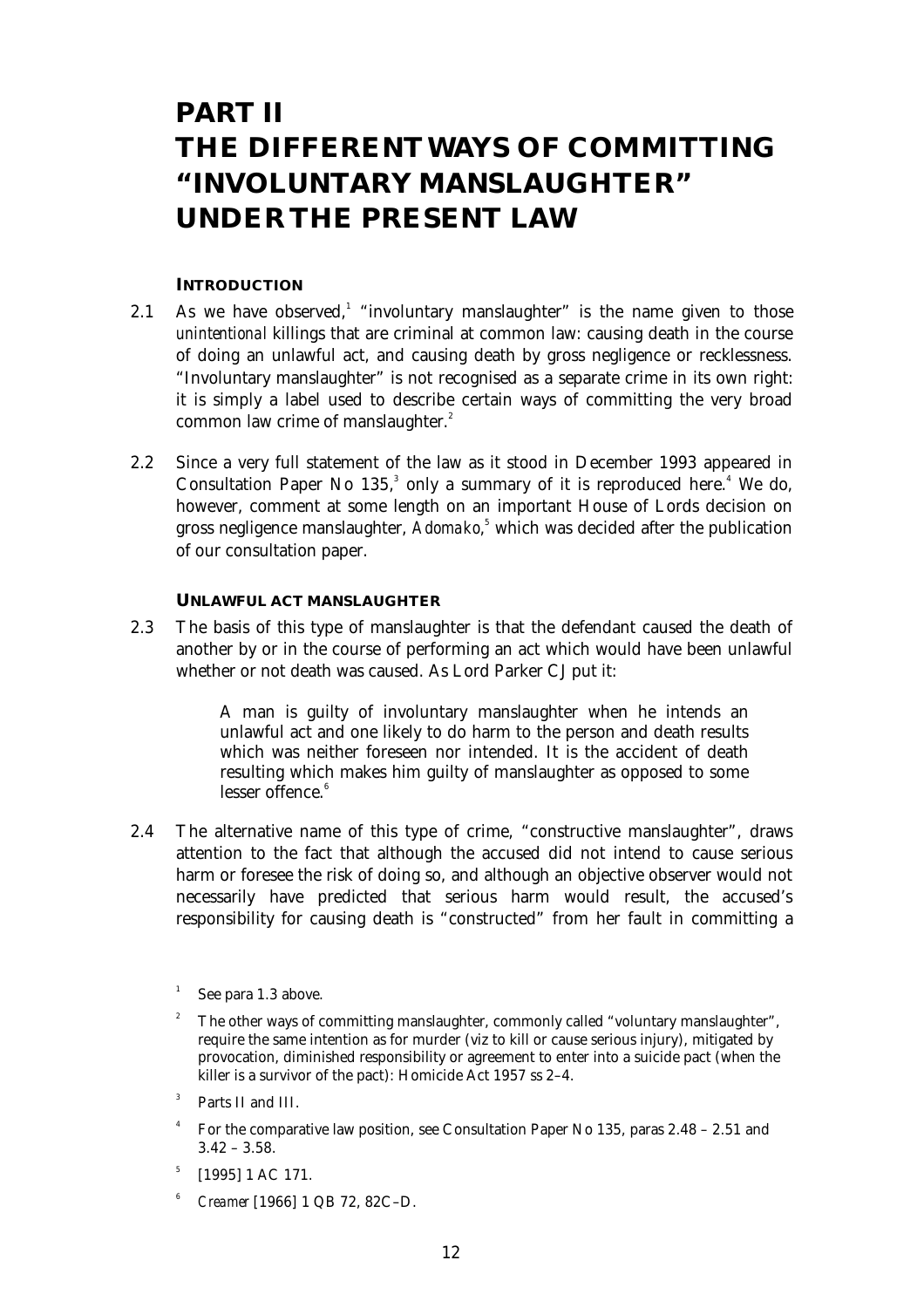# PART II
# THE DIFFERENT WAYS OF COMMITTING "INVOLUNTARY MANSLAUGHTER" UNDER THE PRESENT LAW

## INTRODUCTION

2.1 As we have observed,[1] "involuntary manslaughter" is the name given to those *unintentional* killings that are criminal at common law: causing death in the course of doing an unlawful act, and causing death by gross negligence or recklessness. "Involuntary manslaughter" is not recognised as a separate crime in its own right: it is simply a label used to describe certain ways of committing the very broad common law crime of manslaughter.[2]

2.2 Since a very full statement of the law as it stood in December 1993 appeared in Consultation Paper No 135,[3] only a summary of it is reproduced here.[4] We do, however, comment at some length on an important House of Lords decision on gross negligence manslaughter, *Adomako*,[5] which was decided after the publication of our consultation paper.

## UNLAWFUL ACT MANSLAUGHTER

2.3 The basis of this type of manslaughter is that the defendant caused the death of another by or in the course of performing an act which would have been unlawful whether or not death was caused. As Lord Parker CJ put it:

> A man is guilty of involuntary manslaughter when he intends an unlawful act and one likely to do harm to the person and death results which was neither foreseen nor intended. It is the accident of death resulting which makes him guilty of manslaughter as opposed to some lesser offence.[6]

2.4 The alternative name of this type of crime, "constructive manslaughter", draws attention to the fact that although the accused did not intend to cause serious harm or foresee the risk of doing so, and although an objective observer would not necessarily have predicted that serious harm would result, the accused's responsibility for causing death is "constructed" from her fault in committing a

---

[1] See para 1.3 above.

[2] The other ways of committing manslaughter, commonly called "voluntary manslaughter", require the same intention as for murder (viz to kill or cause serious injury), mitigated by provocation, diminished responsibility or agreement to enter into a suicide pact (when the killer is a survivor of the pact): Homicide Act 1957 ss 2–4.

[3] Parts II and III.

[4] For the comparative law position, see Consultation Paper No 135, paras 2.48 – 2.51 and 3.42 – 3.58.

[5] [1995] 1 AC 171.

[6] *Creamer* [1966] 1 QB 72, 82C–D.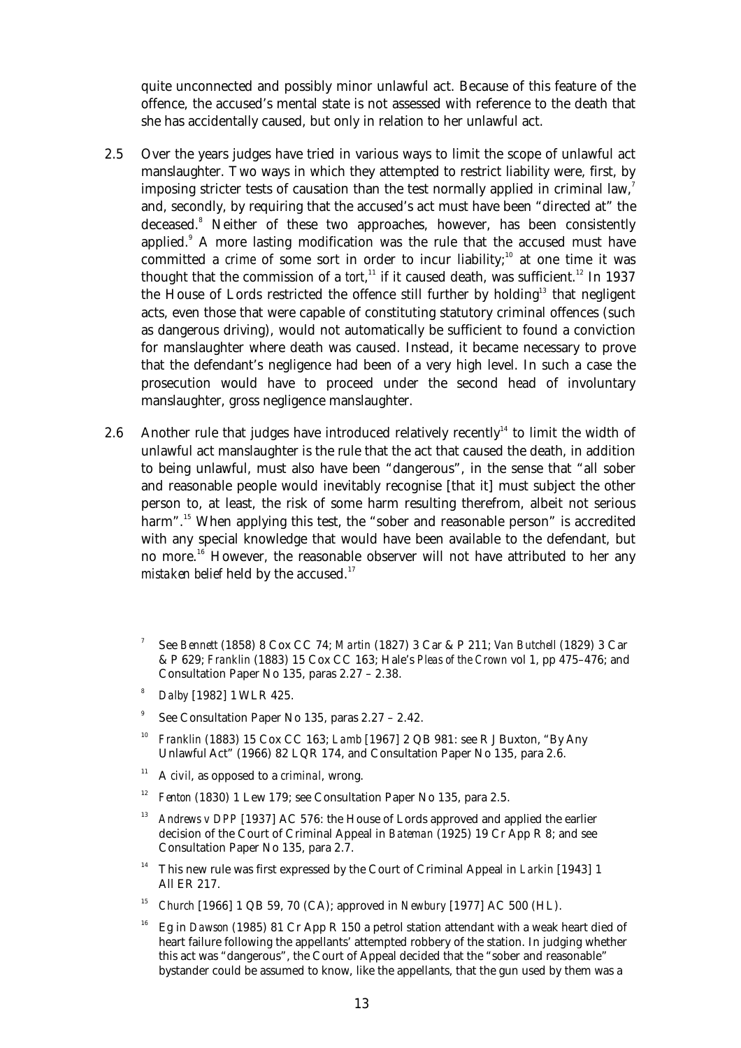quite unconnected and possibly minor unlawful act. Because of this feature of the offence, the accused's mental state is not assessed with reference to the death that she has accidentally caused, but only in relation to her unlawful act.

2.5 Over the years judges have tried in various ways to limit the scope of unlawful act manslaughter. Two ways in which they attempted to restrict liability were, first, by imposing stricter tests of causation than the test normally applied in criminal law,[7] and, secondly, by requiring that the accused's act must have been "directed at" the deceased.[8] Neither of these two approaches, however, has been consistently applied.[9] A more lasting modification was the rule that the accused must have committed a *crime* of some sort in order to incur liability;[10] at one time it was thought that the commission of a *tort*,[11] if it caused death, was sufficient.[12] In 1937 the House of Lords restricted the offence still further by holding[13] that negligent acts, even those that were capable of constituting statutory criminal offences (such as dangerous driving), would not automatically be sufficient to found a conviction for manslaughter where death was caused. Instead, it became necessary to prove that the defendant's negligence had been of a very high level. In such a case the prosecution would have to proceed under the second head of involuntary manslaughter, gross negligence manslaughter.

2.6 Another rule that judges have introduced relatively recently[14] to limit the width of unlawful act manslaughter is the rule that the act that caused the death, in addition to being unlawful, must also have been "dangerous", in the sense that "all sober and reasonable people would inevitably recognise [that it] must subject the other person to, at least, the risk of some harm resulting therefrom, albeit not serious harm".[15] When applying this test, the "sober and reasonable person" is accredited with any special knowledge that would have been available to the defendant, but no more.[16] However, the reasonable observer will not have attributed to her any *mistaken belief* held by the accused.[17]

---

7 See *Bennett* (1858) 8 Cox CC 74; *Martin* (1827) 3 Car & P 211; *Van Butchell* (1829) 3 Car & P 629; *Franklin* (1883) 15 Cox CC 163; Hale's *Pleas of the Crown* vol 1, pp 475–476; and Consultation Paper No 135, paras 2.27 – 2.38.

8 *Dalby* [1982] 1 WLR 425.

9 See Consultation Paper No 135, paras 2.27 – 2.42.

10 *Franklin* (1883) 15 Cox CC 163; *Lamb* [1967] 2 QB 981: see R J Buxton, "By Any Unlawful Act" (1966) 82 LQR 174, and Consultation Paper No 135, para 2.6.

11 A *civil*, as opposed to a *criminal*, wrong.

12 *Fenton* (1830) 1 Lew 179; see Consultation Paper No 135, para 2.5.

13 *Andrews v DPP* [1937] AC 576: the House of Lords approved and applied the earlier decision of the Court of Criminal Appeal in *Bateman* (1925) 19 Cr App R 8; and see Consultation Paper No 135, para 2.7.

14 This new rule was first expressed by the Court of Criminal Appeal in *Larkin* [1943] 1 All ER 217.

15 *Church* [1966] 1 QB 59, 70 (CA); approved in *Newbury* [1977] AC 500 (HL).

16 Eg in *Dawson* (1985) 81 Cr App R 150 a petrol station attendant with a weak heart died of heart failure following the appellants' attempted robbery of the station. In judging whether this act was "dangerous", the Court of Appeal decided that the "sober and reasonable" bystander could be assumed to know, like the appellants, that the gun used by them was a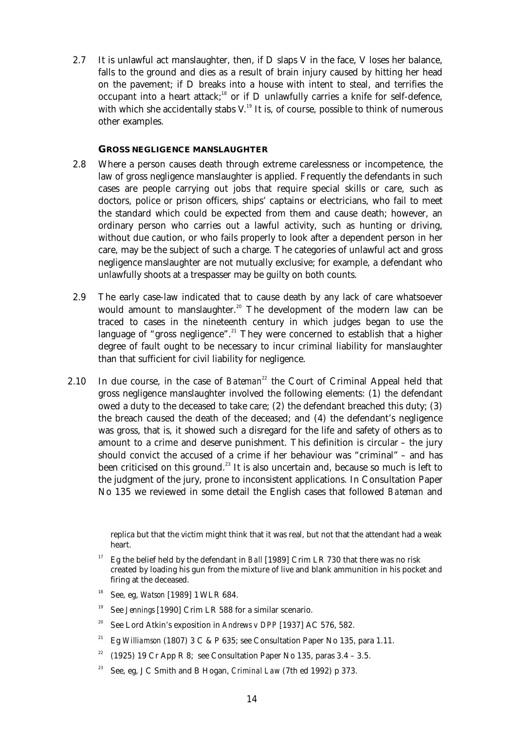2.7 It is unlawful act manslaughter, then, if D slaps V in the face, V loses her balance, falls to the ground and dies as a result of brain injury caused by hitting her head on the pavement; if D breaks into a house with intent to steal, and terrifies the occupant into a heart attack;[18] or if D unlawfully carries a knife for self-defence, with which she accidentally stabs V.[19] It is, of course, possible to think of numerous other examples.

### GROSS NEGLIGENCE MANSLAUGHTER

2.8 Where a person causes death through extreme carelessness or incompetence, the law of gross negligence manslaughter is applied. Frequently the defendants in such cases are people carrying out jobs that require special skills or care, such as doctors, police or prison officers, ships' captains or electricians, who fail to meet the standard which could be expected from them and cause death; however, an ordinary person who carries out a lawful activity, such as hunting or driving, without due caution, or who fails properly to look after a dependent person in her care, may be the subject of such a charge. The categories of unlawful act and gross negligence manslaughter are not mutually exclusive; for example, a defendant who unlawfully shoots at a trespasser may be guilty on both counts.

2.9 The early case-law indicated that to cause death by any lack of care whatsoever would amount to manslaughter.[20] The development of the modern law can be traced to cases in the nineteenth century in which judges began to use the language of "gross negligence".[21] They were concerned to establish that a higher degree of fault ought to be necessary to incur criminal liability for manslaughter than that sufficient for civil liability for negligence.

2.10 In due course, in the case of *Bateman*[22] the Court of Criminal Appeal held that gross negligence manslaughter involved the following elements: (1) the defendant owed a duty to the deceased to take care; (2) the defendant breached this duty; (3) the breach caused the death of the deceased; and (4) the defendant's negligence was gross, that is, it showed such a disregard for the life and safety of others as to amount to a crime and deserve punishment. This definition is circular – the jury should convict the accused of a crime if her behaviour was "criminal" – and has been criticised on this ground.[23] It is also uncertain and, because so much is left to the judgment of the jury, prone to inconsistent applications. In Consultation Paper No 135 we reviewed in some detail the English cases that followed *Bateman* and

---

replica but that the victim might think that it was real, but not that the attendant had a weak heart.

[17] Eg the belief held by the defendant in *Ball* [1989] Crim LR 730 that there was no risk created by loading his gun from the mixture of live and blank ammunition in his pocket and firing at the deceased.

[18] See, eg, *Watson* [1989] 1 WLR 684.

[19] See *Jennings* [1990] Crim LR 588 for a similar scenario.

[20] See Lord Atkin's exposition in *Andrews v DPP* [1937] AC 576, 582.

[21] Eg *Williamson* (1807) 3 C & P 635; see Consultation Paper No 135, para 1.11.

[22] (1925) 19 Cr App R 8; see Consultation Paper No 135, paras 3.4 – 3.5.

[23] See, eg, J C Smith and B Hogan, *Criminal Law* (7th ed 1992) p 373.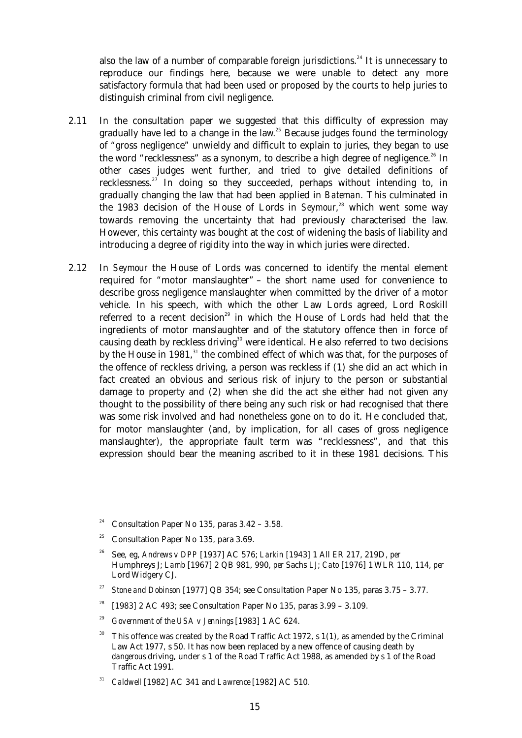also the law of a number of comparable foreign jurisdictions.[24] It is unnecessary to reproduce our findings here, because we were unable to detect any more satisfactory formula that had been used or proposed by the courts to help juries to distinguish criminal from civil negligence.

2.11 In the consultation paper we suggested that this difficulty of expression may gradually have led to a change in the law.[25] Because judges found the terminology of "gross negligence" unwieldy and difficult to explain to juries, they began to use the word "recklessness" as a synonym, to describe a high degree of negligence.[26] In other cases judges went further, and tried to give detailed definitions of recklessness.[27] In doing so they succeeded, perhaps without intending to, in gradually changing the law that had been applied in *Bateman*. This culminated in the 1983 decision of the House of Lords in *Seymour*,[28] which went some way towards removing the uncertainty that had previously characterised the law. However, this certainty was bought at the cost of widening the basis of liability and introducing a degree of rigidity into the way in which juries were directed.

2.12 In *Seymour* the House of Lords was concerned to identify the mental element required for "motor manslaughter" – the short name used for convenience to describe gross negligence manslaughter when committed by the driver of a motor vehicle. In his speech, with which the other Law Lords agreed, Lord Roskill referred to a recent decision[29] in which the House of Lords had held that the ingredients of motor manslaughter and of the statutory offence then in force of causing death by reckless driving[30] were identical. He also referred to two decisions by the House in 1981,[31] the combined effect of which was that, for the purposes of the offence of reckless driving, a person was reckless if (1) she did an act which in fact created an obvious and serious risk of injury to the person or substantial damage to property and (2) when she did the act she either had not given any thought to the possibility of there being any such risk or had recognised that there was some risk involved and had nonetheless gone on to do it. He concluded that, for motor manslaughter (and, by implication, for all cases of gross negligence manslaughter), the appropriate fault term was "recklessness", and that this expression should bear the meaning ascribed to it in these 1981 decisions. This

[24] Consultation Paper No 135, paras 3.42 – 3.58.

[25] Consultation Paper No 135, para 3.69.

[26] See, eg, *Andrews v DPP* [1937] AC 576; *Larkin* [1943] 1 All ER 217, 219D, *per* Humphreys J; *Lamb* [1967] 2 QB 981, 990, *per* Sachs LJ; *Cato* [1976] 1 WLR 110, 114, *per* Lord Widgery CJ.

[27] *Stone and Dobinson* [1977] QB 354; see Consultation Paper No 135, paras 3.75 – 3.77.

[28] [1983] 2 AC 493; see Consultation Paper No 135, paras 3.99 – 3.109.

[29] *Government of the USA v Jennings* [1983] 1 AC 624.

[30] This offence was created by the Road Traffic Act 1972, s 1(1), as amended by the Criminal Law Act 1977, s 50. It has now been replaced by a new offence of causing death by *dangerous* driving, under s 1 of the Road Traffic Act 1988, as amended by s 1 of the Road Traffic Act 1991.

[31] *Caldwell* [1982] AC 341 and *Lawrence* [1982] AC 510.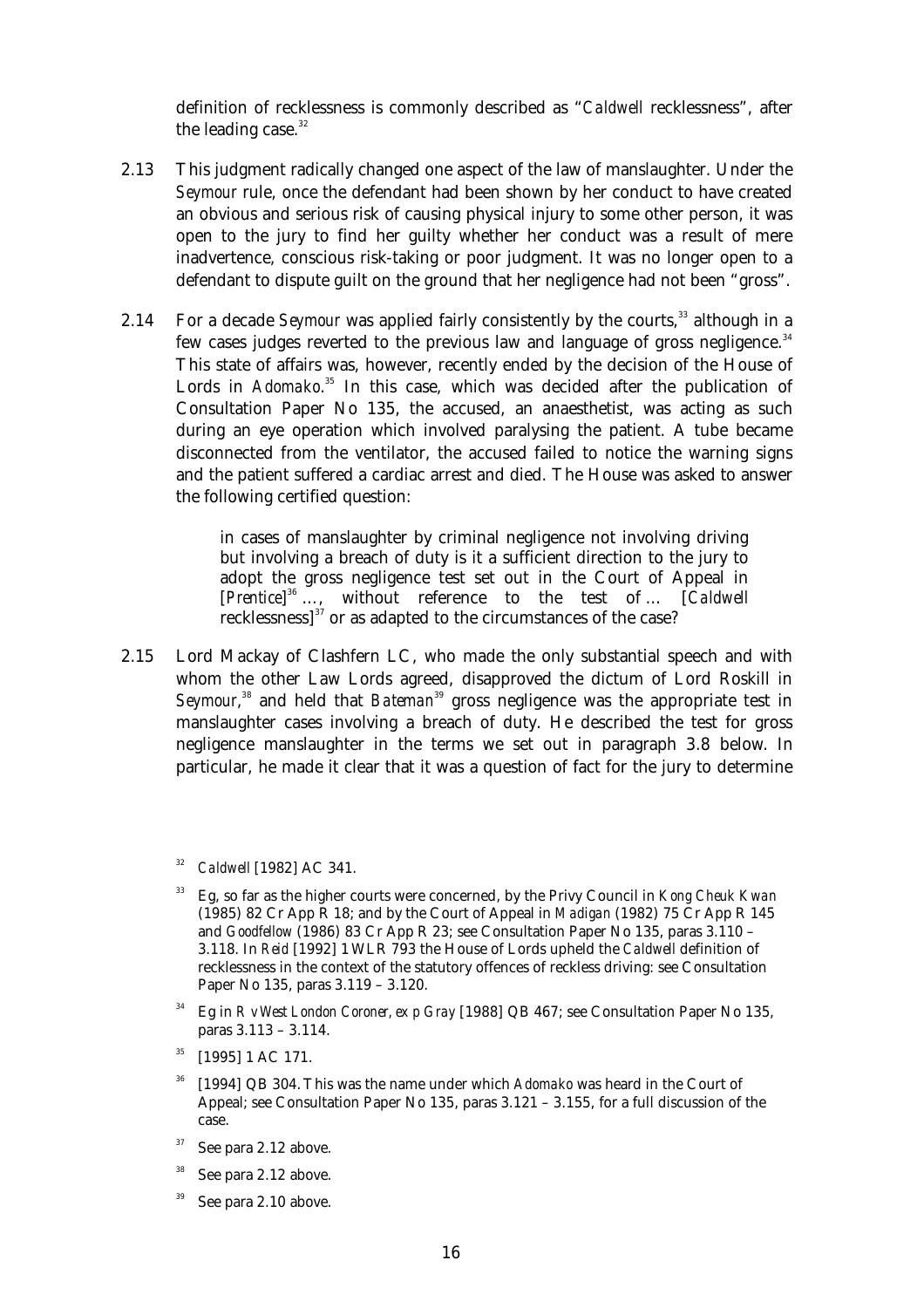definition of recklessness is commonly described as "*Caldwell* recklessness", after the leading case.[32]

2.13 This judgment radically changed one aspect of the law of manslaughter. Under the *Seymour* rule, once the defendant had been shown by her conduct to have created an obvious and serious risk of causing physical injury to some other person, it was open to the jury to find her guilty whether her conduct was a result of mere inadvertence, conscious risk-taking or poor judgment. It was no longer open to a defendant to dispute guilt on the ground that her negligence had not been "gross".

2.14 For a decade *Seymour* was applied fairly consistently by the courts,[33] although in a few cases judges reverted to the previous law and language of gross negligence.[34] This state of affairs was, however, recently ended by the decision of the House of Lords in *Adomako*.[35] In this case, which was decided after the publication of Consultation Paper No 135, the accused, an anaesthetist, was acting as such during an eye operation which involved paralysing the patient. A tube became disconnected from the ventilator, the accused failed to notice the warning signs and the patient suffered a cardiac arrest and died. The House was asked to answer the following certified question:

> in cases of manslaughter by criminal negligence not involving driving but involving a breach of duty is it a sufficient direction to the jury to adopt the gross negligence test set out in the Court of Appeal in [*Prentice*][36] ..., without reference to the test of ... [*Caldwell* recklessness][37] or as adapted to the circumstances of the case?

2.15 Lord Mackay of Clashfern LC, who made the only substantial speech and with whom the other Law Lords agreed, disapproved the dictum of Lord Roskill in *Seymour*,[38] and held that *Bateman*[39] gross negligence was the appropriate test in manslaughter cases involving a breach of duty. He described the test for gross negligence manslaughter in the terms we set out in paragraph 3.8 below. In particular, he made it clear that it was a question of fact for the jury to determine

---

[32] *Caldwell* [1982] AC 341.

[33] Eg, so far as the higher courts were concerned, by the Privy Council in *Kong Cheuk Kwan* (1985) 82 Cr App R 18; and by the Court of Appeal in *Madigan* (1982) 75 Cr App R 145 and *Goodfellow* (1986) 83 Cr App R 23; see Consultation Paper No 135, paras 3.110 – 3.118. In *Reid* [1992] 1 WLR 793 the House of Lords upheld the *Caldwell* definition of recklessness in the context of the statutory offences of reckless driving: see Consultation Paper No 135, paras 3.119 – 3.120.

[34] Eg in *R v West London Coroner, ex p Gray* [1988] QB 467; see Consultation Paper No 135, paras 3.113 – 3.114.

[35] [1995] 1 AC 171.

[36] [1994] QB 304. This was the name under which *Adomako* was heard in the Court of Appeal; see Consultation Paper No 135, paras 3.121 – 3.155, for a full discussion of the case.

[37] See para 2.12 above.

[38] See para 2.12 above.

[39] See para 2.10 above.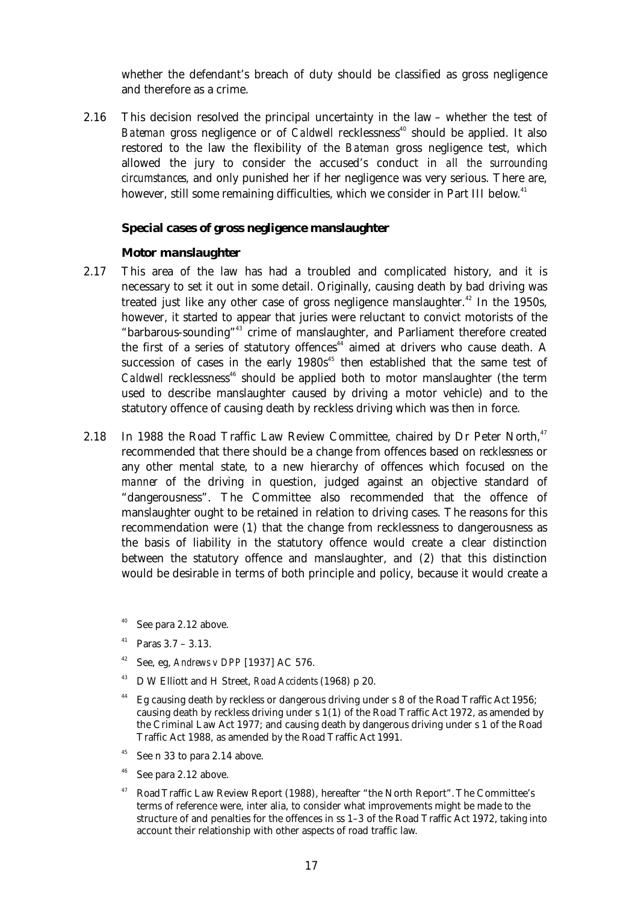whether the defendant's breach of duty should be classified as gross negligence and therefore as a crime.

2.16 This decision resolved the principal uncertainty in the law – whether the test of *Bateman* gross negligence or of *Caldwell* recklessness[40] should be applied. It also restored to the law the flexibility of the *Bateman* gross negligence test, which allowed the jury to consider the accused's conduct in *all the surrounding circumstances*, and only punished her if her negligence was very serious. There are, however, still some remaining difficulties, which we consider in Part III below.[41]

### Special cases of gross negligence manslaughter

#### Motor manslaughter

2.17 This area of the law has had a troubled and complicated history, and it is necessary to set it out in some detail. Originally, causing death by bad driving was treated just like any other case of gross negligence manslaughter.[42] In the 1950s, however, it started to appear that juries were reluctant to convict motorists of the "barbarous-sounding"[43] crime of manslaughter, and Parliament therefore created the first of a series of statutory offences[44] aimed at drivers who cause death. A succession of cases in the early 1980s[45] then established that the same test of *Caldwell* recklessness[46] should be applied both to motor manslaughter (the term used to describe manslaughter caused by driving a motor vehicle) and to the statutory offence of causing death by reckless driving which was then in force.

2.18 In 1988 the Road Traffic Law Review Committee, chaired by Dr Peter North,[47] recommended that there should be a change from offences based on *recklessness* or any other mental state, to a new hierarchy of offences which focused on the *manner* of the driving in question, judged against an objective standard of "dangerousness". The Committee also recommended that the offence of manslaughter ought to be retained in relation to driving cases. The reasons for this recommendation were (1) that the change from recklessness to dangerousness as the basis of liability in the statutory offence would create a clear distinction between the statutory offence and manslaughter, and (2) that this distinction would be desirable in terms of both principle and policy, because it would create a

---

[40] See para 2.12 above.

[41] Paras 3.7 – 3.13.

[42] See, eg, *Andrews v DPP* [1937] AC 576.

[43] D W Elliott and H Street, *Road Accidents* (1968) p 20.

[44] Eg causing death by reckless or dangerous driving under s 8 of the Road Traffic Act 1956; causing death by reckless driving under s 1(1) of the Road Traffic Act 1972, as amended by the Criminal Law Act 1977; and causing death by dangerous driving under s 1 of the Road Traffic Act 1988, as amended by the Road Traffic Act 1991.

[45] See n 33 to para 2.14 above.

[46] See para 2.12 above.

[47] Road Traffic Law Review Report (1988), hereafter "the North Report". The Committee's terms of reference were, inter alia, to consider what improvements might be made to the structure of and penalties for the offences in ss 1–3 of the Road Traffic Act 1972, taking into account their relationship with other aspects of road traffic law.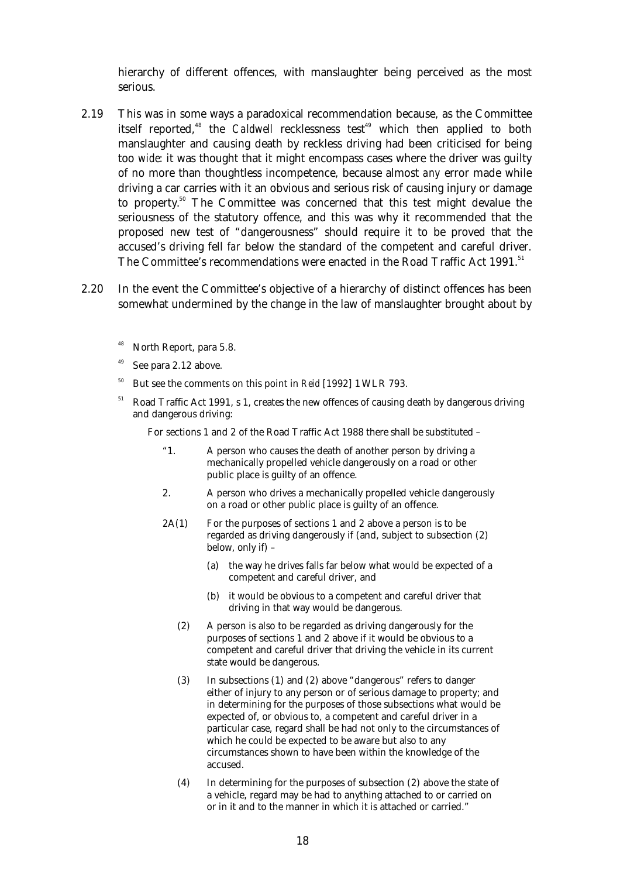hierarchy of different offences, with manslaughter being perceived as the most serious.

2.19 This was in some ways a paradoxical recommendation because, as the Committee itself reported,[48] the *Caldwell* recklessness test[49] which then applied to both manslaughter and causing death by reckless driving had been criticised for being too *wide*: it was thought that it might encompass cases where the driver was guilty of no more than thoughtless incompetence, because almost *any* error made while driving a car carries with it an obvious and serious risk of causing injury or damage to property.[50] The Committee was concerned that this test might devalue the seriousness of the statutory offence, and this was why it recommended that the proposed new test of "dangerousness" should require it to be proved that the accused's driving fell *far* below the standard of the competent and careful driver. The Committee's recommendations were enacted in the Road Traffic Act 1991.[51]

2.20 In the event the Committee's objective of a hierarchy of distinct offences has been somewhat undermined by the change in the law of manslaughter brought about by

[48] North Report, para 5.8.

[49] See para 2.12 above.

[50] But see the comments on this point in *Reid* [1992] 1 WLR 793.

[51] Road Traffic Act 1991, s 1, creates the new offences of causing death by dangerous driving and dangerous driving:

For sections 1 and 2 of the Road Traffic Act 1988 there shall be substituted –

"1. A person who causes the death of another person by driving a mechanically propelled vehicle dangerously on a road or other public place is guilty of an offence.

2. A person who drives a mechanically propelled vehicle dangerously on a road or other public place is guilty of an offence.

2A(1) For the purposes of sections 1 and 2 above a person is to be regarded as driving dangerously if (and, subject to subsection (2) below, only if) –

(a) the way he drives falls far below what would be expected of a competent and careful driver, and

(b) it would be obvious to a competent and careful driver that driving in that way would be dangerous.

(2) A person is also to be regarded as driving dangerously for the purposes of sections 1 and 2 above if it would be obvious to a competent and careful driver that driving the vehicle in its current state would be dangerous.

(3) In subsections (1) and (2) above "dangerous" refers to danger either of injury to any person or of serious damage to property; and in determining for the purposes of those subsections what would be expected of, or obvious to, a competent and careful driver in a particular case, regard shall be had not only to the circumstances of which he could be expected to be aware but also to any circumstances shown to have been within the knowledge of the accused.

(4) In determining for the purposes of subsection (2) above the state of a vehicle, regard may be had to anything attached to or carried on or in it and to the manner in which it is attached or carried."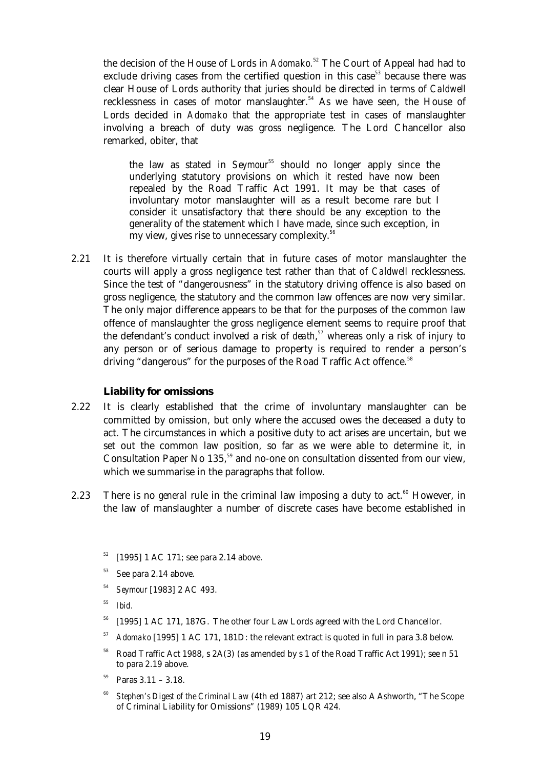the decision of the House of Lords in *Adomako*.[52] The Court of Appeal had had to exclude driving cases from the certified question in this case[53] because there was clear House of Lords authority that juries should be directed in terms of *Caldwell* recklessness in cases of motor manslaughter.[54] As we have seen, the House of Lords decided in *Adomako* that the appropriate test in cases of manslaughter involving a breach of duty was gross negligence. The Lord Chancellor also remarked, obiter, that

> the law as stated in *Seymour*[55] should no longer apply since the underlying statutory provisions on which it rested have now been repealed by the Road Traffic Act 1991. It may be that cases of involuntary motor manslaughter will as a result become rare but I consider it unsatisfactory that there should be any exception to the generality of the statement which I have made, since such exception, in my view, gives rise to unnecessary complexity.[56]

2.21 It is therefore virtually certain that in future cases of motor manslaughter the courts will apply a gross negligence test rather than that of *Caldwell* recklessness. Since the test of "dangerousness" in the statutory driving offence is also based on gross negligence, the statutory and the common law offences are now very similar. The only major difference appears to be that for the purposes of the common law offence of manslaughter the gross negligence element seems to require proof that the defendant's conduct involved a risk of *death*,[57] whereas only a risk of *injury* to any person or of serious damage to property is required to render a person's driving "dangerous" for the purposes of the Road Traffic Act offence.[58]

### Liability for omissions

2.22 It is clearly established that the crime of involuntary manslaughter can be committed by omission, but only where the accused owes the deceased a duty to act. The circumstances in which a positive duty to act arises are uncertain, but we set out the common law position, so far as we were able to determine it, in Consultation Paper No 135,[59] and no-one on consultation dissented from our view, which we summarise in the paragraphs that follow.

2.23 There is no *general* rule in the criminal law imposing a duty to act.[60] However, in the law of manslaughter a number of discrete cases have become established in

---

[52] [1995] 1 AC 171; see para 2.14 above.

[53] See para 2.14 above.

[54] *Seymour* [1983] 2 AC 493.

[55] *Ibid*.

[56] [1995] 1 AC 171, 187G. The other four Law Lords agreed with the Lord Chancellor.

[57] *Adomako* [1995] 1 AC 171, 181D: the relevant extract is quoted in full in para 3.8 below.

[58] Road Traffic Act 1988, s 2A(3) (as amended by s 1 of the Road Traffic Act 1991); see n 51 to para 2.19 above.

[59] Paras 3.11 – 3.18.

[60] *Stephen's Digest of the Criminal Law* (4th ed 1887) art 212; see also A Ashworth, "The Scope of Criminal Liability for Omissions" (1989) 105 LQR 424.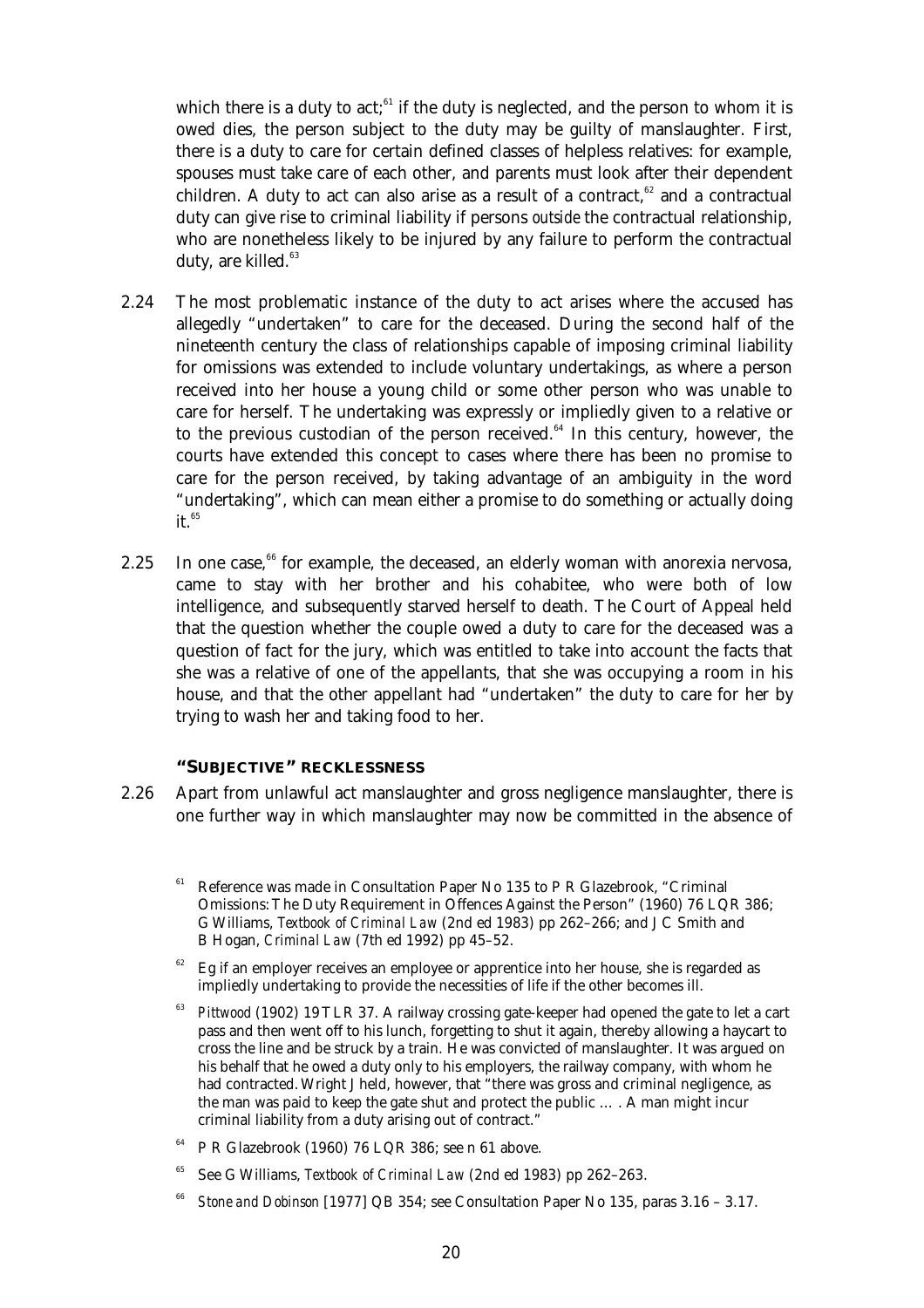which there is a duty to act;[61] if the duty is neglected, and the person to whom it is owed dies, the person subject to the duty may be guilty of manslaughter. First, there is a duty to care for certain defined classes of helpless relatives: for example, spouses must take care of each other, and parents must look after their dependent children. A duty to act can also arise as a result of a contract,[62] and a contractual duty can give rise to criminal liability if persons *outside* the contractual relationship, who are nonetheless likely to be injured by any failure to perform the contractual duty, are killed.[63]

2.24 The most problematic instance of the duty to act arises where the accused has allegedly "undertaken" to care for the deceased. During the second half of the nineteenth century the class of relationships capable of imposing criminal liability for omissions was extended to include voluntary undertakings, as where a person received into her house a young child or some other person who was unable to care for herself. The undertaking was expressly or impliedly given to a relative or to the previous custodian of the person received.[64] In this century, however, the courts have extended this concept to cases where there has been no promise to care for the person received, by taking advantage of an ambiguity in the word "undertaking", which can mean either a promise to do something or actually doing it.[65]

2.25 In one case,[66] for example, the deceased, an elderly woman with anorexia nervosa, came to stay with her brother and his cohabitee, who were both of low intelligence, and subsequently starved herself to death. The Court of Appeal held that the question whether the couple owed a duty to care for the deceased was a question of fact for the jury, which was entitled to take into account the facts that she was a relative of one of the appellants, that she was occupying a room in his house, and that the other appellant had "undertaken" the duty to care for her by trying to wash her and taking food to her.

### "SUBJECTIVE" RECKLESSNESS

2.26 Apart from unlawful act manslaughter and gross negligence manslaughter, there is one further way in which manslaughter may now be committed in the absence of

---

[61] Reference was made in Consultation Paper No 135 to P R Glazebrook, "Criminal Omissions: The Duty Requirement in Offences Against the Person" (1960) 76 LQR 386; G Williams, *Textbook of Criminal Law* (2nd ed 1983) pp 262–266; and J C Smith and B Hogan, *Criminal Law* (7th ed 1992) pp 45–52.

[62] Eg if an employer receives an employee or apprentice into her house, she is regarded as impliedly undertaking to provide the necessities of life if the other becomes ill.

[63] *Pittwood* (1902) 19 TLR 37. A railway crossing gate-keeper had opened the gate to let a cart pass and then went off to his lunch, forgetting to shut it again, thereby allowing a haycart to cross the line and be struck by a train. He was convicted of manslaughter. It was argued on his behalf that he owed a duty only to his employers, the railway company, with whom he had contracted. Wright J held, however, that "there was gross and criminal negligence, as the man was paid to keep the gate shut and protect the public … . A man might incur criminal liability from a duty arising out of contract."

[64] P R Glazebrook (1960) 76 LQR 386; see n 61 above.

[65] See G Williams, *Textbook of Criminal Law* (2nd ed 1983) pp 262–263.

[66] *Stone and Dobinson* [1977] QB 354; see Consultation Paper No 135, paras 3.16 – 3.17.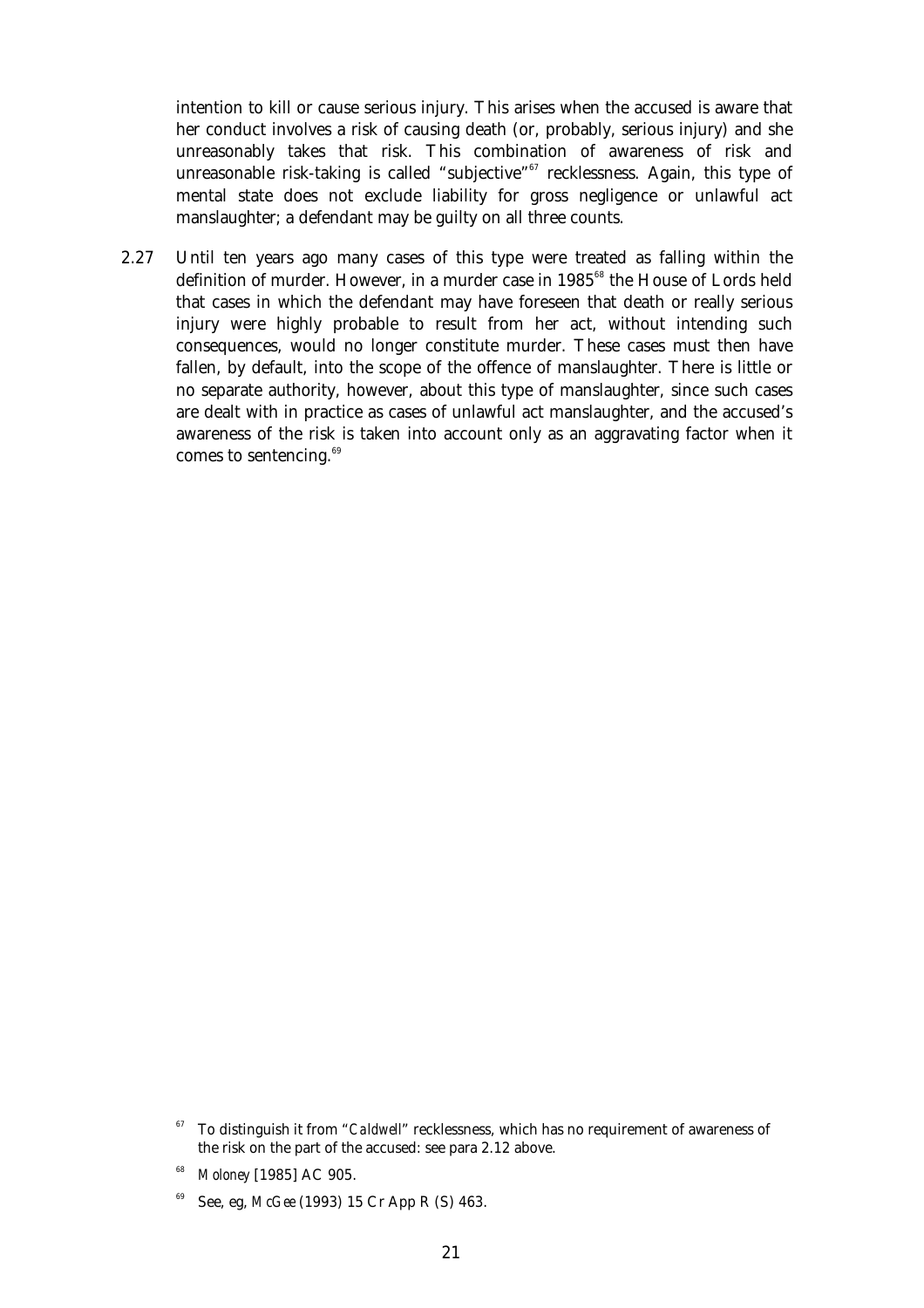intention to kill or cause serious injury. This arises when the accused is aware that her conduct involves a risk of causing death (or, probably, serious injury) and she unreasonably takes that risk. This combination of awareness of risk and unreasonable risk-taking is called "subjective"[67] recklessness. Again, this type of mental state does not exclude liability for gross negligence or unlawful act manslaughter; a defendant may be guilty on all three counts.

2.27 Until ten years ago many cases of this type were treated as falling within the definition of murder. However, in a murder case in 1985[68] the House of Lords held that cases in which the defendant may have foreseen that death or really serious injury were highly probable to result from her act, without intending such consequences, would no longer constitute murder. These cases must then have fallen, by default, into the scope of the offence of manslaughter. There is little or no separate authority, however, about this type of manslaughter, since such cases are dealt with in practice as cases of unlawful act manslaughter, and the accused's awareness of the risk is taken into account only as an aggravating factor when it comes to sentencing.[69]

[67] To distinguish it from "*Caldwell*" recklessness, which has no requirement of awareness of the risk on the part of the accused: see para 2.12 above.

[68] *Moloney* [1985] AC 905.

[69] See, eg, *McGee* (1993) 15 Cr App R (S) 463.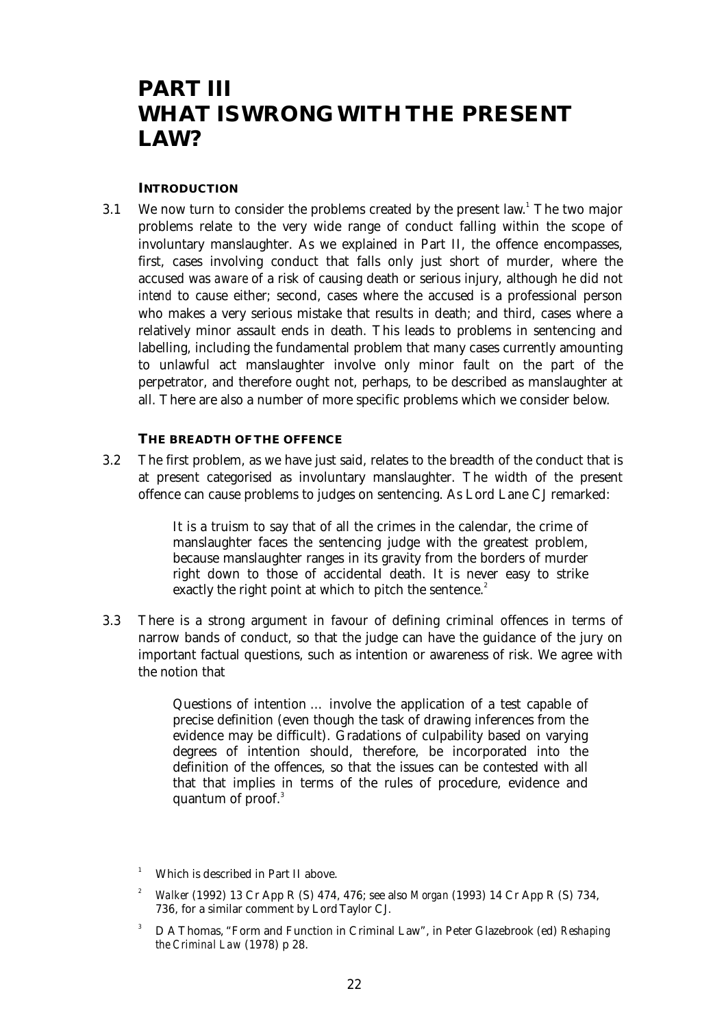# PART III
# WHAT IS WRONG WITH THE PRESENT LAW?

### INTRODUCTION

3.1 We now turn to consider the problems created by the present law.[1] The two major problems relate to the very wide range of conduct falling within the scope of involuntary manslaughter. As we explained in Part II, the offence encompasses, first, cases involving conduct that falls only just short of murder, where the accused was *aware* of a risk of causing death or serious injury, although he did not *intend* to cause either; second, cases where the accused is a professional person who makes a very serious mistake that results in death; and third, cases where a relatively minor assault ends in death. This leads to problems in sentencing and labelling, including the fundamental problem that many cases currently amounting to unlawful act manslaughter involve only minor fault on the part of the perpetrator, and therefore ought not, perhaps, to be described as manslaughter at all. There are also a number of more specific problems which we consider below.

### THE BREADTH OF THE OFFENCE

3.2 The first problem, as we have just said, relates to the breadth of the conduct that is at present categorised as involuntary manslaughter. The width of the present offence can cause problems to judges on sentencing. As Lord Lane CJ remarked:

> It is a truism to say that of all the crimes in the calendar, the crime of manslaughter faces the sentencing judge with the greatest problem, because manslaughter ranges in its gravity from the borders of murder right down to those of accidental death. It is never easy to strike exactly the right point at which to pitch the sentence.[2]

3.3 There is a strong argument in favour of defining criminal offences in terms of narrow bands of conduct, so that the judge can have the guidance of the jury on important factual questions, such as intention or awareness of risk. We agree with the notion that

> Questions of intention ... involve the application of a test capable of precise definition (even though the task of drawing inferences from the evidence may be difficult). Gradations of culpability based on varying degrees of intention should, therefore, be incorporated into the definition of the offences, so that the issues can be contested with all that that implies in terms of the rules of procedure, evidence and quantum of proof.[3]

---

[1] Which is described in Part II above.

[2] *Walker* (1992) 13 Cr App R (S) 474, 476; see also *Morgan* (1993) 14 Cr App R (S) 734, 736, for a similar comment by Lord Taylor CJ.

[3] D A Thomas, "Form and Function in Criminal Law", in Peter Glazebrook (ed) *Reshaping the Criminal Law* (1978) p 28.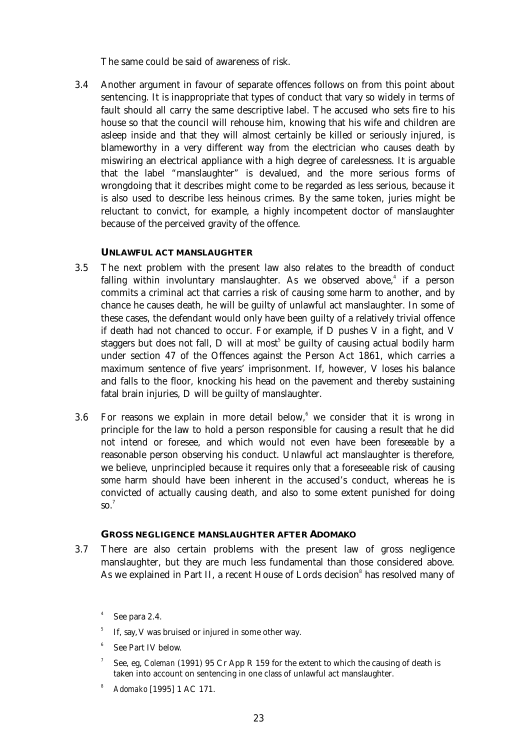The same could be said of awareness of risk.

3.4 Another argument in favour of separate offences follows on from this point about sentencing. It is inappropriate that types of conduct that vary so widely in terms of fault should all carry the same descriptive label. The accused who sets fire to his house so that the council will rehouse him, knowing that his wife and children are asleep inside and that they will almost certainly be killed or seriously injured, is blameworthy in a very different way from the electrician who causes death by miswiring an electrical appliance with a high degree of carelessness. It is arguable that the label "manslaughter" is devalued, and the more serious forms of wrongdoing that it describes might come to be regarded as less serious, because it is also used to describe less heinous crimes. By the same token, juries might be reluctant to convict, for example, a highly incompetent doctor of manslaughter because of the perceived gravity of the offence.

#### UNLAWFUL ACT MANSLAUGHTER

3.5 The next problem with the present law also relates to the breadth of conduct falling within involuntary manslaughter. As we observed above,[4] if a person commits a criminal act that carries a risk of causing *some* harm to another, and by chance he causes death, he will be guilty of unlawful act manslaughter. In some of these cases, the defendant would only have been guilty of a relatively trivial offence if death had not chanced to occur. For example, if D pushes V in a fight, and V staggers but does not fall, D will at most[5] be guilty of causing actual bodily harm under section 47 of the Offences against the Person Act 1861, which carries a maximum sentence of five years' imprisonment. If, however, V loses his balance and falls to the floor, knocking his head on the pavement and thereby sustaining fatal brain injuries, D will be guilty of manslaughter.

3.6 For reasons we explain in more detail below,[6] we consider that it is wrong in principle for the law to hold a person responsible for causing a result that he did not intend or foresee, and which would not even have been *foreseeable* by a reasonable person observing his conduct. Unlawful act manslaughter is therefore, we believe, unprincipled because it requires only that a foreseeable risk of causing *some* harm should have been inherent in the accused's conduct, whereas he is convicted of actually causing death, and also to some extent punished for doing so.[7]

#### GROSS NEGLIGENCE MANSLAUGHTER AFTER ADOMAKO

3.7 There are also certain problems with the present law of gross negligence manslaughter, but they are much less fundamental than those considered above. As we explained in Part II, a recent House of Lords decision[8] has resolved many of

---

[4] See para 2.4.

[5] If, say, V was bruised or injured in some other way.

[6] See Part IV below.

[7] See, eg, *Coleman* (1991) 95 Cr App R 159 for the extent to which the causing of death is taken into account on sentencing in one class of unlawful act manslaughter.

[8] *Adomako* [1995] 1 AC 171.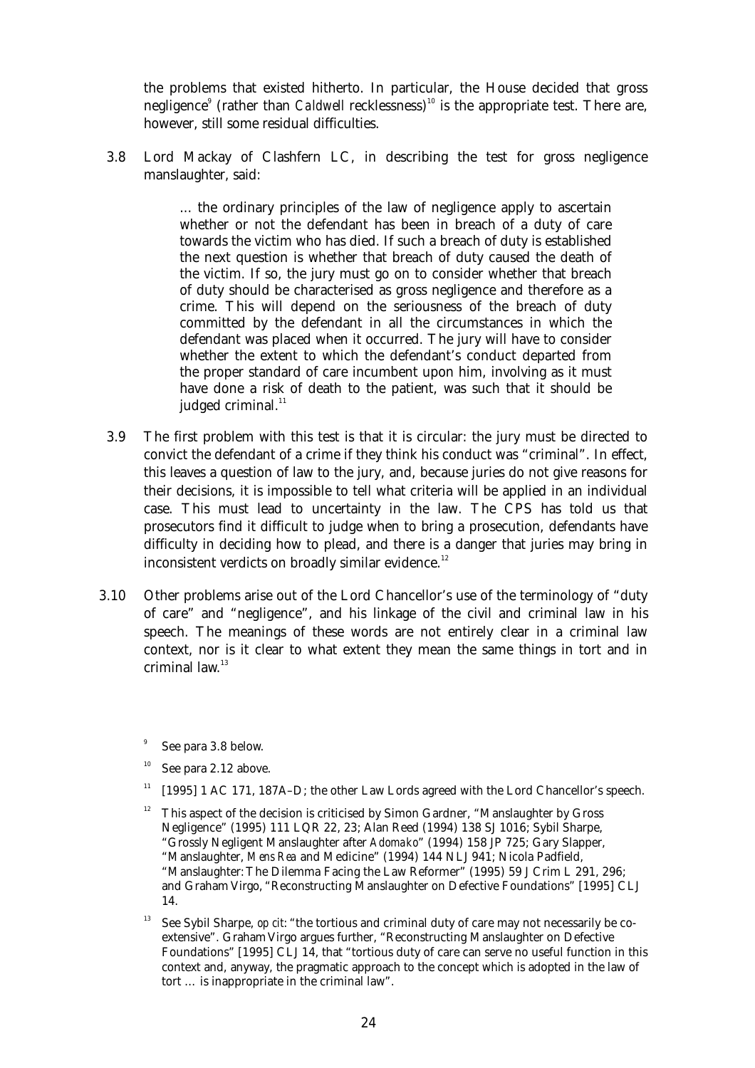the problems that existed hitherto. In particular, the House decided that gross negligence[9] (rather than *Caldwell* recklessness)[10] is the appropriate test. There are, however, still some residual difficulties.

3.8 Lord Mackay of Clashfern LC, in describing the test for gross negligence manslaughter, said:

> … the ordinary principles of the law of negligence apply to ascertain whether or not the defendant has been in breach of a duty of care towards the victim who has died. If such a breach of duty is established the next question is whether that breach of duty caused the death of the victim. If so, the jury must go on to consider whether that breach of duty should be characterised as gross negligence and therefore as a crime. This will depend on the seriousness of the breach of duty committed by the defendant in all the circumstances in which the defendant was placed when it occurred. The jury will have to consider whether the extent to which the defendant's conduct departed from the proper standard of care incumbent upon him, involving as it must have done a risk of death to the patient, was such that it should be judged criminal.[11]

3.9 The first problem with this test is that it is circular: the jury must be directed to convict the defendant of a crime if they think his conduct was "criminal". In effect, this leaves a question of law to the jury, and, because juries do not give reasons for their decisions, it is impossible to tell what criteria will be applied in an individual case. This must lead to uncertainty in the law. The CPS has told us that prosecutors find it difficult to judge when to bring a prosecution, defendants have difficulty in deciding how to plead, and there is a danger that juries may bring in inconsistent verdicts on broadly similar evidence.[12]

3.10 Other problems arise out of the Lord Chancellor's use of the terminology of "duty of care" and "negligence", and his linkage of the civil and criminal law in his speech. The meanings of these words are not entirely clear in a criminal law context, nor is it clear to what extent they mean the same things in tort and in criminal law.[13]

---

[9] See para 3.8 below.

[10] See para 2.12 above.

[11] [1995] 1 AC 171, 187A–D; the other Law Lords agreed with the Lord Chancellor's speech.

[12] This aspect of the decision is criticised by Simon Gardner, "Manslaughter by Gross Negligence" (1995) 111 LQR 22, 23; Alan Reed (1994) 138 SJ 1016; Sybil Sharpe, "Grossly Negligent Manslaughter after *Adomako*" (1994) 158 JP 725; Gary Slapper, "Manslaughter, *Mens Rea* and Medicine" (1994) 144 NLJ 941; Nicola Padfield, "Manslaughter: The Dilemma Facing the Law Reformer" (1995) 59 J Crim L 291, 296; and Graham Virgo, "Reconstructing Manslaughter on Defective Foundations" [1995] CLJ 14.

[13] See Sybil Sharpe, *op cit*: "the tortious and criminal duty of care may not necessarily be co-extensive". Graham Virgo argues further, "Reconstructing Manslaughter on Defective Foundations" [1995] CLJ 14, that "tortious duty of care can serve no useful function in this context and, anyway, the pragmatic approach to the concept which is adopted in the law of tort … is inappropriate in the criminal law".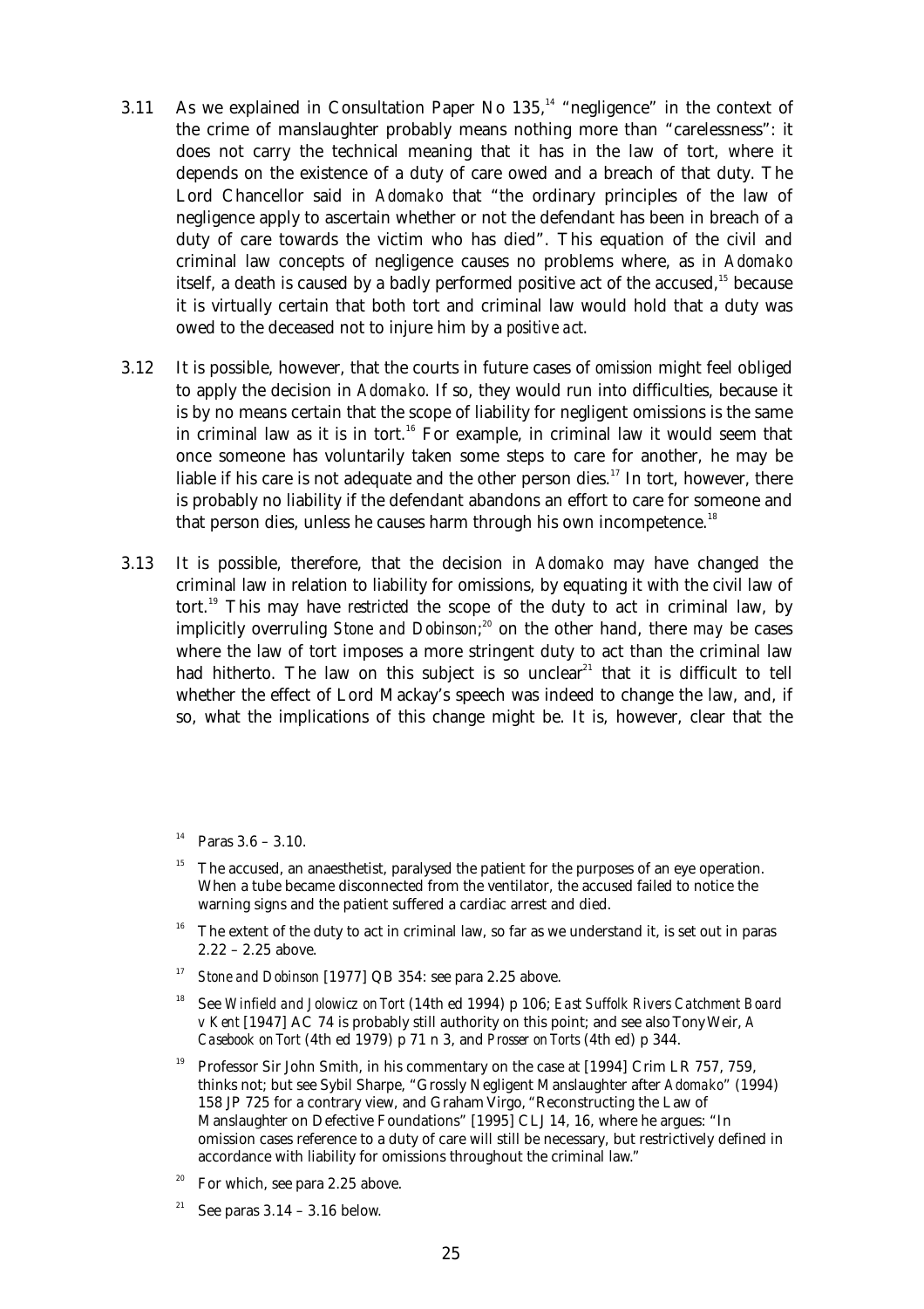3.11 As we explained in Consultation Paper No 135,[14] "negligence" in the context of the crime of manslaughter probably means nothing more than "carelessness": it does not carry the technical meaning that it has in the law of tort, where it depends on the existence of a duty of care owed and a breach of that duty. The Lord Chancellor said in *Adomako* that "the ordinary principles of the law of negligence apply to ascertain whether or not the defendant has been in breach of a duty of care towards the victim who has died". This equation of the civil and criminal law concepts of negligence causes no problems where, as in *Adomako* itself, a death is caused by a badly performed positive act of the accused,[15] because it is virtually certain that both tort and criminal law would hold that a duty was owed to the deceased not to injure him by a *positive act*.

3.12 It is possible, however, that the courts in future cases of *omission* might feel obliged to apply the decision in *Adomako*. If so, they would run into difficulties, because it is by no means certain that the scope of liability for negligent omissions is the same in criminal law as it is in tort.[16] For example, in criminal law it would seem that once someone has voluntarily taken some steps to care for another, he may be liable if his care is not adequate and the other person dies.[17] In tort, however, there is probably no liability if the defendant abandons an effort to care for someone and that person dies, unless he causes harm through his own incompetence.[18]

3.13 It is possible, therefore, that the decision in *Adomako* may have changed the criminal law in relation to liability for omissions, by equating it with the civil law of tort.[19] This may have *restricted* the scope of the duty to act in criminal law, by implicitly overruling *Stone and Dobinson*;[20] on the other hand, there *may* be cases where the law of tort imposes a more stringent duty to act than the criminal law had hitherto. The law on this subject is so unclear[21] that it is difficult to tell whether the effect of Lord Mackay's speech was indeed to change the law, and, if so, what the implications of this change might be. It is, however, clear that the

---

[14] Paras 3.6 – 3.10.

[15] The accused, an anaesthetist, paralysed the patient for the purposes of an eye operation. When a tube became disconnected from the ventilator, the accused failed to notice the warning signs and the patient suffered a cardiac arrest and died.

[16] The extent of the duty to act in criminal law, so far as we understand it, is set out in paras 2.22 – 2.25 above.

[17] *Stone and Dobinson* [1977] QB 354: see para 2.25 above.

[18] See *Winfield and Jolowicz on Tort* (14th ed 1994) p 106; *East Suffolk Rivers Catchment Board v Kent* [1947] AC 74 is probably still authority on this point; and see also Tony Weir, *A Casebook on Tort* (4th ed 1979) p 71 n 3, and *Prosser on Torts* (4th ed) p 344.

[19] Professor Sir John Smith, in his commentary on the case at [1994] Crim LR 757, 759, thinks not; but see Sybil Sharpe, "Grossly Negligent Manslaughter after *Adomako*" (1994) 158 JP 725 for a contrary view, and Graham Virgo, "Reconstructing the Law of Manslaughter on Defective Foundations" [1995] CLJ 14, 16, where he argues: "In omission cases reference to a duty of care will still be necessary, but restrictively defined in accordance with liability for omissions throughout the criminal law."

[20] For which, see para 2.25 above.

[21] See paras 3.14 – 3.16 below.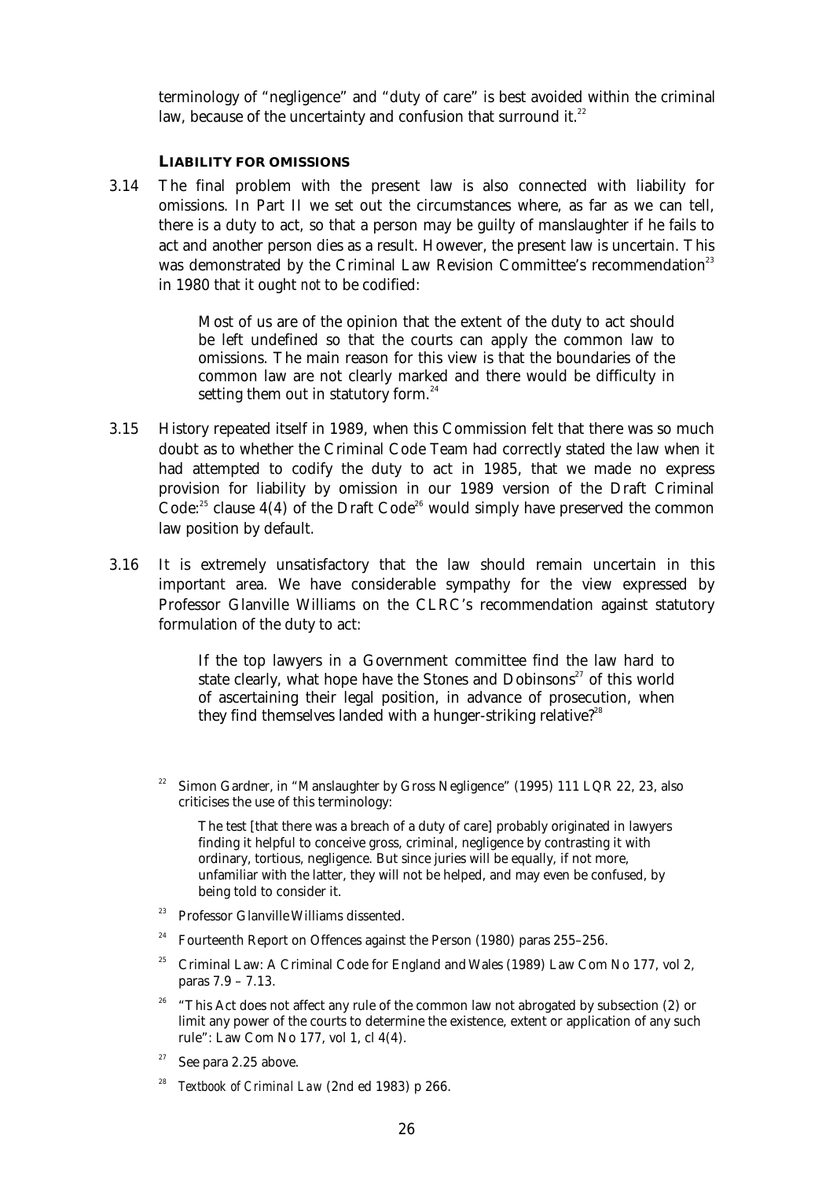terminology of "negligence" and "duty of care" is best avoided within the criminal law, because of the uncertainty and confusion that surround it.[22]

### LIABILITY FOR OMISSIONS

3.14 The final problem with the present law is also connected with liability for omissions. In Part II we set out the circumstances where, as far as we can tell, there is a duty to act, so that a person may be guilty of manslaughter if he fails to act and another person dies as a result. However, the present law is uncertain. This was demonstrated by the Criminal Law Revision Committee's recommendation[23] in 1980 that it ought *not* to be codified:

> Most of us are of the opinion that the extent of the duty to act should be left undefined so that the courts can apply the common law to omissions. The main reason for this view is that the boundaries of the common law are not clearly marked and there would be difficulty in setting them out in statutory form.[24]

3.15 History repeated itself in 1989, when this Commission felt that there was so much doubt as to whether the Criminal Code Team had correctly stated the law when it had attempted to codify the duty to act in 1985, that we made no express provision for liability by omission in our 1989 version of the Draft Criminal Code:[25] clause 4(4) of the Draft Code[26] would simply have preserved the common law position by default.

3.16 It is extremely unsatisfactory that the law should remain uncertain in this important area. We have considerable sympathy for the view expressed by Professor Glanville Williams on the CLRC's recommendation against statutory formulation of the duty to act:

> If the top lawyers in a Government committee find the law hard to state clearly, what hope have the Stones and Dobinsons[27] of this world of ascertaining their legal position, in advance of prosecution, when they find themselves landed with a hunger-striking relative?[28]

---

[22] Simon Gardner, in "Manslaughter by Gross Negligence" (1995) 111 LQR 22, 23, also criticises the use of this terminology:

> The test [that there was a breach of a duty of care] probably originated in lawyers finding it helpful to conceive gross, criminal, negligence by contrasting it with ordinary, tortious, negligence. But since juries will be equally, if not more, unfamiliar with the latter, they will not be helped, and may even be confused, by being told to consider it.

[23] Professor Glanville Williams dissented.

[24] Fourteenth Report on Offences against the Person (1980) paras 255–256.

[25] Criminal Law: A Criminal Code for England and Wales (1989) Law Com No 177, vol 2, paras 7.9 – 7.13.

[26] "This Act does not affect any rule of the common law not abrogated by subsection (2) or limit any power of the courts to determine the existence, extent or application of any such rule": Law Com No 177, vol 1, cl 4(4).

[27] See para 2.25 above.

[28] *Textbook of Criminal Law* (2nd ed 1983) p 266.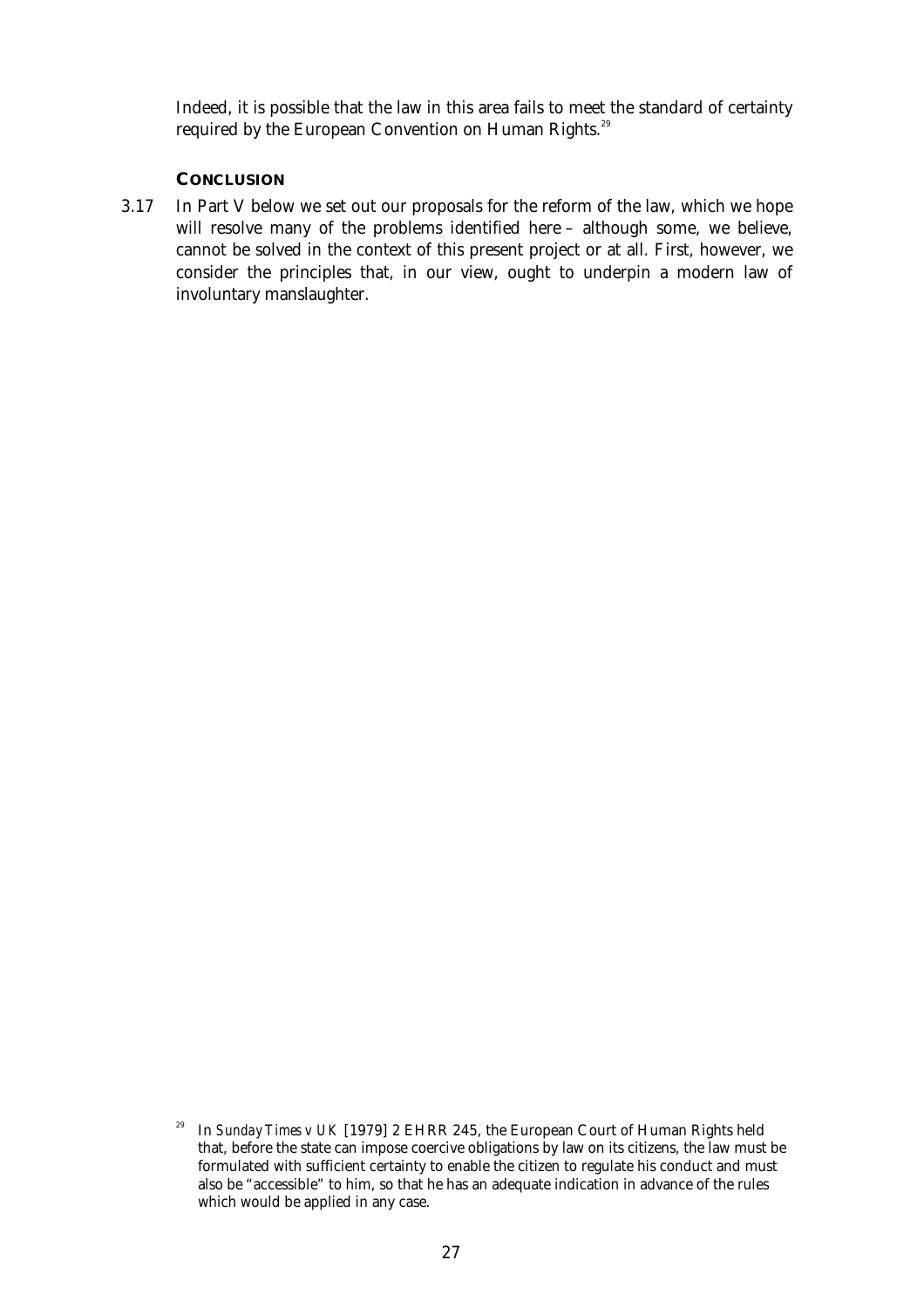Indeed, it is possible that the law in this area fails to meet the standard of certainty required by the European Convention on Human Rights.[29]

### CONCLUSION

3.17 In Part V below we set out our proposals for the reform of the law, which we hope will resolve many of the problems identified here – although some, we believe, cannot be solved in the context of this present project or at all. First, however, we consider the principles that, in our view, ought to underpin a modern law of involuntary manslaughter.

[29] In *Sunday Times v UK* [1979] 2 EHRR 245, the European Court of Human Rights held that, before the state can impose coercive obligations by law on its citizens, the law must be formulated with sufficient certainty to enable the citizen to regulate his conduct and must also be "accessible" to him, so that he has an adequate indication in advance of the rules which would be applied in any case.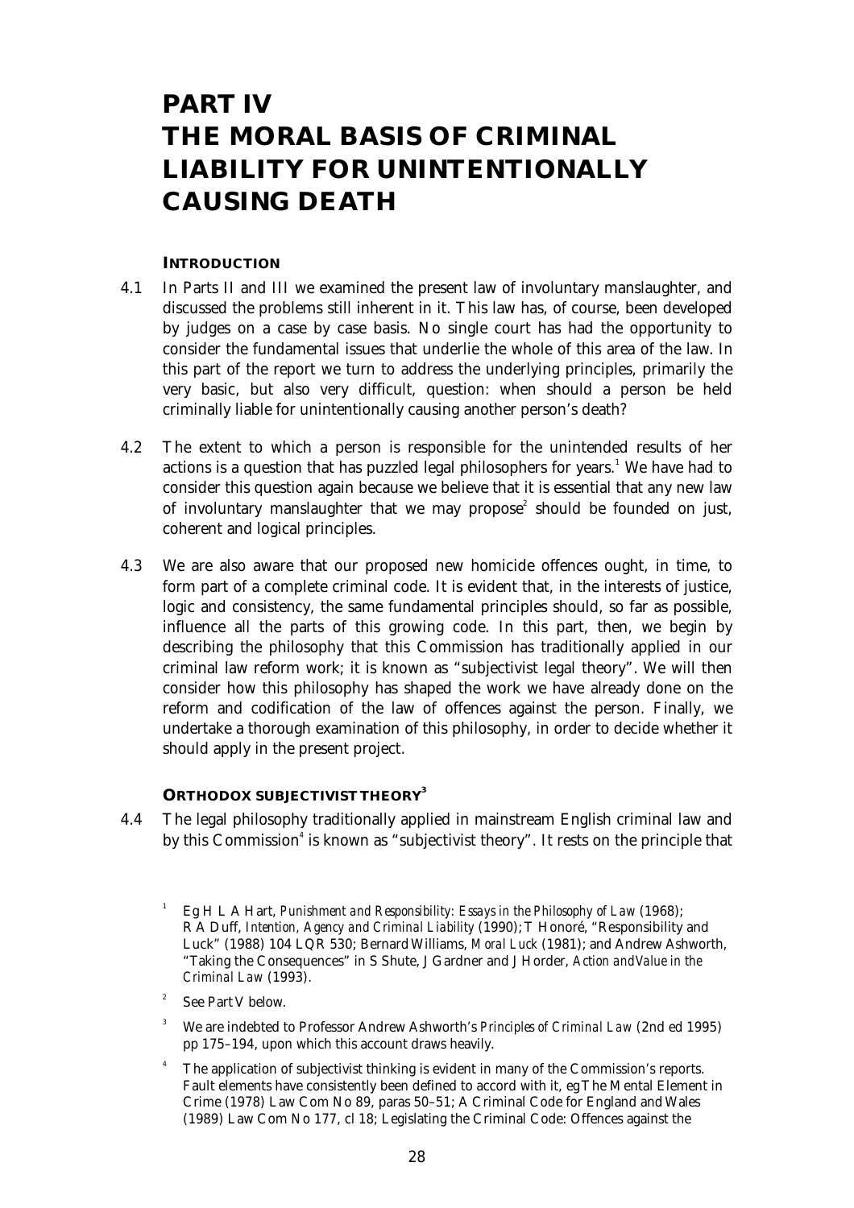# PART IV
# THE MORAL BASIS OF CRIMINAL LIABILITY FOR UNINTENTIONALLY CAUSING DEATH

### INTRODUCTION

4.1 In Parts II and III we examined the present law of involuntary manslaughter, and discussed the problems still inherent in it. This law has, of course, been developed by judges on a case by case basis. No single court has had the opportunity to consider the fundamental issues that underlie the whole of this area of the law. In this part of the report we turn to address the underlying principles, primarily the very basic, but also very difficult, question: when should a person be held criminally liable for unintentionally causing another person's death?

4.2 The extent to which a person is responsible for the unintended results of her actions is a question that has puzzled legal philosophers for years.[1] We have had to consider this question again because we believe that it is essential that any new law of involuntary manslaughter that we may propose[2] should be founded on just, coherent and logical principles.

4.3 We are also aware that our proposed new homicide offences ought, in time, to form part of a complete criminal code. It is evident that, in the interests of justice, logic and consistency, the same fundamental principles should, so far as possible, influence all the parts of this growing code. In this part, then, we begin by describing the philosophy that this Commission has traditionally applied in our criminal law reform work; it is known as "subjectivist legal theory". We will then consider how this philosophy has shaped the work we have already done on the reform and codification of the law of offences against the person. Finally, we undertake a thorough examination of this philosophy, in order to decide whether it should apply in the present project.

### ORTHODOX SUBJECTIVIST THEORY[3]

4.4 The legal philosophy traditionally applied in mainstream English criminal law and by this Commission[4] is known as "subjectivist theory". It rests on the principle that

---

[1] Eg H L A Hart, *Punishment and Responsibility: Essays in the Philosophy of Law* (1968); R A Duff, *Intention, Agency and Criminal Liability* (1990); T Honoré, "Responsibility and Luck" (1988) 104 LQR 530; Bernard Williams, *Moral Luck* (1981); and Andrew Ashworth, "Taking the Consequences" in S Shute, J Gardner and J Horder, *Action and Value in the Criminal Law* (1993).

[2] See Part V below.

[3] We are indebted to Professor Andrew Ashworth's *Principles of Criminal Law* (2nd ed 1995) pp 175–194, upon which this account draws heavily.

[4] The application of subjectivist thinking is evident in many of the Commission's reports. Fault elements have consistently been defined to accord with it, eg The Mental Element in Crime (1978) Law Com No 89, paras 50–51; A Criminal Code for England and Wales (1989) Law Com No 177, cl 18; Legislating the Criminal Code: Offences against the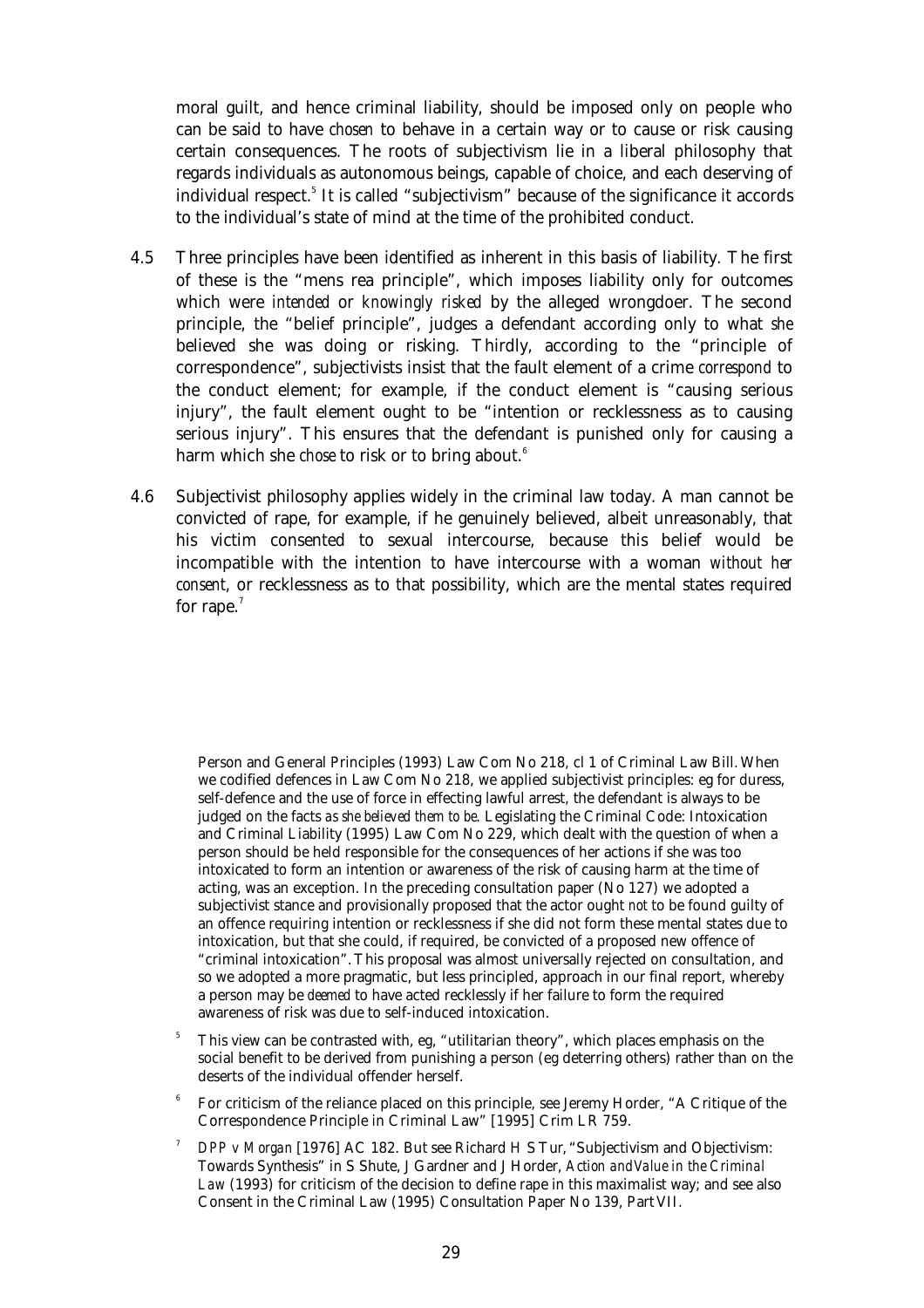moral guilt, and hence criminal liability, should be imposed only on people who can be said to have *chosen* to behave in a certain way or to cause or risk causing certain consequences. The roots of subjectivism lie in a liberal philosophy that regards individuals as autonomous beings, capable of choice, and each deserving of individual respect.[5] It is called "subjectivism" because of the significance it accords to the individual's state of mind at the time of the prohibited conduct.

4.5 Three principles have been identified as inherent in this basis of liability. The first of these is the "mens rea principle", which imposes liability only for outcomes which were *intended* or *knowingly risked* by the alleged wrongdoer. The second principle, the "belief principle", judges a defendant according only to what *she* believed she was doing or risking. Thirdly, according to the "principle of correspondence", subjectivists insist that the fault element of a crime *correspond* to the conduct element; for example, if the conduct element is "causing serious injury", the fault element ought to be "intention or recklessness as to causing serious injury". This ensures that the defendant is punished only for causing a harm which she *chose* to risk or to bring about.[6]

4.6 Subjectivist philosophy applies widely in the criminal law today. A man cannot be convicted of rape, for example, if he genuinely believed, albeit unreasonably, that his victim consented to sexual intercourse, because this belief would be incompatible with the intention to have intercourse with a woman *without her consent*, or recklessness as to that possibility, which are the mental states required for rape.[7]

---

Person and General Principles (1993) Law Com No 218, cl 1 of Criminal Law Bill. When we codified defences in Law Com No 218, we applied subjectivist principles: eg for duress, self-defence and the use of force in effecting lawful arrest, the defendant is always to be judged on the facts *as she believed them to be*. Legislating the Criminal Code: Intoxication and Criminal Liability (1995) Law Com No 229, which dealt with the question of when a person should be held responsible for the consequences of her actions if she was too intoxicated to form an intention or awareness of the risk of causing harm at the time of acting, was an exception. In the preceding consultation paper (No 127) we adopted a subjectivist stance and provisionally proposed that the actor ought *not* to be found guilty of an offence requiring intention or recklessness if she did not form these mental states due to intoxication, but that she could, if required, be convicted of a proposed new offence of "criminal intoxication". This proposal was almost universally rejected on consultation, and so we adopted a more pragmatic, but less principled, approach in our final report, whereby a person may be *deemed* to have acted recklessly if her failure to form the required awareness of risk was due to self-induced intoxication.

[5] This view can be contrasted with, eg, "utilitarian theory", which places emphasis on the social benefit to be derived from punishing a person (eg deterring others) rather than on the deserts of the individual offender herself.

[6] For criticism of the reliance placed on this principle, see Jeremy Horder, "A Critique of the Correspondence Principle in Criminal Law" [1995] Crim LR 759.

[7] *DPP v Morgan* [1976] AC 182. But see Richard H S Tur, "Subjectivism and Objectivism: Towards Synthesis" in S Shute, J Gardner and J Horder, *Action and Value in the Criminal Law* (1993) for criticism of the decision to define rape in this maximalist way; and see also Consent in the Criminal Law (1995) Consultation Paper No 139, Part VII.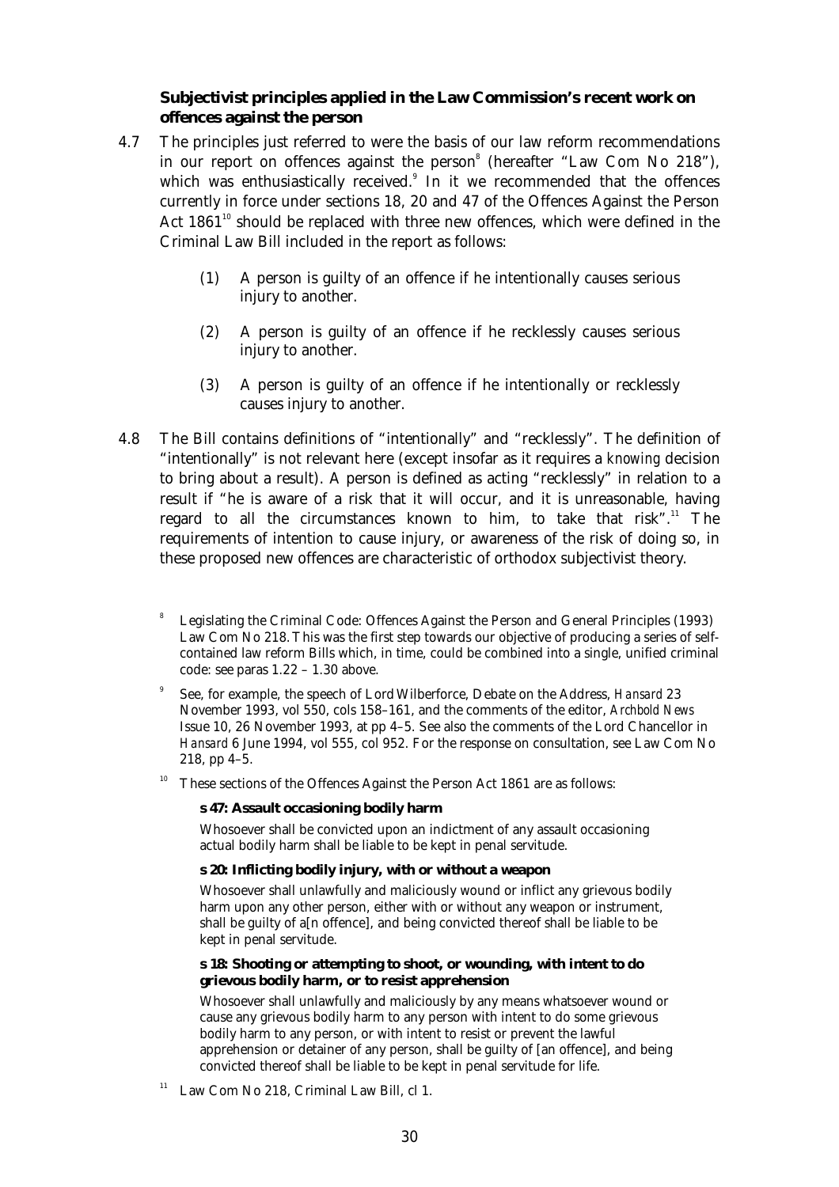**Subjectivist principles applied in the Law Commission's recent work on offences against the person**

4.7 The principles just referred to were the basis of our law reform recommendations in our report on offences against the person[8] (hereafter "Law Com No 218"), which was enthusiastically received.[9] In it we recommended that the offences currently in force under sections 18, 20 and 47 of the Offences Against the Person Act 1861[10] should be replaced with three new offences, which were defined in the Criminal Law Bill included in the report as follows:

> (1) A person is guilty of an offence if he intentionally causes serious injury to another.
>
> (2) A person is guilty of an offence if he recklessly causes serious injury to another.
>
> (3) A person is guilty of an offence if he intentionally or recklessly causes injury to another.

4.8 The Bill contains definitions of "intentionally" and "recklessly". The definition of "intentionally" is not relevant here (except insofar as it requires a *knowing* decision to bring about a result). A person is defined as acting "recklessly" in relation to a result if "he is aware of a risk that it will occur, and it is unreasonable, having regard to all the circumstances known to him, to take that risk".[11] The requirements of intention to cause injury, or awareness of the risk of doing so, in these proposed new offences are characteristic of orthodox subjectivist theory.

---

[8] Legislating the Criminal Code: Offences Against the Person and General Principles (1993) Law Com No 218. This was the first step towards our objective of producing a series of self-contained law reform Bills which, in time, could be combined into a single, unified criminal code: see paras 1.22 – 1.30 above.

[9] See, for example, the speech of Lord Wilberforce, Debate on the Address, *Hansard* 23 November 1993, vol 550, cols 158–161, and the comments of the editor, *Archbold News* Issue 10, 26 November 1993, at pp 4–5. See also the comments of the Lord Chancellor in *Hansard* 6 June 1994, vol 555, col 952. For the response on consultation, see Law Com No 218, pp 4–5.

[10] These sections of the Offences Against the Person Act 1861 are as follows:

**s 47: Assault occasioning bodily harm**

Whosoever shall be convicted upon an indictment of any assault occasioning actual bodily harm shall be liable to be kept in penal servitude.

**s 20: Inflicting bodily injury, with or without a weapon**

Whosoever shall unlawfully and maliciously wound or inflict any grievous bodily harm upon any other person, either with or without any weapon or instrument, shall be guilty of a[n offence], and being convicted thereof shall be liable to be kept in penal servitude.

**s 18: Shooting or attempting to shoot, or wounding, with intent to do grievous bodily harm, or to resist apprehension**

Whosoever shall unlawfully and maliciously by any means whatsoever wound or cause any grievous bodily harm to any person with intent to do some grievous bodily harm to any person, or with intent to resist or prevent the lawful apprehension or detainer of any person, shall be guilty of [an offence], and being convicted thereof shall be liable to be kept in penal servitude for life.

[11] Law Com No 218, Criminal Law Bill, cl 1.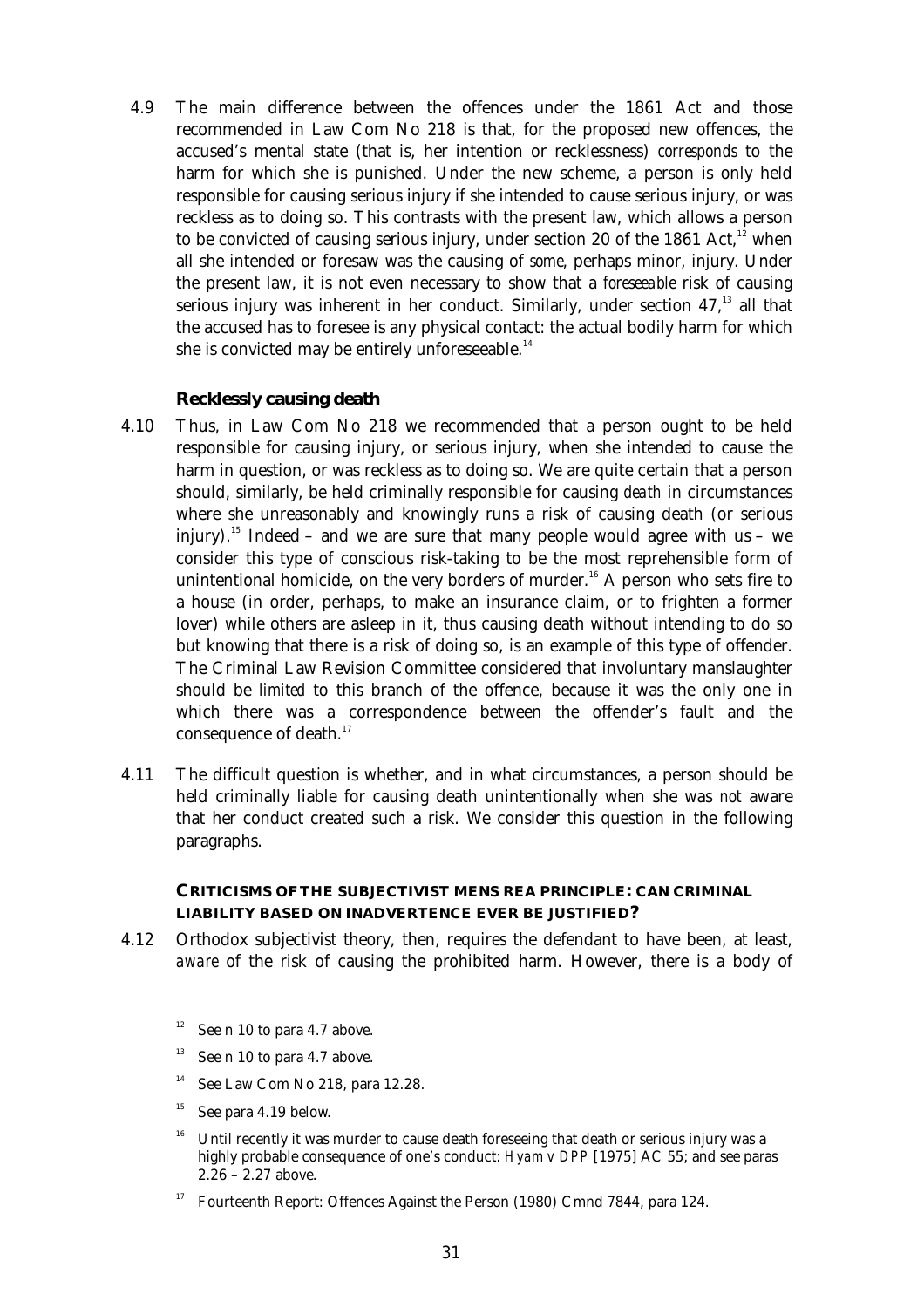4.9 The main difference between the offences under the 1861 Act and those recommended in Law Com No 218 is that, for the proposed new offences, the accused's mental state (that is, her intention or recklessness) *corresponds* to the harm for which she is punished. Under the new scheme, a person is only held responsible for causing serious injury if she intended to cause serious injury, or was reckless as to doing so. This contrasts with the present law, which allows a person to be convicted of causing serious injury, under section 20 of the 1861 Act,[12] when all she intended or foresaw was the causing of *some*, perhaps minor, injury. Under the present law, it is not even necessary to show that a *foreseeable* risk of causing serious injury was inherent in her conduct. Similarly, under section 47,[13] all that the accused has to foresee is any physical contact: the actual bodily harm for which she is convicted may be entirely unforeseeable.[14]

### Recklessly causing death

4.10 Thus, in Law Com No 218 we recommended that a person ought to be held responsible for causing injury, or serious injury, when she intended to cause the harm in question, or was reckless as to doing so. We are quite certain that a person should, similarly, be held criminally responsible for causing *death* in circumstances where she unreasonably and knowingly runs a risk of causing death (or serious injury).[15] Indeed – and we are sure that many people would agree with us – we consider this type of conscious risk-taking to be the most reprehensible form of unintentional homicide, on the very borders of murder.[16] A person who sets fire to a house (in order, perhaps, to make an insurance claim, or to frighten a former lover) while others are asleep in it, thus causing death without intending to do so but knowing that there is a risk of doing so, is an example of this type of offender. The Criminal Law Revision Committee considered that involuntary manslaughter should be *limited* to this branch of the offence, because it was the only one in which there was a correspondence between the offender's fault and the consequence of death.[17]

4.11 The difficult question is whether, and in what circumstances, a person should be held criminally liable for causing death unintentionally when she was *not* aware that her conduct created such a risk. We consider this question in the following paragraphs.

### CRITICISMS OF THE SUBJECTIVIST MENS REA PRINCIPLE: CAN CRIMINAL LIABILITY BASED ON INADVERTENCE EVER BE JUSTIFIED?

4.12 Orthodox subjectivist theory, then, requires the defendant to have been, at least, *aware* of the risk of causing the prohibited harm. However, there is a body of

---

[12] See n 10 to para 4.7 above.

[13] See n 10 to para 4.7 above.

[14] See Law Com No 218, para 12.28.

[15] See para 4.19 below.

[16] Until recently it was murder to cause death foreseeing that death or serious injury was a highly probable consequence of one's conduct: *Hyam v DPP* [1975] AC 55; and see paras 2.26 – 2.27 above.

[17] Fourteenth Report: Offences Against the Person (1980) Cmnd 7844, para 124.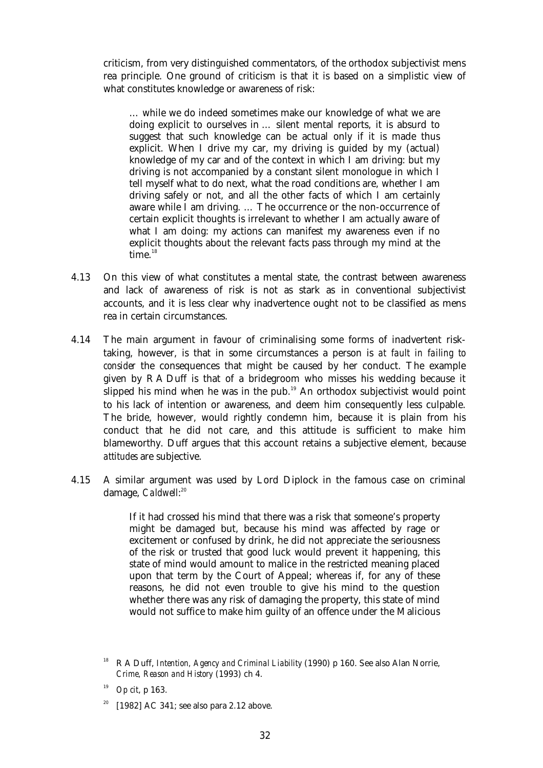criticism, from very distinguished commentators, of the orthodox subjectivist mens rea principle. One ground of criticism is that it is based on a simplistic view of what constitutes knowledge or awareness of risk:

> … while we do indeed sometimes make our knowledge of what we are doing explicit to ourselves in … silent mental reports, it is absurd to suggest that such knowledge can be actual only if it is made thus explicit. When I drive my car, my driving is guided by my (actual) knowledge of my car and of the context in which I am driving: but my driving is not accompanied by a constant silent monologue in which I tell myself what to do next, what the road conditions are, whether I am driving safely or not, and all the other facts of which I am certainly aware while I am driving. … The occurrence or the non-occurrence of certain explicit thoughts is irrelevant to whether I am actually aware of what I am doing: my actions can manifest my awareness even if no explicit thoughts about the relevant facts pass through my mind at the time.[18]

4.13 On this view of what constitutes a mental state, the contrast between awareness and lack of awareness of risk is not as stark as in conventional subjectivist accounts, and it is less clear why inadvertence ought not to be classified as mens rea in certain circumstances.

4.14 The main argument in favour of criminalising some forms of inadvertent risk-taking, however, is that in some circumstances a person is *at fault in failing to consider* the consequences that might be caused by her conduct. The example given by R A Duff is that of a bridegroom who misses his wedding because it slipped his mind when he was in the pub.[19] An orthodox subjectivist would point to his lack of intention or awareness, and deem him consequently less culpable. The bride, however, would rightly condemn him, because it is plain from his conduct that he did not care, and this attitude is sufficient to make him blameworthy. Duff argues that this account retains a subjective element, because *attitudes* are subjective.

4.15 A similar argument was used by Lord Diplock in the famous case on criminal damage, *Caldwell*:[20]

> If it had crossed his mind that there was a risk that someone's property might be damaged but, because his mind was affected by rage or excitement or confused by drink, he did not appreciate the seriousness of the risk or trusted that good luck would prevent it happening, this state of mind would amount to malice in the restricted meaning placed upon that term by the Court of Appeal; whereas if, for any of these reasons, he did not even trouble to give his mind to the question whether there was any risk of damaging the property, this state of mind would not suffice to make him guilty of an offence under the Malicious

---

[18] R A Duff, *Intention, Agency and Criminal Liability* (1990) p 160. See also Alan Norrie, *Crime, Reason and History* (1993) ch 4.

[19] *Op cit*, p 163.

[20] [1982] AC 341; see also para 2.12 above.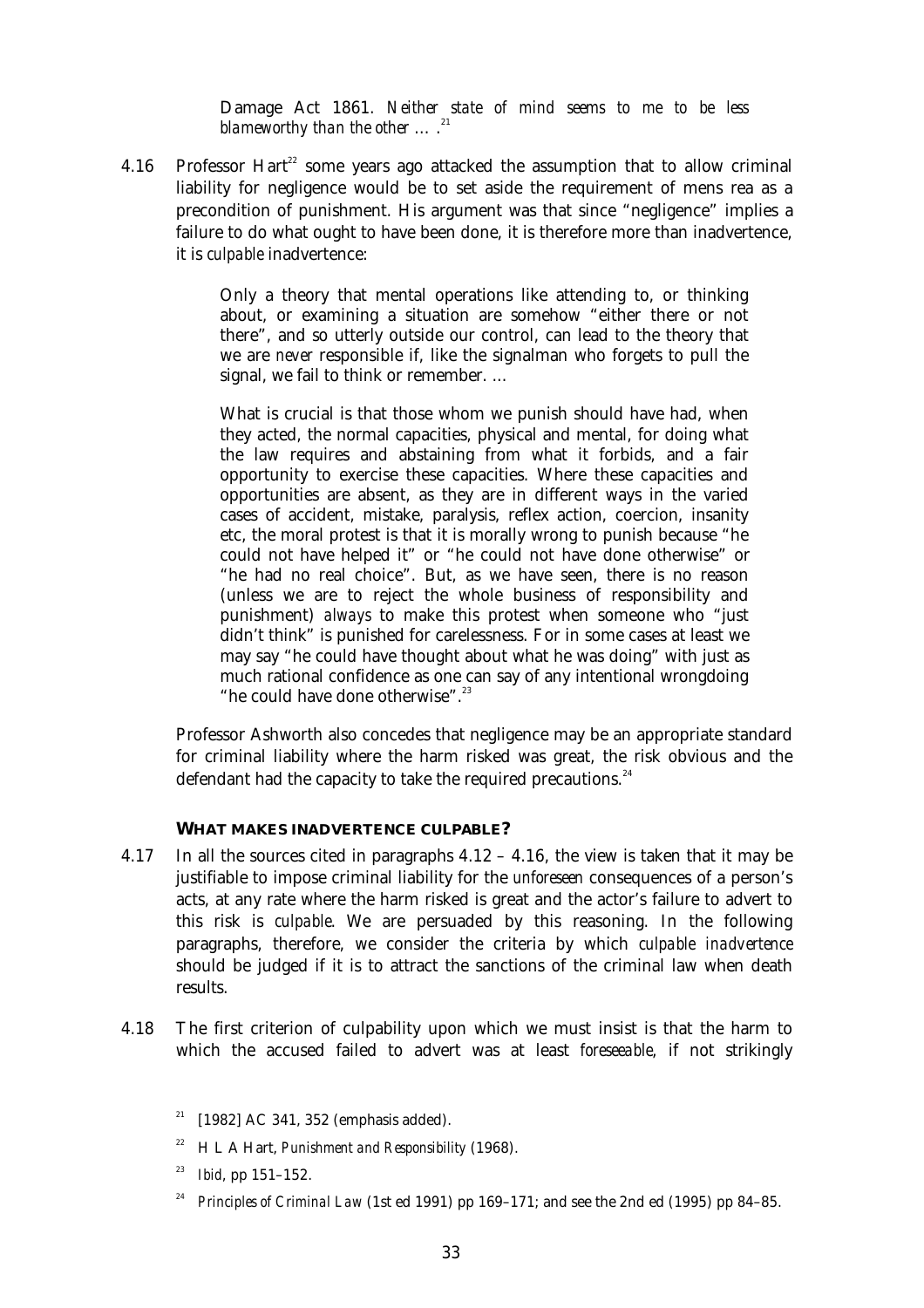Damage Act 1861. *Neither state of mind seems to me to be less blameworthy than the other …* .[21]

4.16 Professor Hart[22] some years ago attacked the assumption that to allow criminal liability for negligence would be to set aside the requirement of mens rea as a precondition of punishment. His argument was that since "negligence" implies a failure to do what ought to have been done, it is therefore more than inadvertence, it is *culpable* inadvertence:

> Only a theory that mental operations like attending to, or thinking about, or examining a situation are somehow "either there or not there", and so utterly outside our control, can lead to the theory that we are *never* responsible if, like the signalman who forgets to pull the signal, we fail to think or remember. …
>
> What is crucial is that those whom we punish should have had, when they acted, the normal capacities, physical and mental, for doing what the law requires and abstaining from what it forbids, and a fair opportunity to exercise these capacities. Where these capacities and opportunities are absent, as they are in different ways in the varied cases of accident, mistake, paralysis, reflex action, coercion, insanity etc, the moral protest is that it is morally wrong to punish because "he could not have helped it" or "he could not have done otherwise" or "he had no real choice". But, as we have seen, there is no reason (unless we are to reject the whole business of responsibility and punishment) *always* to make this protest when someone who "just didn't think" is punished for carelessness. For in some cases at least we may say "he could have thought about what he was doing" with just as much rational confidence as one can say of any intentional wrongdoing "he could have done otherwise".[23]

Professor Ashworth also concedes that negligence may be an appropriate standard for criminal liability where the harm risked was great, the risk obvious and the defendant had the capacity to take the required precautions.[24]

### WHAT MAKES INADVERTENCE CULPABLE?

4.17 In all the sources cited in paragraphs 4.12 – 4.16, the view is taken that it may be justifiable to impose criminal liability for the *unforeseen* consequences of a person's acts, at any rate where the harm risked is great and the actor's failure to advert to this risk is *culpable*. We are persuaded by this reasoning. In the following paragraphs, therefore, we consider the criteria by which *culpable inadvertence* should be judged if it is to attract the sanctions of the criminal law when death results.

4.18 The first criterion of culpability upon which we must insist is that the harm to which the accused failed to advert was at least *foreseeable*, if not strikingly

[21] [1982] AC 341, 352 (emphasis added).

[22] H L A Hart, *Punishment and Responsibility* (1968).

[23] *Ibid*, pp 151–152.

[24] *Principles of Criminal Law* (1st ed 1991) pp 169–171; and see the 2nd ed (1995) pp 84–85.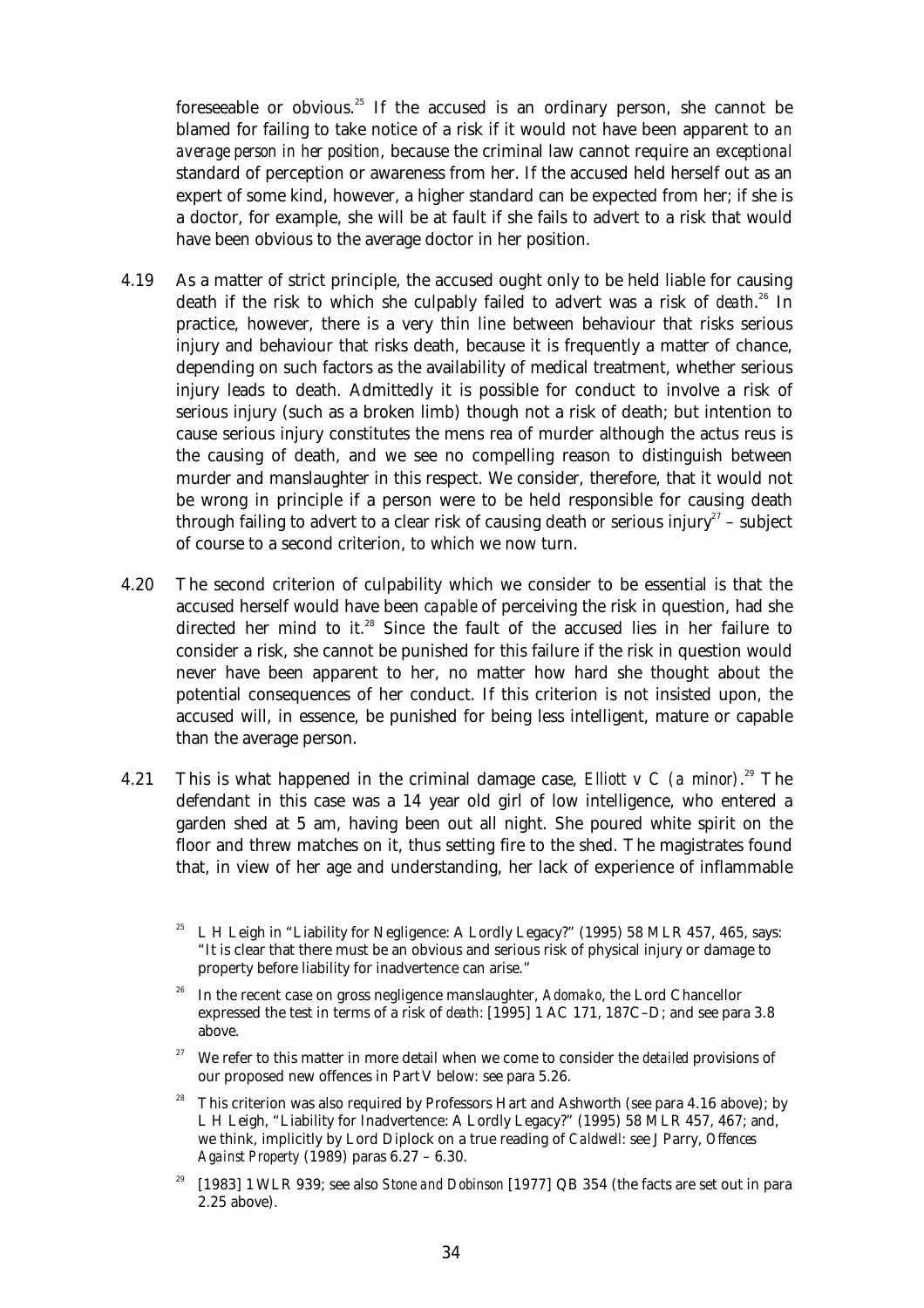foreseeable or obvious.[25] If the accused is an ordinary person, she cannot be blamed for failing to take notice of a risk if it would not have been apparent to *an average person in her position*, because the criminal law cannot require an *exceptional* standard of perception or awareness from her. If the accused held herself out as an expert of some kind, however, a higher standard can be expected from her; if she is a doctor, for example, she will be at fault if she fails to advert to a risk that would have been obvious to the average doctor in her position.

4.19 As a matter of strict principle, the accused ought only to be held liable for causing death if the risk to which she culpably failed to advert was a risk of *death*.[26] In practice, however, there is a very thin line between behaviour that risks serious injury and behaviour that risks death, because it is frequently a matter of chance, depending on such factors as the availability of medical treatment, whether serious injury leads to death. Admittedly it is possible for conduct to involve a risk of serious injury (such as a broken limb) though not a risk of death; but intention to cause serious injury constitutes the mens rea of murder although the actus reus is the causing of death, and we see no compelling reason to distinguish between murder and manslaughter in this respect. We consider, therefore, that it would not be wrong in principle if a person were to be held responsible for causing death through failing to advert to a clear risk of causing death *or* serious injury[27] – subject of course to a second criterion, to which we now turn.

4.20 The second criterion of culpability which we consider to be essential is that the accused herself would have been *capable* of perceiving the risk in question, had she directed her mind to it.[28] Since the fault of the accused lies in her failure to consider a risk, she cannot be punished for this failure if the risk in question would never have been apparent to her, no matter how hard she thought about the potential consequences of her conduct. If this criterion is not insisted upon, the accused will, in essence, be punished for being less intelligent, mature or capable than the average person.

4.21 This is what happened in the criminal damage case, *Elliott v C (a minor)*.[29] The defendant in this case was a 14 year old girl of low intelligence, who entered a garden shed at 5 am, having been out all night. She poured white spirit on the floor and threw matches on it, thus setting fire to the shed. The magistrates found that, in view of her age and understanding, her lack of experience of inflammable

[25] L H Leigh in "Liability for Negligence: A Lordly Legacy?" (1995) 58 MLR 457, 465, says: "It is clear that there must be an obvious and serious risk of physical injury or damage to property before liability for inadvertence can arise."

[26] In the recent case on gross negligence manslaughter, *Adomako*, the Lord Chancellor expressed the test in terms of a risk of *death*: [1995] 1 AC 171, 187C–D; and see para 3.8 above.

[27] We refer to this matter in more detail when we come to consider the *detailed* provisions of our proposed new offences in Part V below: see para 5.26.

[28] This criterion was also required by Professors Hart and Ashworth (see para 4.16 above); by L H Leigh, "Liability for Inadvertence: A Lordly Legacy?" (1995) 58 MLR 457, 467; and, we think, implicitly by Lord Diplock on a true reading of *Caldwell*: see J Parry, *Offences Against Property* (1989) paras 6.27 – 6.30.

[29] [1983] 1 WLR 939; see also *Stone and Dobinson* [1977] QB 354 (the facts are set out in para 2.25 above).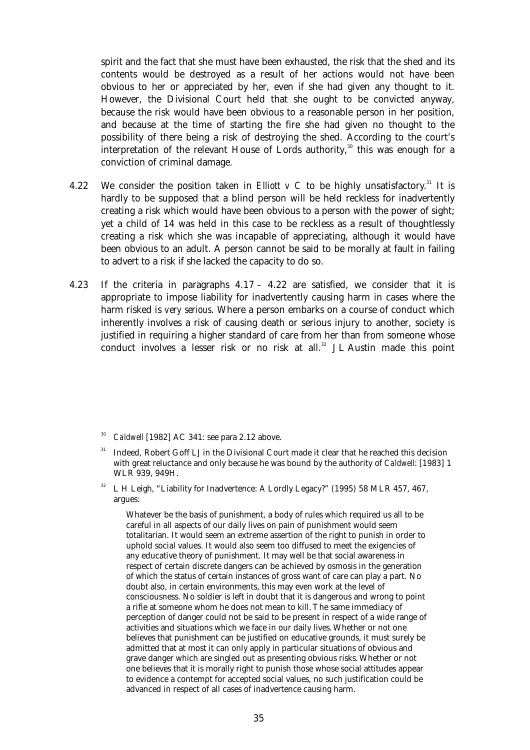spirit and the fact that she must have been exhausted, the risk that the shed and its contents would be destroyed as a result of her actions would not have been obvious to her or appreciated by her, even if she had given any thought to it. However, the Divisional Court held that she ought to be convicted anyway, because the risk would have been obvious to a reasonable person in her position, and because at the time of starting the fire she had given no thought to the possibility of there being a risk of destroying the shed. According to the court's interpretation of the relevant House of Lords authority,[30] this was enough for a conviction of criminal damage.

4.22 We consider the position taken in *Elliott v C* to be highly unsatisfactory.[31] It is hardly to be supposed that a blind person will be held reckless for inadvertently creating a risk which would have been obvious to a person with the power of sight; yet a child of 14 was held in this case to be reckless as a result of thoughtlessly creating a risk which she was incapable of appreciating, although it would have been obvious to an adult. A person cannot be said to be morally at fault in failing to advert to a risk if she lacked the capacity to do so.

4.23 If the criteria in paragraphs 4.17 – 4.22 are satisfied, we consider that it is appropriate to impose liability for inadvertently causing harm in cases where the harm risked is *very serious*. Where a person embarks on a course of conduct which inherently involves a risk of causing death or serious injury to another, society is justified in requiring a higher standard of care from her than from someone whose conduct involves a lesser risk or no risk at all.[32] J L Austin made this point

[30] *Caldwell* [1982] AC 341: see para 2.12 above.

[31] Indeed, Robert Goff LJ in the Divisional Court made it clear that he reached this decision with great reluctance and only because he was bound by the authority of *Caldwell*: [1983] 1 WLR 939, 949H.

[32] L H Leigh, "Liability for Inadvertence: A Lordly Legacy?" (1995) 58 MLR 457, 467, argues:

> Whatever be the basis of punishment, a body of rules which required us all to be careful in all aspects of our daily lives on pain of punishment would seem totalitarian. It would seem an extreme assertion of the right to punish in order to uphold social values. It would also seem too diffused to meet the exigencies of any educative theory of punishment. It may well be that social awareness in respect of certain discrete dangers can be achieved by osmosis in the generation of which the status of certain instances of gross want of care can play a part. No doubt also, in certain environments, this may even work at the level of consciousness. No soldier is left in doubt that it is dangerous and wrong to point a rifle at someone whom he does not mean to kill. The same immediacy of perception of danger could not be said to be present in respect of a wide range of activities and situations which we face in our daily lives. Whether or not one believes that punishment can be justified on educative grounds, it must surely be admitted that at most it can only apply in particular situations of obvious and grave danger which are singled out as presenting obvious risks. Whether or not one believes that it is morally right to punish those whose social attitudes appear to evidence a contempt for accepted social values, no such justification could be advanced in respect of all cases of inadvertence causing harm.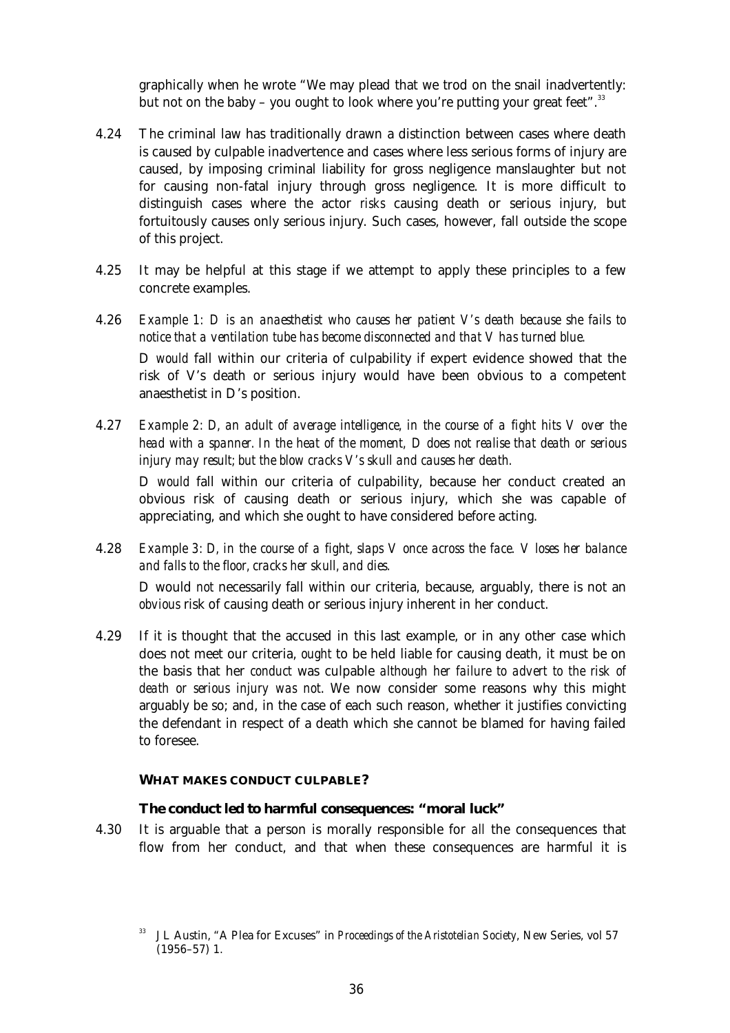graphically when he wrote "We may plead that we trod on the snail inadvertently: but not on the baby – you ought to look where you're putting your great feet".[33]

4.24 The criminal law has traditionally drawn a distinction between cases where death is caused by culpable inadvertence and cases where less serious forms of injury are caused, by imposing criminal liability for gross negligence manslaughter but not for causing non-fatal injury through gross negligence. It is more difficult to distinguish cases where the actor *risks* causing death or serious injury, but fortuitously causes only serious injury. Such cases, however, fall outside the scope of this project.

4.25 It may be helpful at this stage if we attempt to apply these principles to a few concrete examples.

4.26 *Example 1: D is an anaesthetist who causes her patient V's death because she fails to notice that a ventilation tube has become disconnected and that V has turned blue.*

D *would* fall within our criteria of culpability if expert evidence showed that the risk of V's death or serious injury would have been obvious to a competent anaesthetist in D's position.

4.27 *Example 2: D, an adult of average intelligence, in the course of a fight hits V over the head with a spanner. In the heat of the moment, D does not realise that death or serious injury may result; but the blow cracks V's skull and causes her death.*

D *would* fall within our criteria of culpability, because her conduct created an obvious risk of causing death or serious injury, which she was capable of appreciating, and which she ought to have considered before acting.

4.28 *Example 3: D, in the course of a fight, slaps V once across the face. V loses her balance and falls to the floor, cracks her skull, and dies.*

D would *not* necessarily fall within our criteria, because, arguably, there is not an *obvious* risk of causing death or serious injury inherent in her conduct.

4.29 If it is thought that the accused in this last example, or in any other case which does not meet our criteria, *ought* to be held liable for causing death, it must be on the basis that her *conduct* was culpable *although her failure to advert to the risk of death or serious injury was not*. We now consider some reasons why this might arguably be so; and, in the case of each such reason, whether it justifies convicting the defendant in respect of a death which she cannot be blamed for having failed to foresee.

## WHAT MAKES CONDUCT CULPABLE?

### The conduct led to harmful consequences: "moral luck"

4.30 It is arguable that a person is morally responsible for *all* the consequences that flow from her conduct, and that when these consequences are harmful it is

[33] J L Austin, "A Plea for Excuses" in *Proceedings of the Aristotelian Society*, New Series, vol 57 (1956–57) 1.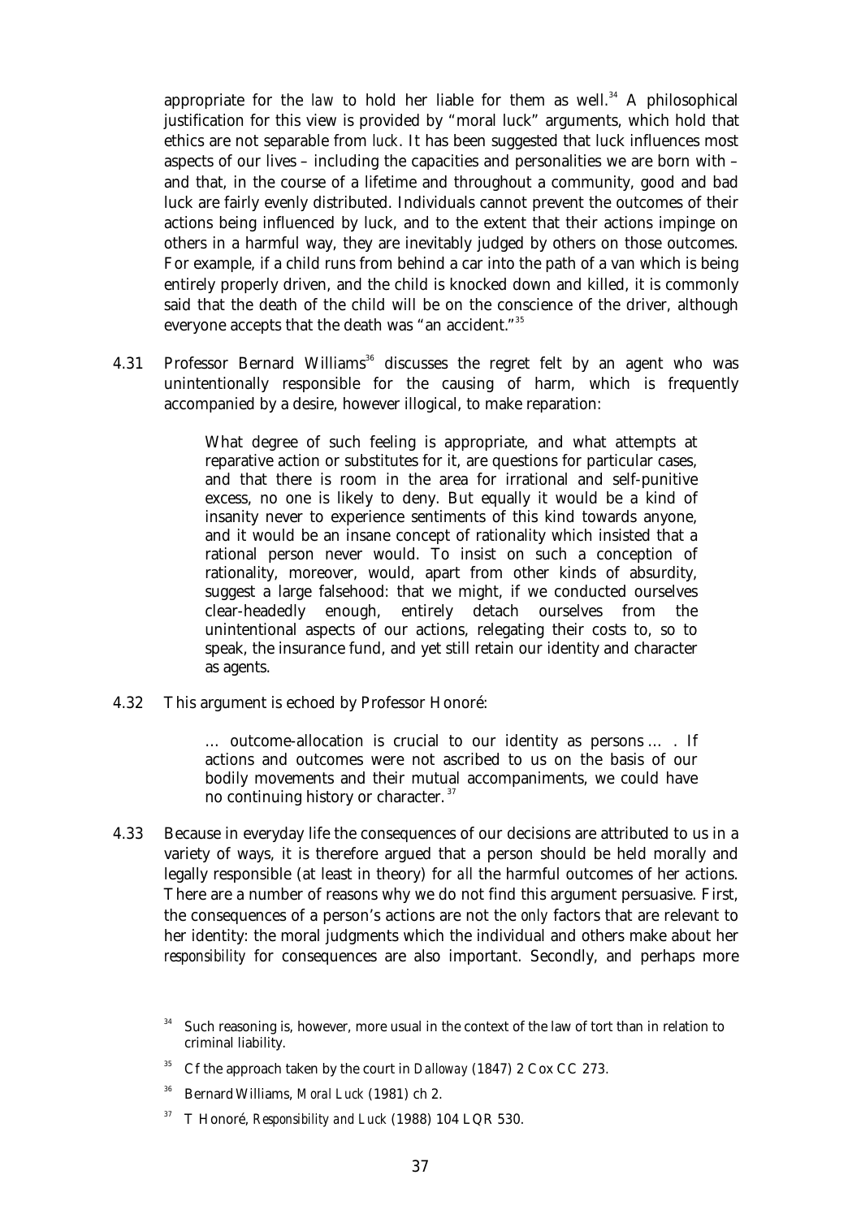appropriate for the *law* to hold her liable for them as well.[34] A philosophical justification for this view is provided by "moral luck" arguments, which hold that ethics are not separable from *luck*. It has been suggested that luck influences most aspects of our lives – including the capacities and personalities we are born with – and that, in the course of a lifetime and throughout a community, good and bad luck are fairly evenly distributed. Individuals cannot prevent the outcomes of their actions being influenced by luck, and to the extent that their actions impinge on others in a harmful way, they are inevitably judged by others on those outcomes. For example, if a child runs from behind a car into the path of a van which is being entirely properly driven, and the child is knocked down and killed, it is commonly said that the death of the child will be on the conscience of the driver, although everyone accepts that the death was "an accident."[35]

4.31 Professor Bernard Williams[36] discusses the regret felt by an agent who was unintentionally responsible for the causing of harm, which is frequently accompanied by a desire, however illogical, to make reparation:

> What degree of such feeling is appropriate, and what attempts at reparative action or substitutes for it, are questions for particular cases, and that there is room in the area for irrational and self-punitive excess, no one is likely to deny. But equally it would be a kind of insanity never to experience sentiments of this kind towards anyone, and it would be an insane concept of rationality which insisted that a rational person never would. To insist on such a conception of rationality, moreover, would, apart from other kinds of absurdity, suggest a large falsehood: that we might, if we conducted ourselves clear-headedly enough, entirely detach ourselves from the unintentional aspects of our actions, relegating their costs to, so to speak, the insurance fund, and yet still retain our identity and character as agents.

4.32 This argument is echoed by Professor Honoré:

> … outcome-allocation is crucial to our identity as persons … . If actions and outcomes were not ascribed to us on the basis of our bodily movements and their mutual accompaniments, we could have no continuing history or character.[37]

4.33 Because in everyday life the consequences of our decisions are attributed to us in a variety of ways, it is therefore argued that a person should be held morally and legally responsible (at least in theory) for *all* the harmful outcomes of her actions. There are a number of reasons why we do not find this argument persuasive. First, the consequences of a person's actions are not the *only* factors that are relevant to her identity: the moral judgments which the individual and others make about her *responsibility* for consequences are also important. Secondly, and perhaps more

---

[34] Such reasoning is, however, more usual in the context of the law of tort than in relation to criminal liability.

[35] Cf the approach taken by the court in *Dalloway* (1847) 2 Cox CC 273.

[36] Bernard Williams, *Moral Luck* (1981) ch 2.

[37] T Honoré, *Responsibility and Luck* (1988) 104 LQR 530.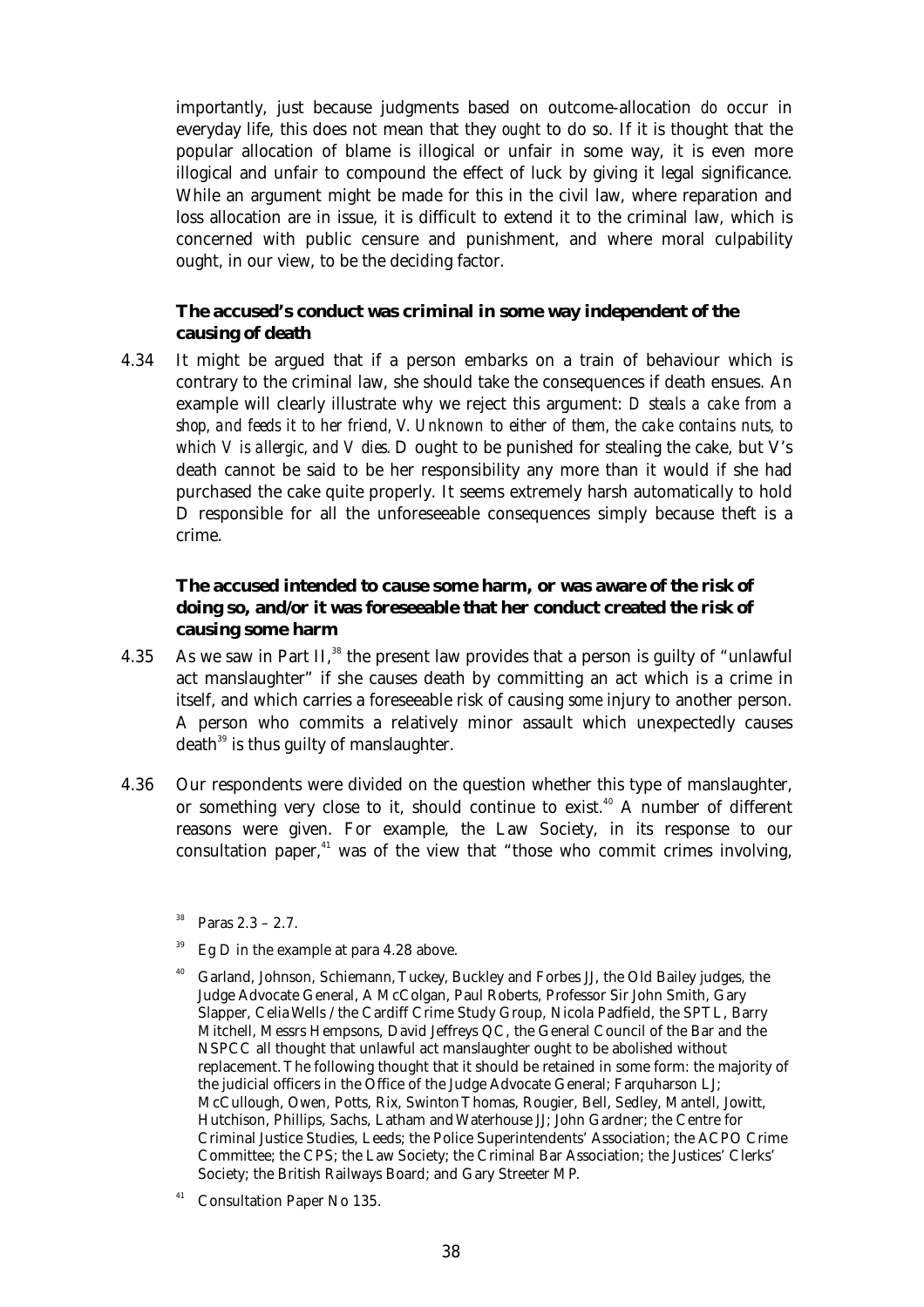importantly, just because judgments based on outcome-allocation *do* occur in everyday life, this does not mean that they *ought* to do so. If it is thought that the popular allocation of blame is illogical or unfair in some way, it is even more illogical and unfair to compound the effect of luck by giving it legal significance. While an argument might be made for this in the civil law, where reparation and loss allocation are in issue, it is difficult to extend it to the criminal law, which is concerned with public censure and punishment, and where moral culpability ought, in our view, to be the deciding factor.

### The accused's conduct was criminal in some way independent of the causing of death

4.34 It might be argued that if a person embarks on a train of behaviour which is contrary to the criminal law, she should take the consequences if death ensues. An example will clearly illustrate why we reject this argument: *D steals a cake from a shop, and feeds it to her friend, V. Unknown to either of them, the cake contains nuts, to which V is allergic, and V dies.* D ought to be punished for stealing the cake, but V's death cannot be said to be her responsibility any more than it would if she had purchased the cake quite properly. It seems extremely harsh automatically to hold D responsible for all the unforeseeable consequences simply because theft is a crime.

### The accused intended to cause some harm, or was aware of the risk of doing so, and/or it was foreseeable that her conduct created the risk of causing some harm

4.35 As we saw in Part II,[38] the present law provides that a person is guilty of "unlawful act manslaughter" if she causes death by committing an act which is a crime in itself, and which carries a foreseeable risk of causing *some* injury to another person. A person who commits a relatively minor assault which unexpectedly causes death[39] is thus guilty of manslaughter.

4.36 Our respondents were divided on the question whether this type of manslaughter, or something very close to it, should continue to exist.[40] A number of different reasons were given. For example, the Law Society, in its response to our consultation paper,[41] was of the view that "those who commit crimes involving,

[38] Paras 2.3 – 2.7.

[39] Eg D in the example at para 4.28 above.

[40] Garland, Johnson, Schiemann, Tuckey, Buckley and Forbes JJ, the Old Bailey judges, the Judge Advocate General, A McColgan, Paul Roberts, Professor Sir John Smith, Gary Slapper, Celia Wells / the Cardiff Crime Study Group, Nicola Padfield, the SPTL, Barry Mitchell, Messrs Hempsons, David Jeffreys QC, the General Council of the Bar and the NSPCC all thought that unlawful act manslaughter ought to be abolished without replacement. The following thought that it should be retained in some form: the majority of the judicial officers in the Office of the Judge Advocate General; Farquharson LJ; McCullough, Owen, Potts, Rix, Swinton Thomas, Rougier, Bell, Sedley, Mantell, Jowitt, Hutchison, Phillips, Sachs, Latham and Waterhouse JJ; John Gardner; the Centre for Criminal Justice Studies, Leeds; the Police Superintendents' Association; the ACPO Crime Committee; the CPS; the Law Society; the Criminal Bar Association; the Justices' Clerks' Society; the British Railways Board; and Gary Streeter MP.

[41] Consultation Paper No 135.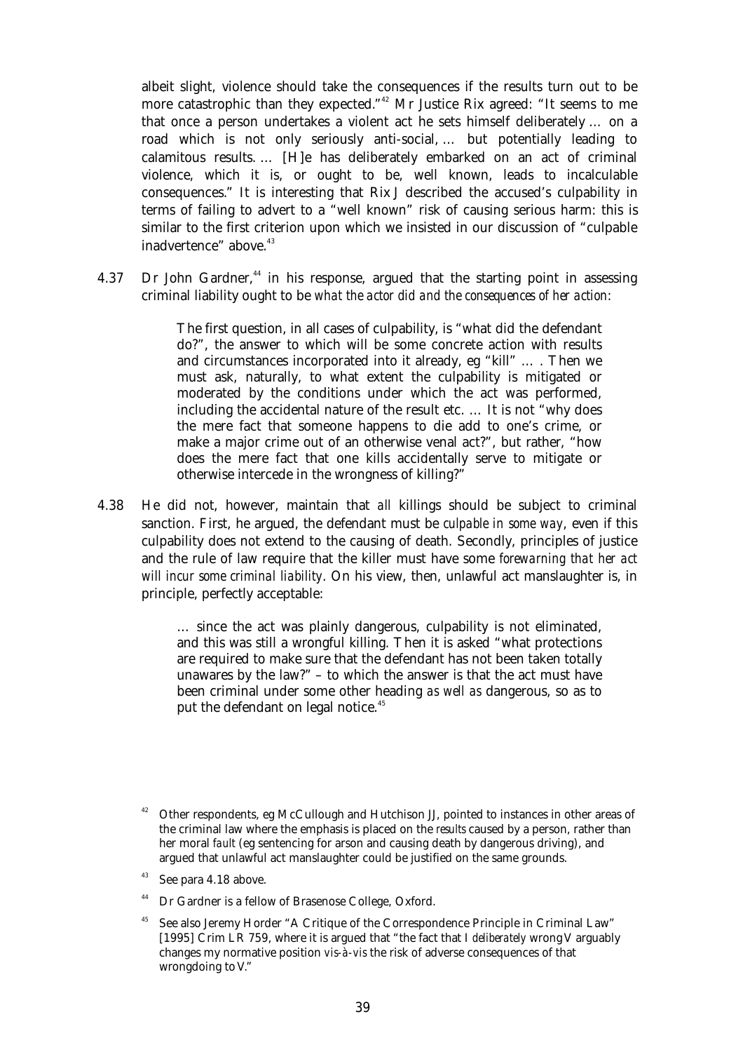albeit slight, violence should take the consequences if the results turn out to be more catastrophic than they expected."[42] Mr Justice Rix agreed: "It seems to me that once a person undertakes a violent act he sets himself deliberately … on a road which is not only seriously anti-social, … but potentially leading to calamitous results. … [H]e has deliberately embarked on an act of criminal violence, which it is, or ought to be, well known, leads to incalculable consequences." It is interesting that Rix J described the accused's culpability in terms of failing to advert to a "well known" risk of causing serious harm: this is similar to the first criterion upon which we insisted in our discussion of "culpable inadvertence" above.[43]

4.37 Dr John Gardner,[44] in his response, argued that the starting point in assessing criminal liability ought to be *what the actor did and the consequences of her action*:

> The first question, in all cases of culpability, is "what did the defendant do?", the answer to which will be some concrete action with results and circumstances incorporated into it already, eg "kill" … . Then we must ask, naturally, to what extent the culpability is mitigated or moderated by the conditions under which the act was performed, including the accidental nature of the result etc. … It is not "why does the mere fact that someone happens to die add to one's crime, or make a major crime out of an otherwise venal act?", but rather, "how does the mere fact that one kills accidentally serve to mitigate or otherwise intercede in the wrongness of killing?"

4.38 He did not, however, maintain that *all* killings should be subject to criminal sanction. First, he argued, the defendant must be *culpable in some way*, even if this culpability does not extend to the causing of death. Secondly, principles of justice and the rule of law require that the killer must have some *forewarning that her act will incur some criminal liability*. On his view, then, unlawful act manslaughter is, in principle, perfectly acceptable:

> … since the act was plainly dangerous, culpability is not eliminated, and this was still a wrongful killing. Then it is asked "what protections are required to make sure that the defendant has not been taken totally unawares by the law?" – to which the answer is that the act must have been criminal under some other heading *as well as* dangerous, so as to put the defendant on legal notice.[45]

---

[42] Other respondents, eg McCullough and Hutchison JJ, pointed to instances in other areas of the criminal law where the emphasis is placed on the *results* caused by a person, rather than her moral *fault* (eg sentencing for arson and causing death by dangerous driving), and argued that unlawful act manslaughter could be justified on the same grounds.

[43] See para 4.18 above.

[44] Dr Gardner is a fellow of Brasenose College, Oxford.

[45] See also Jeremy Horder "A Critique of the Correspondence Principle in Criminal Law" [1995] Crim LR 759, where it is argued that "the fact that I *deliberately* wrong V arguably changes my normative position *vis-à-vis* the risk of adverse consequences of that wrongdoing to V."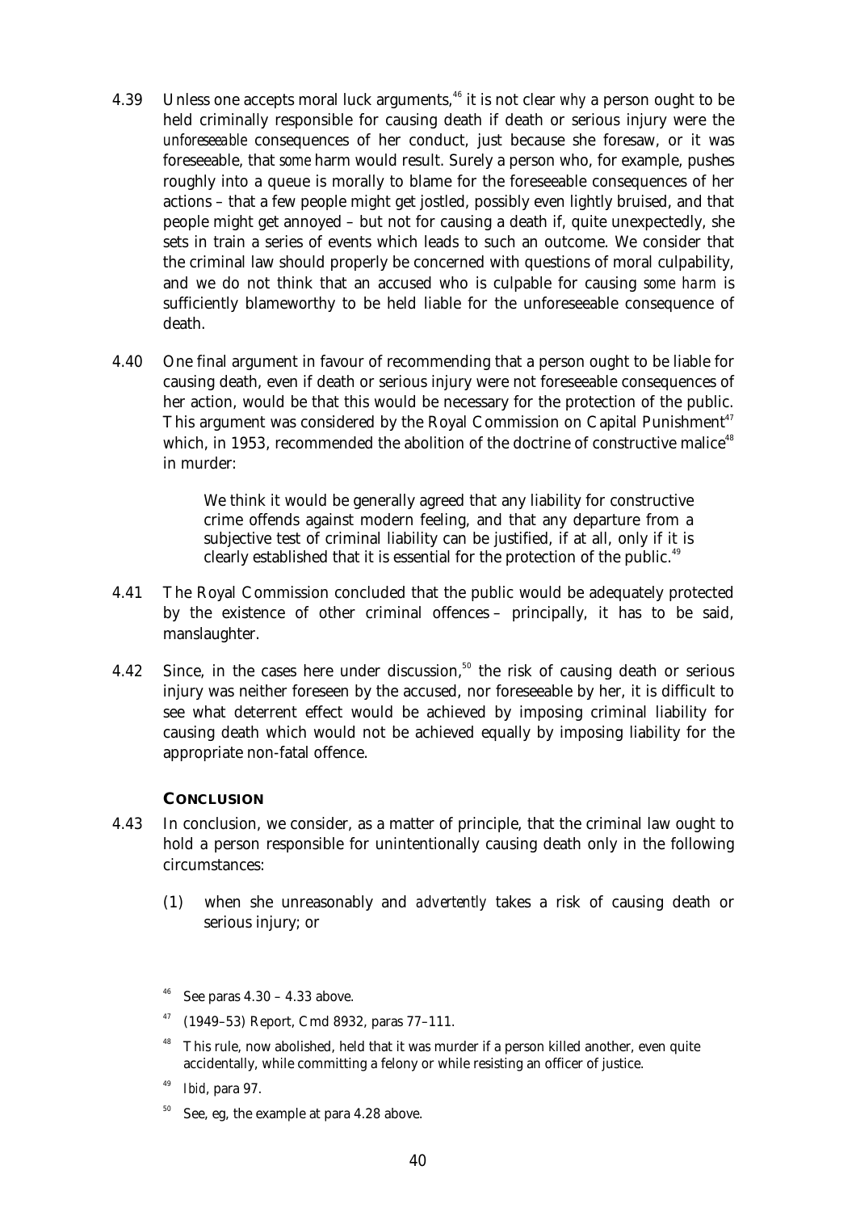4.39 Unless one accepts moral luck arguments,[46] it is not clear *why* a person ought to be held criminally responsible for causing death if death or serious injury were the *unforeseeable* consequences of her conduct, just because she foresaw, or it was foreseeable, that *some* harm would result. Surely a person who, for example, pushes roughly into a queue is morally to blame for the foreseeable consequences of her actions – that a few people might get jostled, possibly even lightly bruised, and that people might get annoyed – but not for causing a death if, quite unexpectedly, she sets in train a series of events which leads to such an outcome. We consider that the criminal law should properly be concerned with questions of moral culpability, and we do not think that an accused who is culpable for causing *some harm* is sufficiently blameworthy to be held liable for the unforeseeable consequence of death.

4.40 One final argument in favour of recommending that a person ought to be liable for causing death, even if death or serious injury were not foreseeable consequences of her action, would be that this would be necessary for the protection of the public. This argument was considered by the Royal Commission on Capital Punishment[47] which, in 1953, recommended the abolition of the doctrine of constructive malice[48] in murder:

> We think it would be generally agreed that any liability for constructive crime offends against modern feeling, and that any departure from a subjective test of criminal liability can be justified, if at all, only if it is clearly established that it is essential for the protection of the public.[49]

4.41 The Royal Commission concluded that the public would be adequately protected by the existence of other criminal offences – principally, it has to be said, manslaughter.

4.42 Since, in the cases here under discussion,[50] the risk of causing death or serious injury was neither foreseen by the accused, nor foreseeable by her, it is difficult to see what deterrent effect would be achieved by imposing criminal liability for causing death which would not be achieved equally by imposing liability for the appropriate non-fatal offence.

### CONCLUSION

4.43 In conclusion, we consider, as a matter of principle, that the criminal law ought to hold a person responsible for unintentionally causing death only in the following circumstances:

(1) when she unreasonably and *advertently* takes a risk of causing death or serious injury; or

---

[46] See paras 4.30 – 4.33 above.

[47] (1949–53) Report, Cmd 8932, paras 77–111.

[48] This rule, now abolished, held that it was murder if a person killed another, even quite accidentally, while committing a felony or while resisting an officer of justice.

[49] *Ibid*, para 97.

[50] See, eg, the example at para 4.28 above.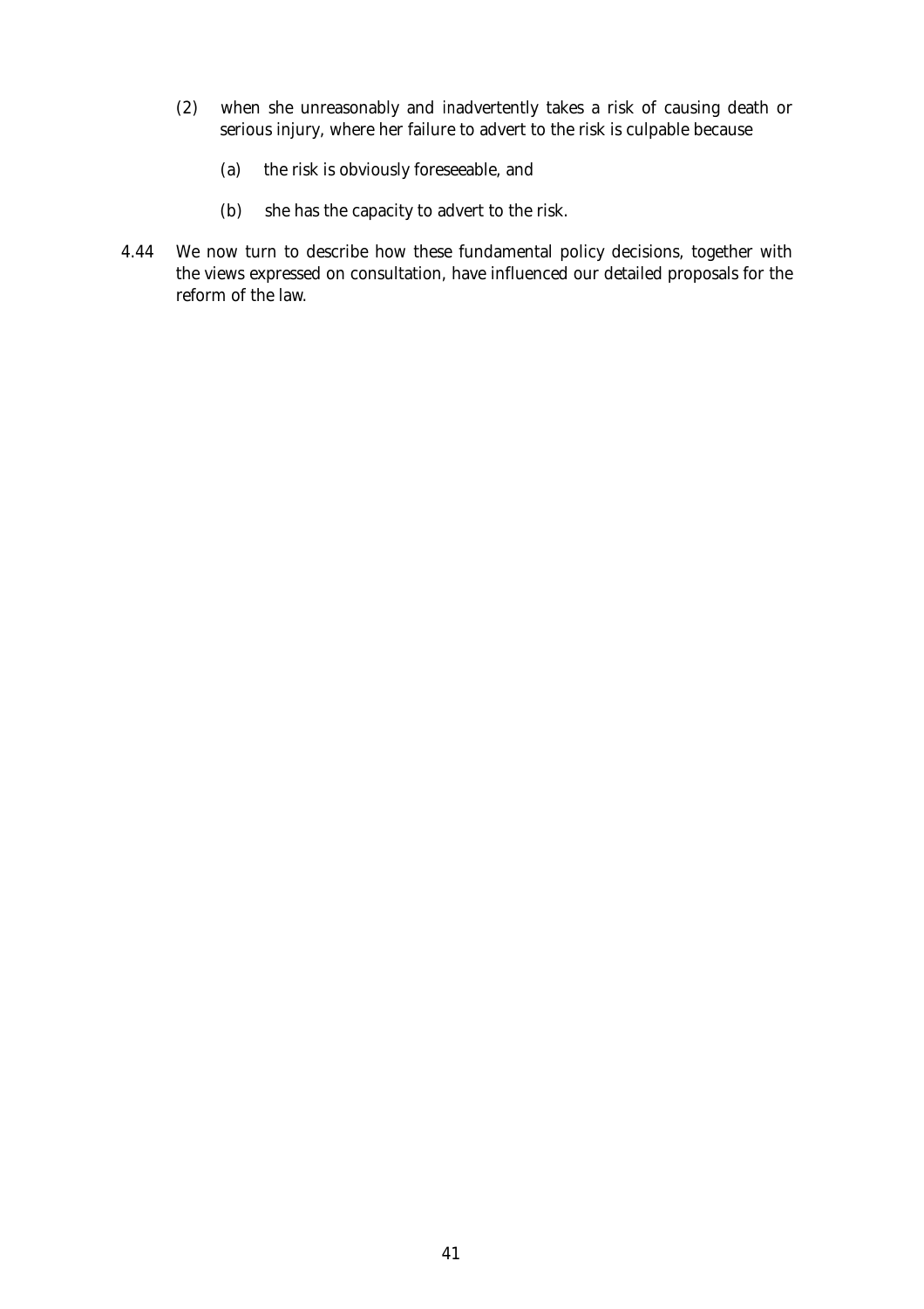(2) when she unreasonably and inadvertently takes a risk of causing death or serious injury, where her failure to advert to the risk is culpable because

   (a) the risk is obviously foreseeable, and

   (b) she has the capacity to advert to the risk.

4.44 We now turn to describe how these fundamental policy decisions, together with the views expressed on consultation, have influenced our detailed proposals for the reform of the law.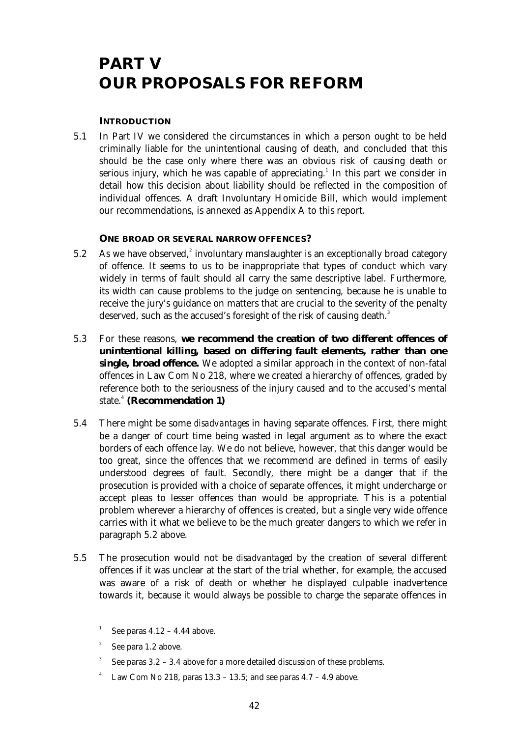# PART V
# OUR PROPOSALS FOR REFORM

### INTRODUCTION

5.1 In Part IV we considered the circumstances in which a person ought to be held criminally liable for the unintentional causing of death, and concluded that this should be the case only where there was an obvious risk of causing death or serious injury, which he was capable of appreciating.[1] In this part we consider in detail how this decision about liability should be reflected in the composition of individual offences. A draft Involuntary Homicide Bill, which would implement our recommendations, is annexed as Appendix A to this report.

### ONE BROAD OR SEVERAL NARROW OFFENCES?

5.2 As we have observed,[2] involuntary manslaughter is an exceptionally broad category of offence. It seems to us to be inappropriate that types of conduct which vary widely in terms of fault should all carry the same descriptive label. Furthermore, its width can cause problems to the judge on sentencing, because he is unable to receive the jury's guidance on matters that are crucial to the severity of the penalty deserved, such as the accused's foresight of the risk of causing death.[3]

5.3 For these reasons, **we recommend the creation of two different offences of unintentional killing, based on differing fault elements, rather than one single, broad offence.** We adopted a similar approach in the context of non-fatal offences in Law Com No 218, where we created a hierarchy of offences, graded by reference both to the seriousness of the injury caused and to the accused's mental state.[4] **(Recommendation 1)**

5.4 There might be some *disadvantages* in having separate offences. First, there might be a danger of court time being wasted in legal argument as to where the exact borders of each offence lay. We do not believe, however, that this danger would be too great, since the offences that we recommend are defined in terms of easily understood degrees of fault. Secondly, there might be a danger that if the prosecution is provided with a choice of separate offences, it might undercharge or accept pleas to lesser offences than would be appropriate. This is a potential problem wherever a hierarchy of offences is created, but a single very wide offence carries with it what we believe to be the much greater dangers to which we refer in paragraph 5.2 above.

5.5 The prosecution would not be *disadvantaged* by the creation of several different offences if it was unclear at the start of the trial whether, for example, the accused was aware of a risk of death or whether he displayed culpable inadvertence towards it, because it would always be possible to charge the separate offences in

[1] See paras 4.12 – 4.44 above.

[2] See para 1.2 above.

[3] See paras 3.2 – 3.4 above for a more detailed discussion of these problems.

[4] Law Com No 218, paras 13.3 – 13.5; and see paras 4.7 – 4.9 above.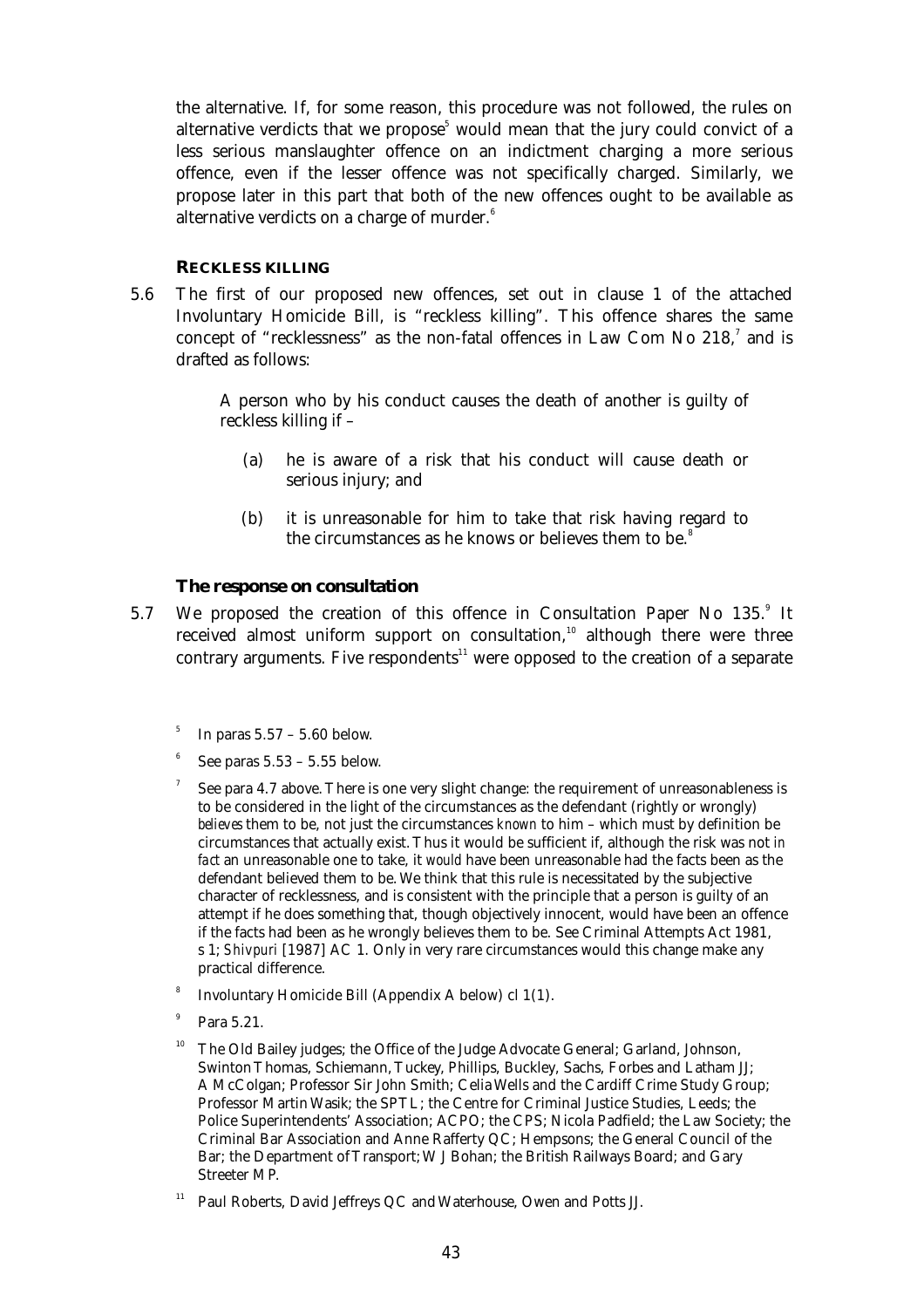the alternative. If, for some reason, this procedure was not followed, the rules on alternative verdicts that we propose[5] would mean that the jury could convict of a less serious manslaughter offence on an indictment charging a more serious offence, even if the lesser offence was not specifically charged. Similarly, we propose later in this part that both of the new offences ought to be available as alternative verdicts on a charge of murder.[6]

### RECKLESS KILLING

5.6 The first of our proposed new offences, set out in clause 1 of the attached Involuntary Homicide Bill, is "reckless killing". This offence shares the same concept of "recklessness" as the non-fatal offences in Law Com No 218,[7] and is drafted as follows:

> A person who by his conduct causes the death of another is guilty of reckless killing if –
>
> (a) he is aware of a risk that his conduct will cause death or serious injury; and
>
> (b) it is unreasonable for him to take that risk having regard to the circumstances as he knows or believes them to be.[8]

#### The response on consultation

5.7 We proposed the creation of this offence in Consultation Paper No 135.[9] It received almost uniform support on consultation,[10] although there were three contrary arguments. Five respondents[11] were opposed to the creation of a separate

---

[5] In paras 5.57 – 5.60 below.

[6] See paras 5.53 – 5.55 below.

[7] See para 4.7 above. There is one very slight change: the requirement of unreasonableness is to be considered in the light of the circumstances as the defendant (rightly or wrongly) *believes* them to be, not just the circumstances *known* to him – which must by definition be circumstances that actually exist. Thus it would be sufficient if, although the risk was not *in fact* an unreasonable one to take, it *would* have been unreasonable had the facts been as the defendant believed them to be. We think that this rule is necessitated by the subjective character of recklessness, and is consistent with the principle that a person is guilty of an attempt if he does something that, though objectively innocent, would have been an offence if the facts had been as he wrongly believes them to be. See Criminal Attempts Act 1981, s 1; *Shivpuri* [1987] AC 1. Only in very rare circumstances would this change make any practical difference.

[8] Involuntary Homicide Bill (Appendix A below) cl 1(1).

[9] Para 5.21.

[10] The Old Bailey judges; the Office of the Judge Advocate General; Garland, Johnson, Swinton Thomas, Schiemann, Tuckey, Phillips, Buckley, Sachs, Forbes and Latham JJ; A McColgan; Professor Sir John Smith; Celia Wells and the Cardiff Crime Study Group; Professor Martin Wasik; the SPTL; the Centre for Criminal Justice Studies, Leeds; the Police Superintendents' Association; ACPO; the CPS; Nicola Padfield; the Law Society; the Criminal Bar Association and Anne Rafferty QC; Hempsons; the General Council of the Bar; the Department of Transport; W J Bohan; the British Railways Board; and Gary Streeter MP.

[11] Paul Roberts, David Jeffreys QC and Waterhouse, Owen and Potts JJ.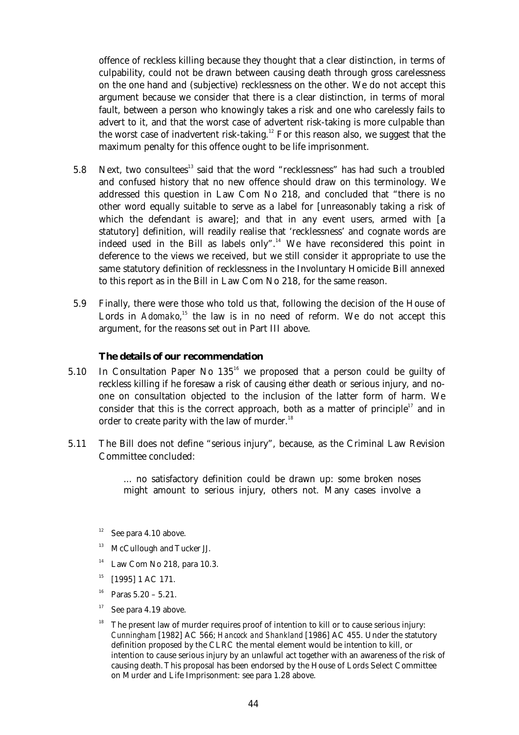offence of reckless killing because they thought that a clear distinction, in terms of culpability, could not be drawn between causing death through gross carelessness on the one hand and (subjective) recklessness on the other. We do not accept this argument because we consider that there is a clear distinction, in terms of moral fault, between a person who knowingly takes a risk and one who carelessly fails to advert to it, and that the worst case of advertent risk-taking is more culpable than the worst case of inadvertent risk-taking.[12] For this reason also, we suggest that the maximum penalty for this offence ought to be life imprisonment.

5.8 Next, two consultees[13] said that the word "recklessness" has had such a troubled and confused history that no new offence should draw on this terminology. We addressed this question in Law Com No 218, and concluded that "there is no other word equally suitable to serve as a label for [unreasonably taking a risk of which the defendant is aware]; and that in any event users, armed with [a statutory] definition, will readily realise that 'recklessness' and cognate words are indeed used in the Bill as labels only".[14] We have reconsidered this point in deference to the views we received, but we still consider it appropriate to use the same statutory definition of recklessness in the Involuntary Homicide Bill annexed to this report as in the Bill in Law Com No 218, for the same reason.

5.9 Finally, there were those who told us that, following the decision of the House of Lords in *Adomako*,[15] the law is in no need of reform. We do not accept this argument, for the reasons set out in Part III above.

### The details of our recommendation

5.10 In Consultation Paper No 135[16] we proposed that a person could be guilty of reckless killing if he foresaw a risk of causing *either* death *or* serious injury, and no-one on consultation objected to the inclusion of the latter form of harm. We consider that this is the correct approach, both as a matter of principle[17] and in order to create parity with the law of murder.[18]

5.11 The Bill does not define "serious injury", because, as the Criminal Law Revision Committee concluded:

> ... no satisfactory definition could be drawn up: some broken noses might amount to serious injury, others not. Many cases involve a

---

[12] See para 4.10 above.

[13] McCullough and Tucker JJ.

[14] Law Com No 218, para 10.3.

[15] [1995] 1 AC 171.

[16] Paras 5.20 – 5.21.

[17] See para 4.19 above.

[18] The present law of murder requires proof of intention to kill or to cause serious injury: *Cunningham* [1982] AC 566; *Hancock and Shankland* [1986] AC 455. Under the statutory definition proposed by the CLRC the mental element would be intention to kill, or intention to cause serious injury by an unlawful act together with an awareness of the risk of causing death. This proposal has been endorsed by the House of Lords Select Committee on Murder and Life Imprisonment: see para 1.28 above.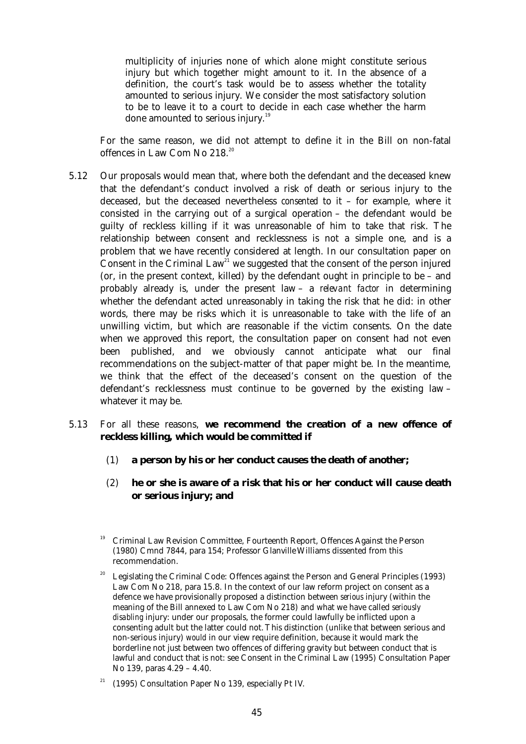> multiplicity of injuries none of which alone might constitute serious injury but which together might amount to it. In the absence of a definition, the court's task would be to assess whether the totality amounted to serious injury. We consider the most satisfactory solution to be to leave it to a court to decide in each case whether the harm done amounted to serious injury.[19]

For the same reason, we did not attempt to define it in the Bill on non-fatal offences in Law Com No 218.[20]

5.12 Our proposals would mean that, where both the defendant and the deceased knew that the defendant's conduct involved a risk of death or serious injury to the deceased, but the deceased nevertheless *consented* to it – for example, where it consisted in the carrying out of a surgical operation – the defendant would be guilty of reckless killing if it was unreasonable of him to take that risk. The relationship between consent and recklessness is not a simple one, and is a problem that we have recently considered at length. In our consultation paper on Consent in the Criminal Law[21] we suggested that the consent of the person injured (or, in the present context, killed) by the defendant ought in principle to be – and probably already is, under the present law – a *relevant factor* in determining whether the defendant acted unreasonably in taking the risk that he did: in other words, there may be risks which it is unreasonable to take with the life of an unwilling victim, but which are reasonable if the victim consents. On the date when we approved this report, the consultation paper on consent had not even been published, and we obviously cannot anticipate what our final recommendations on the subject-matter of that paper might be. In the meantime, we think that the effect of the deceased's consent on the question of the defendant's recklessness must continue to be governed by the existing law – whatever it may be.

5.13 For all these reasons, **we recommend the creation of a new offence of reckless killing, which would be committed if**

(1) **a person by his or her conduct causes the death of another;**

(2) **he or she is aware of a risk that his or her conduct will cause death or serious injury; and**

---

[19] Criminal Law Revision Committee, Fourteenth Report, Offences Against the Person (1980) Cmnd 7844, para 154; Professor Glanville Williams dissented from this recommendation.

[20] Legislating the Criminal Code: Offences against the Person and General Principles (1993) Law Com No 218, para 15.8. In the context of our law reform project on consent as a defence we have provisionally proposed a distinction between *serious* injury (within the meaning of the Bill annexed to Law Com No 218) and what we have called *seriously disabling* injury: under our proposals, the former could lawfully be inflicted upon a consenting adult but the latter could not. This distinction (unlike that between serious and non-serious injury) *would* in our view require definition, because it would mark the borderline not just between two offences of differing gravity but between conduct that is lawful and conduct that is not: see Consent in the Criminal Law (1995) Consultation Paper No 139, paras 4.29 – 4.40.

[21] (1995) Consultation Paper No 139, especially Pt IV.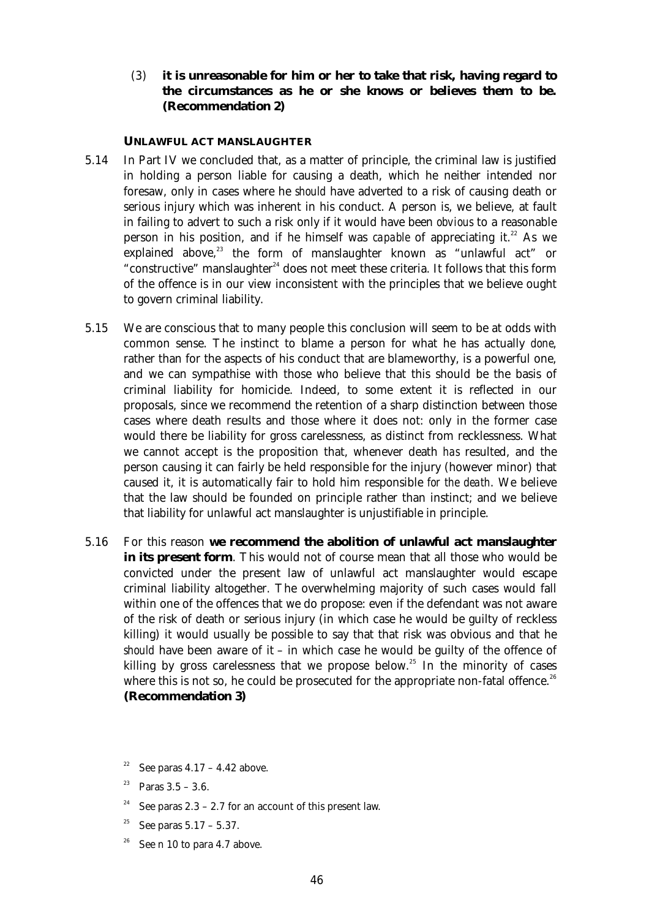(3) **it is unreasonable for him or her to take that risk, having regard to the circumstances as he or she knows or believes them to be. (Recommendation 2)**

### UNLAWFUL ACT MANSLAUGHTER

5.14 In Part IV we concluded that, as a matter of principle, the criminal law is justified in holding a person liable for causing a death, which he neither intended nor foresaw, only in cases where he *should* have adverted to a risk of causing death or serious injury which was inherent in his conduct. A person is, we believe, at fault in failing to advert to such a risk only if it would have been *obvious* to a reasonable person in his position, and if he himself was *capable* of appreciating it.[22] As we explained above,[23] the form of manslaughter known as "unlawful act" or "constructive" manslaughter[24] does not meet these criteria. It follows that this form of the offence is in our view inconsistent with the principles that we believe ought to govern criminal liability.

5.15 We are conscious that to many people this conclusion will seem to be at odds with common sense. The instinct to blame a person for what he has actually *done*, rather than for the aspects of his conduct that are blameworthy, is a powerful one, and we can sympathise with those who believe that this should be the basis of criminal liability for homicide. Indeed, to some extent it is reflected in our proposals, since we recommend the retention of a sharp distinction between those cases where death results and those where it does not: only in the former case would there be liability for gross carelessness, as distinct from recklessness. What we cannot accept is the proposition that, whenever death *has* resulted, and the person causing it can fairly be held responsible for the injury (however minor) that caused it, it is automatically fair to hold him responsible *for the death*. We believe that the law should be founded on principle rather than instinct; and we believe that liability for unlawful act manslaughter is unjustifiable in principle.

5.16 For this reason **we recommend the abolition of unlawful act manslaughter in its present form**. This would not of course mean that all those who would be convicted under the present law of unlawful act manslaughter would escape criminal liability altogether. The overwhelming majority of such cases would fall within one of the offences that we do propose: even if the defendant was not aware of the risk of death or serious injury (in which case he would be guilty of reckless killing) it would usually be possible to say that that risk was obvious and that he *should* have been aware of it – in which case he would be guilty of the offence of killing by gross carelessness that we propose below.[25] In the minority of cases where this is not so, he could be prosecuted for the appropriate non-fatal offence.[26] **(Recommendation 3)**

[22] See paras 4.17 – 4.42 above.

[23] Paras 3.5 – 3.6.

[24] See paras 2.3 – 2.7 for an account of this present law.

[25] See paras 5.17 – 5.37.

[26] See n 10 to para 4.7 above.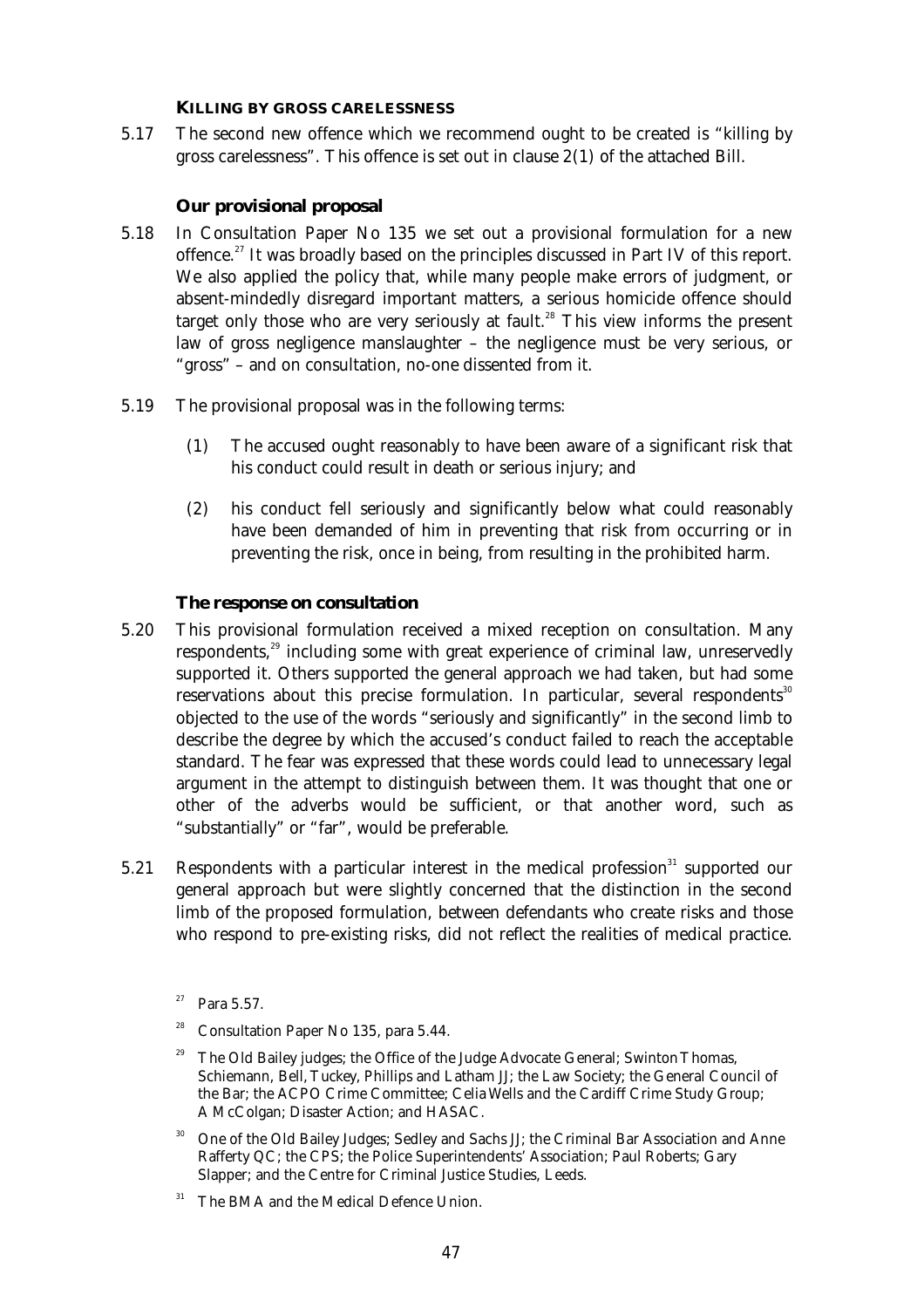### KILLING BY GROSS CARELESSNESS

5.17 The second new offence which we recommend ought to be created is "killing by gross carelessness". This offence is set out in clause 2(1) of the attached Bill.

#### Our provisional proposal

5.18 In Consultation Paper No 135 we set out a provisional formulation for a new offence.[27] It was broadly based on the principles discussed in Part IV of this report. We also applied the policy that, while many people make errors of judgment, or absent-mindedly disregard important matters, a serious homicide offence should target only those who are very seriously at fault.[28] This view informs the present law of gross negligence manslaughter – the negligence must be very serious, or "gross" – and on consultation, no-one dissented from it.

5.19 The provisional proposal was in the following terms:

(1) The accused ought reasonably to have been aware of a significant risk that his conduct could result in death or serious injury; and

(2) his conduct fell seriously and significantly below what could reasonably have been demanded of him in preventing that risk from occurring or in preventing the risk, once in being, from resulting in the prohibited harm.

#### The response on consultation

5.20 This provisional formulation received a mixed reception on consultation. Many respondents,[29] including some with great experience of criminal law, unreservedly supported it. Others supported the general approach we had taken, but had some reservations about this precise formulation. In particular, several respondents[30] objected to the use of the words "seriously and significantly" in the second limb to describe the degree by which the accused's conduct failed to reach the acceptable standard. The fear was expressed that these words could lead to unnecessary legal argument in the attempt to distinguish between them. It was thought that one or other of the adverbs would be sufficient, or that another word, such as "substantially" or "far", would be preferable.

5.21 Respondents with a particular interest in the medical profession[31] supported our general approach but were slightly concerned that the distinction in the second limb of the proposed formulation, between defendants who create risks and those who respond to pre-existing risks, did not reflect the realities of medical practice.

---

[27] Para 5.57.

[28] Consultation Paper No 135, para 5.44.

[29] The Old Bailey judges; the Office of the Judge Advocate General; Swinton Thomas, Schiemann, Bell, Tuckey, Phillips and Latham JJ; the Law Society; the General Council of the Bar; the ACPO Crime Committee; Celia Wells and the Cardiff Crime Study Group; A McColgan; Disaster Action; and HASAC.

[30] One of the Old Bailey Judges; Sedley and Sachs JJ; the Criminal Bar Association and Anne Rafferty QC; the CPS; the Police Superintendents' Association; Paul Roberts; Gary Slapper; and the Centre for Criminal Justice Studies, Leeds.

[31] The BMA and the Medical Defence Union.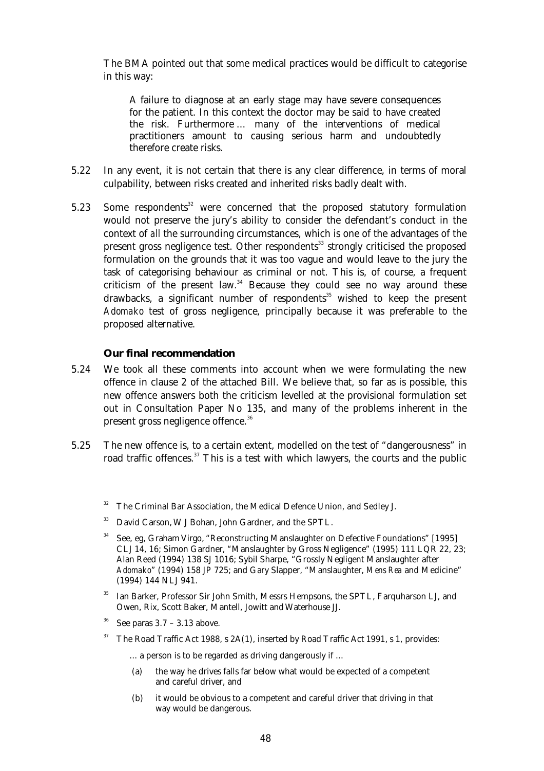The BMA pointed out that some medical practices would be difficult to categorise in this way:

> A failure to diagnose at an early stage may have severe consequences for the patient. In this context the doctor may be said to have created the risk. Furthermore … many of the interventions of medical practitioners amount to causing serious harm and undoubtedly therefore create risks.

5.22 In any event, it is not certain that there is any clear difference, in terms of moral culpability, between risks created and inherited risks badly dealt with.

5.23 Some respondents[32] were concerned that the proposed statutory formulation would not preserve the jury's ability to consider the defendant's conduct in the context of *all* the surrounding circumstances, which is one of the advantages of the present gross negligence test. Other respondents[33] strongly criticised the proposed formulation on the grounds that it was too vague and would leave to the jury the task of categorising behaviour as criminal or not. This is, of course, a frequent criticism of the present law.[34] Because they could see no way around these drawbacks, a significant number of respondents[35] wished to keep the present *Adomako* test of gross negligence, principally because it was preferable to the proposed alternative.

### Our final recommendation

5.24 We took all these comments into account when we were formulating the new offence in clause 2 of the attached Bill. We believe that, so far as is possible, this new offence answers both the criticism levelled at the provisional formulation set out in Consultation Paper No 135, and many of the problems inherent in the present gross negligence offence.[36]

5.25 The new offence is, to a certain extent, modelled on the test of "dangerousness" in road traffic offences.[37] This is a test with which lawyers, the courts and the public

---

[32] The Criminal Bar Association, the Medical Defence Union, and Sedley J.

[33] David Carson, W J Bohan, John Gardner, and the SPTL.

[34] See, eg, Graham Virgo, "Reconstructing Manslaughter on Defective Foundations" [1995] CLJ 14, 16; Simon Gardner, "Manslaughter by Gross Negligence" (1995) 111 LQR 22, 23; Alan Reed (1994) 138 SJ 1016; Sybil Sharpe, "Grossly Negligent Manslaughter after *Adomako*" (1994) 158 JP 725; and Gary Slapper, "Manslaughter, *Mens Rea* and Medicine" (1994) 144 NLJ 941.

[35] Ian Barker, Professor Sir John Smith, Messrs Hempsons, the SPTL, Farquharson LJ, and Owen, Rix, Scott Baker, Mantell, Jowitt and Waterhouse JJ.

[36] See paras 3.7 – 3.13 above.

[37] The Road Traffic Act 1988, s 2A(1), inserted by Road Traffic Act 1991, s 1, provides:

> … a person is to be regarded as driving dangerously if …
>
> (a) the way he drives falls far below what would be expected of a competent and careful driver, and
>
> (b) it would be obvious to a competent and careful driver that driving in that way would be dangerous.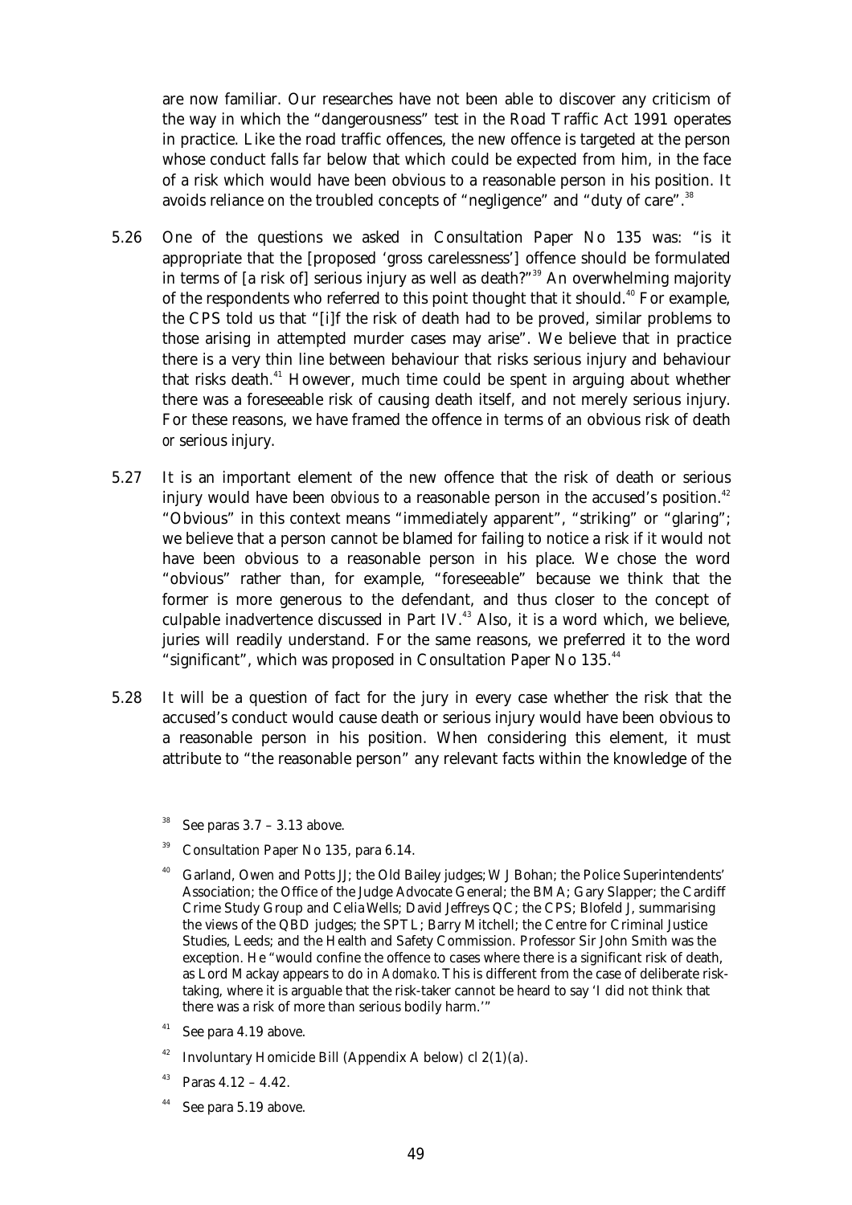are now familiar. Our researches have not been able to discover any criticism of the way in which the "dangerousness" test in the Road Traffic Act 1991 operates in practice. Like the road traffic offences, the new offence is targeted at the person whose conduct falls *far* below that which could be expected from him, in the face of a risk which would have been obvious to a reasonable person in his position. It avoids reliance on the troubled concepts of "negligence" and "duty of care".[38]

5.26 One of the questions we asked in Consultation Paper No 135 was: "is it appropriate that the [proposed 'gross carelessness'] offence should be formulated in terms of [a risk of] serious injury as well as death?"[39] An overwhelming majority of the respondents who referred to this point thought that it should.[40] For example, the CPS told us that "[i]f the risk of death had to be proved, similar problems to those arising in attempted murder cases may arise". We believe that in practice there is a very thin line between behaviour that risks serious injury and behaviour that risks death.[41] However, much time could be spent in arguing about whether there was a foreseeable risk of causing death itself, and not merely serious injury. For these reasons, we have framed the offence in terms of an obvious risk of death *or* serious injury.

5.27 It is an important element of the new offence that the risk of death or serious injury would have been *obvious* to a reasonable person in the accused's position.[42] "Obvious" in this context means "immediately apparent", "striking" or "glaring"; we believe that a person cannot be blamed for failing to notice a risk if it would not have been obvious to a reasonable person in his place. We chose the word "obvious" rather than, for example, "foreseeable" because we think that the former is more generous to the defendant, and thus closer to the concept of culpable inadvertence discussed in Part IV.[43] Also, it is a word which, we believe, juries will readily understand. For the same reasons, we preferred it to the word "significant", which was proposed in Consultation Paper No 135.[44]

5.28 It will be a question of fact for the jury in every case whether the risk that the accused's conduct would cause death or serious injury would have been obvious to a reasonable person in his position. When considering this element, it must attribute to "the reasonable person" any relevant facts within the knowledge of the

[38] See paras 3.7 – 3.13 above.

[39] Consultation Paper No 135, para 6.14.

[40] Garland, Owen and Potts JJ; the Old Bailey judges; W J Bohan; the Police Superintendents' Association; the Office of the Judge Advocate General; the BMA; Gary Slapper; the Cardiff Crime Study Group and Celia Wells; David Jeffreys QC; the CPS; Blofeld J, summarising the views of the QBD judges; the SPTL; Barry Mitchell; the Centre for Criminal Justice Studies, Leeds; and the Health and Safety Commission. Professor Sir John Smith was the exception. He "would confine the offence to cases where there is a significant risk of death, as Lord Mackay appears to do in *Adomako*. This is different from the case of deliberate risk-taking, where it is arguable that the risk-taker cannot be heard to say 'I did not think that there was a risk of more than serious bodily harm.'"

[41] See para 4.19 above.

[42] Involuntary Homicide Bill (Appendix A below) cl 2(1)(a).

[43] Paras 4.12 – 4.42.

[44] See para 5.19 above.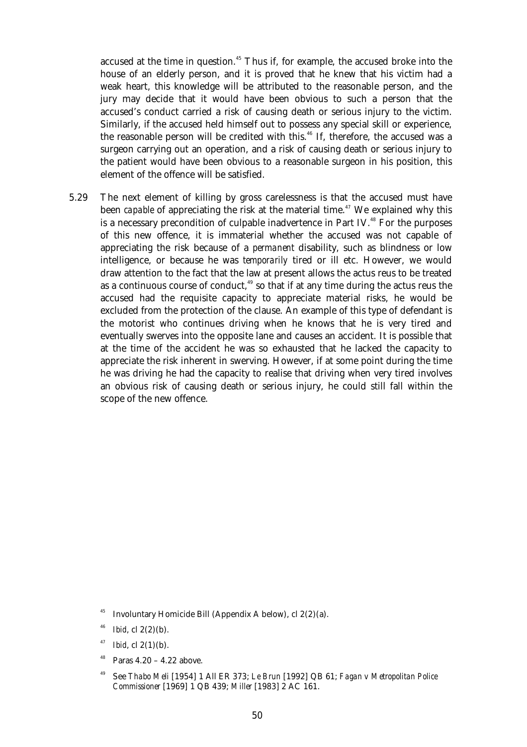accused at the time in question.[45] Thus if, for example, the accused broke into the house of an elderly person, and it is proved that he knew that his victim had a weak heart, this knowledge will be attributed to the reasonable person, and the jury may decide that it would have been obvious to such a person that the accused's conduct carried a risk of causing death or serious injury to the victim. Similarly, if the accused held himself out to possess any special skill or experience, the reasonable person will be credited with this.[46] If, therefore, the accused was a surgeon carrying out an operation, and a risk of causing death or serious injury to the patient would have been obvious to a reasonable surgeon in his position, this element of the offence will be satisfied.

5.29 The next element of killing by gross carelessness is that the accused must have been *capable* of appreciating the risk at the material time.[47] We explained why this is a necessary precondition of culpable inadvertence in Part IV.[48] For the purposes of this new offence, it is immaterial whether the accused was not capable of appreciating the risk because of a *permanent* disability, such as blindness or low intelligence, or because he was *temporarily* tired or ill etc. However, we would draw attention to the fact that the law at present allows the actus reus to be treated as a continuous course of conduct,[49] so that if at any time during the actus reus the accused had the requisite capacity to appreciate material risks, he would be excluded from the protection of the clause. An example of this type of defendant is the motorist who continues driving when he knows that he is very tired and eventually swerves into the opposite lane and causes an accident. It is possible that at the time of the accident he was so exhausted that he lacked the capacity to appreciate the risk inherent in swerving. However, if at some point during the time he was driving he had the capacity to realise that driving when very tired involves an obvious risk of causing death or serious injury, he could still fall within the scope of the new offence.

---

[45] Involuntary Homicide Bill (Appendix A below), cl 2(2)(a).

[46] *Ibid*, cl 2(2)(b).

[47] *Ibid*, cl 2(1)(b).

[48] Paras 4.20 – 4.22 above.

[49] See *Thabo Meli* [1954] 1 All ER 373; *Le Brun* [1992] QB 61; *Fagan v Metropolitan Police Commissioner* [1969] 1 QB 439; *Miller* [1983] 2 AC 161.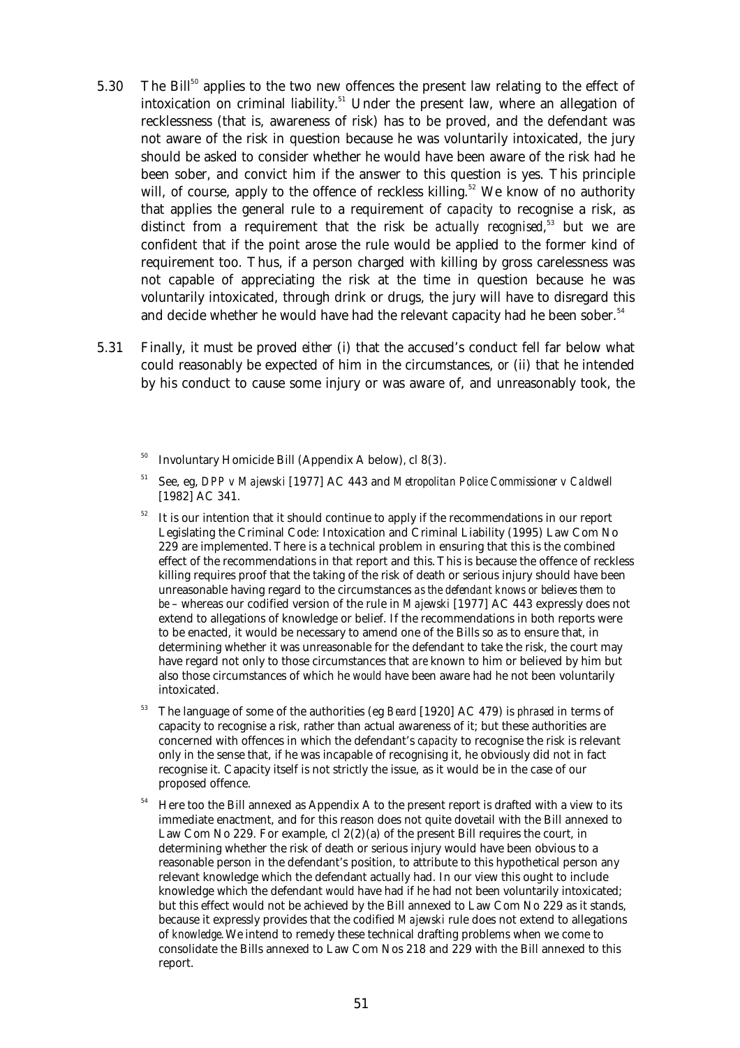5.30 The Bill[50] applies to the two new offences the present law relating to the effect of intoxication on criminal liability.[51] Under the present law, where an allegation of recklessness (that is, awareness of risk) has to be proved, and the defendant was not aware of the risk in question because he was voluntarily intoxicated, the jury should be asked to consider whether he would have been aware of the risk had he been sober, and convict him if the answer to this question is yes. This principle will, of course, apply to the offence of reckless killing.[52] We know of no authority that applies the general rule to a requirement of *capacity* to recognise a risk, as distinct from a requirement that the risk be *actually recognised*,[53] but we are confident that if the point arose the rule would be applied to the former kind of requirement too. Thus, if a person charged with killing by gross carelessness was not capable of appreciating the risk at the time in question because he was voluntarily intoxicated, through drink or drugs, the jury will have to disregard this and decide whether he would have had the relevant capacity had he been sober.[54]

5.31 Finally, it must be proved *either* (i) that the accused's conduct fell far below what could reasonably be expected of him in the circumstances, *or* (ii) that he intended by his conduct to cause some injury or was aware of, and unreasonably took, the

---

[50] Involuntary Homicide Bill (Appendix A below), cl 8(3).

[51] See, eg, *DPP v Majewski* [1977] AC 443 and *Metropolitan Police Commissioner v Caldwell* [1982] AC 341.

[52] It is our intention that it should continue to apply if the recommendations in our report Legislating the Criminal Code: Intoxication and Criminal Liability (1995) Law Com No 229 are implemented. There is a technical problem in ensuring that this is the combined effect of the recommendations in that report and this. This is because the offence of reckless killing requires proof that the taking of the risk of death or serious injury should have been unreasonable having regard to the circumstances *as the defendant knows or believes them to be* – whereas our codified version of the rule in *Majewski* [1977] AC 443 expressly does not extend to allegations of knowledge or belief. If the recommendations in both reports were to be enacted, it would be necessary to amend one of the Bills so as to ensure that, in determining whether it was unreasonable for the defendant to take the risk, the court may have regard not only to those circumstances that *are* known to him or believed by him but also those circumstances of which he *would* have been aware had he not been voluntarily intoxicated.

[53] The language of some of the authorities (eg *Beard* [1920] AC 479) is *phrased* in terms of capacity to recognise a risk, rather than actual awareness of it; but these authorities are concerned with offences in which the defendant's *capacity* to recognise the risk is relevant only in the sense that, if he was incapable of recognising it, he obviously did not in fact recognise it. Capacity itself is not strictly the issue, as it would be in the case of our proposed offence.

[54] Here too the Bill annexed as Appendix A to the present report is drafted with a view to its immediate enactment, and for this reason does not quite dovetail with the Bill annexed to Law Com No 229. For example, cl 2(2)(a) of the present Bill requires the court, in determining whether the risk of death or serious injury would have been obvious to a reasonable person in the defendant's position, to attribute to this hypothetical person any relevant knowledge which the defendant actually had. In our view this ought to include knowledge which the defendant *would* have had if he had not been voluntarily intoxicated; but this effect would not be achieved by the Bill annexed to Law Com No 229 as it stands, because it expressly provides that the codified *Majewski* rule does not extend to allegations of *knowledge*. We intend to remedy these technical drafting problems when we come to consolidate the Bills annexed to Law Com Nos 218 and 229 with the Bill annexed to this report.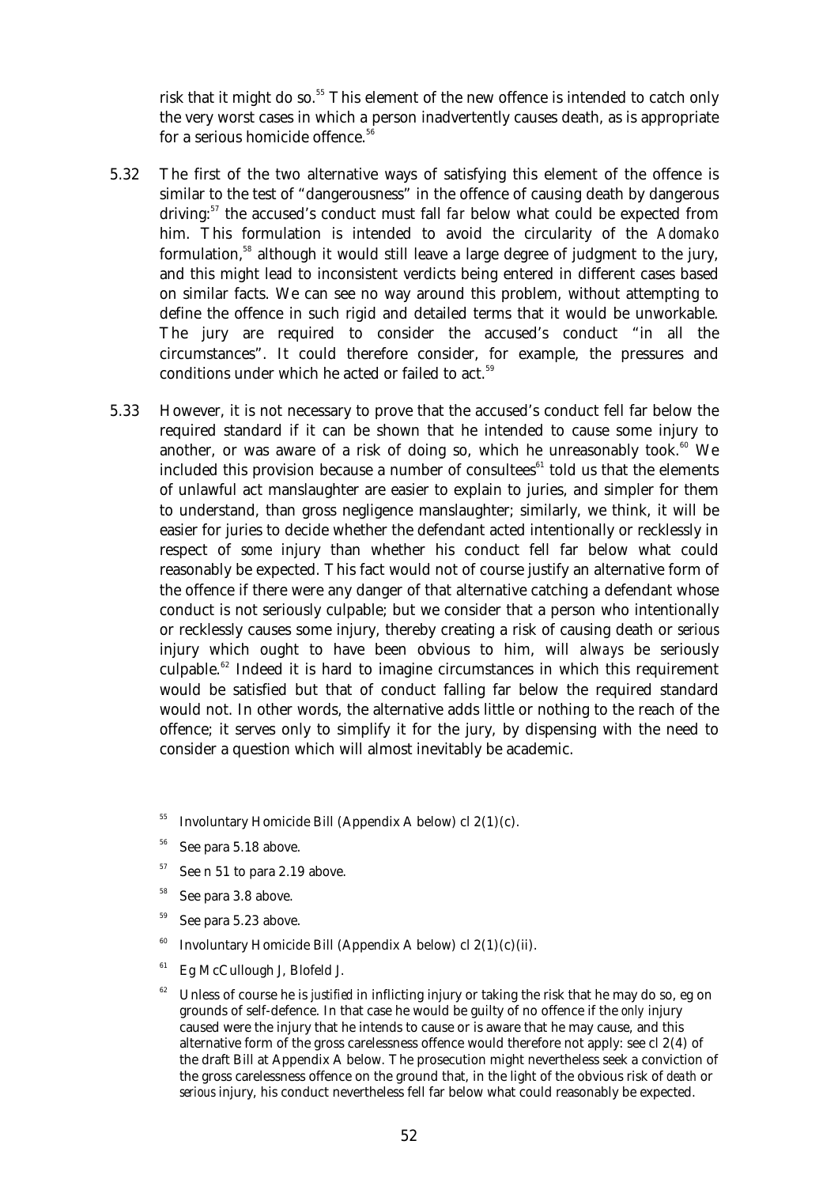risk that it might do so.[55] This element of the new offence is intended to catch only the very worst cases in which a person inadvertently causes death, as is appropriate for a serious homicide offence.[56]

5.32 The first of the two alternative ways of satisfying this element of the offence is similar to the test of "dangerousness" in the offence of causing death by dangerous driving:[57] the accused's conduct must fall *far* below what could be expected from him. This formulation is intended to avoid the circularity of the *Adomako* formulation,[58] although it would still leave a large degree of judgment to the jury, and this might lead to inconsistent verdicts being entered in different cases based on similar facts. We can see no way around this problem, without attempting to define the offence in such rigid and detailed terms that it would be unworkable. The jury are required to consider the accused's conduct "in all the circumstances". It could therefore consider, for example, the pressures and conditions under which he acted or failed to act.[59]

5.33 However, it is not necessary to prove that the accused's conduct fell far below the required standard if it can be shown that he intended to cause some injury to another, or was aware of a risk of doing so, which he unreasonably took.[60] We included this provision because a number of consultees[61] told us that the elements of unlawful act manslaughter are easier to explain to juries, and simpler for them to understand, than gross negligence manslaughter; similarly, we think, it will be easier for juries to decide whether the defendant acted intentionally or recklessly in respect of *some* injury than whether his conduct fell far below what could reasonably be expected. This fact would not of course justify an alternative form of the offence if there were any danger of that alternative catching a defendant whose conduct is not seriously culpable; but we consider that a person who intentionally or recklessly causes some injury, thereby creating a risk of causing death or *serious* injury which ought to have been obvious to him, will *always* be seriously culpable.[62] Indeed it is hard to imagine circumstances in which this requirement would be satisfied but that of conduct falling far below the required standard would not. In other words, the alternative adds little or nothing to the reach of the offence; it serves only to simplify it for the jury, by dispensing with the need to consider a question which will almost inevitably be academic.

---

[55] Involuntary Homicide Bill (Appendix A below) cl 2(1)(c).

[56] See para 5.18 above.

[57] See n 51 to para 2.19 above.

[58] See para 3.8 above.

[59] See para 5.23 above.

[60] Involuntary Homicide Bill (Appendix A below) cl 2(1)(c)(ii).

[61] Eg McCullough J, Blofeld J.

[62] Unless of course he is *justified* in inflicting injury or taking the risk that he may do so, eg on grounds of self-defence. In that case he would be guilty of no offence if the *only* injury caused were the injury that he intends to cause or is aware that he may cause, and this alternative form of the gross carelessness offence would therefore not apply: see cl 2(4) of the draft Bill at Appendix A below. The prosecution might nevertheless seek a conviction of the gross carelessness offence on the ground that, in the light of the obvious risk of *death* or *serious* injury, his conduct nevertheless fell far below what could reasonably be expected.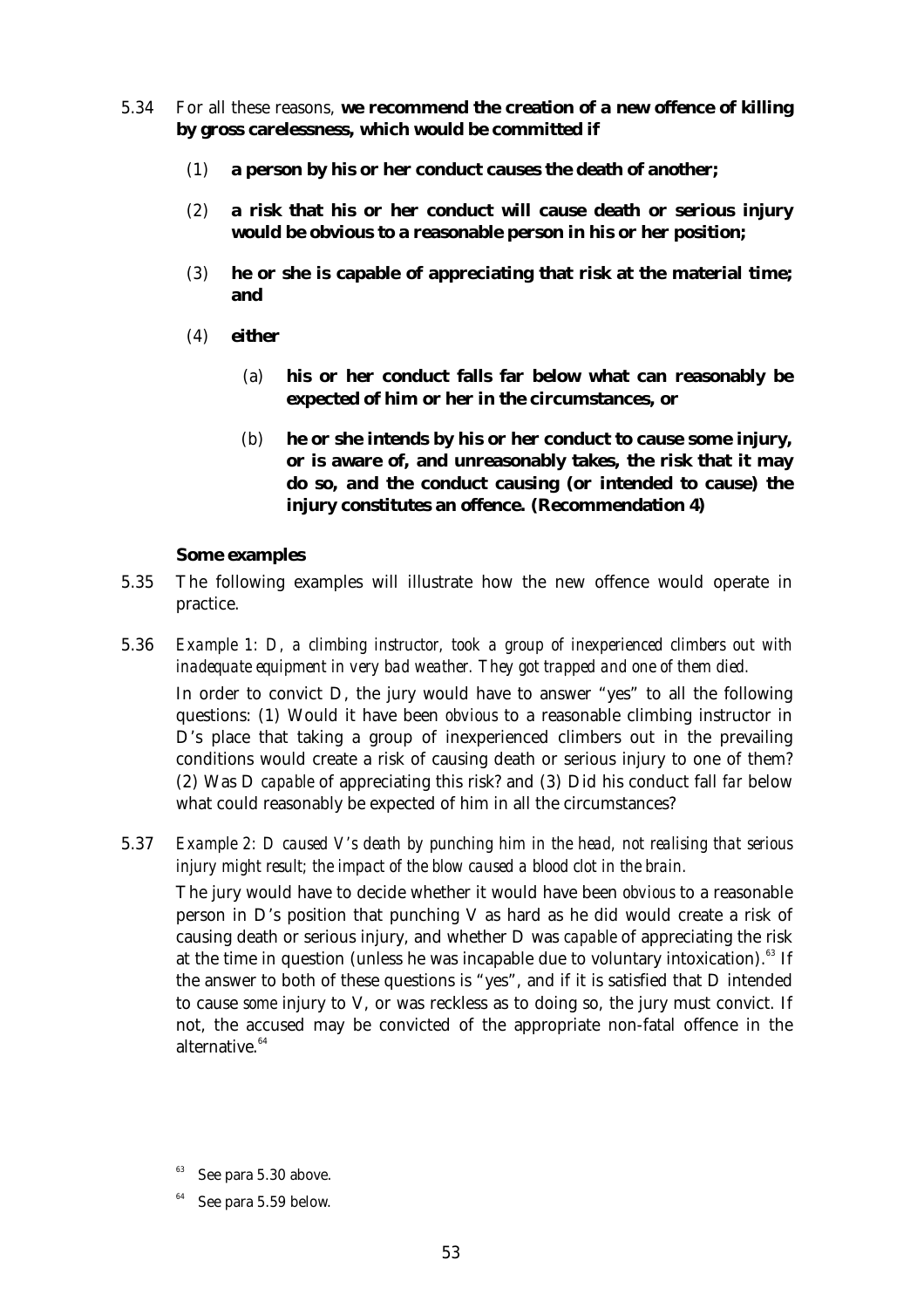5.34 For all these reasons, **we recommend the creation of a new offence of killing by gross carelessness, which would be committed if**

(1) **a person by his or her conduct causes the death of another;**

(2) **a risk that his or her conduct will cause death or serious injury would be obvious to a reasonable person in his or her position;**

(3) **he or she is capable of appreciating that risk at the material time; and**

(4) **either**

(a) **his or her conduct falls far below what can reasonably be expected of him or her in the circumstances, or**

(b) **he or she intends by his or her conduct to cause some injury, or is aware of, and unreasonably takes, the risk that it may do so, and the conduct causing (or intended to cause) the injury constitutes an offence. (Recommendation 4)**

### Some examples

5.35 The following examples will illustrate how the new offence would operate in practice.

5.36 *Example 1: D, a climbing instructor, took a group of inexperienced climbers out with inadequate equipment in very bad weather. They got trapped and one of them died.*

In order to convict D, the jury would have to answer "yes" to all the following questions: (1) Would it have been *obvious* to a reasonable climbing instructor in D's place that taking a group of inexperienced climbers out in the prevailing conditions would create a risk of causing death or serious injury to one of them? (2) Was D *capable* of appreciating this risk? and (3) Did his conduct fall *far* below what could reasonably be expected of him in all the circumstances?

5.37 *Example 2: D caused V's death by punching him in the head, not realising that serious injury might result; the impact of the blow caused a blood clot in the brain.*

The jury would have to decide whether it would have been *obvious* to a reasonable person in D's position that punching V as hard as he did would create a risk of causing death or serious injury, and whether D was *capable* of appreciating the risk at the time in question (unless he was incapable due to voluntary intoxication).[63] If the answer to both of these questions is "yes", and if it is satisfied that D intended to cause *some* injury to V, or was reckless as to doing so, the jury must convict. If not, the accused may be convicted of the appropriate non-fatal offence in the alternative.[64]

---

[63] See para 5.30 above.

[64] See para 5.59 below.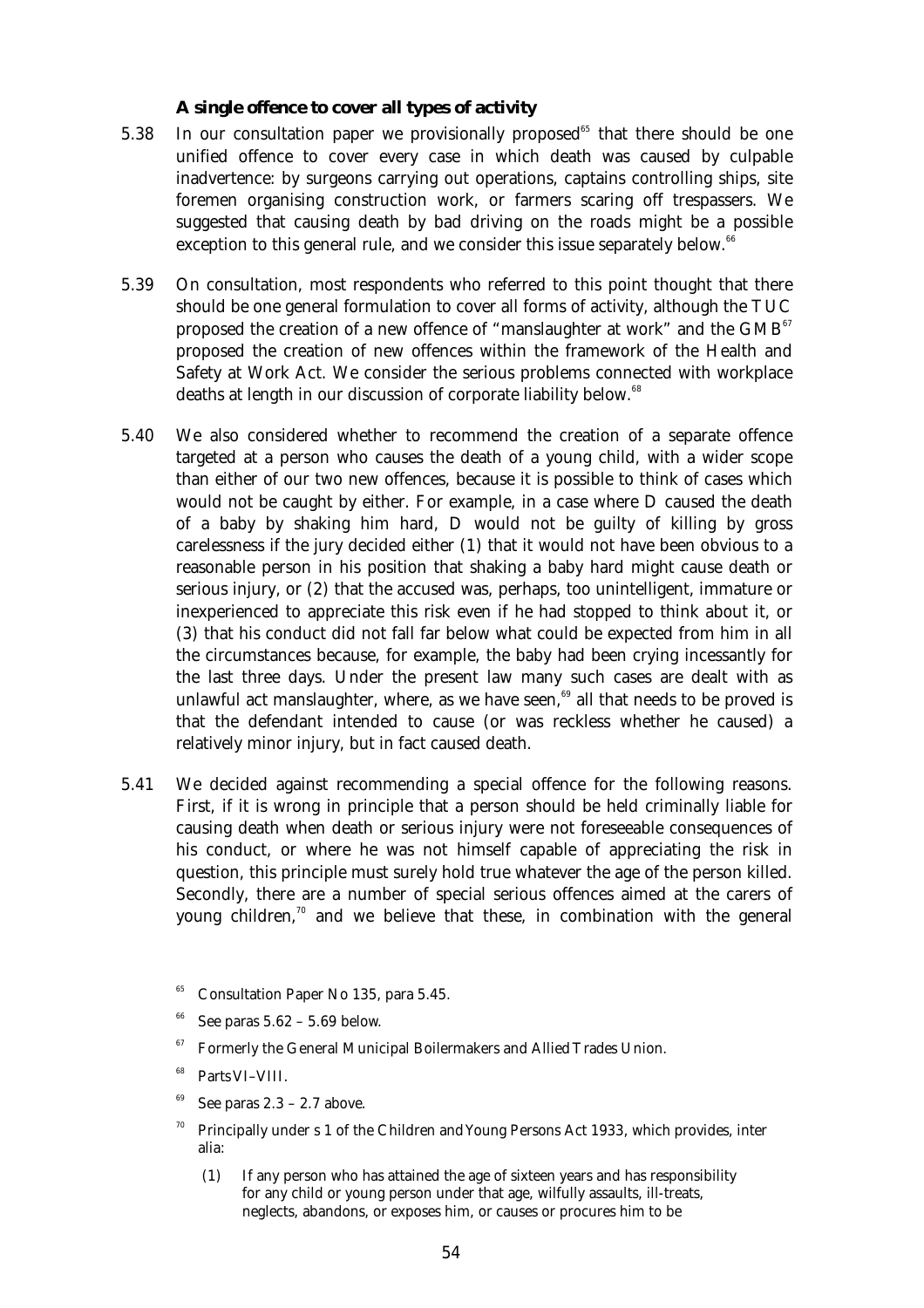**A single offence to cover all types of activity**

5.38 In our consultation paper we provisionally proposed[65] that there should be one unified offence to cover every case in which death was caused by culpable inadvertence: by surgeons carrying out operations, captains controlling ships, site foremen organising construction work, or farmers scaring off trespassers. We suggested that causing death by bad driving on the roads might be a possible exception to this general rule, and we consider this issue separately below.[66]

5.39 On consultation, most respondents who referred to this point thought that there should be one general formulation to cover all forms of activity, although the TUC proposed the creation of a new offence of "manslaughter at work" and the GMB[67] proposed the creation of new offences within the framework of the Health and Safety at Work Act. We consider the serious problems connected with workplace deaths at length in our discussion of corporate liability below.[68]

5.40 We also considered whether to recommend the creation of a separate offence targeted at a person who causes the death of a young child, with a wider scope than either of our two new offences, because it is possible to think of cases which would not be caught by either. For example, in a case where D caused the death of a baby by shaking him hard, D would not be guilty of killing by gross carelessness if the jury decided either (1) that it would not have been obvious to a reasonable person in his position that shaking a baby hard might cause death or serious injury, or (2) that the accused was, perhaps, too unintelligent, immature or inexperienced to appreciate this risk even if he had stopped to think about it, or (3) that his conduct did not fall far below what could be expected from him in all the circumstances because, for example, the baby had been crying incessantly for the last three days. Under the present law many such cases are dealt with as unlawful act manslaughter, where, as we have seen,[69] all that needs to be proved is that the defendant intended to cause (or was reckless whether he caused) a relatively minor injury, but in fact caused death.

5.41 We decided against recommending a special offence for the following reasons. First, if it is wrong in principle that a person should be held criminally liable for causing death when death or serious injury were not foreseeable consequences of his conduct, or where he was not himself capable of appreciating the risk in question, this principle must surely hold true whatever the age of the person killed. Secondly, there are a number of special serious offences aimed at the carers of young children,[70] and we believe that these, in combination with the general

[65] Consultation Paper No 135, para 5.45.

[66] See paras 5.62 – 5.69 below.

[67] Formerly the General Municipal Boilermakers and Allied Trades Union.

[68] Parts VI–VIII.

[69] See paras 2.3 – 2.7 above.

[70] Principally under s 1 of the Children and Young Persons Act 1933, which provides, inter alia:

> (1) If any person who has attained the age of sixteen years and has responsibility for any child or young person under that age, wilfully assaults, ill-treats, neglects, abandons, or exposes him, or causes or procures him to be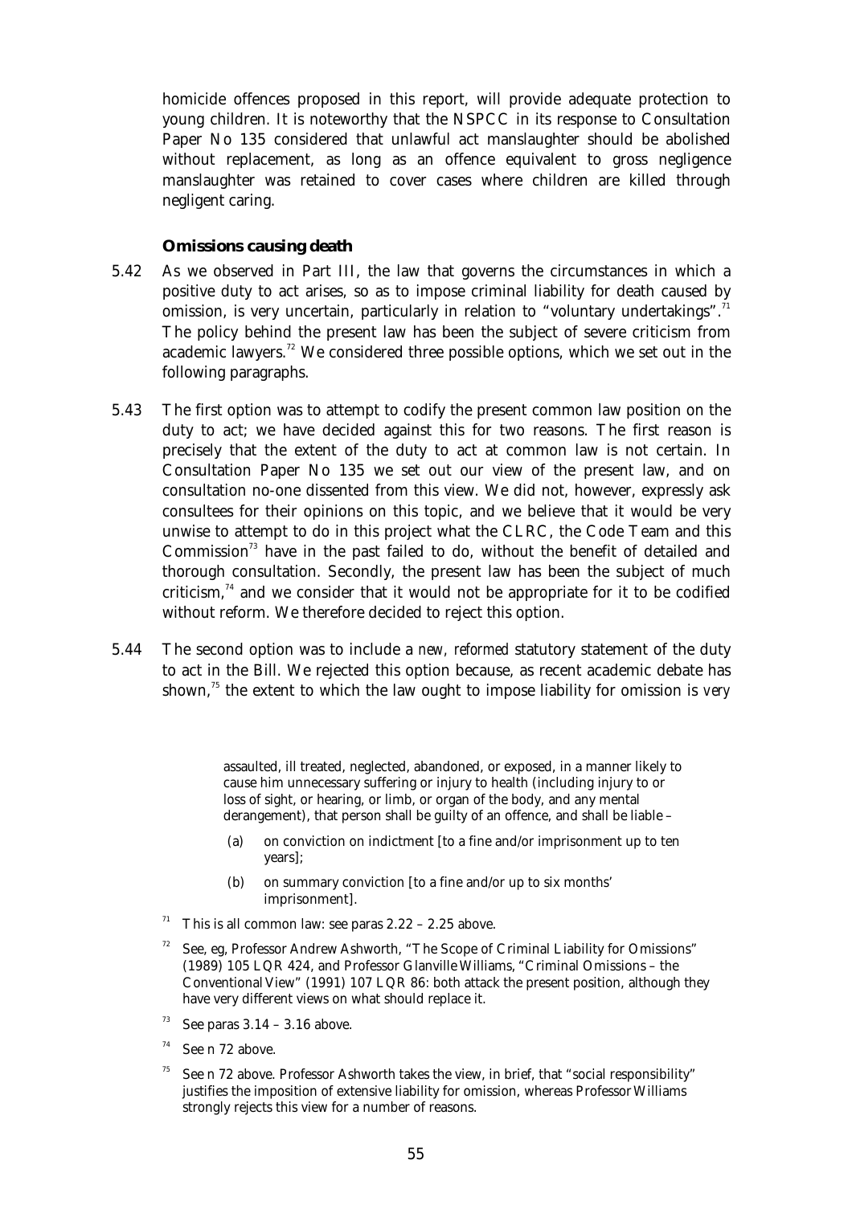homicide offences proposed in this report, will provide adequate protection to young children. It is noteworthy that the NSPCC in its response to Consultation Paper No 135 considered that unlawful act manslaughter should be abolished without replacement, as long as an offence equivalent to gross negligence manslaughter was retained to cover cases where children are killed through negligent caring.

### Omissions causing death

5.42 As we observed in Part III, the law that governs the circumstances in which a positive duty to act arises, so as to impose criminal liability for death caused by omission, is very uncertain, particularly in relation to "voluntary undertakings".[71] The policy behind the present law has been the subject of severe criticism from academic lawyers.[72] We considered three possible options, which we set out in the following paragraphs.

5.43 The first option was to attempt to codify the present common law position on the duty to act; we have decided against this for two reasons. The first reason is precisely that the extent of the duty to act at common law is not certain. In Consultation Paper No 135 we set out our view of the present law, and on consultation no-one dissented from this view. We did not, however, expressly ask consultees for their opinions on this topic, and we believe that it would be very unwise to attempt to do in this project what the CLRC, the Code Team and this Commission[73] have in the past failed to do, without the benefit of detailed and thorough consultation. Secondly, the present law has been the subject of much criticism,[74] and we consider that it would not be appropriate for it to be codified without reform. We therefore decided to reject this option.

5.44 The second option was to include a *new, reformed* statutory statement of the duty to act in the Bill. We rejected this option because, as recent academic debate has shown,[75] the extent to which the law ought to impose liability for omission is *very*

---

assaulted, ill treated, neglected, abandoned, or exposed, in a manner likely to cause him unnecessary suffering or injury to health (including injury to or loss of sight, or hearing, or limb, or organ of the body, and any mental derangement), that person shall be guilty of an offence, and shall be liable –

(a) on conviction on indictment [to a fine and/or imprisonment up to ten years];

(b) on summary conviction [to a fine and/or up to six months' imprisonment].

[71] This is all common law: see paras 2.22 – 2.25 above.

[72] See, eg, Professor Andrew Ashworth, "The Scope of Criminal Liability for Omissions" (1989) 105 LQR 424, and Professor Glanville Williams, "Criminal Omissions – the Conventional View" (1991) 107 LQR 86: both attack the present position, although they have very different views on what should replace it.

[73] See paras 3.14 – 3.16 above.

[74] See n 72 above.

[75] See n 72 above. Professor Ashworth takes the view, in brief, that "social responsibility" justifies the imposition of extensive liability for omission, whereas Professor Williams strongly rejects this view for a number of reasons.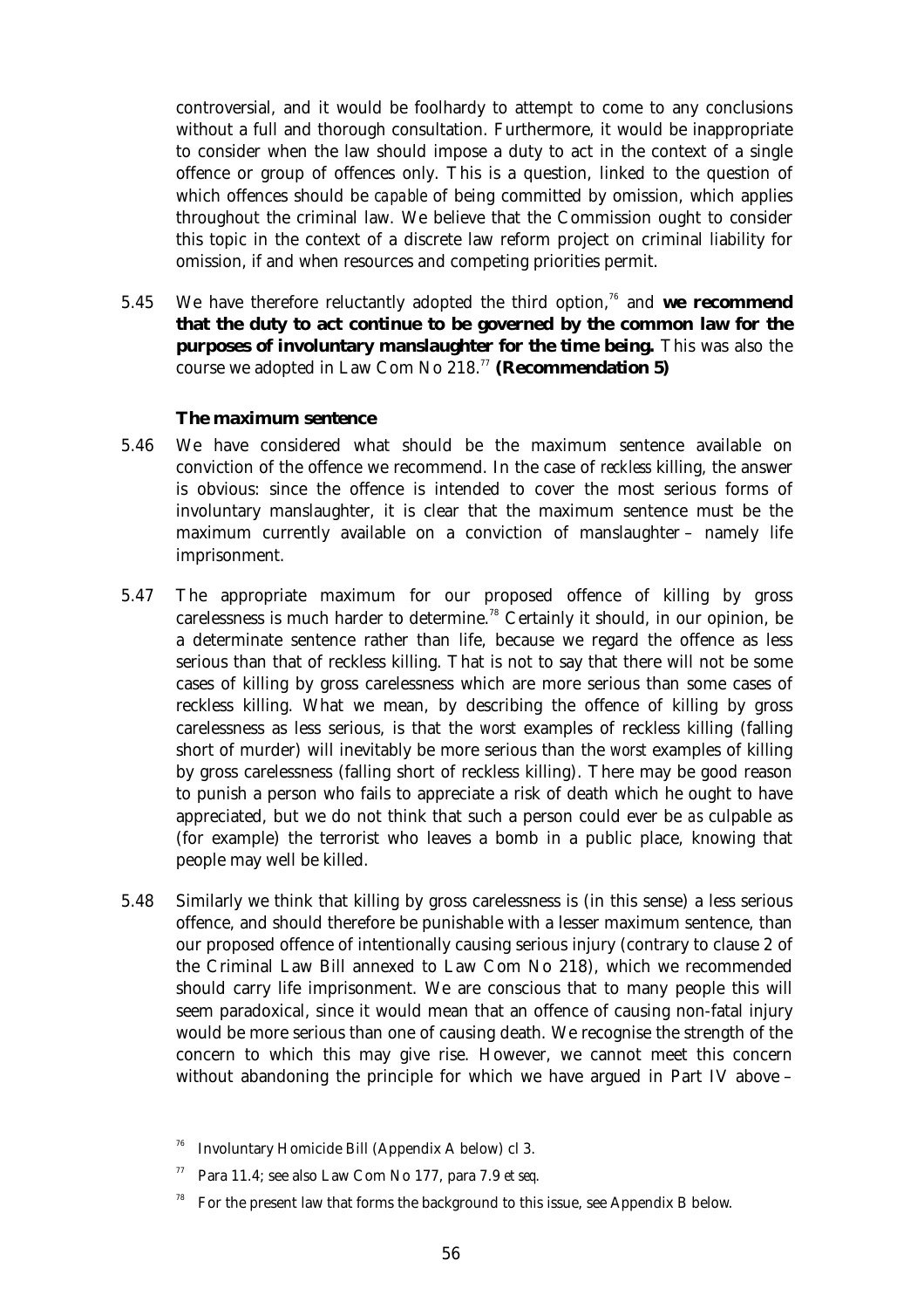controversial, and it would be foolhardy to attempt to come to any conclusions without a full and thorough consultation. Furthermore, it would be inappropriate to consider when the law should impose a duty to act in the context of a single offence or group of offences only. This is a question, linked to the question of which offences should be *capable* of being committed by omission, which applies throughout the criminal law. We believe that the Commission ought to consider this topic in the context of a discrete law reform project on criminal liability for omission, if and when resources and competing priorities permit.

5.45 We have therefore reluctantly adopted the third option,[76] and **we recommend that the duty to act continue to be governed by the common law for the purposes of involuntary manslaughter for the time being.** This was also the course we adopted in Law Com No 218.[77] **(Recommendation 5)**

### The maximum sentence

5.46 We have considered what should be the maximum sentence available on conviction of the offence we recommend. In the case of *reckless* killing, the answer is obvious: since the offence is intended to cover the most serious forms of involuntary manslaughter, it is clear that the maximum sentence must be the maximum currently available on a conviction of manslaughter – namely life imprisonment.

5.47 The appropriate maximum for our proposed offence of killing by gross carelessness is much harder to determine.[78] Certainly it should, in our opinion, be a determinate sentence rather than life, because we regard the offence as less serious than that of reckless killing. That is not to say that there will not be some cases of killing by gross carelessness which are more serious than some cases of reckless killing. What we mean, by describing the offence of killing by gross carelessness as less serious, is that the *worst* examples of reckless killing (falling short of murder) will inevitably be more serious than the *worst* examples of killing by gross carelessness (falling short of reckless killing). There may be good reason to punish a person who fails to appreciate a risk of death which he ought to have appreciated, but we do not think that such a person could ever be *as* culpable as (for example) the terrorist who leaves a bomb in a public place, knowing that people may well be killed.

5.48 Similarly we think that killing by gross carelessness is (in this sense) a less serious offence, and should therefore be punishable with a lesser maximum sentence, than our proposed offence of intentionally causing serious injury (contrary to clause 2 of the Criminal Law Bill annexed to Law Com No 218), which we recommended should carry life imprisonment. We are conscious that to many people this will seem paradoxical, since it would mean that an offence of causing non-fatal injury would be more serious than one of causing death. We recognise the strength of the concern to which this may give rise. However, we cannot meet this concern without abandoning the principle for which we have argued in Part IV above –

---

[76] Involuntary Homicide Bill (Appendix A below) cl 3.

[77] Para 11.4; see also Law Com No 177, para 7.9 *et seq*.

[78] For the present law that forms the background to this issue, see Appendix B below.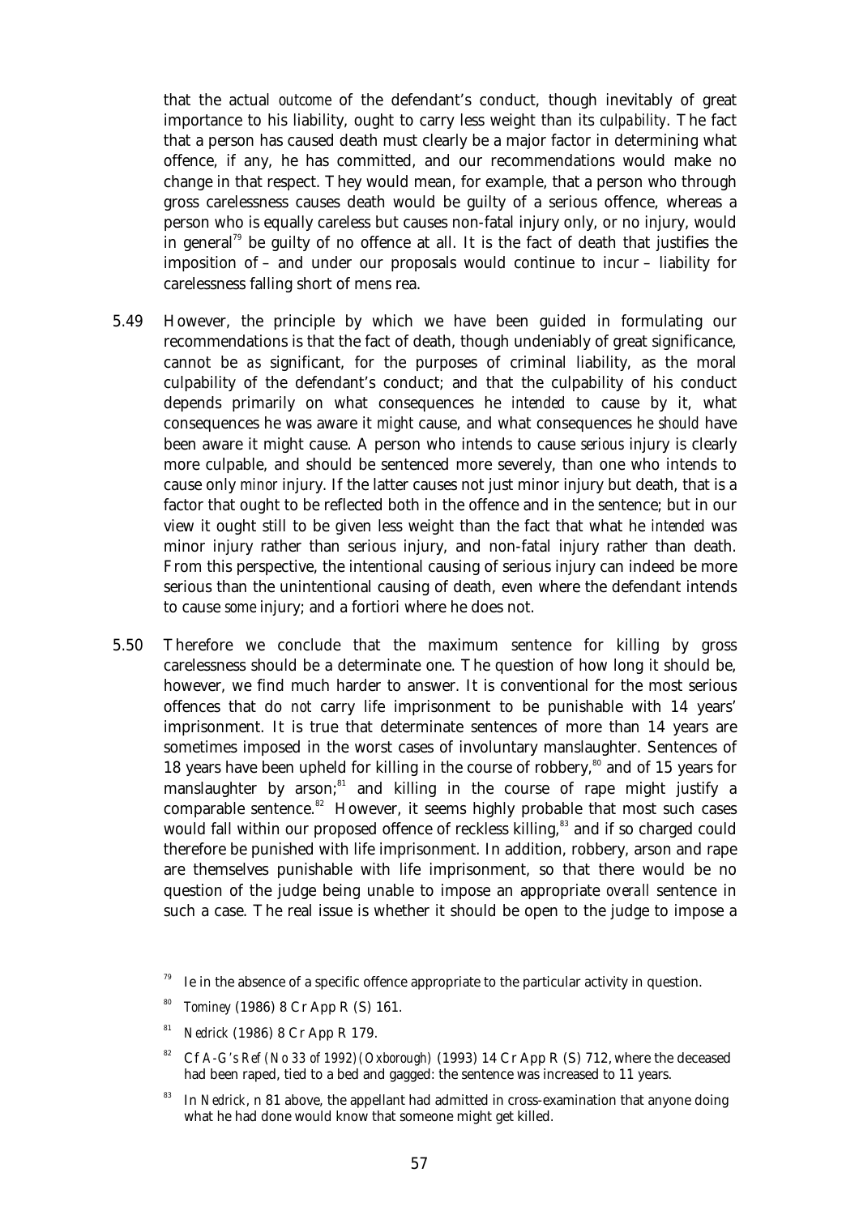that the actual *outcome* of the defendant's conduct, though inevitably of great importance to his liability, ought to carry less weight than its *culpability*. The fact that a person has caused death must clearly be a major factor in determining what offence, if any, he has committed, and our recommendations would make no change in that respect. They would mean, for example, that a person who through gross carelessness causes death would be guilty of a serious offence, whereas a person who is equally careless but causes non-fatal injury only, or no injury, would in general[79] be guilty of no offence at all. It is the fact of death that justifies the imposition of – and under our proposals would continue to incur – liability for carelessness falling short of mens rea.

5.49 However, the principle by which we have been guided in formulating our recommendations is that the fact of death, though undeniably of great significance, cannot be *as* significant, for the purposes of criminal liability, as the moral culpability of the defendant's conduct; and that the culpability of his conduct depends primarily on what consequences he *intended* to cause by it, what consequences he was aware it *might* cause, and what consequences he *should* have been aware it might cause. A person who intends to cause *serious* injury is clearly more culpable, and should be sentenced more severely, than one who intends to cause only *minor* injury. If the latter causes not just minor injury but death, that is a factor that ought to be reflected both in the offence and in the sentence; but in our view it ought still to be given less weight than the fact that what he *intended* was minor injury rather than serious injury, and non-fatal injury rather than death. From this perspective, the intentional causing of serious injury can indeed be more serious than the unintentional causing of death, even where the defendant intends to cause *some* injury; and a fortiori where he does not.

5.50 Therefore we conclude that the maximum sentence for killing by gross carelessness should be a determinate one. The question of how long it should be, however, we find much harder to answer. It is conventional for the most serious offences that do *not* carry life imprisonment to be punishable with 14 years' imprisonment. It is true that determinate sentences of more than 14 years are sometimes imposed in the worst cases of involuntary manslaughter. Sentences of 18 years have been upheld for killing in the course of robbery,[80] and of 15 years for manslaughter by arson;[81] and killing in the course of rape might justify a comparable sentence.[82] However, it seems highly probable that most such cases would fall within our proposed offence of reckless killing,[83] and if so charged could therefore be punished with life imprisonment. In addition, robbery, arson and rape are themselves punishable with life imprisonment, so that there would be no question of the judge being unable to impose an appropriate *overall* sentence in such a case. The real issue is whether it should be open to the judge to impose a

[79] Ie in the absence of a specific offence appropriate to the particular activity in question.

[80] *Tominey* (1986) 8 Cr App R (S) 161.

[81] *Nedrick* (1986) 8 Cr App R 179.

[82] Cf *A-G's Ref (No 33 of 1992) (Oxborough)* (1993) 14 Cr App R (S) 712, where the deceased had been raped, tied to a bed and gagged: the sentence was increased to 11 years.

[83] In *Nedrick*, n 81 above, the appellant had admitted in cross-examination that anyone doing what he had done would know that someone might get killed.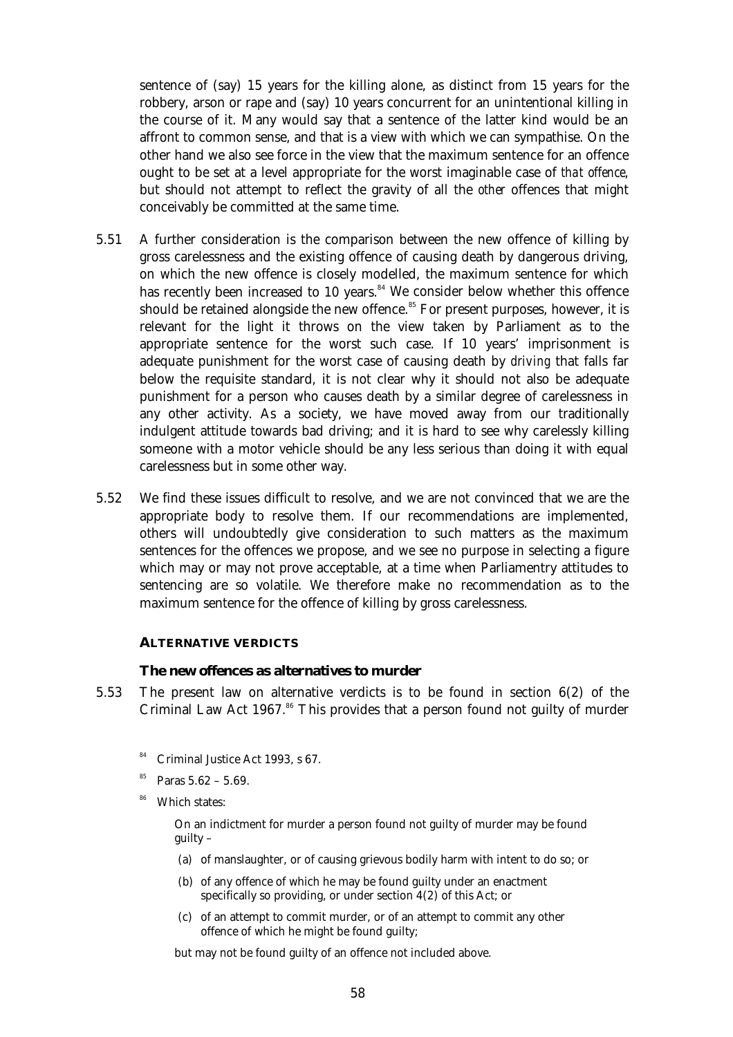sentence of (say) 15 years for the killing alone, as distinct from 15 years for the robbery, arson or rape and (say) 10 years concurrent for an unintentional killing in the course of it. Many would say that a sentence of the latter kind would be an affront to common sense, and that is a view with which we can sympathise. On the other hand we also see force in the view that the maximum sentence for an offence ought to be set at a level appropriate for the worst imaginable case of *that offence*, but should not attempt to reflect the gravity of all the *other* offences that might conceivably be committed at the same time.

5.51 A further consideration is the comparison between the new offence of killing by gross carelessness and the existing offence of causing death by dangerous driving, on which the new offence is closely modelled, the maximum sentence for which has recently been increased to 10 years.[84] We consider below whether this offence should be retained alongside the new offence.[85] For present purposes, however, it is relevant for the light it throws on the view taken by Parliament as to the appropriate sentence for the worst such case. If 10 years' imprisonment is adequate punishment for the worst case of causing death by *driving* that falls far below the requisite standard, it is not clear why it should not also be adequate punishment for a person who causes death by a similar degree of carelessness in any other activity. As a society, we have moved away from our traditionally indulgent attitude towards bad driving; and it is hard to see why carelessly killing someone with a motor vehicle should be any less serious than doing it with equal carelessness but in some other way.

5.52 We find these issues difficult to resolve, and we are not convinced that we are the appropriate body to resolve them. If our recommendations are implemented, others will undoubtedly give consideration to such matters as the maximum sentences for the offences we propose, and we see no purpose in selecting a figure which may or may not prove acceptable, at a time when Parliamentry attitudes to sentencing are so volatile. We therefore make no recommendation as to the maximum sentence for the offence of killing by gross carelessness.

## ALTERNATIVE VERDICTS

### The new offences as alternatives to murder

5.53 The present law on alternative verdicts is to be found in section 6(2) of the Criminal Law Act 1967.[86] This provides that a person found not guilty of murder

[84] Criminal Justice Act 1993, s 67.

[85] Paras 5.62 – 5.69.

[86] Which states:

> On an indictment for murder a person found not guilty of murder may be found guilty –
>
> (a) of manslaughter, or of causing grievous bodily harm with intent to do so; or
>
> (b) of any offence of which he may be found guilty under an enactment specifically so providing, or under section 4(2) of this Act; or
>
> (c) of an attempt to commit murder, or of an attempt to commit any other offence of which he might be found guilty;
>
> but may not be found guilty of an offence not included above.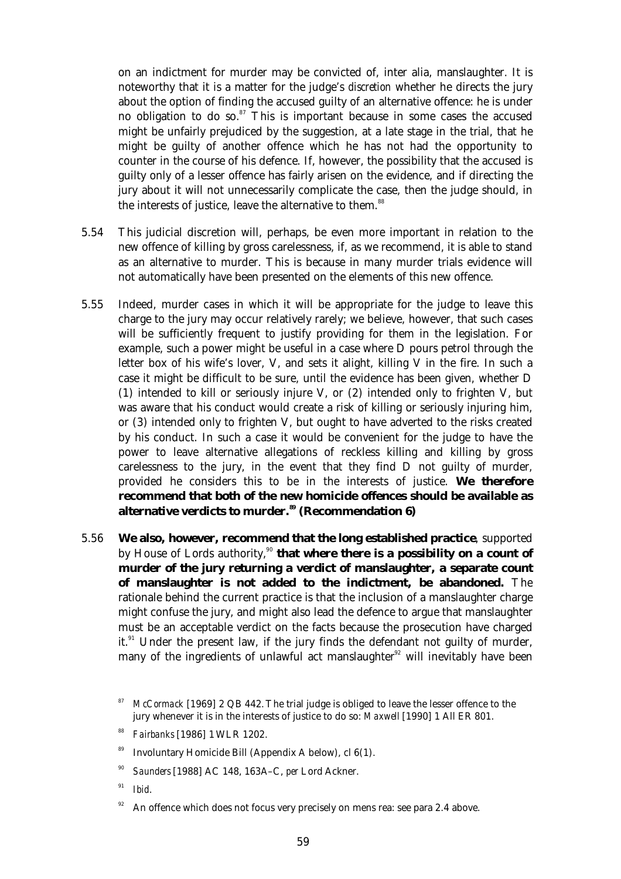on an indictment for murder may be convicted of, inter alia, manslaughter. It is noteworthy that it is a matter for the judge's *discretion* whether he directs the jury about the option of finding the accused guilty of an alternative offence: he is under no obligation to do so.[87] This is important because in some cases the accused might be unfairly prejudiced by the suggestion, at a late stage in the trial, that he might be guilty of another offence which he has not had the opportunity to counter in the course of his defence. If, however, the possibility that the accused is guilty only of a lesser offence has fairly arisen on the evidence, and if directing the jury about it will not unnecessarily complicate the case, then the judge should, in the interests of justice, leave the alternative to them.[88]

5.54 This judicial discretion will, perhaps, be even more important in relation to the new offence of killing by gross carelessness, if, as we recommend, it is able to stand as an alternative to murder. This is because in many murder trials evidence will not automatically have been presented on the elements of this new offence.

5.55 Indeed, murder cases in which it will be appropriate for the judge to leave this charge to the jury may occur relatively rarely; we believe, however, that such cases will be sufficiently frequent to justify providing for them in the legislation. For example, such a power might be useful in a case where D pours petrol through the letter box of his wife's lover, V, and sets it alight, killing V in the fire. In such a case it might be difficult to be sure, until the evidence has been given, whether D (1) intended to kill or seriously injure V, or (2) intended only to frighten V, but was aware that his conduct would create a risk of killing or seriously injuring him, or (3) intended only to frighten V, but ought to have adverted to the risks created by his conduct. In such a case it would be convenient for the judge to have the power to leave alternative allegations of reckless killing and killing by gross carelessness to the jury, in the event that they find D not guilty of murder, provided he considers this to be in the interests of justice. **We therefore recommend that both of the new homicide offences should be available as alternative verdicts to murder.[89] (Recommendation 6)**

5.56 **We also, however, recommend that the long established practice**, supported by House of Lords authority,[90] **that where there is a possibility on a count of murder of the jury returning a verdict of manslaughter, a separate count of manslaughter is not added to the indictment, be abandoned.** The rationale behind the current practice is that the inclusion of a manslaughter charge might confuse the jury, and might also lead the defence to argue that manslaughter must be an acceptable verdict on the facts because the prosecution have charged it.[91] Under the present law, if the jury finds the defendant not guilty of murder, many of the ingredients of unlawful act manslaughter[92] will inevitably have been

---

[87] *McCormack* [1969] 2 QB 442. The trial judge is obliged to leave the lesser offence to the jury whenever it is in the interests of justice to do so: *Maxwell* [1990] 1 All ER 801.

[88] *Fairbanks* [1986] 1 WLR 1202.

[89] Involuntary Homicide Bill (Appendix A below), cl 6(1).

[90] *Saunders* [1988] AC 148, 163A–C, *per* Lord Ackner.

[91] *Ibid*.

[92] An offence which does not focus very precisely on mens rea: see para 2.4 above.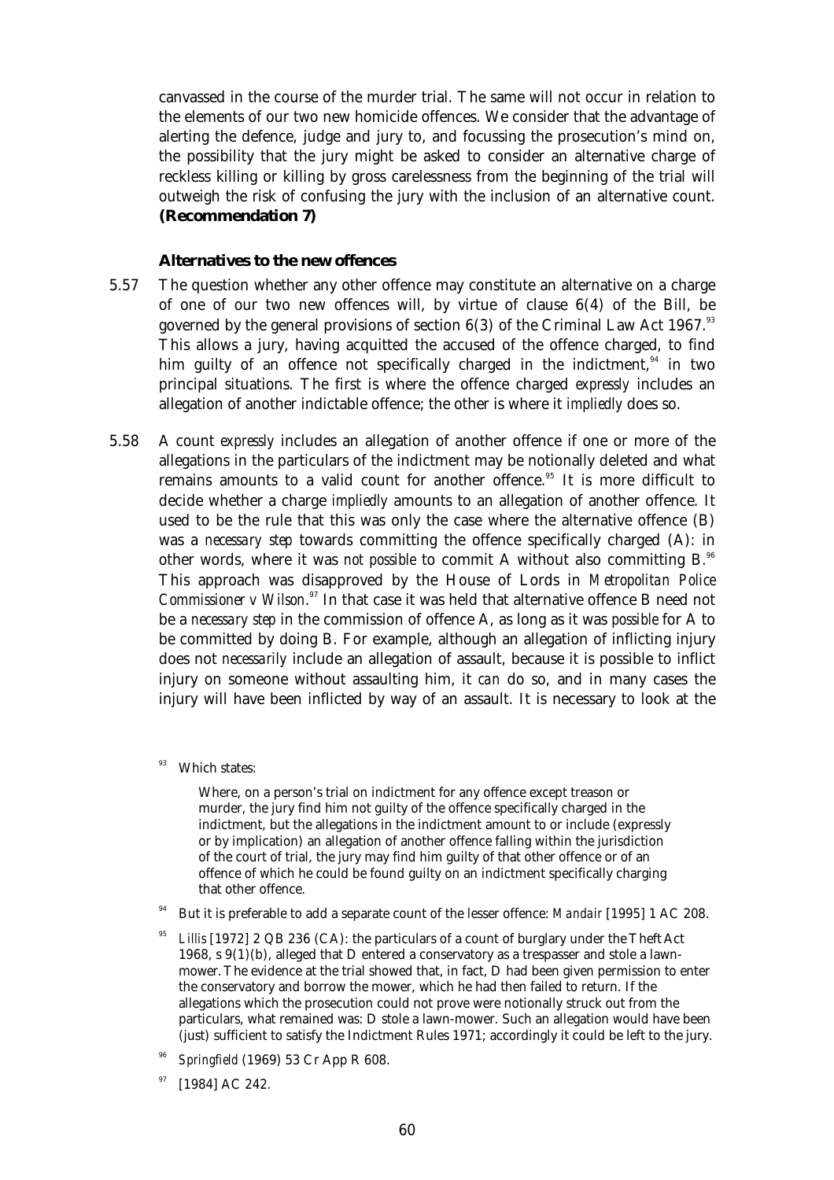canvassed in the course of the murder trial. The same will not occur in relation to the elements of our two new homicide offences. We consider that the advantage of alerting the defence, judge and jury to, and focussing the prosecution's mind on, the possibility that the jury might be asked to consider an alternative charge of reckless killing or killing by gross carelessness from the beginning of the trial will outweigh the risk of confusing the jury with the inclusion of an alternative count. **(Recommendation 7)**

### Alternatives to the new offences

5.57 The question whether any other offence may constitute an alternative on a charge of one of our two new offences will, by virtue of clause 6(4) of the Bill, be governed by the general provisions of section 6(3) of the Criminal Law Act 1967.[93] This allows a jury, having acquitted the accused of the offence charged, to find him guilty of an offence not specifically charged in the indictment,[94] in two principal situations. The first is where the offence charged *expressly* includes an allegation of another indictable offence; the other is where it *impliedly* does so.

5.58 A count *expressly* includes an allegation of another offence if one or more of the allegations in the particulars of the indictment may be notionally deleted and what remains amounts to a valid count for another offence.[95] It is more difficult to decide whether a charge *impliedly* amounts to an allegation of another offence. It used to be the rule that this was only the case where the alternative offence (B) was a *necessary step* towards committing the offence specifically charged (A): in other words, where it was *not possible* to commit A without also committing B.[96] This approach was disapproved by the House of Lords in *Metropolitan Police Commissioner v Wilson*.[97] In that case it was held that alternative offence B need not be a *necessary step* in the commission of offence A, as long as it was *possible* for A to be committed by doing B. For example, although an allegation of inflicting injury does not *necessarily* include an allegation of assault, because it is possible to inflict injury on someone without assaulting him, it *can* do so, and in many cases the injury will have been inflicted by way of an assault. It is necessary to look at the

---

[93] Which states:

> Where, on a person's trial on indictment for any offence except treason or murder, the jury find him not guilty of the offence specifically charged in the indictment, but the allegations in the indictment amount to or include (expressly or by implication) an allegation of another offence falling within the jurisdiction of the court of trial, the jury may find him guilty of that other offence or of an offence of which he could be found guilty on an indictment specifically charging that other offence.

[94] But it is preferable to add a separate count of the lesser offence: *Mandair* [1995] 1 AC 208.

[95] *Lillis* [1972] 2 QB 236 (CA): the particulars of a count of burglary under the Theft Act 1968, s 9(1)(b), alleged that D entered a conservatory as a trespasser and stole a lawn-mower. The evidence at the trial showed that, in fact, D had been given permission to enter the conservatory and borrow the mower, which he had then failed to return. If the allegations which the prosecution could not prove were notionally struck out from the particulars, what remained was: D stole a lawn-mower. Such an allegation would have been (just) sufficient to satisfy the Indictment Rules 1971; accordingly it could be left to the jury.

[96] *Springfield* (1969) 53 Cr App R 608.

[97] [1984] AC 242.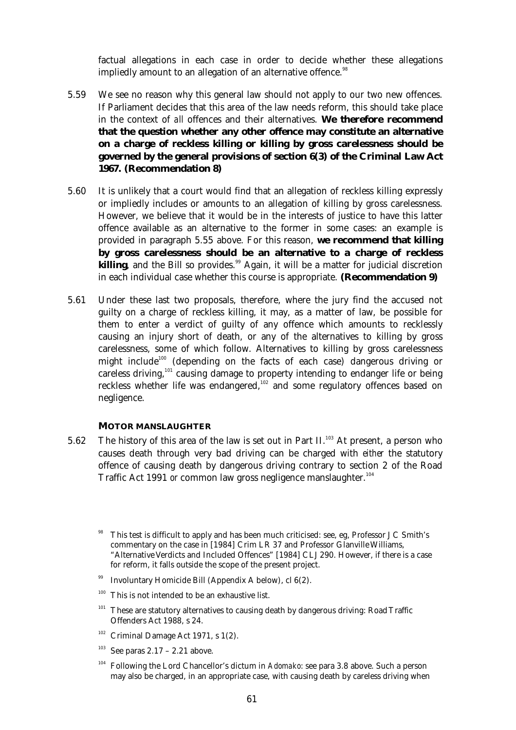factual allegations in each case in order to decide whether these allegations impliedly amount to an allegation of an alternative offence.[98]

5.59 We see no reason why this general law should not apply to our two new offences. If Parliament decides that this area of the law needs reform, this should take place in the context of *all* offences and their alternatives. **We therefore recommend that the question whether any other offence may constitute an alternative on a charge of reckless killing or killing by gross carelessness should be governed by the general provisions of section 6(3) of the Criminal Law Act 1967. (Recommendation 8)**

5.60 It is unlikely that a court would find that an allegation of reckless killing expressly or impliedly includes or amounts to an allegation of killing by gross carelessness. However, we believe that it would be in the interests of justice to have this latter offence available as an alternative to the former in some cases: an example is provided in paragraph 5.55 above. For this reason, **we recommend that killing by gross carelessness should be an alternative to a charge of reckless killing**, and the Bill so provides.[99] Again, it will be a matter for judicial discretion in each individual case whether this course is appropriate. **(Recommendation 9)**

5.61 Under these last two proposals, therefore, where the jury find the accused not guilty on a charge of reckless killing, it may, as a matter of law, be possible for them to enter a verdict of guilty of any offence which amounts to recklessly causing an injury short of death, or any of the alternatives to killing by gross carelessness, some of which follow. Alternatives to killing by gross carelessness might include[100] (depending on the facts of each case) dangerous driving or careless driving,[101] causing damage to property intending to endanger life or being reckless whether life was endangered,[102] and some regulatory offences based on negligence.

### MOTOR MANSLAUGHTER

5.62 The history of this area of the law is set out in Part II.[103] At present, a person who causes death through very bad driving can be charged with *either* the statutory offence of causing death by dangerous driving contrary to section 2 of the Road Traffic Act 1991 *or* common law gross negligence manslaughter.[104]

---

[98] This test is difficult to apply and has been much criticised: see, eg, Professor J C Smith's commentary on the case in [1984] Crim LR 37 and Professor Glanville Williams, "Alternative Verdicts and Included Offences" [1984] CLJ 290. However, if there is a case for reform, it falls outside the scope of the present project.

[99] Involuntary Homicide Bill (Appendix A below), cl 6(2).

[100] This is not intended to be an exhaustive list.

[101] These are statutory alternatives to causing death by dangerous driving: Road Traffic Offenders Act 1988, s 24.

[102] Criminal Damage Act 1971, s 1(2).

[103] See paras 2.17 – 2.21 above.

[104] Following the Lord Chancellor's dictum in *Adomako*: see para 3.8 above. Such a person may also be charged, in an appropriate case, with causing death by careless driving when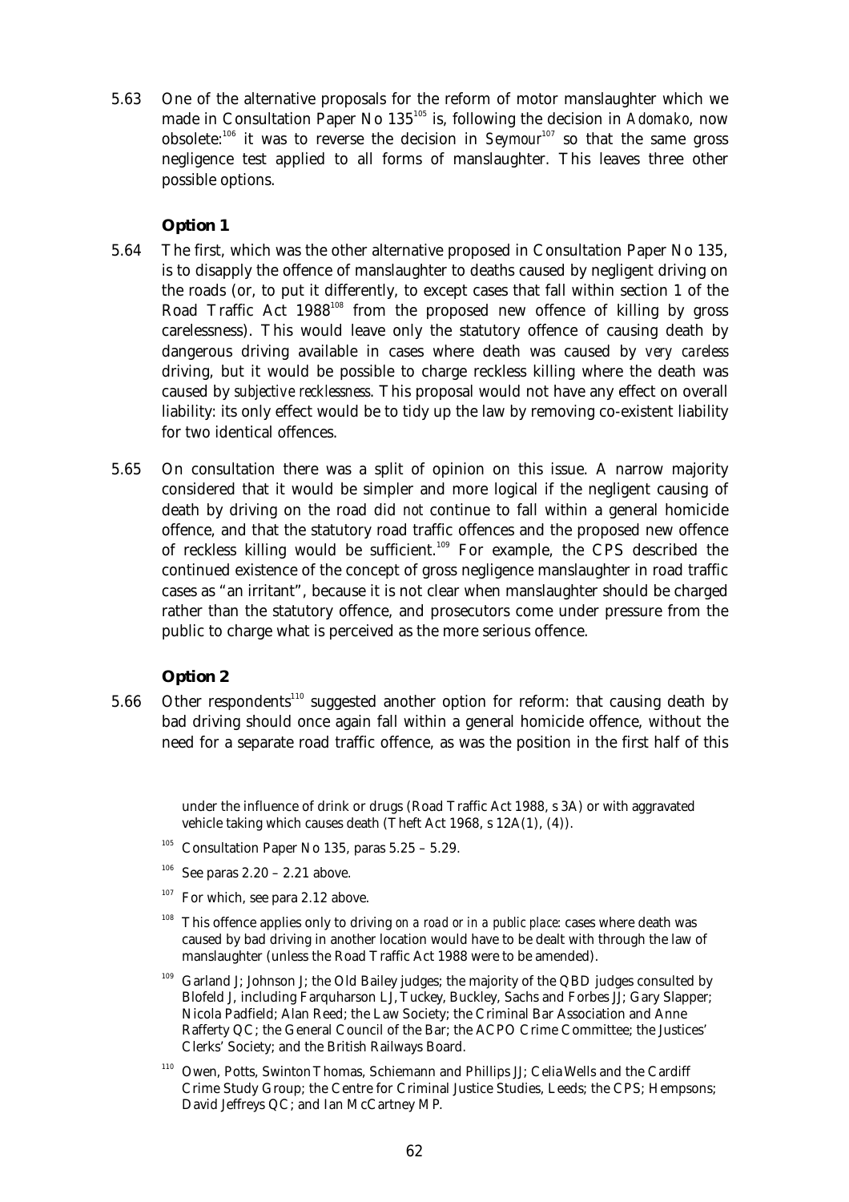5.63 One of the alternative proposals for the reform of motor manslaughter which we made in Consultation Paper No 135[105] is, following the decision in *Adomako*, now obsolete:[106] it was to reverse the decision in *Seymour*[107] so that the same gross negligence test applied to all forms of manslaughter. This leaves three other possible options.

### Option 1

5.64 The first, which was the other alternative proposed in Consultation Paper No 135, is to disapply the offence of manslaughter to deaths caused by negligent driving on the roads (or, to put it differently, to except cases that fall within section 1 of the Road Traffic Act 1988[108] from the proposed new offence of killing by gross carelessness). This would leave only the statutory offence of causing death by dangerous driving available in cases where death was caused by *very careless* driving, but it would be possible to charge reckless killing where the death was caused by *subjective recklessness*. This proposal would not have any effect on overall liability: its only effect would be to tidy up the law by removing co-existent liability for two identical offences.

5.65 On consultation there was a split of opinion on this issue. A narrow majority considered that it would be simpler and more logical if the negligent causing of death by driving on the road did *not* continue to fall within a general homicide offence, and that the statutory road traffic offences and the proposed new offence of reckless killing would be sufficient.[109] For example, the CPS described the continued existence of the concept of gross negligence manslaughter in road traffic cases as "an irritant", because it is not clear when manslaughter should be charged rather than the statutory offence, and prosecutors come under pressure from the public to charge what is perceived as the more serious offence.

### Option 2

5.66 Other respondents[110] suggested another option for reform: that causing death by bad driving should once again fall within a general homicide offence, without the need for a separate road traffic offence, as was the position in the first half of this

---

under the influence of drink or drugs (Road Traffic Act 1988, s 3A) or with aggravated vehicle taking which causes death (Theft Act 1968, s 12A(1), (4)).

[105] Consultation Paper No 135, paras 5.25 – 5.29.

[106] See paras 2.20 – 2.21 above.

[107] For which, see para 2.12 above.

[108] This offence applies only to driving *on a road or in a public place*: cases where death was caused by bad driving in another location would have to be dealt with through the law of manslaughter (unless the Road Traffic Act 1988 were to be amended).

[109] Garland J; Johnson J; the Old Bailey judges; the majority of the QBD judges consulted by Blofeld J, including Farquharson LJ, Tuckey, Buckley, Sachs and Forbes JJ; Gary Slapper; Nicola Padfield; Alan Reed; the Law Society; the Criminal Bar Association and Anne Rafferty QC; the General Council of the Bar; the ACPO Crime Committee; the Justices' Clerks' Society; and the British Railways Board.

[110] Owen, Potts, Swinton Thomas, Schiemann and Phillips JJ; Celia Wells and the Cardiff Crime Study Group; the Centre for Criminal Justice Studies, Leeds; the CPS; Hempsons; David Jeffreys QC; and Ian McCartney MP.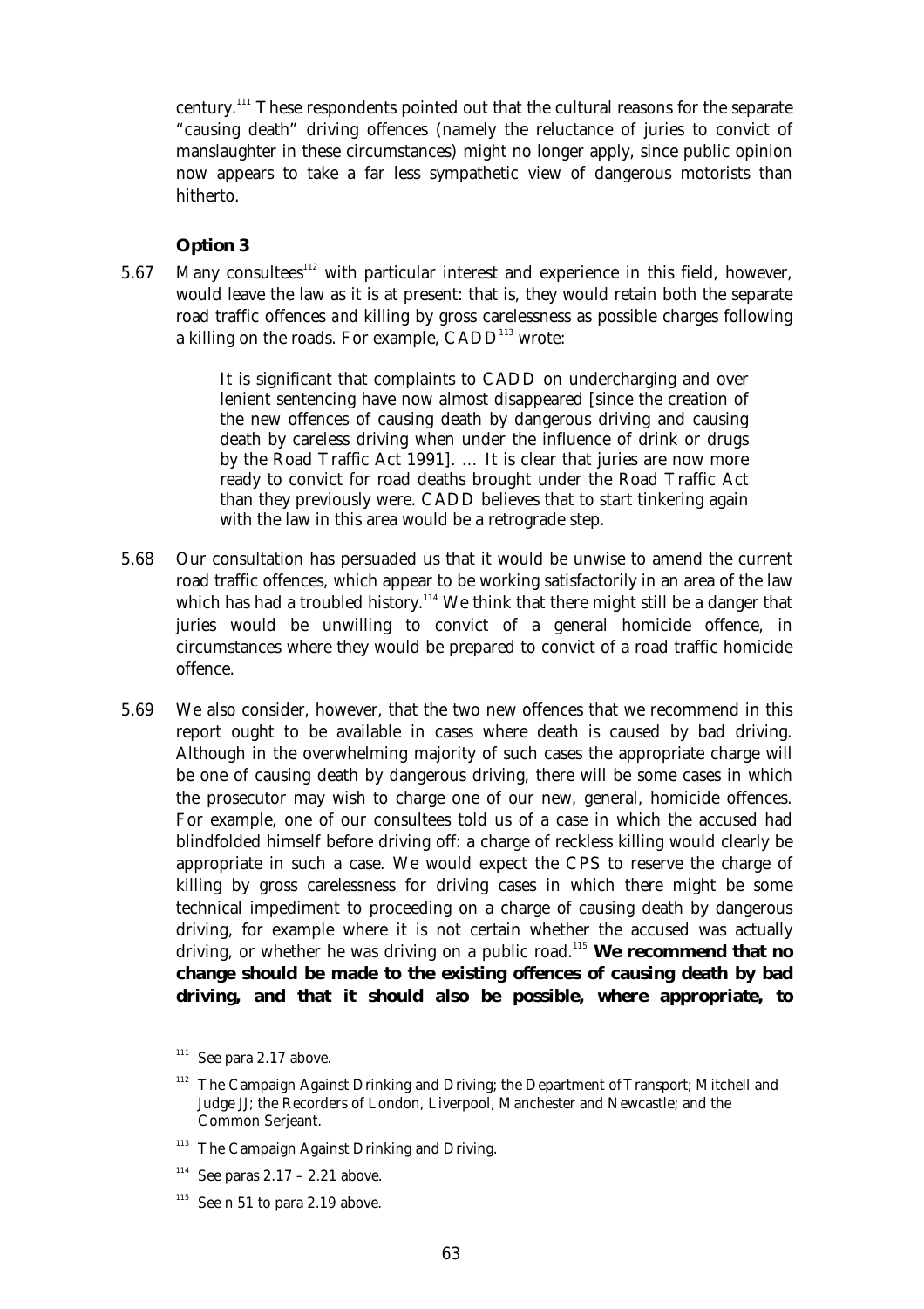century.[111] These respondents pointed out that the cultural reasons for the separate "causing death" driving offences (namely the reluctance of juries to convict of manslaughter in these circumstances) might no longer apply, since public opinion now appears to take a far less sympathetic view of dangerous motorists than hitherto.

**Option 3**

5.67 Many consultees[112] with particular interest and experience in this field, however, would leave the law as it is at present: that is, they would retain both the separate road traffic offences *and* killing by gross carelessness as possible charges following a killing on the roads. For example, CADD[113] wrote:

> It is significant that complaints to CADD on undercharging and over lenient sentencing have now almost disappeared [since the creation of the new offences of causing death by dangerous driving and causing death by careless driving when under the influence of drink or drugs by the Road Traffic Act 1991]. … It is clear that juries are now more ready to convict for road deaths brought under the Road Traffic Act than they previously were. CADD believes that to start tinkering again with the law in this area would be a retrograde step.

5.68 Our consultation has persuaded us that it would be unwise to amend the current road traffic offences, which appear to be working satisfactorily in an area of the law which has had a troubled history.[114] We think that there might still be a danger that juries would be unwilling to convict of a general homicide offence, in circumstances where they would be prepared to convict of a road traffic homicide offence.

5.69 We also consider, however, that the two new offences that we recommend in this report ought to be available in cases where death is caused by bad driving. Although in the overwhelming majority of such cases the appropriate charge will be one of causing death by dangerous driving, there will be some cases in which the prosecutor may wish to charge one of our new, general, homicide offences. For example, one of our consultees told us of a case in which the accused had blindfolded himself before driving off: a charge of reckless killing would clearly be appropriate in such a case. We would expect the CPS to reserve the charge of killing by gross carelessness for driving cases in which there might be some technical impediment to proceeding on a charge of causing death by dangerous driving, for example where it is not certain whether the accused was actually driving, or whether he was driving on a public road.[115] **We recommend that no change should be made to the existing offences of causing death by bad driving, and that it should also be possible, where appropriate, to**

[111] See para 2.17 above.

[112] The Campaign Against Drinking and Driving; the Department of Transport; Mitchell and Judge JJ; the Recorders of London, Liverpool, Manchester and Newcastle; and the Common Serjeant.

[113] The Campaign Against Drinking and Driving.

[114] See paras 2.17 – 2.21 above.

[115] See n 51 to para 2.19 above.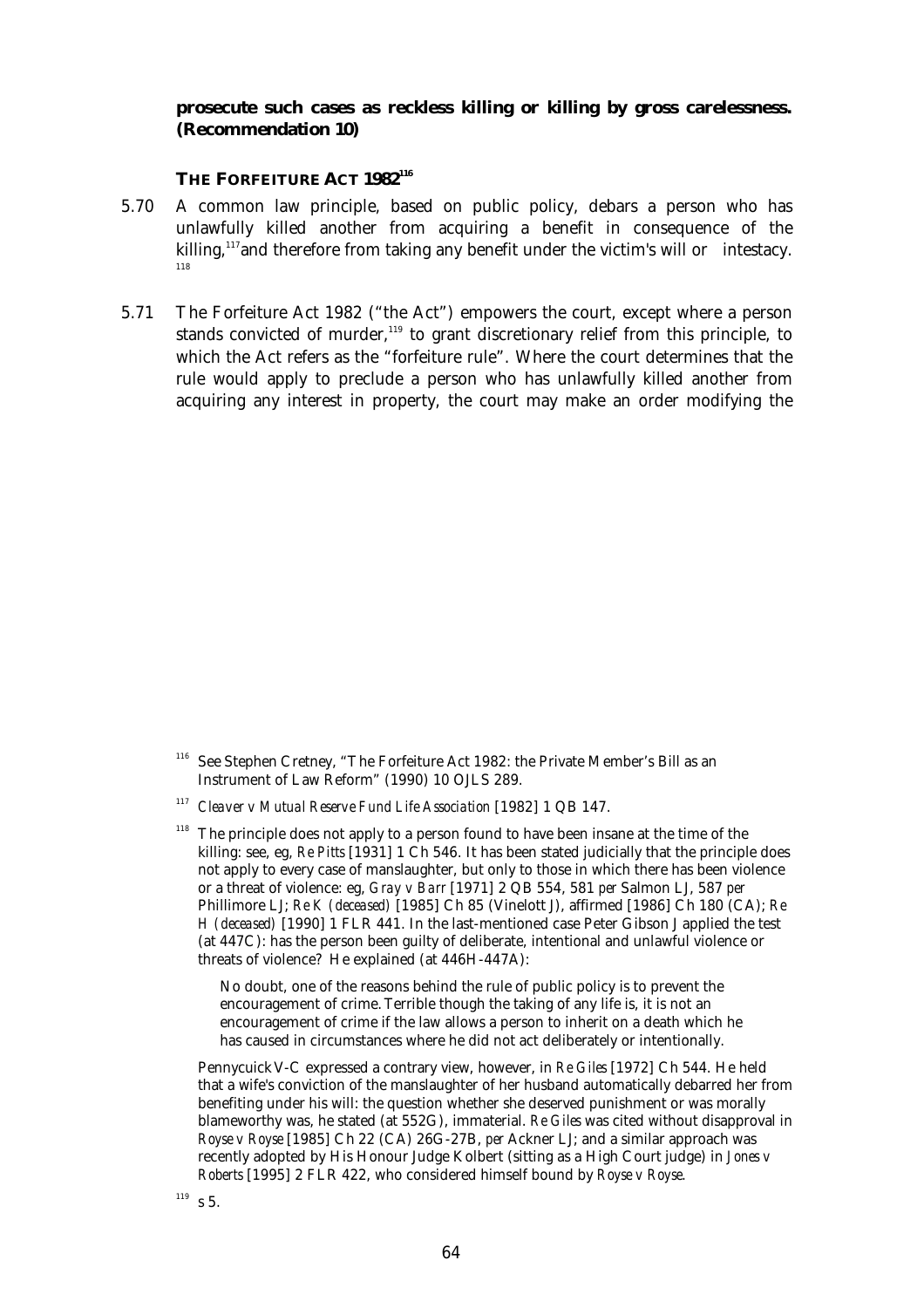**prosecute such cases as reckless killing or killing by gross carelessness. (Recommendation 10)**

## THE FORFEITURE ACT 1982[116]

5.70 A common law principle, based on public policy, debars a person who has unlawfully killed another from acquiring a benefit in consequence of the killing,[117] and therefore from taking any benefit under the victim's will or intestacy.[118]

5.71 The Forfeiture Act 1982 ("the Act") empowers the court, except where a person stands convicted of murder,[119] to grant discretionary relief from this principle, to which the Act refers as the "forfeiture rule". Where the court determines that the rule would apply to preclude a person who has unlawfully killed another from acquiring any interest in property, the court may make an order modifying the

---

[116] See Stephen Cretney, "The Forfeiture Act 1982: the Private Member's Bill as an Instrument of Law Reform" (1990) 10 OJLS 289.

[117] *Cleaver v Mutual Reserve Fund Life Association* [1982] 1 QB 147.

[118] The principle does not apply to a person found to have been insane at the time of the killing: see, eg, *Re Pitts* [1931] 1 Ch 546. It has been stated judicially that the principle does not apply to every case of manslaughter, but only to those in which there has been violence or a threat of violence: eg, *Gray v Barr* [1971] 2 QB 554, 581 *per* Salmon LJ, 587 *per* Phillimore LJ; *Re K (deceased)* [1985] Ch 85 (Vinelott J), affirmed [1986] Ch 180 (CA); *Re H (deceased)* [1990] 1 FLR 441. In the last-mentioned case Peter Gibson J applied the test (at 447C): has the person been guilty of deliberate, intentional and unlawful violence or threats of violence? He explained (at 446H-447A):

> No doubt, one of the reasons behind the rule of public policy is to prevent the encouragement of crime. Terrible though the taking of any life is, it is not an encouragement of crime if the law allows a person to inherit on a death which he has caused in circumstances where he did not act deliberately or intentionally.

Pennycuick V-C expressed a contrary view, however, in *Re Giles* [1972] Ch 544. He held that a wife's conviction of the manslaughter of her husband automatically debarred her from benefiting under his will: the question whether she deserved punishment or was morally blameworthy was, he stated (at 552G), immaterial. *Re Giles* was cited without disapproval in *Royse v Royse* [1985] Ch 22 (CA) 26G-27B, *per* Ackner LJ; and a similar approach was recently adopted by His Honour Judge Kolbert (sitting as a High Court judge) in *Jones v Roberts* [1995] 2 FLR 422, who considered himself bound by *Royse v Royse*.

[119] s 5.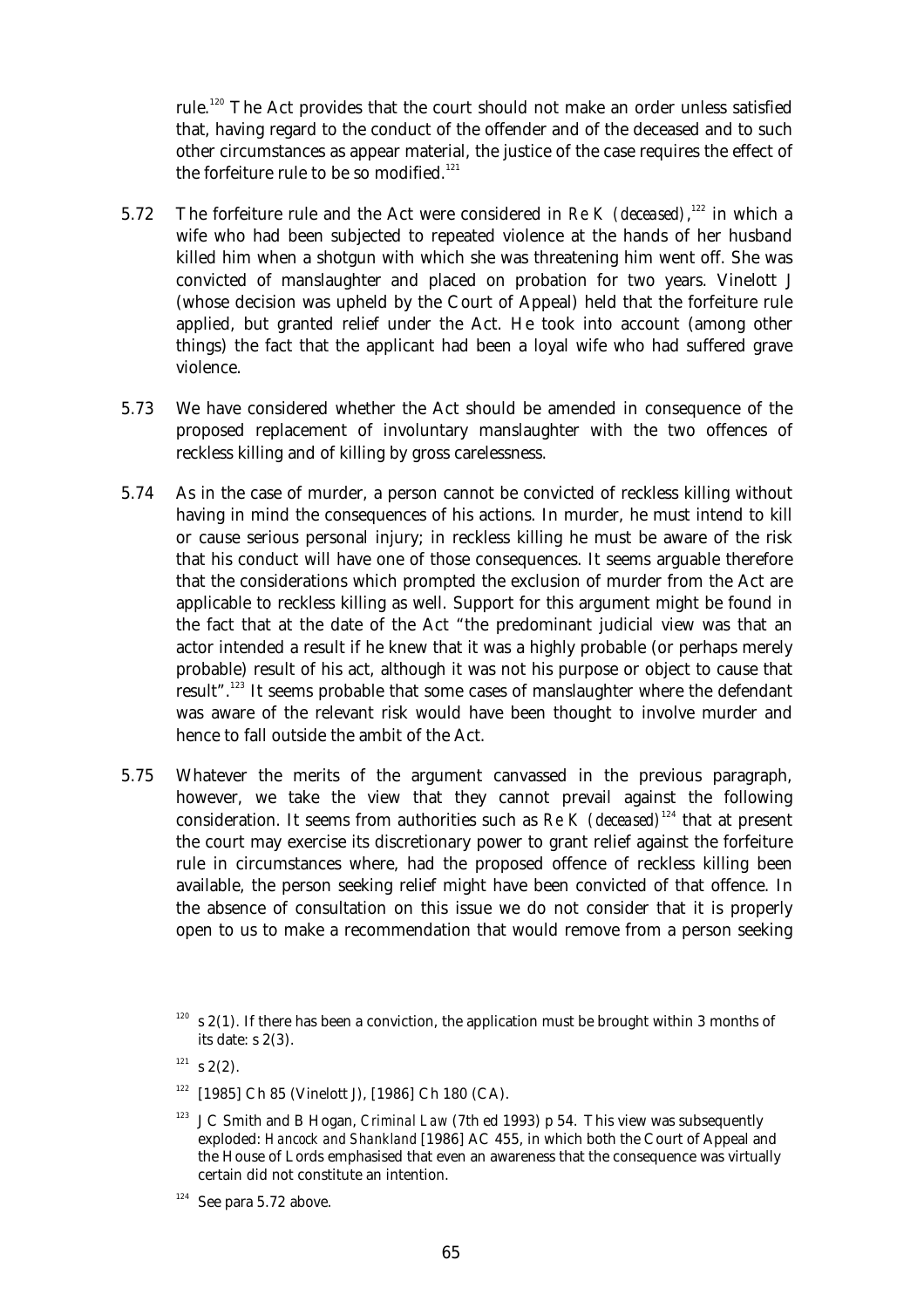rule.[120] The Act provides that the court should not make an order unless satisfied that, having regard to the conduct of the offender and of the deceased and to such other circumstances as appear material, the justice of the case requires the effect of the forfeiture rule to be so modified.[121]

5.72 The forfeiture rule and the Act were considered in *Re K (deceased)*,[122] in which a wife who had been subjected to repeated violence at the hands of her husband killed him when a shotgun with which she was threatening him went off. She was convicted of manslaughter and placed on probation for two years. Vinelott J (whose decision was upheld by the Court of Appeal) held that the forfeiture rule applied, but granted relief under the Act. He took into account (among other things) the fact that the applicant had been a loyal wife who had suffered grave violence.

5.73 We have considered whether the Act should be amended in consequence of the proposed replacement of involuntary manslaughter with the two offences of reckless killing and of killing by gross carelessness.

5.74 As in the case of murder, a person cannot be convicted of reckless killing without having in mind the consequences of his actions. In murder, he must intend to kill or cause serious personal injury; in reckless killing he must be aware of the risk that his conduct will have one of those consequences. It seems arguable therefore that the considerations which prompted the exclusion of murder from the Act are applicable to reckless killing as well. Support for this argument might be found in the fact that at the date of the Act "the predominant judicial view was that an actor intended a result if he knew that it was a highly probable (or perhaps merely probable) result of his act, although it was not his purpose or object to cause that result".[123] It seems probable that some cases of manslaughter where the defendant was aware of the relevant risk would have been thought to involve murder and hence to fall outside the ambit of the Act.

5.75 Whatever the merits of the argument canvassed in the previous paragraph, however, we take the view that they cannot prevail against the following consideration. It seems from authorities such as *Re K (deceased)*[124] that at present the court may exercise its discretionary power to grant relief against the forfeiture rule in circumstances where, had the proposed offence of reckless killing been available, the person seeking relief might have been convicted of that offence. In the absence of consultation on this issue we do not consider that it is properly open to us to make a recommendation that would remove from a person seeking

---

[120] s 2(1). If there has been a conviction, the application must be brought within 3 months of its date: s 2(3).

[121] s 2(2).

[122] [1985] Ch 85 (Vinelott J), [1986] Ch 180 (CA).

[123] J C Smith and B Hogan, *Criminal Law* (7th ed 1993) p 54. This view was subsequently exploded: *Hancock and Shankland* [1986] AC 455, in which both the Court of Appeal and the House of Lords emphasised that even an awareness that the consequence was virtually certain did not constitute an intention.

[124] See para 5.72 above.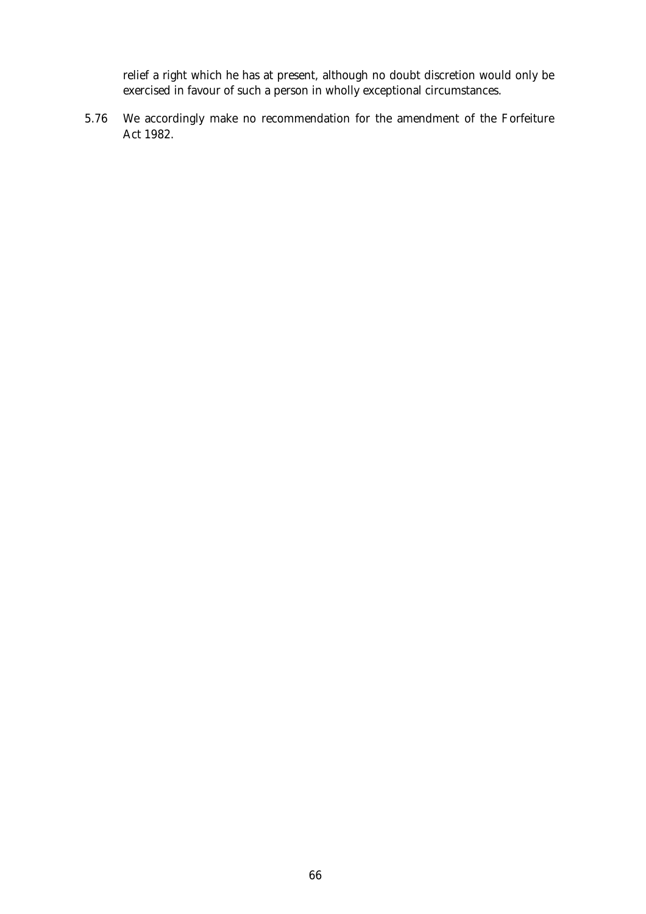relief a right which he has at present, although no doubt discretion would only be exercised in favour of such a person in wholly exceptional circumstances.

5.76 We accordingly make no recommendation for the amendment of the Forfeiture Act 1982.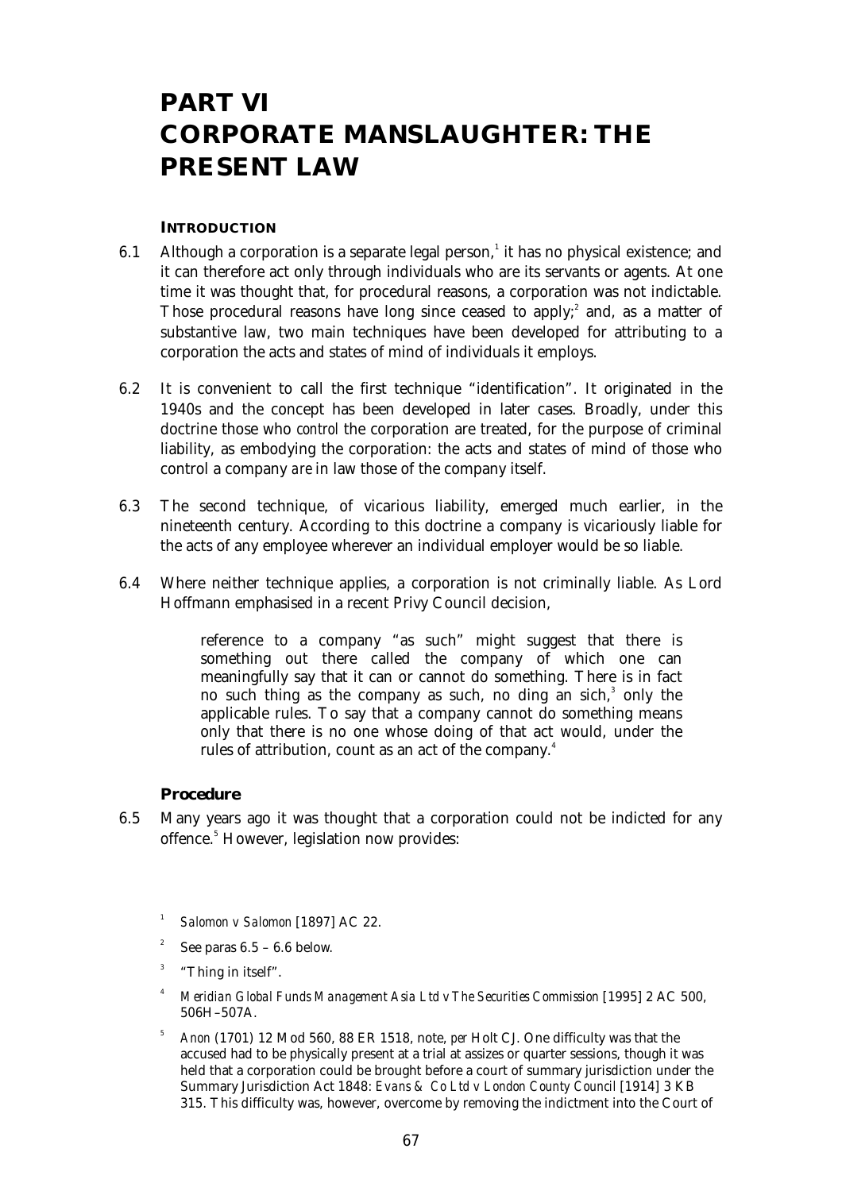# PART VI
# CORPORATE MANSLAUGHTER: THE PRESENT LAW

### INTRODUCTION

6.1 Although a corporation is a separate legal person,[1] it has no physical existence; and it can therefore act only through individuals who are its servants or agents. At one time it was thought that, for procedural reasons, a corporation was not indictable. Those procedural reasons have long since ceased to apply;[2] and, as a matter of substantive law, two main techniques have been developed for attributing to a corporation the acts and states of mind of individuals it employs.

6.2 It is convenient to call the first technique "identification". It originated in the 1940s and the concept has been developed in later cases. Broadly, under this doctrine those who *control* the corporation are treated, for the purpose of criminal liability, as embodying the corporation: the acts and states of mind of those who control a company *are* in law those of the company itself.

6.3 The second technique, of vicarious liability, emerged much earlier, in the nineteenth century. According to this doctrine a company is vicariously liable for the acts of any employee wherever an individual employer would be so liable.

6.4 Where neither technique applies, a corporation is not criminally liable. As Lord Hoffmann emphasised in a recent Privy Council decision,

> reference to a company "as such" might suggest that there is something out there called the company of which one can meaningfully say that it can or cannot do something. There is in fact no such thing as the company as such, no ding an sich,[3] only the applicable rules. To say that a company cannot do something means only that there is no one whose doing of that act would, under the rules of attribution, count as an act of the company.[4]

### Procedure

6.5 Many years ago it was thought that a corporation could not be indicted for any offence.[5] However, legislation now provides:

---

[1] *Salomon v Salomon* [1897] AC 22.

[2] See paras 6.5 – 6.6 below.

[3] "Thing in itself".

[4] *Meridian Global Funds Management Asia Ltd v The Securities Commission* [1995] 2 AC 500, 506H–507A.

[5] *Anon* (1701) 12 Mod 560, 88 ER 1518, note, *per* Holt CJ. One difficulty was that the accused had to be physically present at a trial at assizes or quarter sessions, though it was held that a corporation could be brought before a court of summary jurisdiction under the Summary Jurisdiction Act 1848: *Evans & Co Ltd v London County Council* [1914] 3 KB 315. This difficulty was, however, overcome by removing the indictment into the Court of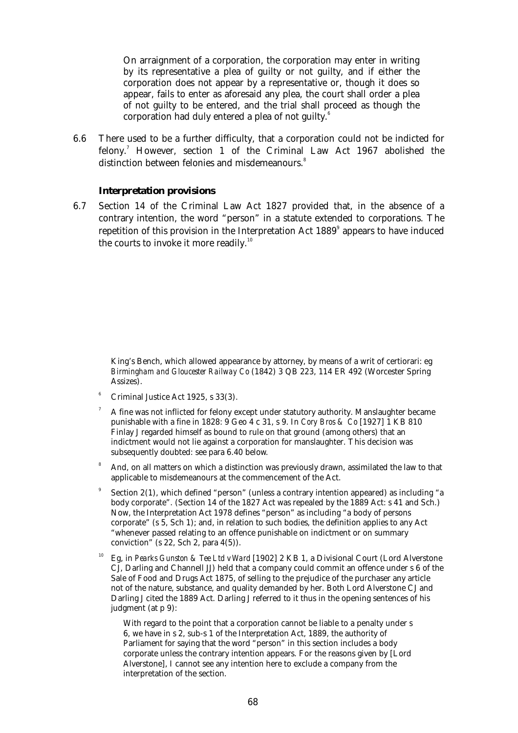> On arraignment of a corporation, the corporation may enter in writing by its representative a plea of guilty or not guilty, and if either the corporation does not appear by a representative or, though it does so appear, fails to enter as aforesaid any plea, the court shall order a plea of not guilty to be entered, and the trial shall proceed as though the corporation had duly entered a plea of not guilty.[6]

6.6 There used to be a further difficulty, that a corporation could not be indicted for felony.[7] However, section 1 of the Criminal Law Act 1967 abolished the distinction between felonies and misdemeanours.[8]

### Interpretation provisions

6.7 Section 14 of the Criminal Law Act 1827 provided that, in the absence of a contrary intention, the word "person" in a statute extended to corporations. The repetition of this provision in the Interpretation Act 1889[9] appears to have induced the courts to invoke it more readily.[10]

---

King's Bench, which allowed appearance by attorney, by means of a writ of certiorari: eg *Birmingham and Gloucester Railway Co* (1842) 3 QB 223, 114 ER 492 (Worcester Spring Assizes).

[6] Criminal Justice Act 1925, s 33(3).

[7] A fine was not inflicted for felony except under statutory authority. Manslaughter became punishable with a fine in 1828: 9 Geo 4 c 31, s 9. In *Cory Bros & Co* [1927] 1 KB 810 Finlay J regarded himself as bound to rule on that ground (among others) that an indictment would not lie against a corporation for manslaughter. This decision was subsequently doubted: see para 6.40 below.

[8] And, on all matters on which a distinction was previously drawn, assimilated the law to that applicable to misdemeanours at the commencement of the Act.

[9] Section 2(1), which defined "person" (unless a contrary intention appeared) as including "a body corporate". (Section 14 of the 1827 Act was repealed by the 1889 Act: s 41 and Sch.) Now, the Interpretation Act 1978 defines "person" as including "a body of persons corporate" (s 5, Sch 1); and, in relation to such bodies, the definition applies to any Act "whenever passed relating to an offence punishable on indictment or on summary conviction" (s 22, Sch 2, para 4(5)).

[10] Eg, in *Pearks Gunston & Tee Ltd v Ward* [1902] 2 KB 1, a Divisional Court (Lord Alverstone CJ, Darling and Channell JJ) held that a company could commit an offence under s 6 of the Sale of Food and Drugs Act 1875, of selling to the prejudice of the purchaser any article not of the nature, substance, and quality demanded by her. Both Lord Alverstone CJ and Darling J cited the 1889 Act. Darling J referred to it thus in the opening sentences of his judgment (at p 9):

> With regard to the point that a corporation cannot be liable to a penalty under s 6, we have in s 2, sub-s 1 of the Interpretation Act, 1889, the authority of Parliament for saying that the word "person" in this section includes a body corporate unless the contrary intention appears. For the reasons given by [Lord Alverstone], I cannot see any intention here to exclude a company from the interpretation of the section.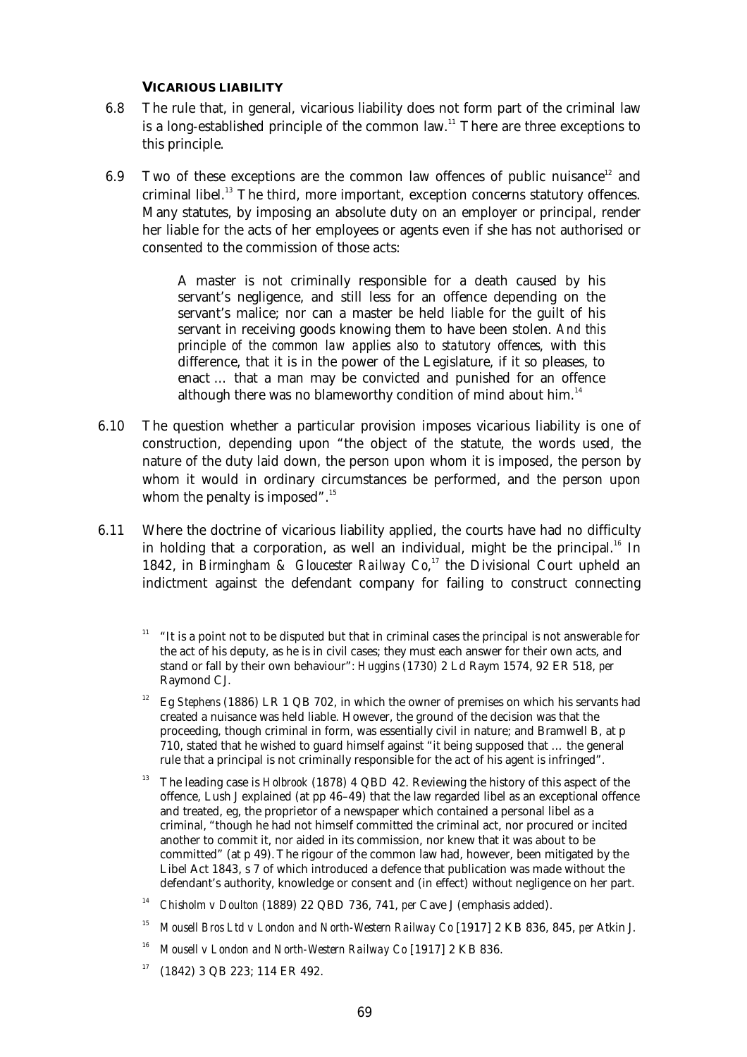### VICARIOUS LIABILITY

6.8 The rule that, in general, vicarious liability does not form part of the criminal law is a long-established principle of the common law.[11] There are three exceptions to this principle.

6.9 Two of these exceptions are the common law offences of public nuisance[12] and criminal libel.[13] The third, more important, exception concerns statutory offences. Many statutes, by imposing an absolute duty on an employer or principal, render her liable for the acts of her employees or agents even if she has not authorised or consented to the commission of those acts:

> A master is not criminally responsible for a death caused by his servant's negligence, and still less for an offence depending on the servant's malice; nor can a master be held liable for the guilt of his servant in receiving goods knowing them to have been stolen. *And this principle of the common law applies also to statutory offences*, with this difference, that it is in the power of the Legislature, if it so pleases, to enact … that a man may be convicted and punished for an offence although there was no blameworthy condition of mind about him.[14]

6.10 The question whether a particular provision imposes vicarious liability is one of construction, depending upon "the object of the statute, the words used, the nature of the duty laid down, the person upon whom it is imposed, the person by whom it would in ordinary circumstances be performed, and the person upon whom the penalty is imposed".[15]

6.11 Where the doctrine of vicarious liability applied, the courts have had no difficulty in holding that a corporation, as well an individual, might be the principal.[16] In 1842, in *Birmingham & Gloucester Railway Co*,[17] the Divisional Court upheld an indictment against the defendant company for failing to construct connecting

---

[11] "It is a point not to be disputed but that in criminal cases the principal is not answerable for the act of his deputy, as he is in civil cases; they must each answer for their own acts, and stand or fall by their own behaviour": *Huggins* (1730) 2 Ld Raym 1574, 92 ER 518, *per* Raymond CJ.

[12] Eg *Stephens* (1886) LR 1 QB 702, in which the owner of premises on which his servants had created a nuisance was held liable. However, the ground of the decision was that the proceeding, though criminal in form, was essentially civil in nature; and Bramwell B, at p 710, stated that he wished to guard himself against "it being supposed that … the general rule that a principal is not criminally responsible for the act of his agent is infringed".

[13] The leading case is *Holbrook* (1878) 4 QBD 42. Reviewing the history of this aspect of the offence, Lush J explained (at pp 46–49) that the law regarded libel as an exceptional offence and treated, eg, the proprietor of a newspaper which contained a personal libel as a criminal, "though he had not himself committed the criminal act, nor procured or incited another to commit it, nor aided in its commission, nor knew that it was about to be committed" (at p 49). The rigour of the common law had, however, been mitigated by the Libel Act 1843, s 7 of which introduced a defence that publication was made without the defendant's authority, knowledge or consent and (in effect) without negligence on her part.

[14] *Chisholm v Doulton* (1889) 22 QBD 736, 741, *per* Cave J (emphasis added).

[15] *Mousell Bros Ltd v London and North-Western Railway Co* [1917] 2 KB 836, 845, *per* Atkin J.

[16] *Mousell v London and North-Western Railway Co* [1917] 2 KB 836.

[17] (1842) 3 QB 223; 114 ER 492.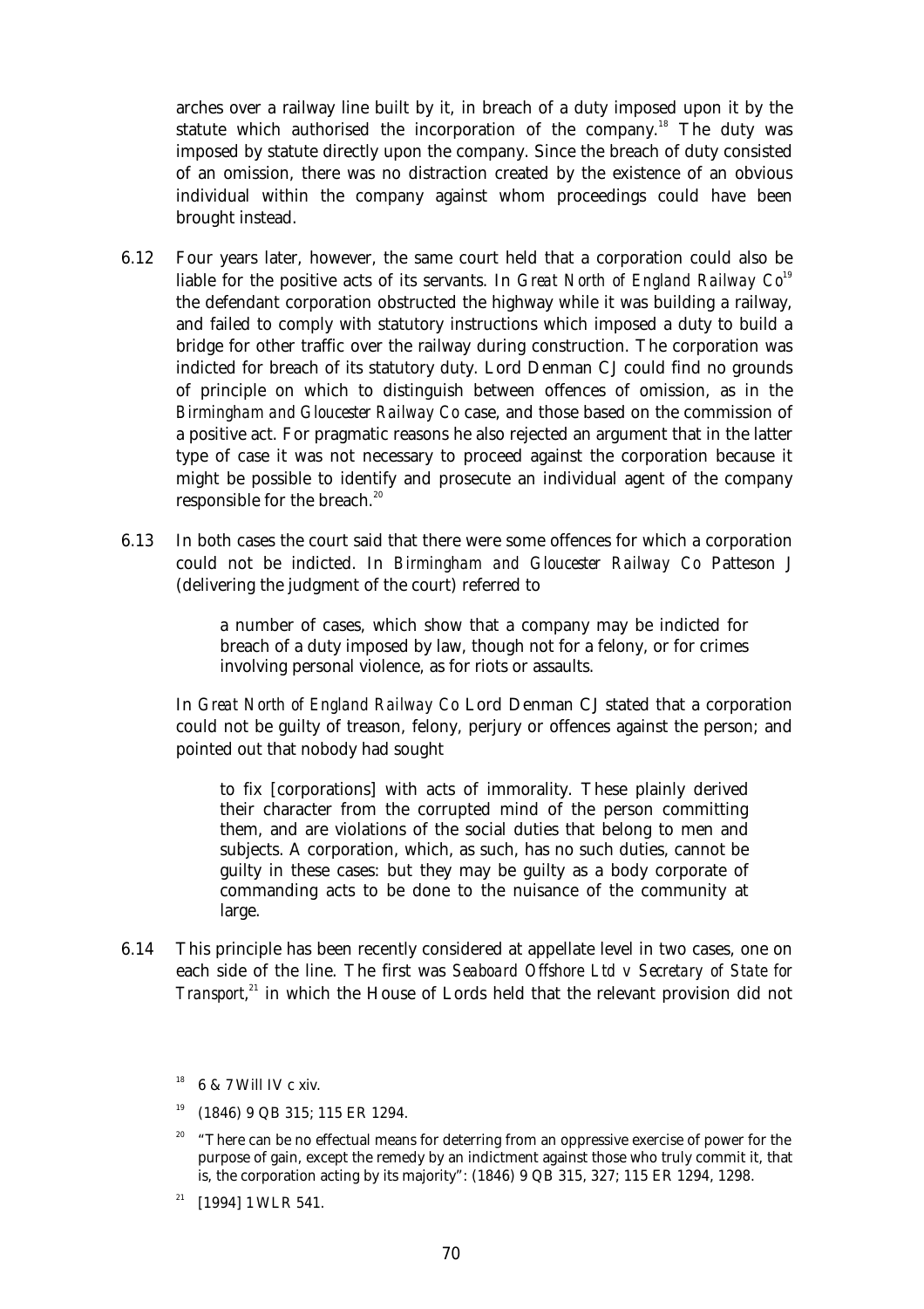arches over a railway line built by it, in breach of a duty imposed upon it by the statute which authorised the incorporation of the company.[18] The duty was imposed by statute directly upon the company. Since the breach of duty consisted of an omission, there was no distraction created by the existence of an obvious individual within the company against whom proceedings could have been brought instead.

6.12 Four years later, however, the same court held that a corporation could also be liable for the positive acts of its servants. In *Great North of England Railway Co*[19] the defendant corporation obstructed the highway while it was building a railway, and failed to comply with statutory instructions which imposed a duty to build a bridge for other traffic over the railway during construction. The corporation was indicted for breach of its statutory duty. Lord Denman CJ could find no grounds of principle on which to distinguish between offences of omission, as in the *Birmingham and Gloucester Railway Co* case, and those based on the commission of a positive act. For pragmatic reasons he also rejected an argument that in the latter type of case it was not necessary to proceed against the corporation because it might be possible to identify and prosecute an individual agent of the company responsible for the breach.[20]

6.13 In both cases the court said that there were some offences for which a corporation could not be indicted. In *Birmingham and Gloucester Railway Co* Patteson J (delivering the judgment of the court) referred to

> a number of cases, which show that a company may be indicted for breach of a duty imposed by law, though not for a felony, or for crimes involving personal violence, as for riots or assaults.

In *Great North of England Railway Co* Lord Denman CJ stated that a corporation could not be guilty of treason, felony, perjury or offences against the person; and pointed out that nobody had sought

> to fix [corporations] with acts of immorality. These plainly derived their character from the corrupted mind of the person committing them, and are violations of the social duties that belong to men and subjects. A corporation, which, as such, has no such duties, cannot be guilty in these cases: but they may be guilty as a body corporate of commanding acts to be done to the nuisance of the community at large.

6.14 This principle has been recently considered at appellate level in two cases, one on each side of the line. The first was *Seaboard Offshore Ltd v Secretary of State for Transport*,[21] in which the House of Lords held that the relevant provision did not

---

[18] 6 & 7 Will IV c xiv.

[19] (1846) 9 QB 315; 115 ER 1294.

[20] "There can be no effectual means for deterring from an oppressive exercise of power for the purpose of gain, except the remedy by an indictment against those who truly commit it, that is, the corporation acting by its majority": (1846) 9 QB 315, 327; 115 ER 1294, 1298.

[21] [1994] 1 WLR 541.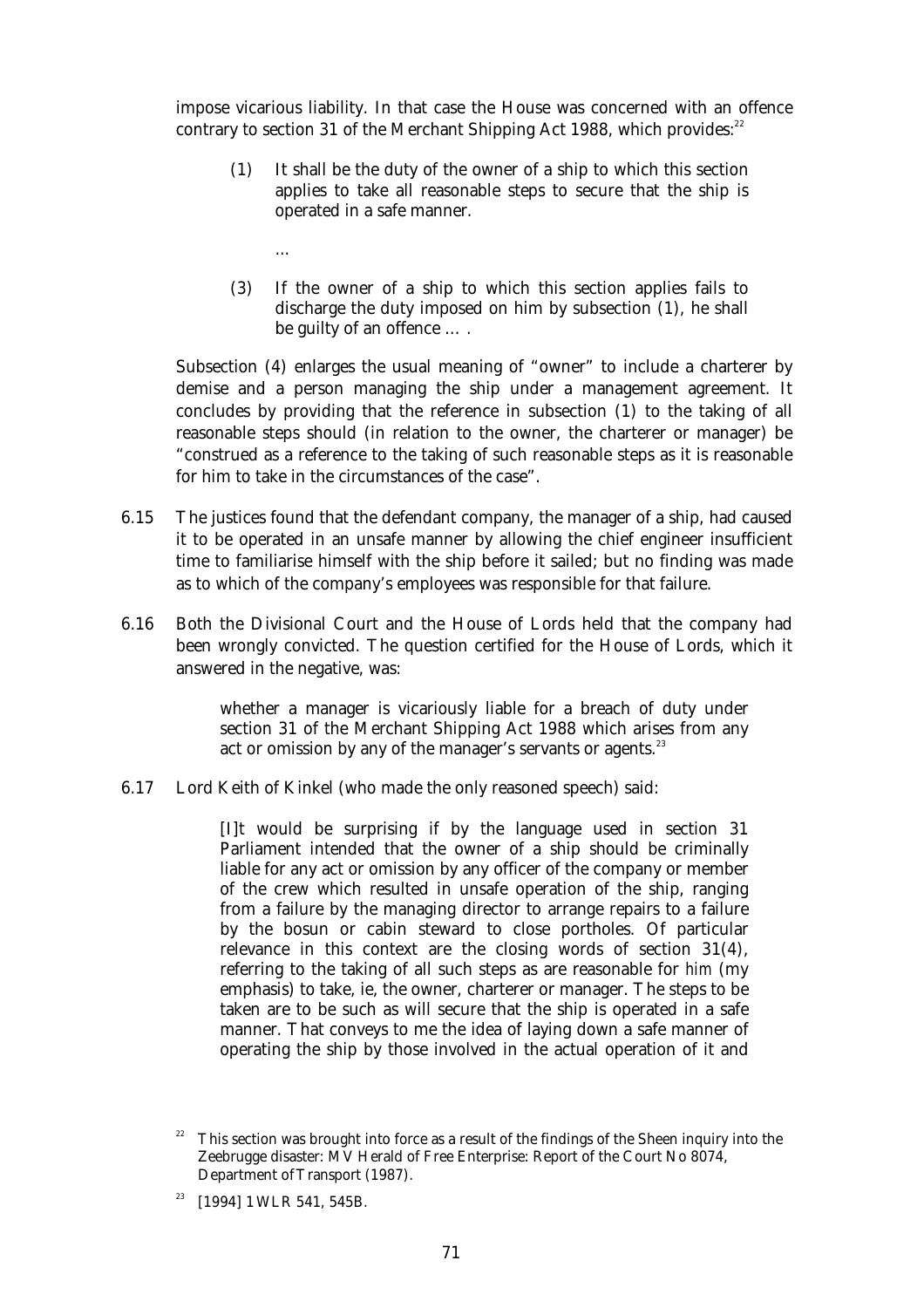impose vicarious liability. In that case the House was concerned with an offence contrary to section 31 of the Merchant Shipping Act 1988, which provides:[22]

> (1) It shall be the duty of the owner of a ship to which this section applies to take all reasonable steps to secure that the ship is operated in a safe manner.
>
> …
>
> (3) If the owner of a ship to which this section applies fails to discharge the duty imposed on him by subsection (1), he shall be guilty of an offence … .

Subsection (4) enlarges the usual meaning of "owner" to include a charterer by demise and a person managing the ship under a management agreement. It concludes by providing that the reference in subsection (1) to the taking of all reasonable steps should (in relation to the owner, the charterer or manager) be "construed as a reference to the taking of such reasonable steps as it is reasonable for him to take in the circumstances of the case".

6.15 The justices found that the defendant company, the manager of a ship, had caused it to be operated in an unsafe manner by allowing the chief engineer insufficient time to familiarise himself with the ship before it sailed; but no finding was made as to which of the company's employees was responsible for that failure.

6.16 Both the Divisional Court and the House of Lords held that the company had been wrongly convicted. The question certified for the House of Lords, which it answered in the negative, was:

> whether a manager is vicariously liable for a breach of duty under section 31 of the Merchant Shipping Act 1988 which arises from any act or omission by any of the manager's servants or agents.[23]

6.17 Lord Keith of Kinkel (who made the only reasoned speech) said:

> [I]t would be surprising if by the language used in section 31 Parliament intended that the owner of a ship should be criminally liable for any act or omission by any officer of the company or member of the crew which resulted in unsafe operation of the ship, ranging from a failure by the managing director to arrange repairs to a failure by the bosun or cabin steward to close portholes. Of particular relevance in this context are the closing words of section 31(4), referring to the taking of all such steps as are reasonable for *him* (my emphasis) to take, ie, the owner, charterer or manager. The steps to be taken are to be such as will secure that the ship is operated in a safe manner. That conveys to me the idea of laying down a safe manner of operating the ship by those involved in the actual operation of it and

---

[22] This section was brought into force as a result of the findings of the Sheen inquiry into the Zeebrugge disaster: *MV Herald of Free Enterprise: Report of the Court No 8074*, Department of Transport (1987).

[23] [1994] 1 WLR 541, 545B.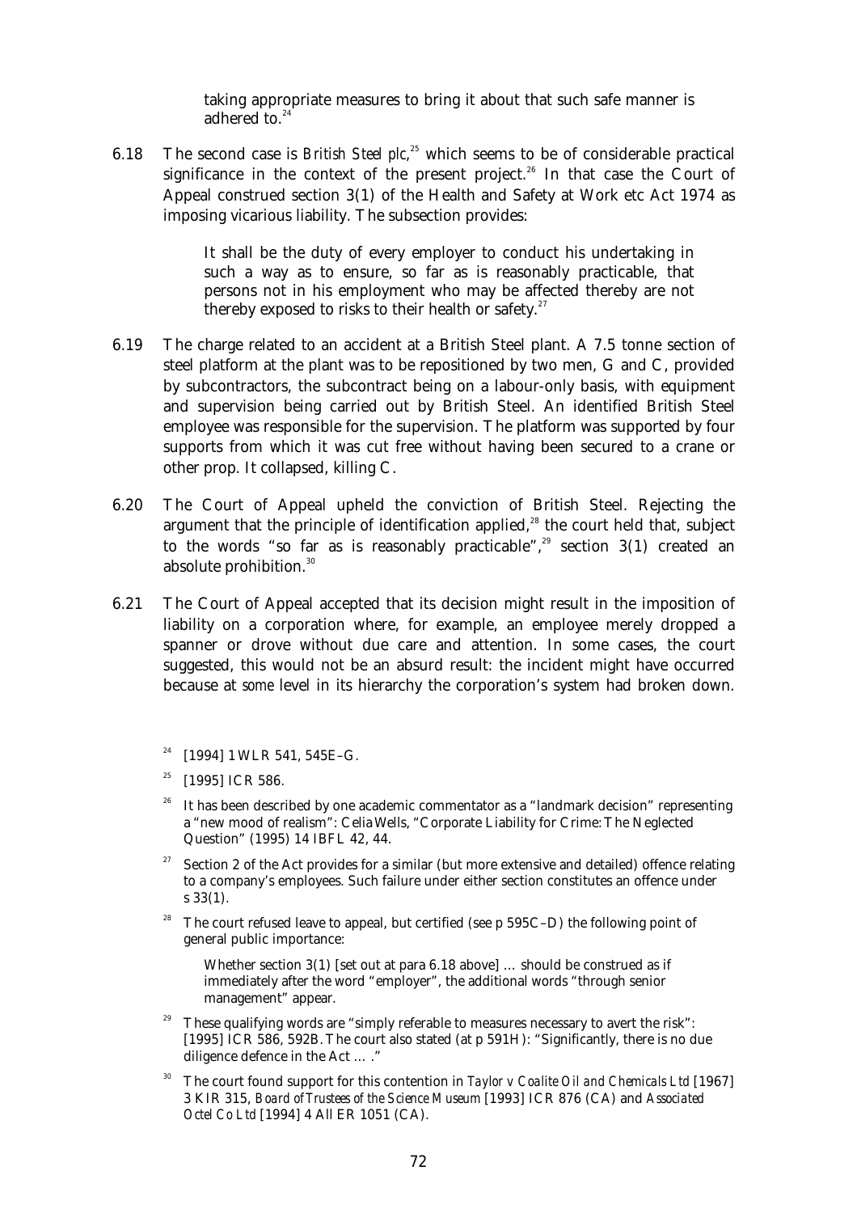taking appropriate measures to bring it about that such safe manner is adhered to.[24]

6.18 The second case is *British Steel plc*,[25] which seems to be of considerable practical significance in the context of the present project.[26] In that case the Court of Appeal construed section 3(1) of the Health and Safety at Work etc Act 1974 as imposing vicarious liability. The subsection provides:

> It shall be the duty of every employer to conduct his undertaking in such a way as to ensure, so far as is reasonably practicable, that persons not in his employment who may be affected thereby are not thereby exposed to risks to their health or safety.[27]

6.19 The charge related to an accident at a British Steel plant. A 7.5 tonne section of steel platform at the plant was to be repositioned by two men, G and C, provided by subcontractors, the subcontract being on a labour-only basis, with equipment and supervision being carried out by British Steel. An identified British Steel employee was responsible for the supervision. The platform was supported by four supports from which it was cut free without having been secured to a crane or other prop. It collapsed, killing C.

6.20 The Court of Appeal upheld the conviction of British Steel. Rejecting the argument that the principle of identification applied,[28] the court held that, subject to the words "so far as is reasonably practicable",[29] section 3(1) created an absolute prohibition.[30]

6.21 The Court of Appeal accepted that its decision might result in the imposition of liability on a corporation where, for example, an employee merely dropped a spanner or drove without due care and attention. In some cases, the court suggested, this would not be an absurd result: the incident might have occurred because at *some* level in its hierarchy the corporation's system had broken down.

---

[24] [1994] 1 WLR 541, 545E–G.

[25] [1995] ICR 586.

[26] It has been described by one academic commentator as a "landmark decision" representing a "new mood of realism": Celia Wells, "Corporate Liability for Crime: The Neglected Question" (1995) 14 IBFL 42, 44.

[27] Section 2 of the Act provides for a similar (but more extensive and detailed) offence relating to a company's employees. Such failure under either section constitutes an offence under s 33(1).

[28] The court refused leave to appeal, but certified (see p 595C–D) the following point of general public importance:

> Whether section 3(1) [set out at para 6.18 above] … should be construed as if immediately after the word "employer", the additional words "through senior management" appear.

[29] These qualifying words are "simply referable to measures necessary to avert the risk": [1995] ICR 586, 592B. The court also stated (at p 591H): "Significantly, there is no due diligence defence in the Act … ."

[30] The court found support for this contention in *Taylor v Coalite Oil and Chemicals Ltd* [1967] 3 KIR 315, *Board of Trustees of the Science Museum* [1993] ICR 876 (CA) and *Associated Octel Co Ltd* [1994] 4 All ER 1051 (CA).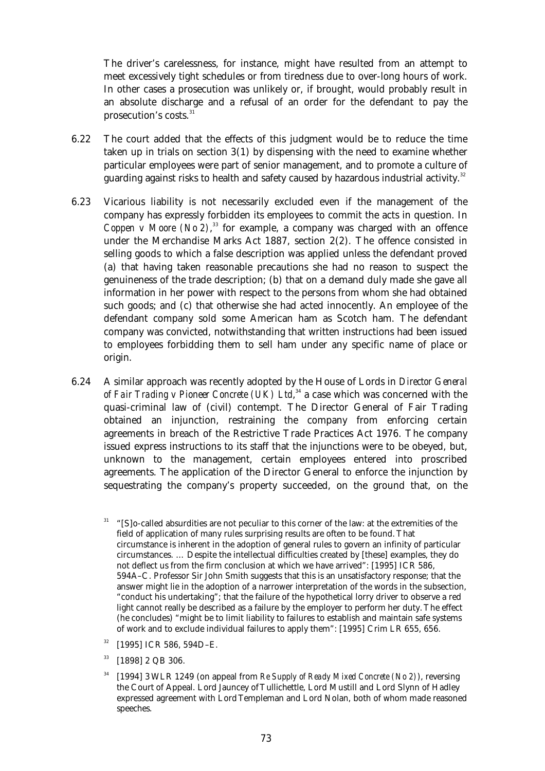The driver's carelessness, for instance, might have resulted from an attempt to meet excessively tight schedules or from tiredness due to over-long hours of work. In other cases a prosecution was unlikely or, if brought, would probably result in an absolute discharge and a refusal of an order for the defendant to pay the prosecution's costs.[31]

6.22 The court added that the effects of this judgment would be to reduce the time taken up in trials on section 3(1) by dispensing with the need to examine whether particular employees were part of senior management, and to promote a culture of guarding against risks to health and safety caused by hazardous industrial activity.[32]

6.23 Vicarious liability is not necessarily excluded even if the management of the company has expressly forbidden its employees to commit the acts in question. In *Coppen v Moore (No 2)*,[33] for example, a company was charged with an offence under the Merchandise Marks Act 1887, section 2(2). The offence consisted in selling goods to which a false description was applied unless the defendant proved (a) that having taken reasonable precautions she had no reason to suspect the genuineness of the trade description; (b) that on a demand duly made she gave all information in her power with respect to the persons from whom she had obtained such goods; and (c) that otherwise she had acted innocently. An employee of the defendant company sold some American ham as Scotch ham. The defendant company was convicted, notwithstanding that written instructions had been issued to employees forbidding them to sell ham under any specific name of place or origin.

6.24 A similar approach was recently adopted by the House of Lords in *Director General of Fair Trading v Pioneer Concrete (UK) Ltd*,[34] a case which was concerned with the quasi-criminal law of (civil) contempt. The Director General of Fair Trading obtained an injunction, restraining the company from enforcing certain agreements in breach of the Restrictive Trade Practices Act 1976. The company issued express instructions to its staff that the injunctions were to be obeyed, but, unknown to the management, certain employees entered into proscribed agreements. The application of the Director General to enforce the injunction by sequestrating the company's property succeeded, on the ground that, on the

---

[31] "[S]o-called absurdities are not peculiar to this corner of the law: at the extremities of the field of application of many rules surprising results are often to be found. That circumstance is inherent in the adoption of general rules to govern an infinity of particular circumstances. … Despite the intellectual difficulties created by [these] examples, they do not deflect us from the firm conclusion at which we have arrived": [1995] ICR 586, 594A–C. Professor Sir John Smith suggests that this is an unsatisfactory response; that the answer might lie in the adoption of a narrower interpretation of the words in the subsection, "conduct his undertaking"; that the failure of the hypothetical lorry driver to observe a red light cannot really be described as a failure by the employer to perform her duty. The effect (he concludes) "might be to limit liability to failures to establish and maintain safe systems of work and to exclude individual failures to apply them": [1995] Crim LR 655, 656.

[32] [1995] ICR 586, 594D–E.

[33] [1898] 2 QB 306.

[34] [1994] 3 WLR 1249 (on appeal from *Re Supply of Ready Mixed Concrete (No 2)*), reversing the Court of Appeal. Lord Jauncey of Tullichettle, Lord Mustill and Lord Slynn of Hadley expressed agreement with Lord Templeman and Lord Nolan, both of whom made reasoned speeches.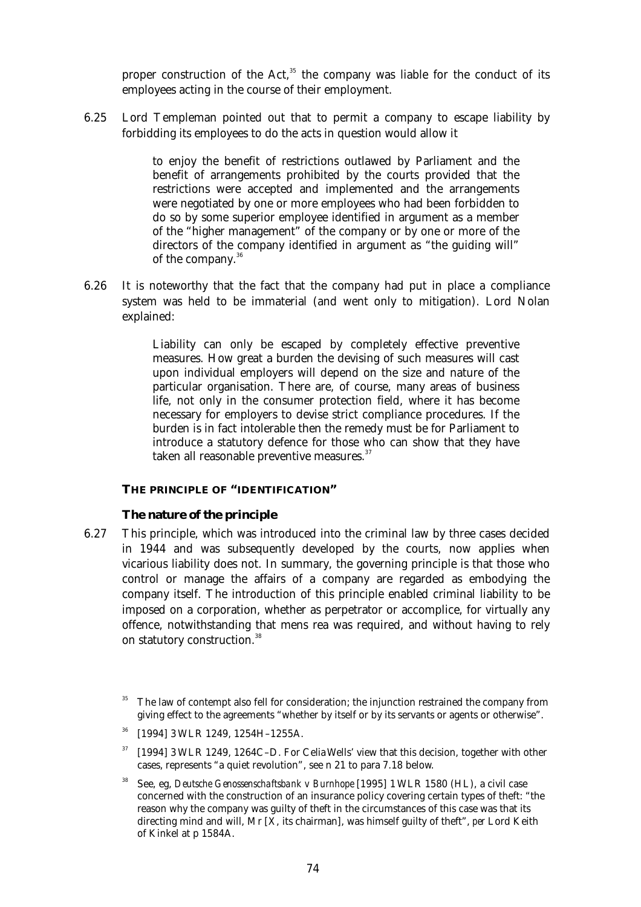proper construction of the Act,[35] the company was liable for the conduct of its employees acting in the course of their employment.

6.25 Lord Templeman pointed out that to permit a company to escape liability by forbidding its employees to do the acts in question would allow it

> to enjoy the benefit of restrictions outlawed by Parliament and the benefit of arrangements prohibited by the courts provided that the restrictions were accepted and implemented and the arrangements were negotiated by one or more employees who had been forbidden to do so by some superior employee identified in argument as a member of the "higher management" of the company or by one or more of the directors of the company identified in argument as "the guiding will" of the company.[36]

6.26 It is noteworthy that the fact that the company had put in place a compliance system was held to be immaterial (and went only to mitigation). Lord Nolan explained:

> Liability can only be escaped by completely effective preventive measures. How great a burden the devising of such measures will cast upon individual employers will depend on the size and nature of the particular organisation. There are, of course, many areas of business life, not only in the consumer protection field, where it has become necessary for employers to devise strict compliance procedures. If the burden is in fact intolerable then the remedy must be for Parliament to introduce a statutory defence for those who can show that they have taken all reasonable preventive measures.[37]

### THE PRINCIPLE OF "IDENTIFICATION"

#### The nature of the principle

6.27 This principle, which was introduced into the criminal law by three cases decided in 1944 and was subsequently developed by the courts, now applies when vicarious liability does not. In summary, the governing principle is that those who control or manage the affairs of a company are regarded as embodying the company itself. The introduction of this principle enabled criminal liability to be imposed on a corporation, whether as perpetrator or accomplice, for virtually any offence, notwithstanding that mens rea was required, and without having to rely on statutory construction.[38]

---

[35] The law of contempt also fell for consideration; the injunction restrained the company from giving effect to the agreements "whether by itself or by its servants or agents or otherwise".

[36] [1994] 3 WLR 1249, 1254H–1255A.

[37] [1994] 3 WLR 1249, 1264C–D. For Celia Wells' view that this decision, together with other cases, represents "a quiet revolution", see n 21 to para 7.18 below.

[38] See, eg, *Deutsche Genossenschaftsbank v Burnhope* [1995] 1 WLR 1580 (HL), a civil case concerned with the construction of an insurance policy covering certain types of theft: "the reason why the company was guilty of theft in the circumstances of this case was that its directing mind and will, Mr [X, its chairman], was himself guilty of theft", *per* Lord Keith of Kinkel at p 1584A.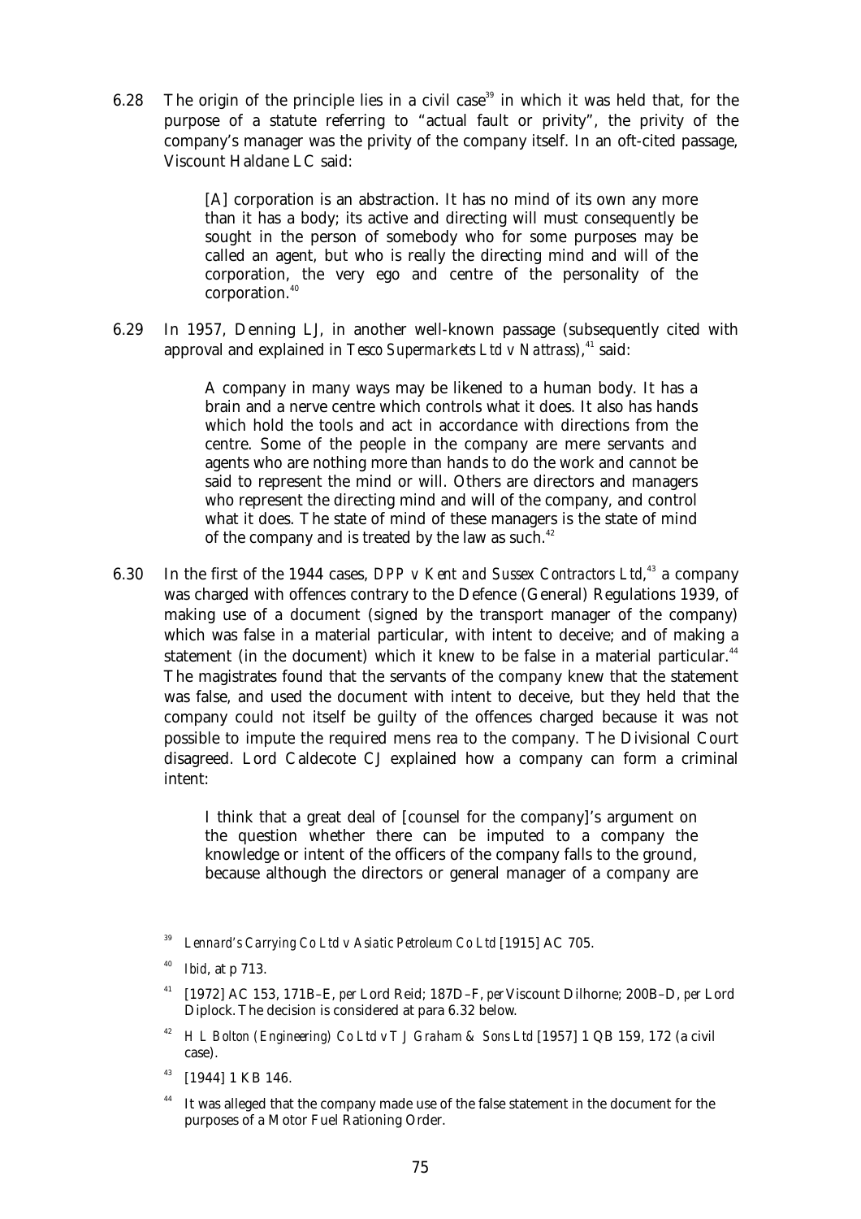6.28 The origin of the principle lies in a civil case[39] in which it was held that, for the purpose of a statute referring to "actual fault or privity", the privity of the company's manager was the privity of the company itself. In an oft-cited passage, Viscount Haldane LC said:

> [A] corporation is an abstraction. It has no mind of its own any more than it has a body; its active and directing will must consequently be sought in the person of somebody who for some purposes may be called an agent, but who is really the directing mind and will of the corporation, the very ego and centre of the personality of the corporation.[40]

6.29 In 1957, Denning LJ, in another well-known passage (subsequently cited with approval and explained in *Tesco Supermarkets Ltd v Nattrass*),[41] said:

> A company in many ways may be likened to a human body. It has a brain and a nerve centre which controls what it does. It also has hands which hold the tools and act in accordance with directions from the centre. Some of the people in the company are mere servants and agents who are nothing more than hands to do the work and cannot be said to represent the mind or will. Others are directors and managers who represent the directing mind and will of the company, and control what it does. The state of mind of these managers is the state of mind of the company and is treated by the law as such.[42]

6.30 In the first of the 1944 cases, *DPP v Kent and Sussex Contractors Ltd*,[43] a company was charged with offences contrary to the Defence (General) Regulations 1939, of making use of a document (signed by the transport manager of the company) which was false in a material particular, with intent to deceive; and of making a statement (in the document) which it knew to be false in a material particular.[44] The magistrates found that the servants of the company knew that the statement was false, and used the document with intent to deceive, but they held that the company could not itself be guilty of the offences charged because it was not possible to impute the required mens rea to the company. The Divisional Court disagreed. Lord Caldecote CJ explained how a company can form a criminal intent:

> I think that a great deal of [counsel for the company]'s argument on the question whether there can be imputed to a company the knowledge or intent of the officers of the company falls to the ground, because although the directors or general manager of a company are

---

[39] *Lennard's Carrying Co Ltd v Asiatic Petroleum Co Ltd* [1915] AC 705.

[40] *Ibid*, at p 713.

[41] [1972] AC 153, 171B–E, *per* Lord Reid; 187D–F, *per* Viscount Dilhorne; 200B–D, *per* Lord Diplock. The decision is considered at para 6.32 below.

[42] *H L Bolton (Engineering) Co Ltd v T J Graham & Sons Ltd* [1957] 1 QB 159, 172 (a civil case).

[43] [1944] 1 KB 146.

[44] It was alleged that the company made use of the false statement in the document for the purposes of a Motor Fuel Rationing Order.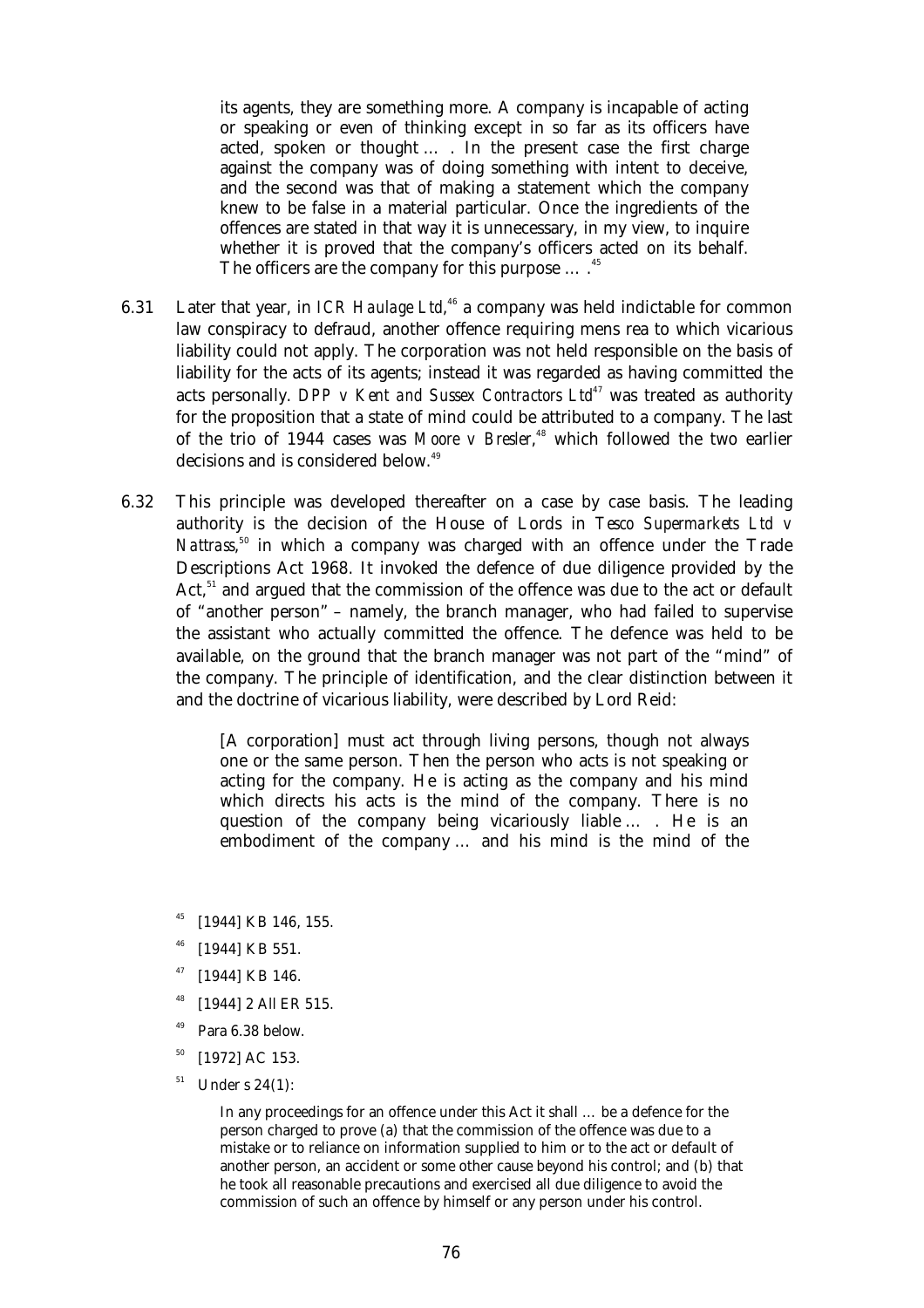> its agents, they are something more. A company is incapable of acting or speaking or even of thinking except in so far as its officers have acted, spoken or thought … . In the present case the first charge against the company was of doing something with intent to deceive, and the second was that of making a statement which the company knew to be false in a material particular. Once the ingredients of the offences are stated in that way it is unnecessary, in my view, to inquire whether it is proved that the company's officers acted on its behalf. The officers are the company for this purpose … .[45]

6.31 Later that year, in *ICR Haulage Ltd*,[46] a company was held indictable for common law conspiracy to defraud, another offence requiring mens rea to which vicarious liability could not apply. The corporation was not held responsible on the basis of liability for the acts of its agents; instead it was regarded as having committed the acts personally. *DPP v Kent and Sussex Contractors Ltd*[47] was treated as authority for the proposition that a state of mind could be attributed to a company. The last of the trio of 1944 cases was *Moore v Bresler*,[48] which followed the two earlier decisions and is considered below.[49]

6.32 This principle was developed thereafter on a case by case basis. The leading authority is the decision of the House of Lords in *Tesco Supermarkets Ltd v Nattrass*,[50] in which a company was charged with an offence under the Trade Descriptions Act 1968. It invoked the defence of due diligence provided by the Act,[51] and argued that the commission of the offence was due to the act or default of "another person" – namely, the branch manager, who had failed to supervise the assistant who actually committed the offence. The defence was held to be available, on the ground that the branch manager was not part of the "mind" of the company. The principle of identification, and the clear distinction between it and the doctrine of vicarious liability, were described by Lord Reid:

> [A corporation] must act through living persons, though not always one or the same person. Then the person who acts is not speaking or acting for the company. He is acting as the company and his mind which directs his acts is the mind of the company. There is no question of the company being vicariously liable … . He is an embodiment of the company … and his mind is the mind of the

[45] [1944] KB 146, 155.

[46] [1944] KB 551.

[47] [1944] KB 146.

[48] [1944] 2 All ER 515.

[49] Para 6.38 below.

[50] [1972] AC 153.

[51] Under s 24(1):

> In any proceedings for an offence under this Act it shall … be a defence for the person charged to prove (a) that the commission of the offence was due to a mistake or to reliance on information supplied to him or to the act or default of another person, an accident or some other cause beyond his control; and (b) that he took all reasonable precautions and exercised all due diligence to avoid the commission of such an offence by himself or any person under his control.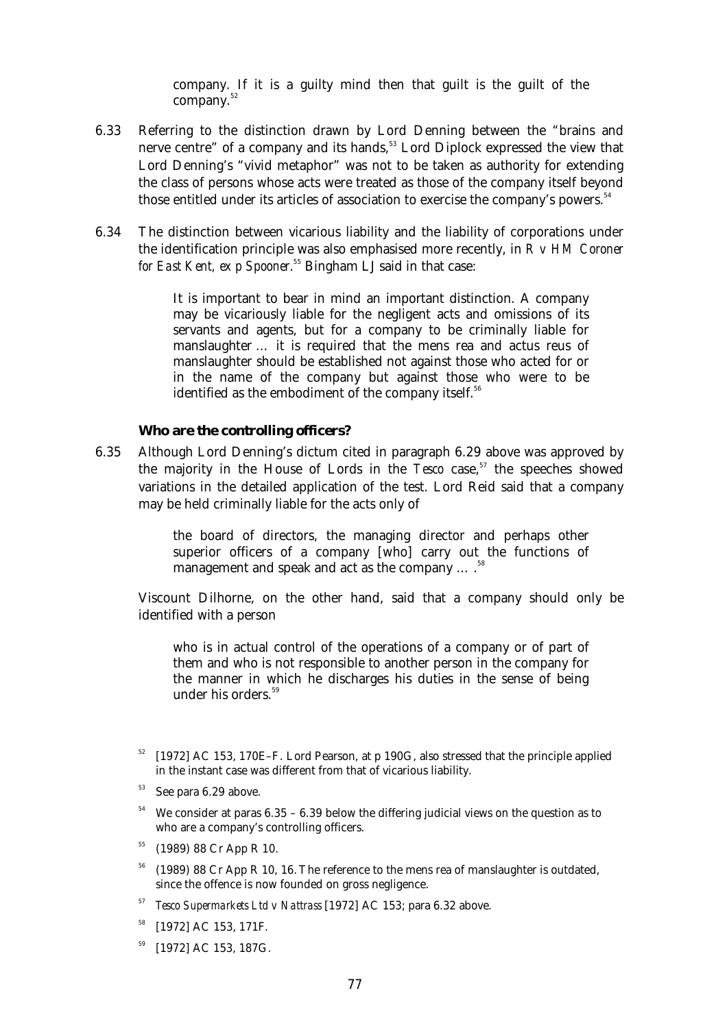company. If it is a guilty mind then that guilt is the guilt of the company.[52]

6.33 Referring to the distinction drawn by Lord Denning between the "brains and nerve centre" of a company and its hands,[53] Lord Diplock expressed the view that Lord Denning's "vivid metaphor" was not to be taken as authority for extending the class of persons whose acts were treated as those of the company itself beyond those entitled under its articles of association to exercise the company's powers.[54]

6.34 The distinction between vicarious liability and the liability of corporations under the identification principle was also emphasised more recently, in *R v HM Coroner for East Kent, ex p Spooner*.[55] Bingham LJ said in that case:

> It is important to bear in mind an important distinction. A company may be vicariously liable for the negligent acts and omissions of its servants and agents, but for a company to be criminally liable for manslaughter … it is required that the mens rea and actus reus of manslaughter should be established not against those who acted for or in the name of the company but against those who were to be identified as the embodiment of the company itself.[56]

### Who are the controlling officers?

6.35 Although Lord Denning's dictum cited in paragraph 6.29 above was approved by the majority in the House of Lords in the *Tesco* case,[57] the speeches showed variations in the detailed application of the test. Lord Reid said that a company may be held criminally liable for the acts only of

> the board of directors, the managing director and perhaps other superior officers of a company [who] carry out the functions of management and speak and act as the company … .[58]

Viscount Dilhorne, on the other hand, said that a company should only be identified with a person

> who is in actual control of the operations of a company or of part of them and who is not responsible to another person in the company for the manner in which he discharges his duties in the sense of being under his orders.[59]

---

[52] [1972] AC 153, 170E–F. Lord Pearson, at p 190G, also stressed that the principle applied in the instant case was different from that of vicarious liability.

[53] See para 6.29 above.

[54] We consider at paras 6.35 – 6.39 below the differing judicial views on the question as to who are a company's controlling officers.

[55] (1989) 88 Cr App R 10.

[56] (1989) 88 Cr App R 10, 16. The reference to the mens rea of manslaughter is outdated, since the offence is now founded on gross negligence.

[57] *Tesco Supermarkets Ltd v Nattrass* [1972] AC 153; para 6.32 above.

[58] [1972] AC 153, 171F.

[59] [1972] AC 153, 187G.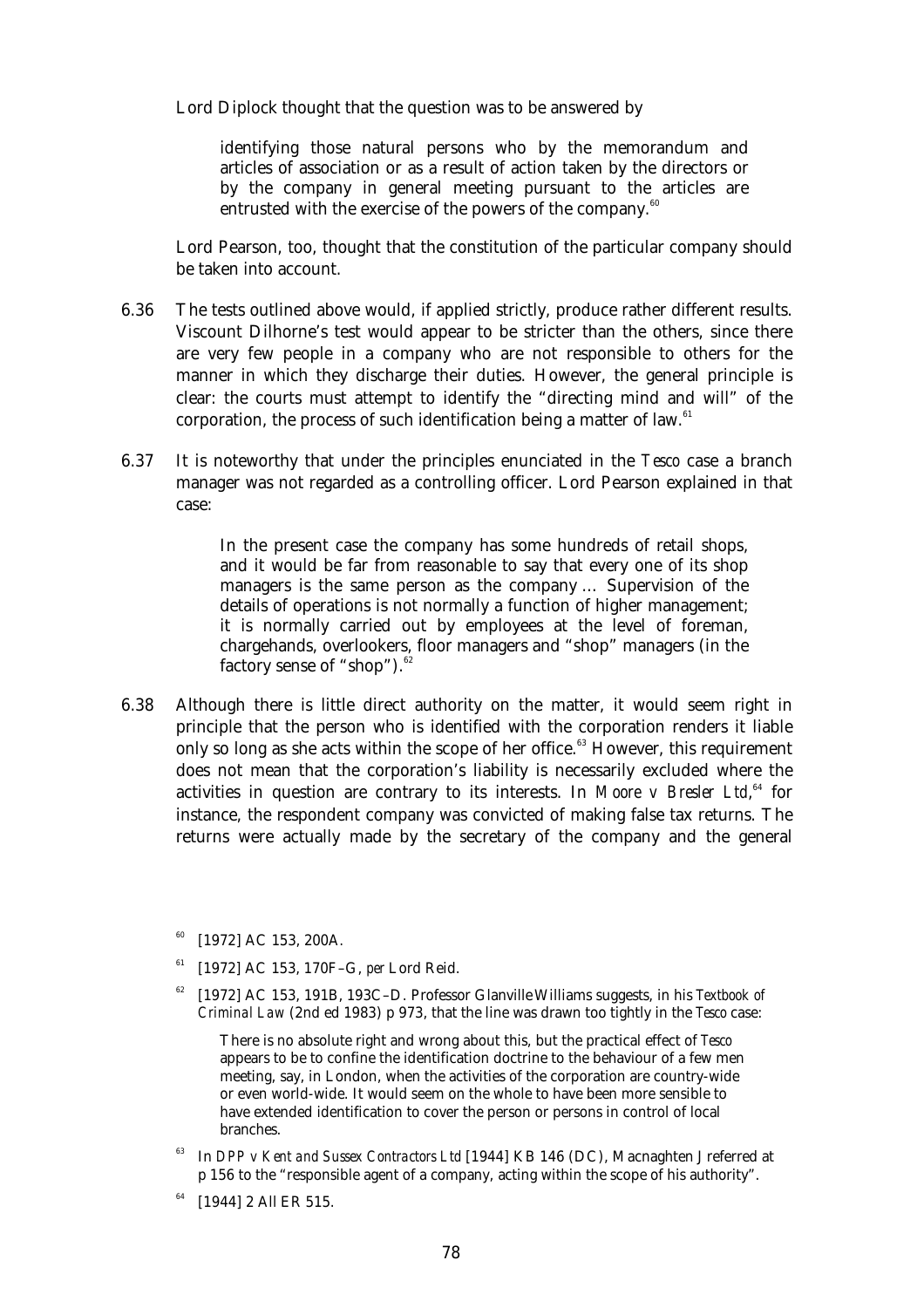Lord Diplock thought that the question was to be answered by

> identifying those natural persons who by the memorandum and articles of association or as a result of action taken by the directors or by the company in general meeting pursuant to the articles are entrusted with the exercise of the powers of the company.[60]

Lord Pearson, too, thought that the constitution of the particular company should be taken into account.

6.36 The tests outlined above would, if applied strictly, produce rather different results. Viscount Dilhorne's test would appear to be stricter than the others, since there are very few people in a company who are not responsible to others for the manner in which they discharge their duties. However, the general principle is clear: the courts must attempt to identify the "directing mind and will" of the corporation, the process of such identification being a matter of law.[61]

6.37 It is noteworthy that under the principles enunciated in the *Tesco* case a branch manager was not regarded as a controlling officer. Lord Pearson explained in that case:

> In the present case the company has some hundreds of retail shops, and it would be far from reasonable to say that every one of its shop managers is the same person as the company … Supervision of the details of operations is not normally a function of higher management; it is normally carried out by employees at the level of foreman, chargehands, overlookers, floor managers and "shop" managers (in the factory sense of "shop").[62]

6.38 Although there is little direct authority on the matter, it would seem right in principle that the person who is identified with the corporation renders it liable only so long as she acts within the scope of her office.[63] However, this requirement does not mean that the corporation's liability is necessarily excluded where the activities in question are contrary to its interests. In *Moore v Bresler Ltd*,[64] for instance, the respondent company was convicted of making false tax returns. The returns were actually made by the secretary of the company and the general

---

[60] [1972] AC 153, 200A.

[61] [1972] AC 153, 170F–G, *per* Lord Reid.

[62] [1972] AC 153, 191B, 193C–D. Professor Glanville Williams suggests, in his *Textbook of Criminal Law* (2nd ed 1983) p 973, that the line was drawn too tightly in the *Tesco* case:

> There is no absolute right and wrong about this, but the practical effect of *Tesco* appears to be to confine the identification doctrine to the behaviour of a few men meeting, say, in London, when the activities of the corporation are country-wide or even world-wide. It would seem on the whole to have been more sensible to have extended identification to cover the person or persons in control of local branches.

[63] In *DPP v Kent and Sussex Contractors Ltd* [1944] KB 146 (DC), Macnaghten J referred at p 156 to the "responsible agent of a company, acting within the scope of his authority".

[64] [1944] 2 All ER 515.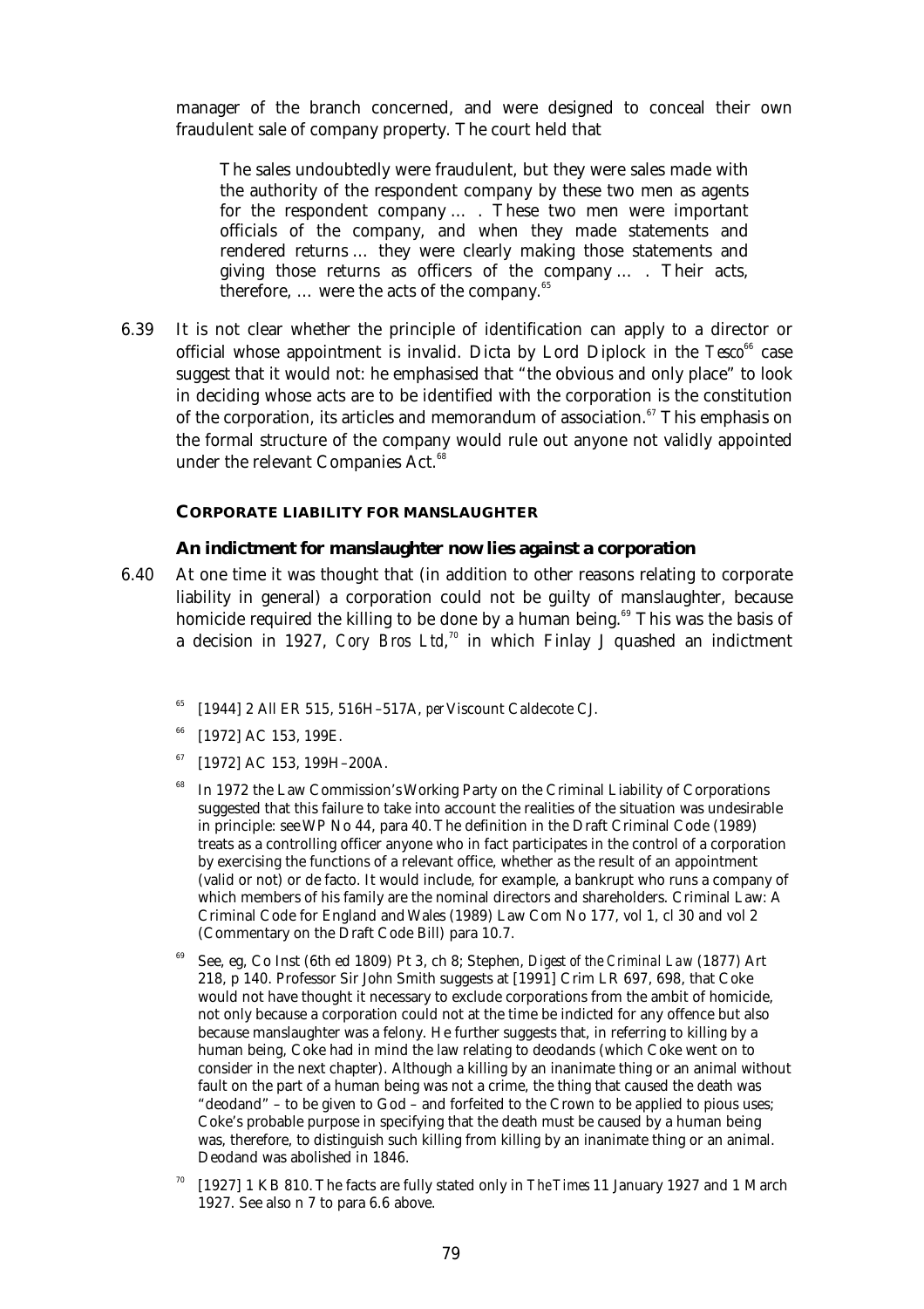manager of the branch concerned, and were designed to conceal their own fraudulent sale of company property. The court held that

> The sales undoubtedly were fraudulent, but they were sales made with the authority of the respondent company by these two men as agents for the respondent company … . These two men were important officials of the company, and when they made statements and rendered returns … they were clearly making those statements and giving those returns as officers of the company … . Their acts, therefore, … were the acts of the company.[65]

6.39 It is not clear whether the principle of identification can apply to a director or official whose appointment is invalid. Dicta by Lord Diplock in the *Tesco*[66] case suggest that it would not: he emphasised that "the obvious and only place" to look in deciding whose acts are to be identified with the corporation is the constitution of the corporation, its articles and memorandum of association.[67] This emphasis on the formal structure of the company would rule out anyone not validly appointed under the relevant Companies Act.[68]

### CORPORATE LIABILITY FOR MANSLAUGHTER

#### An indictment for manslaughter now lies against a corporation

6.40 At one time it was thought that (in addition to other reasons relating to corporate liability in general) a corporation could not be guilty of manslaughter, because homicide required the killing to be done by a human being.[69] This was the basis of a decision in 1927, *Cory Bros Ltd*,[70] in which Finlay J quashed an indictment

---

[65] [1944] 2 All ER 515, 516H–517A, *per* Viscount Caldecote CJ.

[66] [1972] AC 153, 199E.

[67] [1972] AC 153, 199H–200A.

[68] In 1972 the Law Commission's Working Party on the Criminal Liability of Corporations suggested that this failure to take into account the realities of the situation was undesirable in principle: see WP No 44, para 40. The definition in the Draft Criminal Code (1989) treats as a controlling officer anyone who in fact participates in the control of a corporation by exercising the functions of a relevant office, whether as the result of an appointment (valid or not) or de facto. It would include, for example, a bankrupt who runs a company of which members of his family are the nominal directors and shareholders. Criminal Law: A Criminal Code for England and Wales (1989) Law Com No 177, vol 1, cl 30 and vol 2 (Commentary on the Draft Code Bill) para 10.7.

[69] See, eg, Co Inst (6th ed 1809) Pt 3, ch 8; Stephen, *Digest of the Criminal Law* (1877) Art 218, p 140. Professor Sir John Smith suggests at [1991] Crim LR 697, 698, that Coke would not have thought it necessary to exclude corporations from the ambit of homicide, not only because a corporation could not at the time be indicted for any offence but also because manslaughter was a felony. He further suggests that, in referring to killing by a human being, Coke had in mind the law relating to deodands (which Coke went on to consider in the next chapter). Although a killing by an inanimate thing or an animal without fault on the part of a human being was not a crime, the thing that caused the death was "deodand" – to be given to God – and forfeited to the Crown to be applied to pious uses; Coke's probable purpose in specifying that the death must be caused by a human being was, therefore, to distinguish such killing from killing by an inanimate thing or an animal. Deodand was abolished in 1846.

[70] [1927] 1 KB 810. The facts are fully stated only in *The Times* 11 January 1927 and 1 March 1927. See also n 7 to para 6.6 above.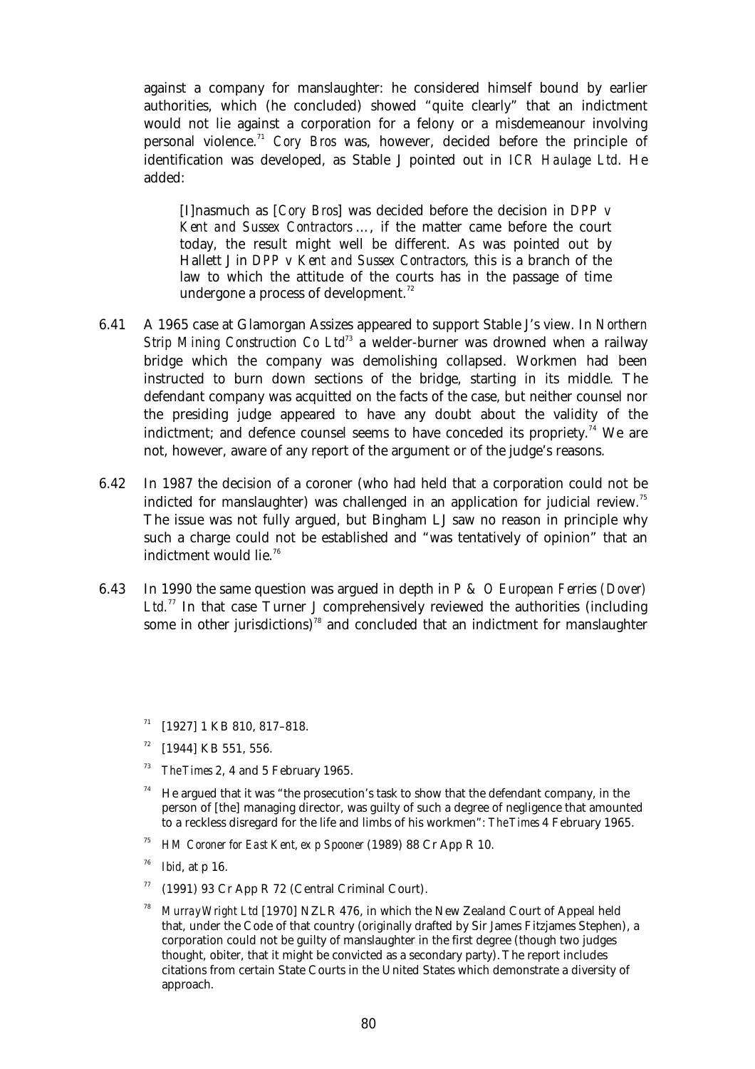against a company for manslaughter: he considered himself bound by earlier authorities, which (he concluded) showed "quite clearly" that an indictment would not lie against a corporation for a felony or a misdemeanour involving personal violence.[71] *Cory Bros* was, however, decided before the principle of identification was developed, as Stable J pointed out in *ICR Haulage Ltd*. He added:

> [I]nasmuch as [*Cory Bros*] was decided before the decision in *DPP v Kent and Sussex Contractors* …, if the matter came before the court today, the result might well be different. As was pointed out by Hallett J in *DPP v Kent and Sussex Contractors*, this is a branch of the law to which the attitude of the courts has in the passage of time undergone a process of development.[72]

6.41 A 1965 case at Glamorgan Assizes appeared to support Stable J's view. In *Northern Strip Mining Construction Co Ltd*[73] a welder-burner was drowned when a railway bridge which the company was demolishing collapsed. Workmen had been instructed to burn down sections of the bridge, starting in its middle. The defendant company was acquitted on the facts of the case, but neither counsel nor the presiding judge appeared to have any doubt about the validity of the indictment; and defence counsel seems to have conceded its propriety.[74] We are not, however, aware of any report of the argument or of the judge's reasons.

6.42 In 1987 the decision of a coroner (who had held that a corporation could not be indicted for manslaughter) was challenged in an application for judicial review.[75] The issue was not fully argued, but Bingham LJ saw no reason in principle why such a charge could not be established and "was tentatively of opinion" that an indictment would lie.[76]

6.43 In 1990 the same question was argued in depth in *P & O European Ferries (Dover) Ltd.*[77] In that case Turner J comprehensively reviewed the authorities (including some in other jurisdictions)[78] and concluded that an indictment for manslaughter

[71] [1927] 1 KB 810, 817–818.

[72] [1944] KB 551, 556.

[73] *The Times* 2, 4 and 5 February 1965.

[74] He argued that it was "the prosecution's task to show that the defendant company, in the person of [the] managing director, was guilty of such a degree of negligence that amounted to a reckless disregard for the life and limbs of his workmen": *The Times* 4 February 1965.

[75] *HM Coroner for East Kent, ex p Spooner* (1989) 88 Cr App R 10.

[76] *Ibid*, at p 16.

[77] (1991) 93 Cr App R 72 (Central Criminal Court).

[78] *Murray Wright Ltd* [1970] NZLR 476, in which the New Zealand Court of Appeal held that, under the Code of that country (originally drafted by Sir James Fitzjames Stephen), a corporation could not be guilty of manslaughter in the first degree (though two judges thought, obiter, that it might be convicted as a secondary party). The report includes citations from certain State Courts in the United States which demonstrate a diversity of approach.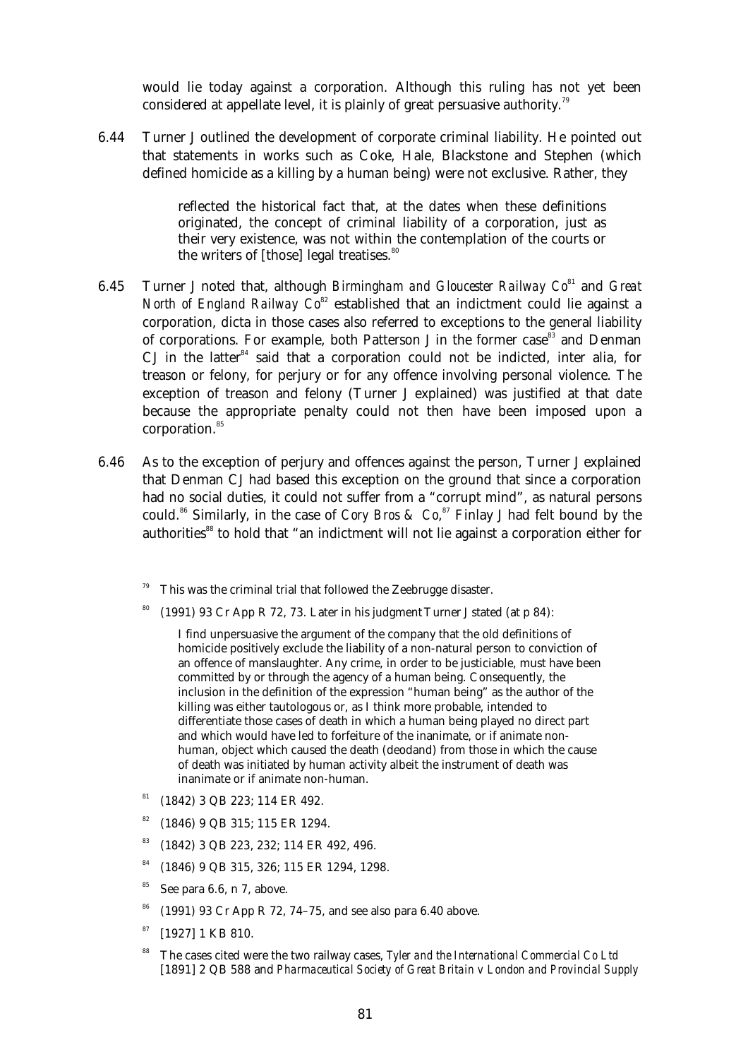would lie today against a corporation. Although this ruling has not yet been considered at appellate level, it is plainly of great persuasive authority.[79]

6.44 Turner J outlined the development of corporate criminal liability. He pointed out that statements in works such as Coke, Hale, Blackstone and Stephen (which defined homicide as a killing by a human being) were not exclusive. Rather, they

> reflected the historical fact that, at the dates when these definitions originated, the concept of criminal liability of a corporation, just as their very existence, was not within the contemplation of the courts or the writers of [those] legal treatises.[80]

6.45 Turner J noted that, although *Birmingham and Gloucester Railway Co*[81] and *Great North of England Railway Co*[82] established that an indictment could lie against a corporation, dicta in those cases also referred to exceptions to the general liability of corporations. For example, both Patterson J in the former case[83] and Denman CJ in the latter[84] said that a corporation could not be indicted, inter alia, for treason or felony, for perjury or for any offence involving personal violence. The exception of treason and felony (Turner J explained) was justified at that date because the appropriate penalty could not then have been imposed upon a corporation.[85]

6.46 As to the exception of perjury and offences against the person, Turner J explained that Denman CJ had based this exception on the ground that since a corporation had no social duties, it could not suffer from a "corrupt mind", as natural persons could.[86] Similarly, in the case of *Cory Bros & Co*,[87] Finlay J had felt bound by the authorities[88] to hold that "an indictment will not lie against a corporation either for

---

[79] This was the criminal trial that followed the Zeebrugge disaster.

[80] (1991) 93 Cr App R 72, 73. Later in his judgment Turner J stated (at p 84):

> I find unpersuasive the argument of the company that the old definitions of homicide positively exclude the liability of a non-natural person to conviction of an offence of manslaughter. Any crime, in order to be justiciable, must have been committed by or through the agency of a human being. Consequently, the inclusion in the definition of the expression "human being" as the author of the killing was either tautologous or, as I think more probable, intended to differentiate those cases of death in which a human being played no direct part and which would have led to forfeiture of the inanimate, or if animate non-human, object which caused the death (deodand) from those in which the cause of death was initiated by human activity albeit the instrument of death was inanimate or if animate non-human.

[81] (1842) 3 QB 223; 114 ER 492.

[82] (1846) 9 QB 315; 115 ER 1294.

[83] (1842) 3 QB 223, 232; 114 ER 492, 496.

[84] (1846) 9 QB 315, 326; 115 ER 1294, 1298.

[85] See para 6.6, n 7, above.

[86] (1991) 93 Cr App R 72, 74–75, and see also para 6.40 above.

[87] [1927] 1 KB 810.

[88] The cases cited were the two railway cases, *Tyler and the International Commercial Co Ltd* [1891] 2 QB 588 and *Pharmaceutical Society of Great Britain* v *London and Provincial Supply*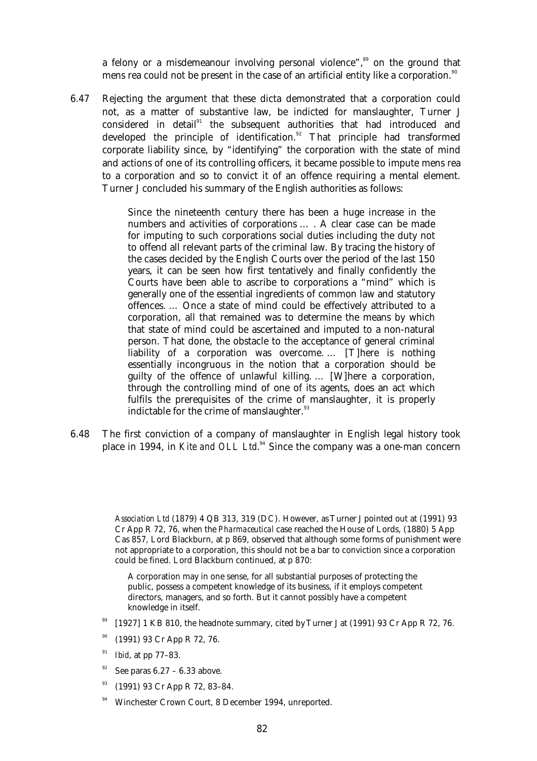a felony or a misdemeanour involving personal violence",[89] on the ground that mens rea could not be present in the case of an artificial entity like a corporation.[90]

6.47 Rejecting the argument that these dicta demonstrated that a corporation could not, as a matter of substantive law, be indicted for manslaughter, Turner J considered in detail[91] the subsequent authorities that had introduced and developed the principle of identification.[92] That principle had transformed corporate liability since, by "identifying" the corporation with the state of mind and actions of one of its controlling officers, it became possible to impute mens rea to a corporation and so to convict it of an offence requiring a mental element. Turner J concluded his summary of the English authorities as follows:

> Since the nineteenth century there has been a huge increase in the numbers and activities of corporations … . A clear case can be made for imputing to such corporations social duties including the duty not to offend all relevant parts of the criminal law. By tracing the history of the cases decided by the English Courts over the period of the last 150 years, it can be seen how first tentatively and finally confidently the Courts have been able to ascribe to corporations a "mind" which is generally one of the essential ingredients of common law and statutory offences. … Once a state of mind could be effectively attributed to a corporation, all that remained was to determine the means by which that state of mind could be ascertained and imputed to a non-natural person. That done, the obstacle to the acceptance of general criminal liability of a corporation was overcome. … [T]here is nothing essentially incongruous in the notion that a corporation should be guilty of the offence of unlawful killing. … [W]here a corporation, through the controlling mind of one of its agents, does an act which fulfils the prerequisites of the crime of manslaughter, it is properly indictable for the crime of manslaughter.[93]

6.48 The first conviction of a company of manslaughter in English legal history took place in 1994, in *Kite and OLL Ltd*.[94] Since the company was a one-man concern

---

*Association Ltd* (1879) 4 QB 313, 319 (DC). However, as Turner J pointed out at (1991) 93 Cr App R 72, 76, when the *Pharmaceutical* case reached the House of Lords, (1880) 5 App Cas 857, Lord Blackburn, at p 869, observed that although some forms of punishment were not appropriate to a corporation, this should not be a bar to conviction since a corporation could be fined. Lord Blackburn continued, at p 870:

> A corporation may in one sense, for all substantial purposes of protecting the public, possess a competent knowledge of its business, if it employs competent directors, managers, and so forth. But it cannot possibly have a competent knowledge in itself.

[89] [1927] 1 KB 810, the headnote summary, cited by Turner J at (1991) 93 Cr App R 72, 76.

[90] (1991) 93 Cr App R 72, 76.

[91] *Ibid*, at pp 77–83.

[92] See paras 6.27 – 6.33 above.

[93] (1991) 93 Cr App R 72, 83–84.

[94] Winchester Crown Court, 8 December 1994, unreported.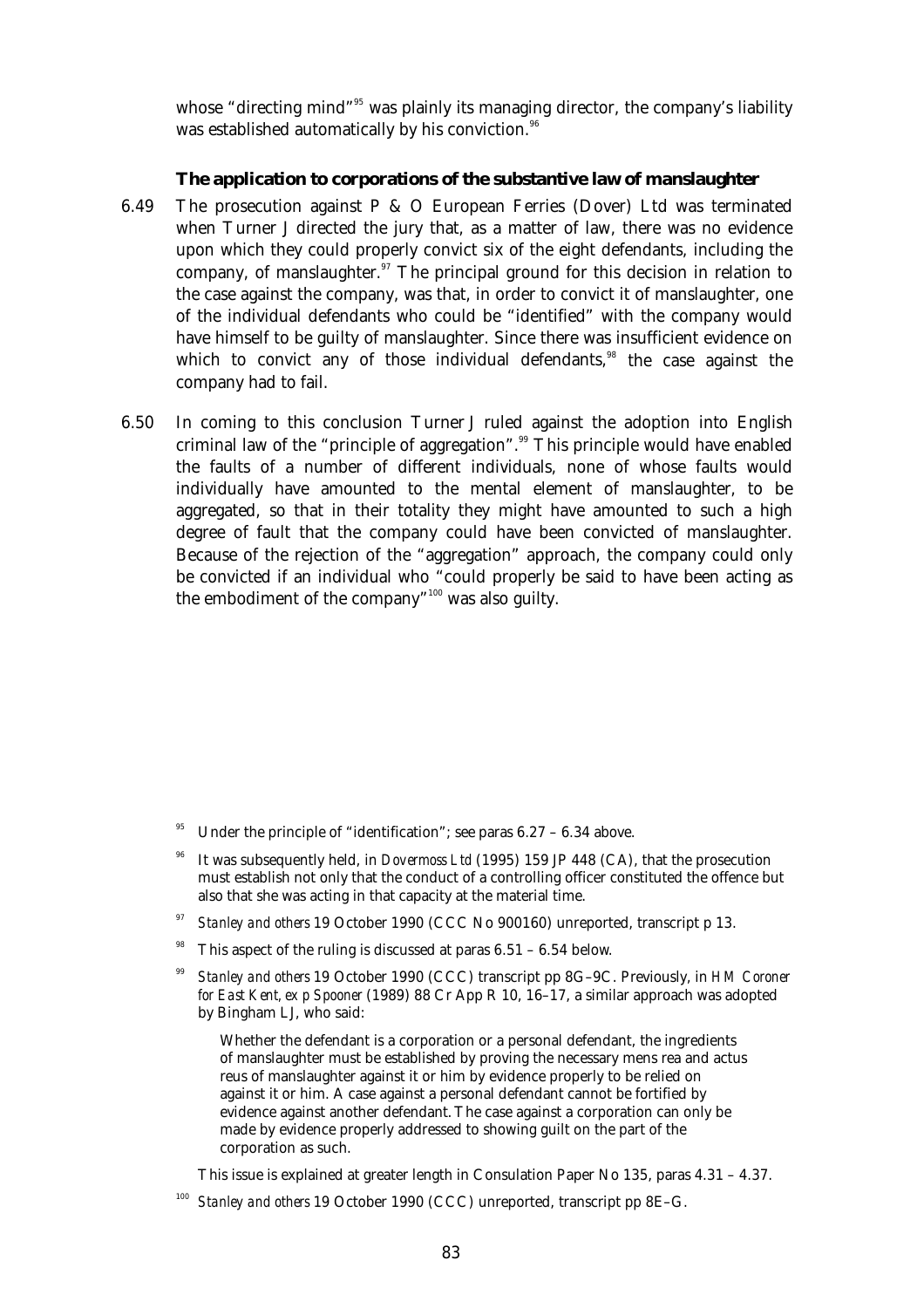whose "directing mind"[95] was plainly its managing director, the company's liability was established automatically by his conviction.[96]

### The application to corporations of the substantive law of manslaughter

6.49 The prosecution against P & O European Ferries (Dover) Ltd was terminated when Turner J directed the jury that, as a matter of law, there was no evidence upon which they could properly convict six of the eight defendants, including the company, of manslaughter.[97] The principal ground for this decision in relation to the case against the company, was that, in order to convict it of manslaughter, one of the individual defendants who could be "identified" with the company would have himself to be guilty of manslaughter. Since there was insufficient evidence on which to convict any of those individual defendants,[98] the case against the company had to fail.

6.50 In coming to this conclusion Turner J ruled against the adoption into English criminal law of the "principle of aggregation".[99] This principle would have enabled the faults of a number of different individuals, none of whose faults would individually have amounted to the mental element of manslaughter, to be aggregated, so that in their totality they might have amounted to such a high degree of fault that the company could have been convicted of manslaughter. Because of the rejection of the "aggregation" approach, the company could only be convicted if an individual who "could properly be said to have been acting as the embodiment of the company"[100] was also guilty.

---

[95] Under the principle of "identification"; see paras 6.27 – 6.34 above.

[96] It was subsequently held, in *Dovermoss Ltd* (1995) 159 JP 448 (CA), that the prosecution must establish not only that the conduct of a controlling officer constituted the offence but also that she was acting in that capacity at the material time.

[97] *Stanley and others* 19 October 1990 (CCC No 900160) unreported, transcript p 13.

[98] This aspect of the ruling is discussed at paras 6.51 – 6.54 below.

[99] *Stanley and others* 19 October 1990 (CCC) transcript pp 8G–9C. Previously, in *HM Coroner for East Kent, ex p Spooner* (1989) 88 Cr App R 10, 16–17, a similar approach was adopted by Bingham LJ, who said:

> Whether the defendant is a corporation or a personal defendant, the ingredients of manslaughter must be established by proving the necessary mens rea and actus reus of manslaughter against it or him by evidence properly to be relied on against it or him. A case against a personal defendant cannot be fortified by evidence against another defendant. The case against a corporation can only be made by evidence properly addressed to showing guilt on the part of the corporation as such.

This issue is explained at greater length in Consulation Paper No 135, paras 4.31 – 4.37.

[100] *Stanley and others* 19 October 1990 (CCC) unreported, transcript pp 8E–G.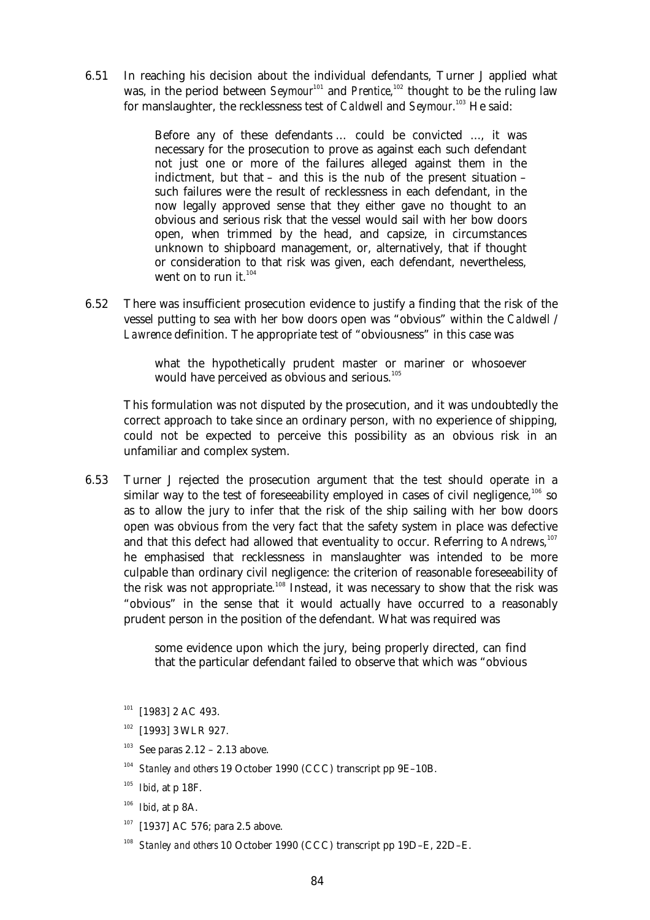6.51 In reaching his decision about the individual defendants, Turner J applied what was, in the period between *Seymour*[101] and *Prentice*,[102] thought to be the ruling law for manslaughter, the recklessness test of *Caldwell* and *Seymour*.[103] He said:

> Before any of these defendants ... could be convicted ..., it was necessary for the prosecution to prove as against each such defendant not just one or more of the failures alleged against them in the indictment, but that – and this is the nub of the present situation – such failures were the result of recklessness in each defendant, in the now legally approved sense that they either gave no thought to an obvious and serious risk that the vessel would sail with her bow doors open, when trimmed by the head, and capsize, in circumstances unknown to shipboard management, or, alternatively, that if thought or consideration to that risk was given, each defendant, nevertheless, went on to run it.[104]

6.52 There was insufficient prosecution evidence to justify a finding that the risk of the vessel putting to sea with her bow doors open was "obvious" within the *Caldwell / Lawrence* definition. The appropriate test of "obviousness" in this case was

> what the hypothetically prudent master or mariner or whosoever would have perceived as obvious and serious.[105]

This formulation was not disputed by the prosecution, and it was undoubtedly the correct approach to take since an ordinary person, with no experience of shipping, could not be expected to perceive this possibility as an obvious risk in an unfamiliar and complex system.

6.53 Turner J rejected the prosecution argument that the test should operate in a similar way to the test of foreseeability employed in cases of civil negligence,[106] so as to allow the jury to infer that the risk of the ship sailing with her bow doors open was obvious from the very fact that the safety system in place was defective and that this defect had allowed that eventuality to occur. Referring to *Andrews*,[107] he emphasised that recklessness in manslaughter was intended to be more culpable than ordinary civil negligence: the criterion of reasonable foreseeability of the risk was not appropriate.[108] Instead, it was necessary to show that the risk was "obvious" in the sense that it would actually have occurred to a reasonably prudent person in the position of the defendant. What was required was

> some evidence upon which the jury, being properly directed, can find that the particular defendant failed to observe that which was "obvious

---

[101] [1983] 2 AC 493.

[102] [1993] 3 WLR 927.

[103] See paras 2.12 – 2.13 above.

[104] *Stanley and others* 19 October 1990 (CCC) transcript pp 9E–10B.

[105] *Ibid*, at p 18F.

[106] *Ibid*, at p 8A.

[107] [1937] AC 576; para 2.5 above.

[108] *Stanley and others* 10 October 1990 (CCC) transcript pp 19D–E, 22D–E.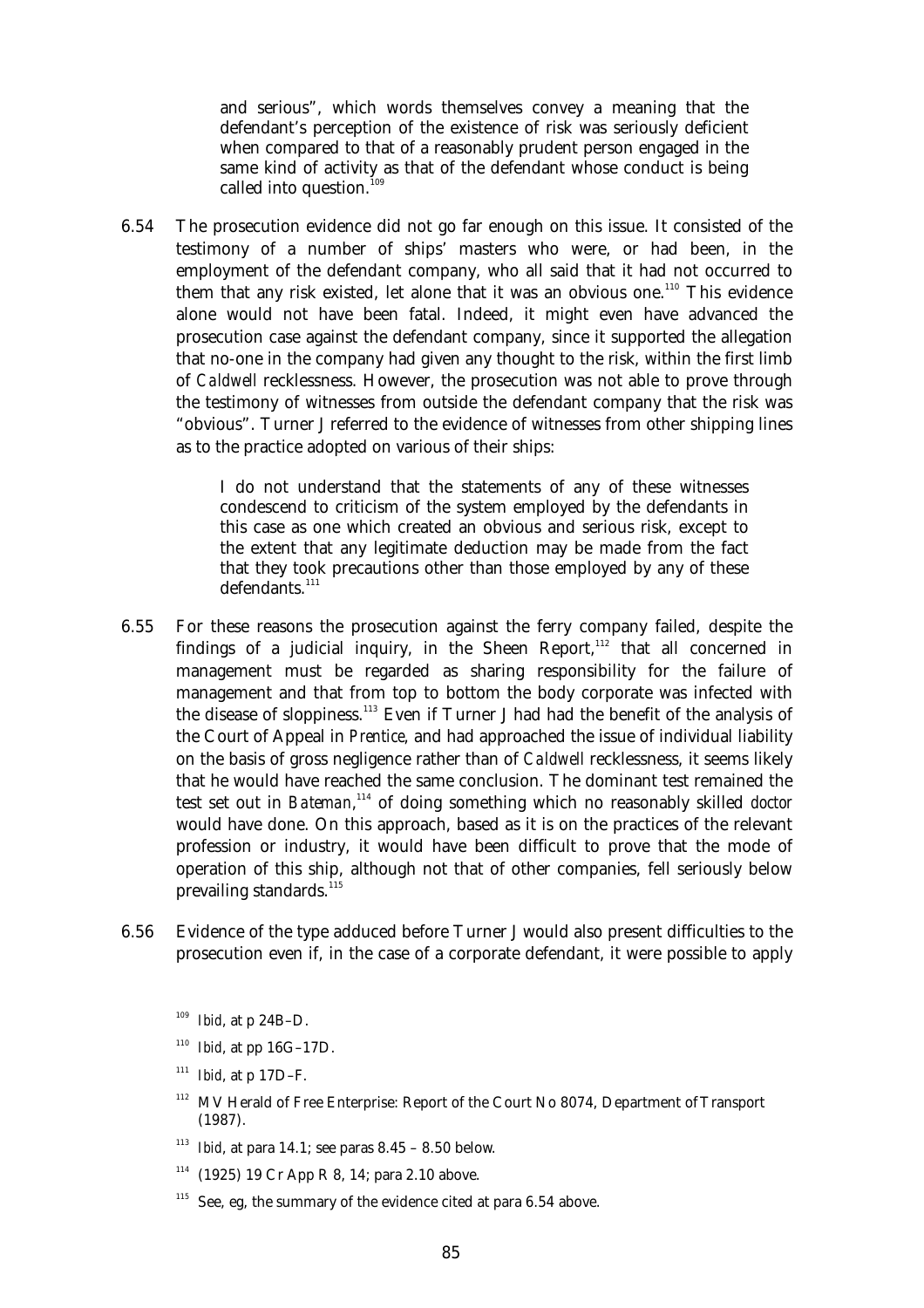and serious", which words themselves convey a meaning that the defendant's perception of the existence of risk was seriously deficient when compared to that of a reasonably prudent person engaged in the same kind of activity as that of the defendant whose conduct is being called into question.[109]

6.54 The prosecution evidence did not go far enough on this issue. It consisted of the testimony of a number of ships' masters who were, or had been, in the employment of the defendant company, who all said that it had not occurred to them that any risk existed, let alone that it was an obvious one.[110] This evidence alone would not have been fatal. Indeed, it might even have advanced the prosecution case against the defendant company, since it supported the allegation that no-one in the company had given any thought to the risk, within the first limb of *Caldwell* recklessness. However, the prosecution was not able to prove through the testimony of witnesses from outside the defendant company that the risk was "obvious". Turner J referred to the evidence of witnesses from other shipping lines as to the practice adopted on various of their ships:

> I do not understand that the statements of any of these witnesses condescend to criticism of the system employed by the defendants in this case as one which created an obvious and serious risk, except to the extent that any legitimate deduction may be made from the fact that they took precautions other than those employed by any of these defendants.[111]

6.55 For these reasons the prosecution against the ferry company failed, despite the findings of a judicial inquiry, in the Sheen Report,[112] that all concerned in management must be regarded as sharing responsibility for the failure of management and that from top to bottom the body corporate was infected with the disease of sloppiness.[113] Even if Turner J had had the benefit of the analysis of the Court of Appeal in *Prentice*, and had approached the issue of individual liability on the basis of gross negligence rather than of *Caldwell* recklessness, it seems likely that he would have reached the same conclusion. The dominant test remained the test set out in *Bateman*,[114] of doing something which no reasonably skilled *doctor* would have done. On this approach, based as it is on the practices of the relevant profession or industry, it would have been difficult to prove that the mode of operation of this ship, although not that of other companies, fell seriously below prevailing standards.[115]

6.56 Evidence of the type adduced before Turner J would also present difficulties to the prosecution even if, in the case of a corporate defendant, it were possible to apply

---

[109] *Ibid*, at p 24B–D.

[110] *Ibid*, at pp 16G–17D.

[111] *Ibid*, at p 17D–F.

[112] MV Herald of Free Enterprise: Report of the Court No 8074, Department of Transport (1987).

[113] *Ibid*, at para 14.1; see paras 8.45 – 8.50 below.

[114] (1925) 19 Cr App R 8, 14; para 2.10 above.

[115] See, eg, the summary of the evidence cited at para 6.54 above.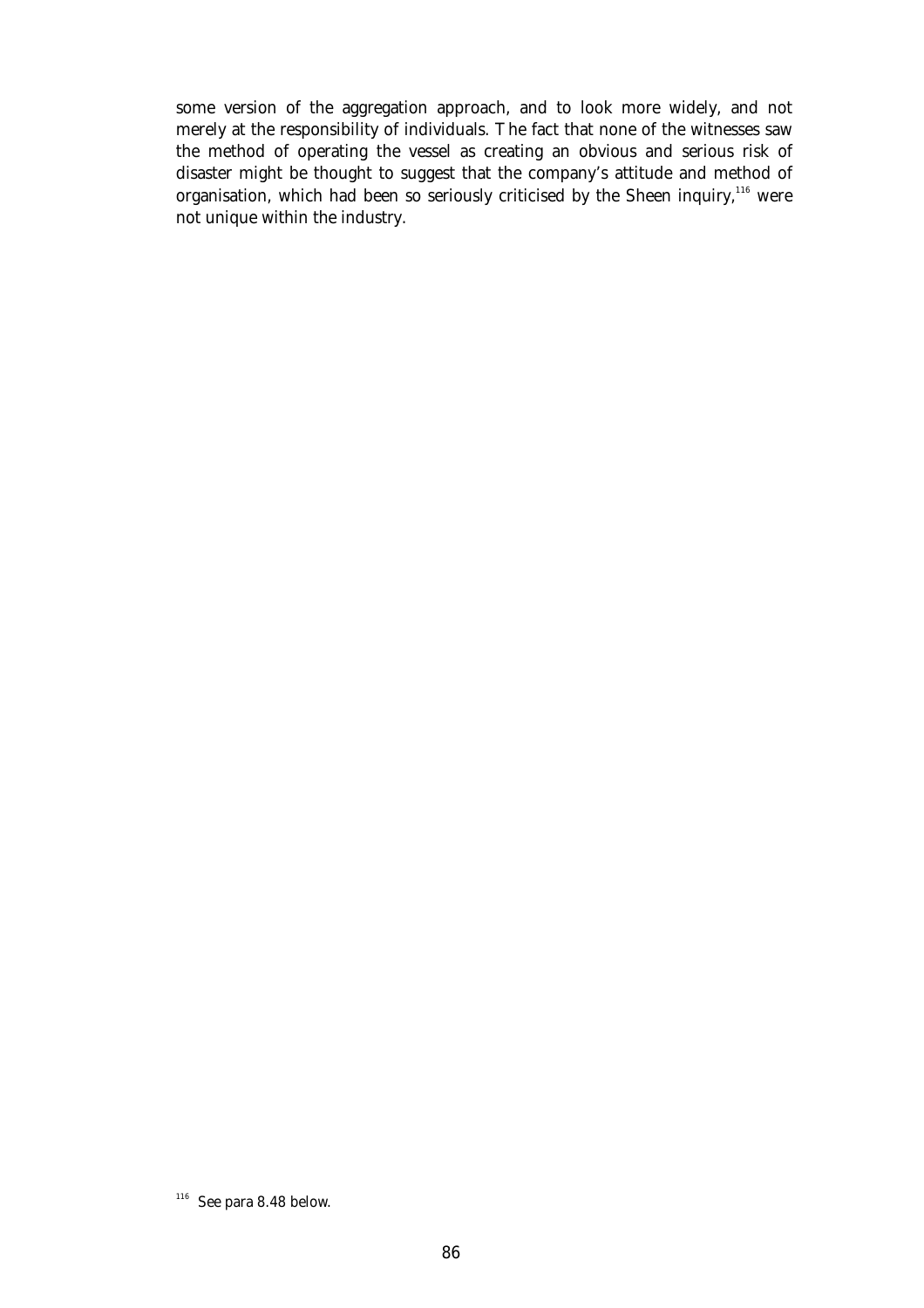some version of the aggregation approach, and to look more widely, and not merely at the responsibility of individuals. The fact that none of the witnesses saw the method of operating the vessel as creating an obvious and serious risk of disaster might be thought to suggest that the company's attitude and method of organisation, which had been so seriously criticised by the Sheen inquiry,[116] were not unique within the industry.

[116] See para 8.48 below.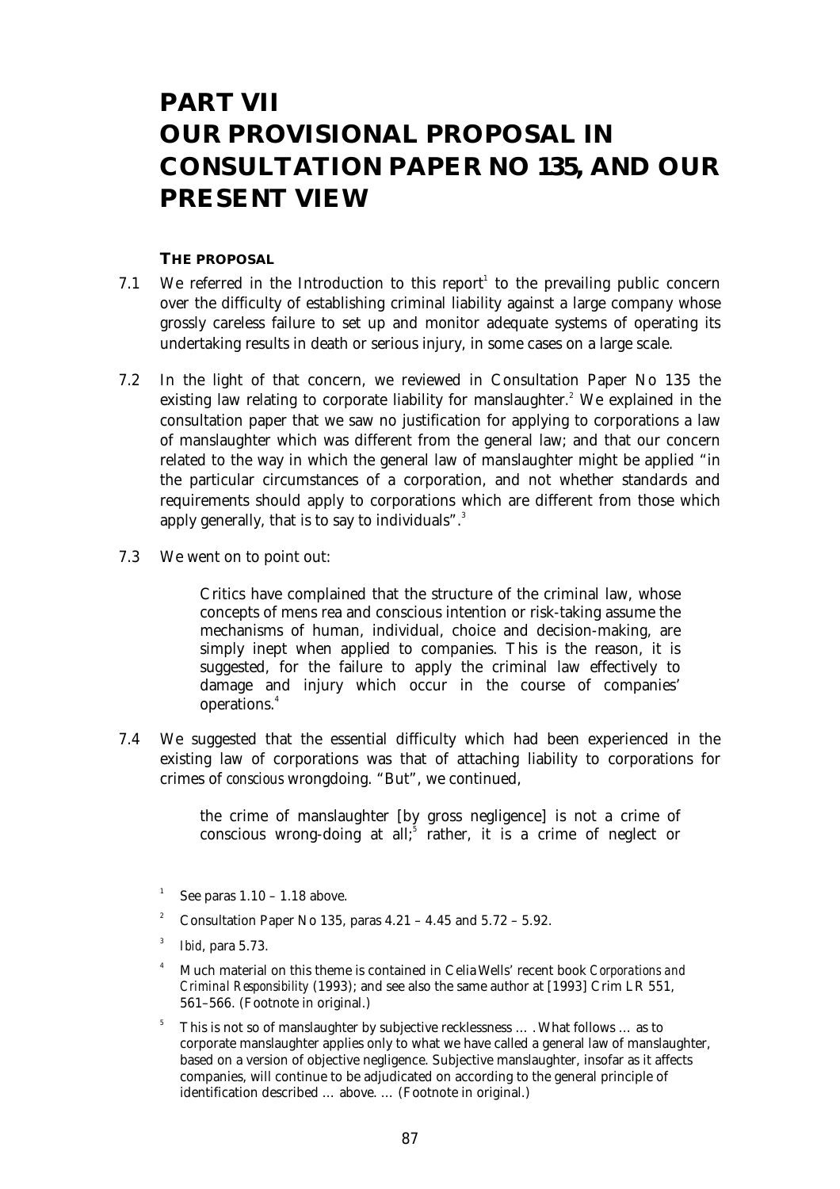# PART VII
# OUR PROVISIONAL PROPOSAL IN CONSULTATION PAPER NO 135, AND OUR PRESENT VIEW

### THE PROPOSAL

7.1 We referred in the Introduction to this report[1] to the prevailing public concern over the difficulty of establishing criminal liability against a large company whose grossly careless failure to set up and monitor adequate systems of operating its undertaking results in death or serious injury, in some cases on a large scale.

7.2 In the light of that concern, we reviewed in Consultation Paper No 135 the existing law relating to corporate liability for manslaughter.[2] We explained in the consultation paper that we saw no justification for applying to corporations a law of manslaughter which was different from the general law; and that our concern related to the way in which the general law of manslaughter might be applied "in the particular circumstances of a corporation, and not whether standards and requirements should apply to corporations which are different from those which apply generally, that is to say to individuals".[3]

7.3 We went on to point out:

> Critics have complained that the structure of the criminal law, whose concepts of mens rea and conscious intention or risk-taking assume the mechanisms of human, individual, choice and decision-making, are simply inept when applied to companies. This is the reason, it is suggested, for the failure to apply the criminal law effectively to damage and injury which occur in the course of companies' operations.[4]

7.4 We suggested that the essential difficulty which had been experienced in the existing law of corporations was that of attaching liability to corporations for crimes of *conscious* wrongdoing. "But", we continued,

> the crime of manslaughter [by gross negligence] is not a crime of conscious wrong-doing at all;[5] rather, it is a crime of neglect or

---

[1] See paras 1.10 – 1.18 above.

[2] Consultation Paper No 135, paras 4.21 – 4.45 and 5.72 – 5.92.

[3] *Ibid*, para 5.73.

[4] Much material on this theme is contained in Celia Wells' recent book *Corporations and Criminal Responsibility* (1993); and see also the same author at [1993] Crim LR 551, 561–566. (Footnote in original.)

[5] This is not so of manslaughter by subjective recklessness … . What follows … as to corporate manslaughter applies only to what we have called a general law of manslaughter, based on a version of objective negligence. Subjective manslaughter, insofar as it affects companies, will continue to be adjudicated on according to the general principle of identification described … above. … (Footnote in original.)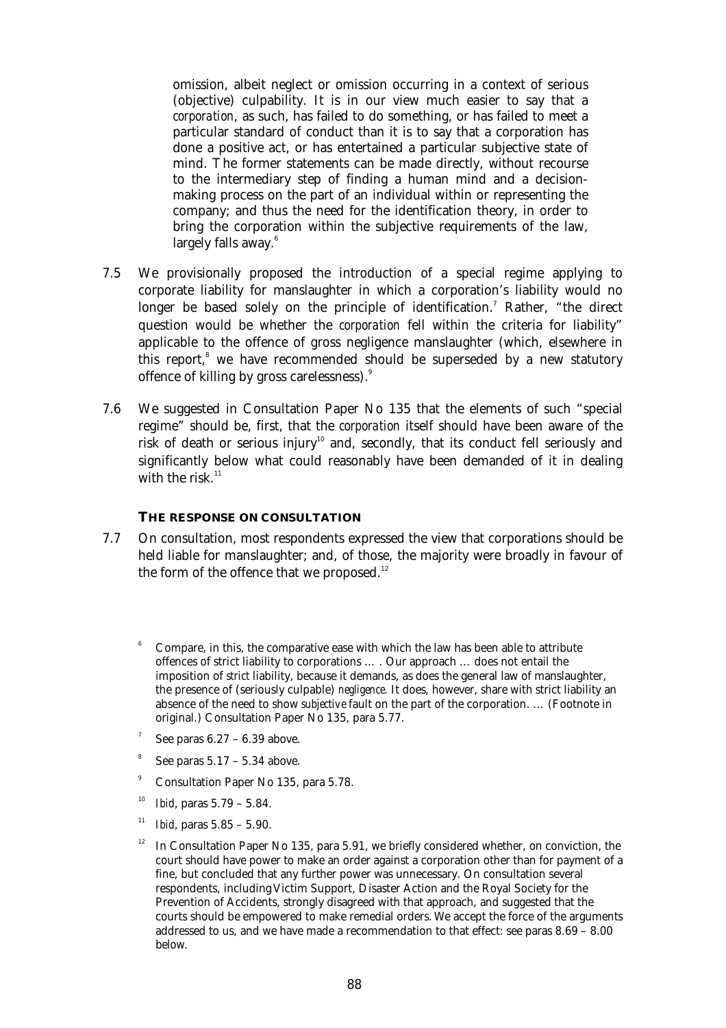omission, albeit neglect or omission occurring in a context of serious (objective) culpability. It is in our view much easier to say that a *corporation*, as such, has failed to do something, or has failed to meet a particular standard of conduct than it is to say that a corporation has done a positive act, or has entertained a particular subjective state of mind. The former statements can be made directly, without recourse to the intermediary step of finding a human mind and a decision-making process on the part of an individual within or representing the company; and thus the need for the identification theory, in order to bring the corporation within the subjective requirements of the law, largely falls away.[6]

7.5 We provisionally proposed the introduction of a special regime applying to corporate liability for manslaughter in which a corporation's liability would no longer be based solely on the principle of identification.[7] Rather, "the direct question would be whether the *corporation* fell within the criteria for liability" applicable to the offence of gross negligence manslaughter (which, elsewhere in this report,[8] we have recommended should be superseded by a new statutory offence of killing by gross carelessness).[9]

7.6 We suggested in Consultation Paper No 135 that the elements of such "special regime" should be, first, that the *corporation* itself should have been aware of the risk of death or serious injury[10] and, secondly, that its conduct fell seriously and significantly below what could reasonably have been demanded of it in dealing with the risk.[11]

### THE RESPONSE ON CONSULTATION

7.7 On consultation, most respondents expressed the view that corporations should be held liable for manslaughter; and, of those, the majority were broadly in favour of the form of the offence that we proposed.[12]

---

[6] Compare, in this, the comparative ease with which the law has been able to attribute offences of strict liability to corporations … . Our approach … does not entail the imposition of *strict* liability, because it demands, as does the general law of manslaughter, the presence of (seriously culpable) *negligence*. It does, however, share with strict liability an absence of the need to show *subjective* fault on the part of the corporation. … (Footnote in original.) Consultation Paper No 135, para 5.77.

[7] See paras 6.27 – 6.39 above.

[8] See paras 5.17 – 5.34 above.

[9] Consultation Paper No 135, para 5.78.

[10] *Ibid*, paras 5.79 – 5.84.

[11] *Ibid*, paras 5.85 – 5.90.

[12] In Consultation Paper No 135, para 5.91, we briefly considered whether, on conviction, the court should have power to make an order against a corporation other than for payment of a fine, but concluded that any further power was unnecessary. On consultation several respondents, including Victim Support, Disaster Action and the Royal Society for the Prevention of Accidents, strongly disagreed with that approach, and suggested that the courts should be empowered to make remedial orders. We accept the force of the arguments addressed to us, and we have made a recommendation to that effect: see paras 8.69 – 8.00 below.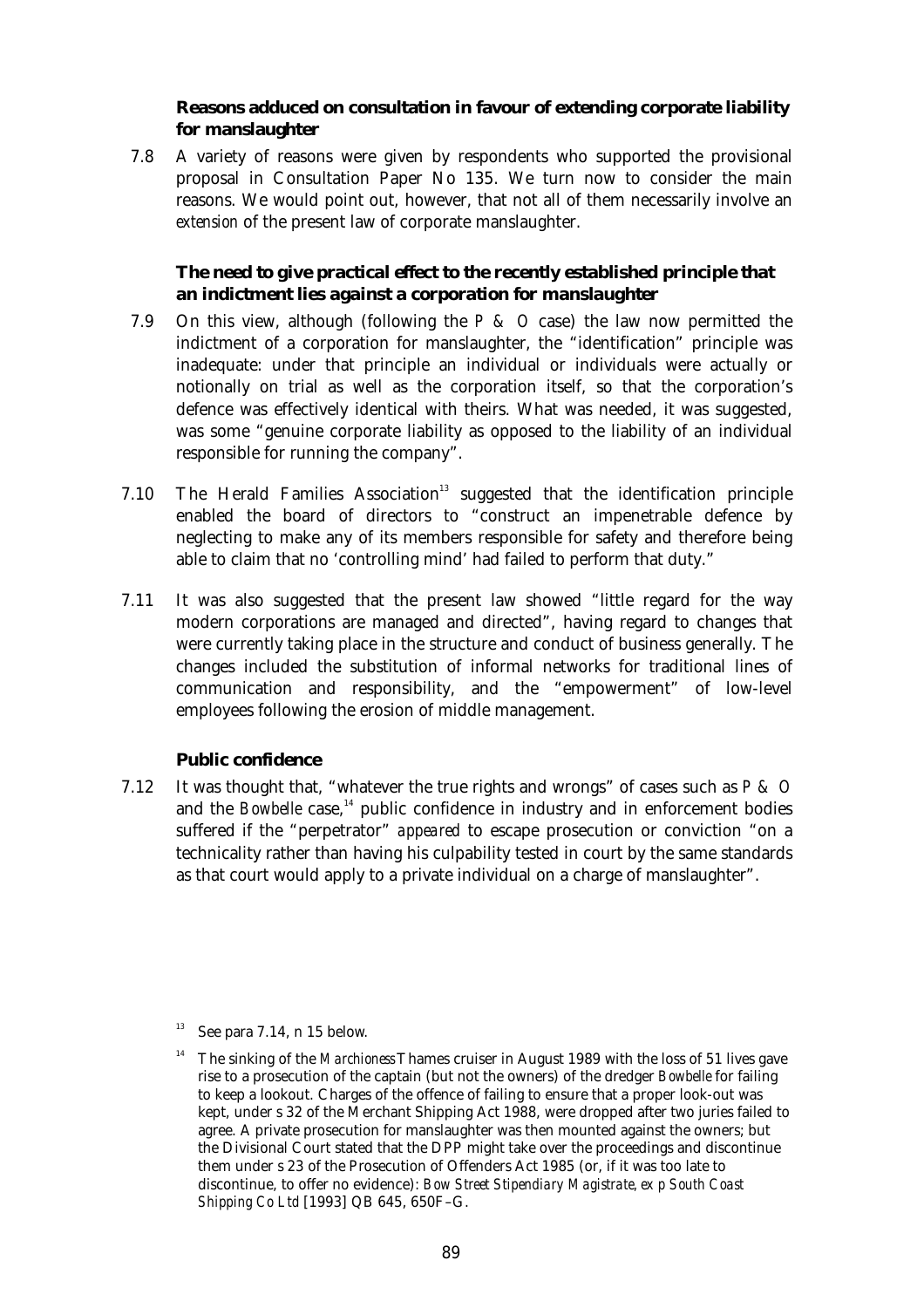### Reasons adduced on consultation in favour of extending corporate liability for manslaughter

7.8 A variety of reasons were given by respondents who supported the provisional proposal in Consultation Paper No 135. We turn now to consider the main reasons. We would point out, however, that not all of them necessarily involve an *extension* of the present law of corporate manslaughter.

#### The need to give practical effect to the recently established principle that an indictment lies against a corporation for manslaughter

7.9 On this view, although (following the *P & O* case) the law now permitted the indictment of a corporation for manslaughter, the "identification" principle was inadequate: under that principle an individual or individuals were actually or notionally on trial as well as the corporation itself, so that the corporation's defence was effectively identical with theirs. What was needed, it was suggested, was some "genuine corporate liability as opposed to the liability of an individual responsible for running the company".

7.10 The Herald Families Association[13] suggested that the identification principle enabled the board of directors to "construct an impenetrable defence by neglecting to make any of its members responsible for safety and therefore being able to claim that no 'controlling mind' had failed to perform that duty."

7.11 It was also suggested that the present law showed "little regard for the way modern corporations are managed and directed", having regard to changes that were currently taking place in the structure and conduct of business generally. The changes included the substitution of informal networks for traditional lines of communication and responsibility, and the "empowerment" of low-level employees following the erosion of middle management.

#### Public confidence

7.12 It was thought that, "whatever the true rights and wrongs" of cases such as *P & O* and the *Bowbelle* case,[14] public confidence in industry and in enforcement bodies suffered if the "perpetrator" *appeared* to escape prosecution or conviction "on a technicality rather than having his culpability tested in court by the same standards as that court would apply to a private individual on a charge of manslaughter".

---

[13] See para 7.14, n 15 below.

[14] The sinking of the *Marchioness* Thames cruiser in August 1989 with the loss of 51 lives gave rise to a prosecution of the captain (but not the owners) of the dredger *Bowbelle* for failing to keep a lookout. Charges of the offence of failing to ensure that a proper look-out was kept, under s 32 of the Merchant Shipping Act 1988, were dropped after two juries failed to agree. A private prosecution for manslaughter was then mounted against the owners; but the Divisional Court stated that the DPP might take over the proceedings and discontinue them under s 23 of the Prosecution of Offenders Act 1985 (or, if it was too late to discontinue, to offer no evidence): *Bow Street Stipendiary Magistrate, ex p South Coast Shipping Co Ltd* [1993] QB 645, 650F–G.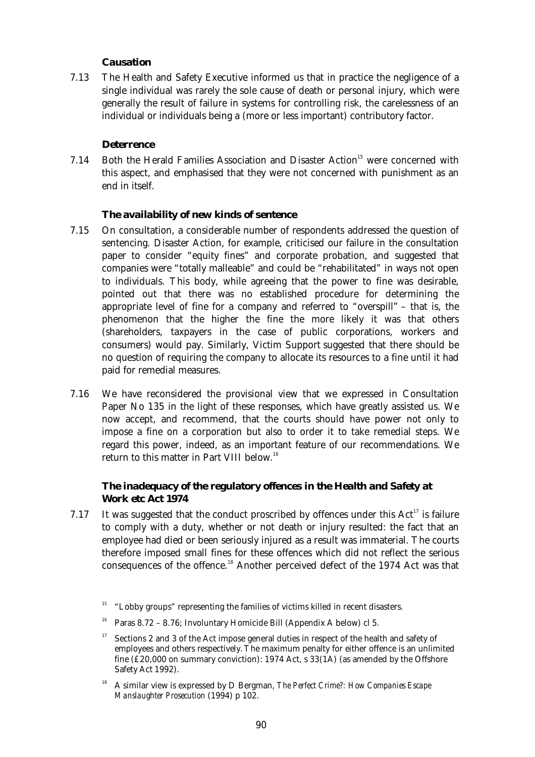### Causation

7.13 The Health and Safety Executive informed us that in practice the negligence of a single individual was rarely the sole cause of death or personal injury, which were generally the result of failure in systems for controlling risk, the carelessness of an individual or individuals being a (more or less important) contributory factor.

### Deterrence

7.14 Both the Herald Families Association and Disaster Action[15] were concerned with this aspect, and emphasised that they were not concerned with punishment as an end in itself.

### The availability of new kinds of sentence

7.15 On consultation, a considerable number of respondents addressed the question of sentencing. Disaster Action, for example, criticised our failure in the consultation paper to consider "equity fines" and corporate probation, and suggested that companies were "totally malleable" and could be "rehabilitated" in ways not open to individuals. This body, while agreeing that the power to fine was desirable, pointed out that there was no established procedure for determining the appropriate level of fine for a company and referred to "overspill" – that is, the phenomenon that the higher the fine the more likely it was that others (shareholders, taxpayers in the case of public corporations, workers and consumers) would pay. Similarly, Victim Support suggested that there should be no question of requiring the company to allocate its resources to a fine until it had paid for remedial measures.

7.16 We have reconsidered the provisional view that we expressed in Consultation Paper No 135 in the light of these responses, which have greatly assisted us. We now accept, and recommend, that the courts should have power not only to impose a fine on a corporation but also to order it to take remedial steps. We regard this power, indeed, as an important feature of our recommendations. We return to this matter in Part VIII below.[16]

### The inadequacy of the regulatory offences in the Health and Safety at Work etc Act 1974

7.17 It was suggested that the conduct proscribed by offences under this Act[17] is failure to comply with a duty, whether or not death or injury resulted: the fact that an employee had died or been seriously injured as a result was immaterial. The courts therefore imposed small fines for these offences which did not reflect the serious consequences of the offence.[18] Another perceived defect of the 1974 Act was that

---

[15] "Lobby groups" representing the families of victims killed in recent disasters.

[16] Paras 8.72 – 8.76; Involuntary Homicide Bill (Appendix A below) cl 5.

[17] Sections 2 and 3 of the Act impose general duties in respect of the health and safety of employees and others respectively. The maximum penalty for either offence is an unlimited fine (£20,000 on summary conviction): 1974 Act, s 33(1A) (as amended by the Offshore Safety Act 1992).

[18] A similar view is expressed by D Bergman, *The Perfect Crime?: How Companies Escape Manslaughter Prosecution* (1994) p 102.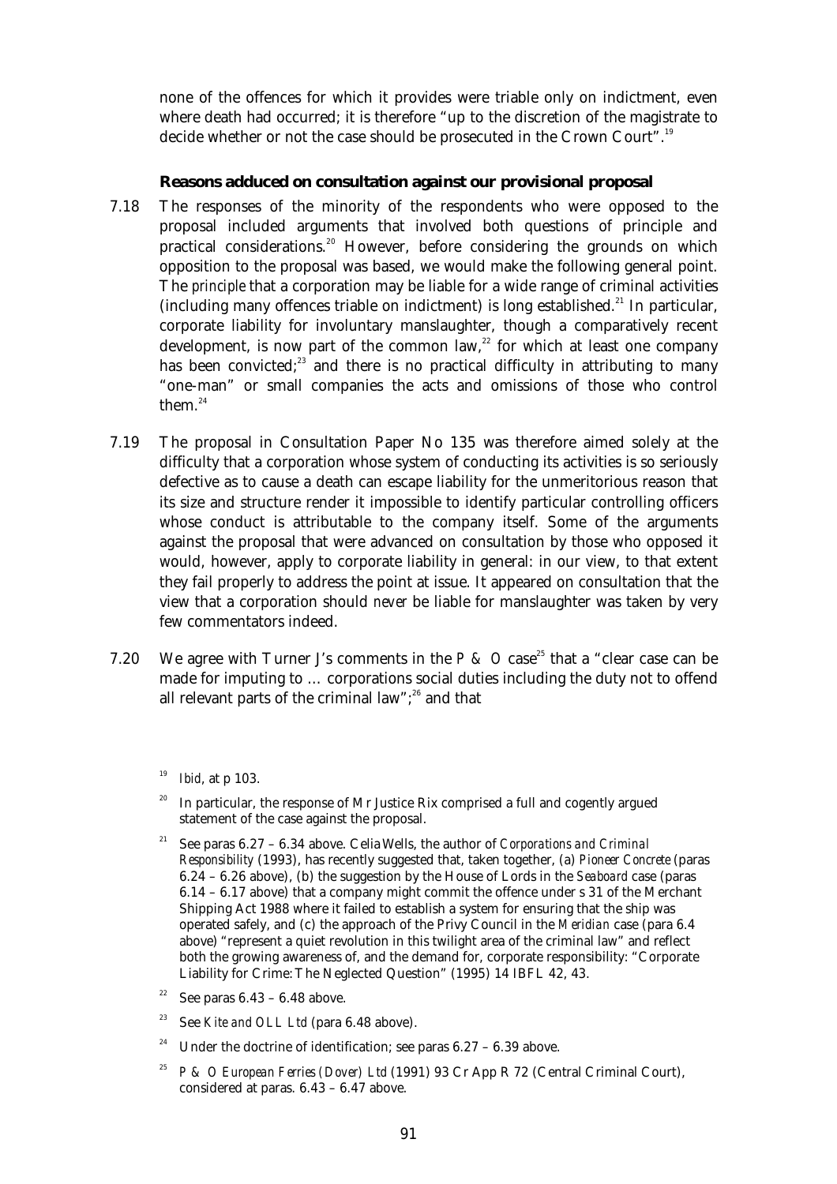none of the offences for which it provides were triable only on indictment, even where death had occurred; it is therefore "up to the discretion of the magistrate to decide whether or not the case should be prosecuted in the Crown Court".[19]

### Reasons adduced on consultation against our provisional proposal

7.18 The responses of the minority of the respondents who were opposed to the proposal included arguments that involved both questions of principle and practical considerations.[20] However, before considering the grounds on which opposition to the proposal was based, we would make the following general point. The *principle* that a corporation may be liable for a wide range of criminal activities (including many offences triable on indictment) is long established.[21] In particular, corporate liability for involuntary manslaughter, though a comparatively recent development, is now part of the common law,[22] for which at least one company has been convicted;[23] and there is no practical difficulty in attributing to many "one-man" or small companies the acts and omissions of those who control them.[24]

7.19 The proposal in Consultation Paper No 135 was therefore aimed solely at the difficulty that a corporation whose system of conducting its activities is so seriously defective as to cause a death can escape liability for the unmeritorious reason that its size and structure render it impossible to identify particular controlling officers whose conduct is attributable to the company itself. Some of the arguments against the proposal that were advanced on consultation by those who opposed it would, however, apply to corporate liability in general: in our view, to that extent they fail properly to address the point at issue. It appeared on consultation that the view that a corporation should *never* be liable for manslaughter was taken by very few commentators indeed.

7.20 We agree with Turner J's comments in the *P & O* case[25] that a "clear case can be made for imputing to … corporations social duties including the duty not to offend all relevant parts of the criminal law";[26] and that

---

[19] *Ibid*, at p 103.

[20] In particular, the response of Mr Justice Rix comprised a full and cogently argued statement of the case against the proposal.

[21] See paras 6.27 – 6.34 above. Celia Wells, the author of *Corporations and Criminal Responsibility* (1993), has recently suggested that, taken together, (a) *Pioneer Concrete* (paras 6.24 – 6.26 above), (b) the suggestion by the House of Lords in the *Seaboard* case (paras 6.14 – 6.17 above) that a company might commit the offence under s 31 of the Merchant Shipping Act 1988 where it failed to establish a system for ensuring that the ship was operated safely, and (c) the approach of the Privy Council in the *Meridian* case (para 6.4 above) "represent a quiet revolution in this twilight area of the criminal law" and reflect both the growing awareness of, and the demand for, corporate responsibility: "Corporate Liability for Crime: The Neglected Question" (1995) 14 IBFL 42, 43.

[22] See paras 6.43 – 6.48 above.

[23] See *Kite and OLL Ltd* (para 6.48 above).

[24] Under the doctrine of identification; see paras 6.27 – 6.39 above.

[25] *P & O European Ferries (Dover) Ltd* (1991) 93 Cr App R 72 (Central Criminal Court), considered at paras. 6.43 – 6.47 above.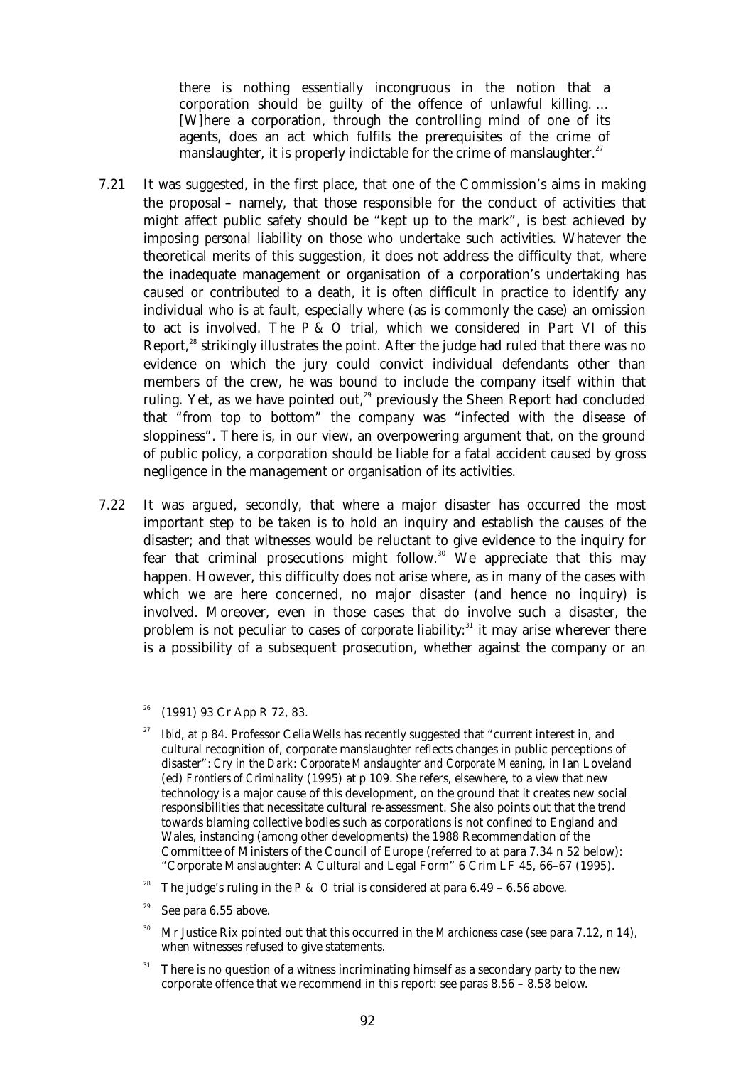> there is nothing essentially incongruous in the notion that a corporation should be guilty of the offence of unlawful killing. … [W]here a corporation, through the controlling mind of one of its agents, does an act which fulfils the prerequisites of the crime of manslaughter, it is properly indictable for the crime of manslaughter.[27]

7.21 It was suggested, in the first place, that one of the Commission's aims in making the proposal – namely, that those responsible for the conduct of activities that might affect public safety should be "kept up to the mark", is best achieved by imposing *personal* liability on those who undertake such activities. Whatever the theoretical merits of this suggestion, it does not address the difficulty that, where the inadequate management or organisation of a corporation's undertaking has caused or contributed to a death, it is often difficult in practice to identify any individual who is at fault, especially where (as is commonly the case) an omission to act is involved. The *P & O* trial, which we considered in Part VI of this Report,[28] strikingly illustrates the point. After the judge had ruled that there was no evidence on which the jury could convict individual defendants other than members of the crew, he was bound to include the company itself within that ruling. Yet, as we have pointed out,[29] previously the Sheen Report had concluded that "from top to bottom" the company was "infected with the disease of sloppiness". There is, in our view, an overpowering argument that, on the ground of public policy, a corporation should be liable for a fatal accident caused by gross negligence in the management or organisation of its activities.

7.22 It was argued, secondly, that where a major disaster has occurred the most important step to be taken is to hold an inquiry and establish the causes of the disaster; and that witnesses would be reluctant to give evidence to the inquiry for fear that criminal prosecutions might follow.[30] We appreciate that this may happen. However, this difficulty does not arise where, as in many of the cases with which we are here concerned, no major disaster (and hence no inquiry) is involved. Moreover, even in those cases that do involve such a disaster, the problem is not peculiar to cases of *corporate* liability:[31] it may arise wherever there is a possibility of a subsequent prosecution, whether against the company or an

---

[26] (1991) 93 Cr App R 72, 83.

[27] *Ibid*, at p 84. Professor Celia Wells has recently suggested that "current interest in, and cultural recognition of, corporate manslaughter reflects changes in public perceptions of disaster": *Cry in the Dark: Corporate Manslaughter and Corporate Meaning*, in Ian Loveland (ed) *Frontiers of Criminality* (1995) at p 109. She refers, elsewhere, to a view that new technology is a major cause of this development, on the ground that it creates new social responsibilities that necessitate cultural re-assessment. She also points out that the trend towards blaming collective bodies such as corporations is not confined to England and Wales, instancing (among other developments) the 1988 Recommendation of the Committee of Ministers of the Council of Europe (referred to at para 7.34 n 52 below): "Corporate Manslaughter: A Cultural and Legal Form" 6 Crim LF 45, 66–67 (1995).

[28] The judge's ruling in the *P & O* trial is considered at para 6.49 – 6.56 above.

[29] See para 6.55 above.

[30] Mr Justice Rix pointed out that this occurred in the *Marchioness* case (see para 7.12, n 14), when witnesses refused to give statements.

[31] There is no question of a witness incriminating himself as a secondary party to the new corporate offence that we recommend in this report: see paras 8.56 – 8.58 below.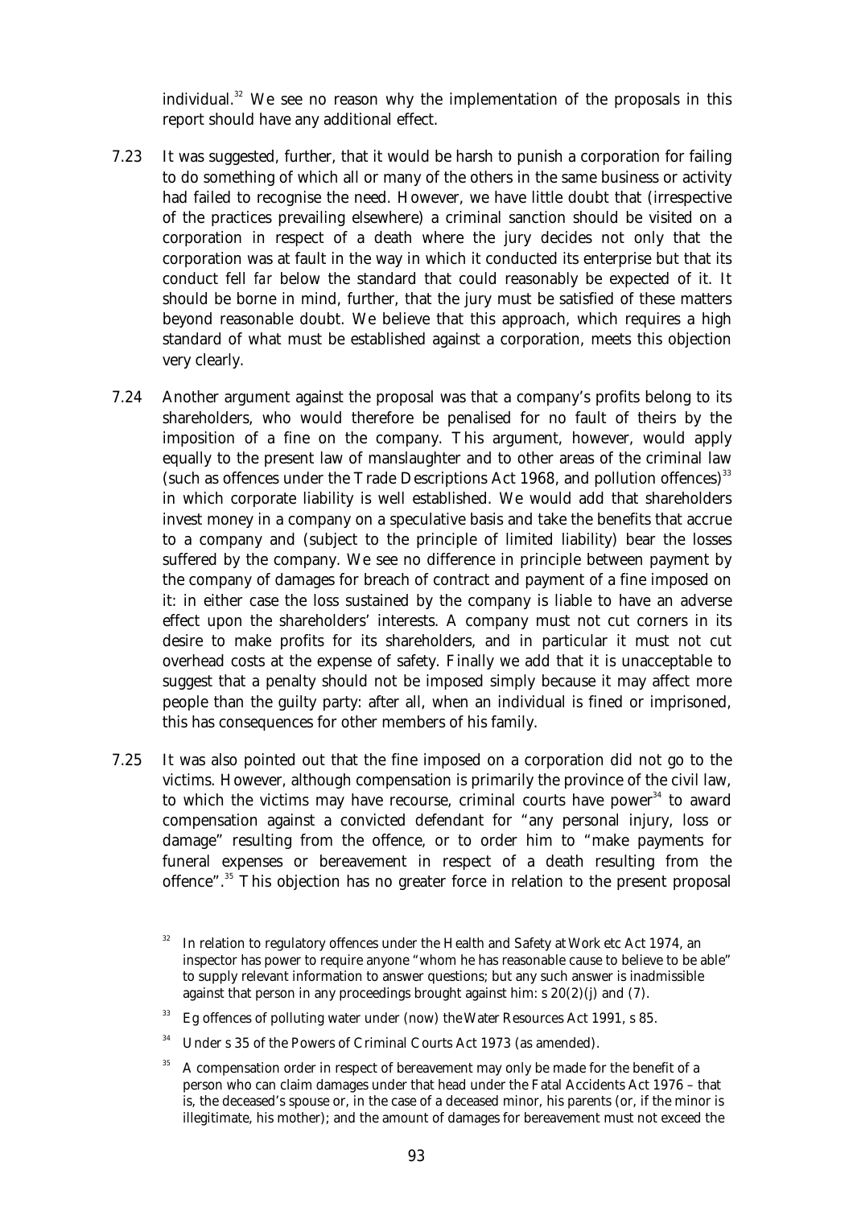individual.[32] We see no reason why the implementation of the proposals in this report should have any additional effect.

7.23 It was suggested, further, that it would be harsh to punish a corporation for failing to do something of which all or many of the others in the same business or activity had failed to recognise the need. However, we have little doubt that (irrespective of the practices prevailing elsewhere) a criminal sanction should be visited on a corporation in respect of a death where the jury decides not only that the corporation was at fault in the way in which it conducted its enterprise but that its conduct fell *far* below the standard that could reasonably be expected of it. It should be borne in mind, further, that the jury must be satisfied of these matters beyond reasonable doubt. We believe that this approach, which requires a high standard of what must be established against a corporation, meets this objection very clearly.

7.24 Another argument against the proposal was that a company's profits belong to its shareholders, who would therefore be penalised for no fault of theirs by the imposition of a fine on the company. This argument, however, would apply equally to the present law of manslaughter and to other areas of the criminal law (such as offences under the Trade Descriptions Act 1968, and pollution offences)[33] in which corporate liability is well established. We would add that shareholders invest money in a company on a speculative basis and take the benefits that accrue to a company and (subject to the principle of limited liability) bear the losses suffered by the company. We see no difference in principle between payment by the company of damages for breach of contract and payment of a fine imposed on it: in either case the loss sustained by the company is liable to have an adverse effect upon the shareholders' interests. A company must not cut corners in its desire to make profits for its shareholders, and in particular it must not cut overhead costs at the expense of safety. Finally we add that it is unacceptable to suggest that a penalty should not be imposed simply because it may affect more people than the guilty party: after all, when an individual is fined or imprisoned, this has consequences for other members of his family.

7.25 It was also pointed out that the fine imposed on a corporation did not go to the victims. However, although compensation is primarily the province of the civil law, to which the victims may have recourse, criminal courts have power[34] to award compensation against a convicted defendant for "any personal injury, loss or damage" resulting from the offence, or to order him to "make payments for funeral expenses or bereavement in respect of a death resulting from the offence".[35] This objection has no greater force in relation to the present proposal

---

[32] In relation to regulatory offences under the Health and Safety at Work etc Act 1974, an inspector has power to require anyone "whom he has reasonable cause to believe to be able" to supply relevant information to answer questions; but any such answer is inadmissible against that person in any proceedings brought against him: s 20(2)(j) and (7).

[33] Eg offences of polluting water under (now) the Water Resources Act 1991, s 85.

[34] Under s 35 of the Powers of Criminal Courts Act 1973 (as amended).

[35] A compensation order in respect of bereavement may only be made for the benefit of a person who can claim damages under that head under the Fatal Accidents Act 1976 – that is, the deceased's spouse or, in the case of a deceased minor, his parents (or, if the minor is illegitimate, his mother); and the amount of damages for bereavement must not exceed the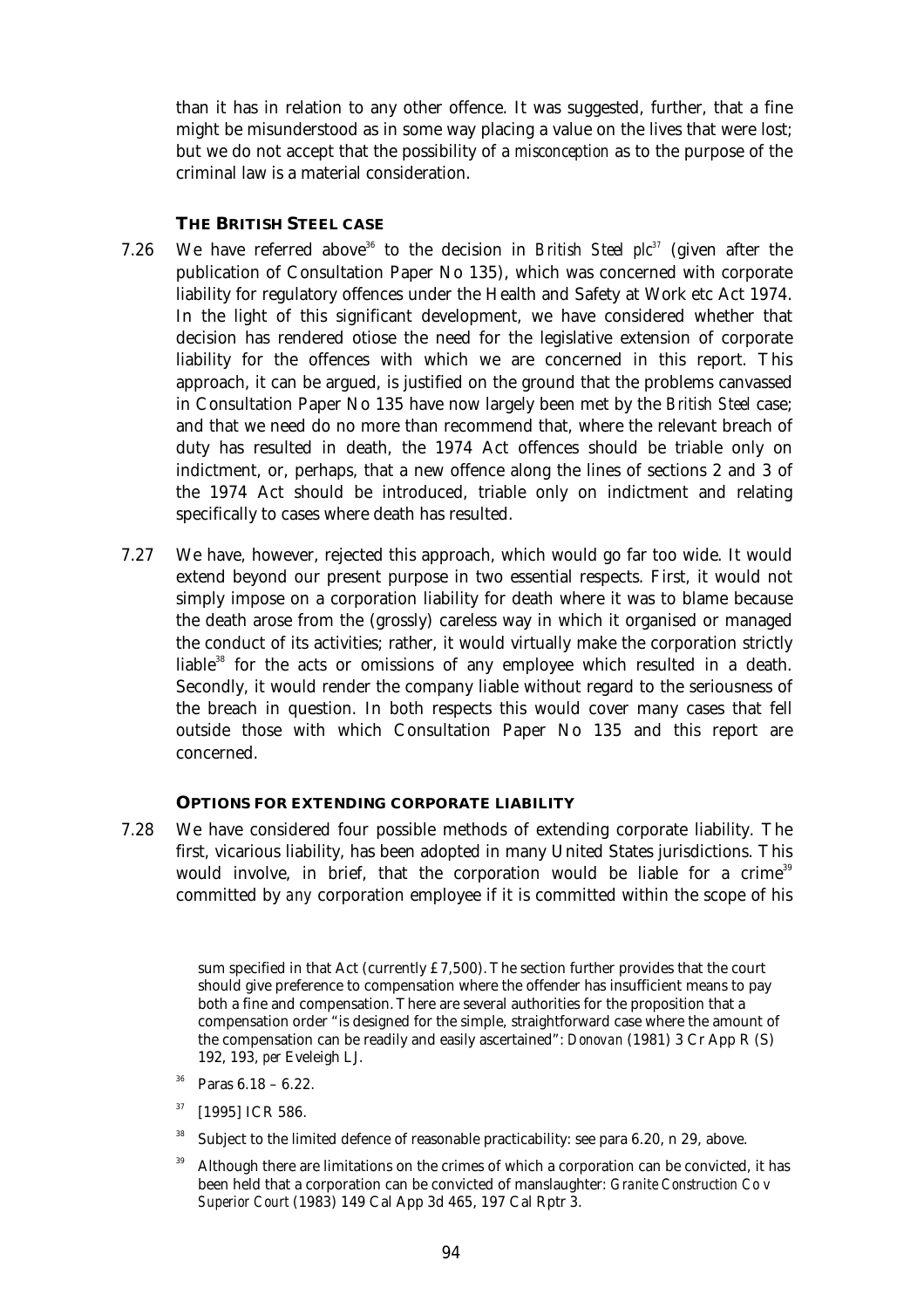than it has in relation to any other offence. It was suggested, further, that a fine might be misunderstood as in some way placing a value on the lives that were lost; but we do not accept that the possibility of a *misconception* as to the purpose of the criminal law is a material consideration.

### THE BRITISH STEEL CASE

7.26 We have referred above[36] to the decision in *British Steel plc*[37] (given after the publication of Consultation Paper No 135), which was concerned with corporate liability for regulatory offences under the Health and Safety at Work etc Act 1974. In the light of this significant development, we have considered whether that decision has rendered otiose the need for the legislative extension of corporate liability for the offences with which we are concerned in this report. This approach, it can be argued, is justified on the ground that the problems canvassed in Consultation Paper No 135 have now largely been met by the *British Steel* case; and that we need do no more than recommend that, where the relevant breach of duty has resulted in death, the 1974 Act offences should be triable only on indictment, or, perhaps, that a new offence along the lines of sections 2 and 3 of the 1974 Act should be introduced, triable only on indictment and relating specifically to cases where death has resulted.

7.27 We have, however, rejected this approach, which would go far too wide. It would extend beyond our present purpose in two essential respects. First, it would not simply impose on a corporation liability for death where it was to blame because the death arose from the (grossly) careless way in which it organised or managed the conduct of its activities; rather, it would virtually make the corporation strictly liable[38] for the acts or omissions of any employee which resulted in a death. Secondly, it would render the company liable without regard to the seriousness of the breach in question. In both respects this would cover many cases that fell outside those with which Consultation Paper No 135 and this report are concerned.

### OPTIONS FOR EXTENDING CORPORATE LIABILITY

7.28 We have considered four possible methods of extending corporate liability. The first, vicarious liability, has been adopted in many United States jurisdictions. This would involve, in brief, that the corporation would be liable for a crime[39] committed by *any* corporation employee if it is committed within the scope of his

---

sum specified in that Act (currently £7,500). The section further provides that the court should give preference to compensation where the offender has insufficient means to pay both a fine and compensation. There are several authorities for the proposition that a compensation order "is designed for the simple, straightforward case where the amount of the compensation can be readily and easily ascertained": *Donovan* (1981) 3 Cr App R (S) 192, 193, *per* Eveleigh LJ.

[36] Paras 6.18 – 6.22.

[37] [1995] ICR 586.

[38] Subject to the limited defence of reasonable practicability: see para 6.20, n 29, above.

[39] Although there are limitations on the crimes of which a corporation can be convicted, it has been held that a corporation can be convicted of manslaughter: *Granite Construction Co v Superior Court* (1983) 149 Cal App 3d 465, 197 Cal Rptr 3.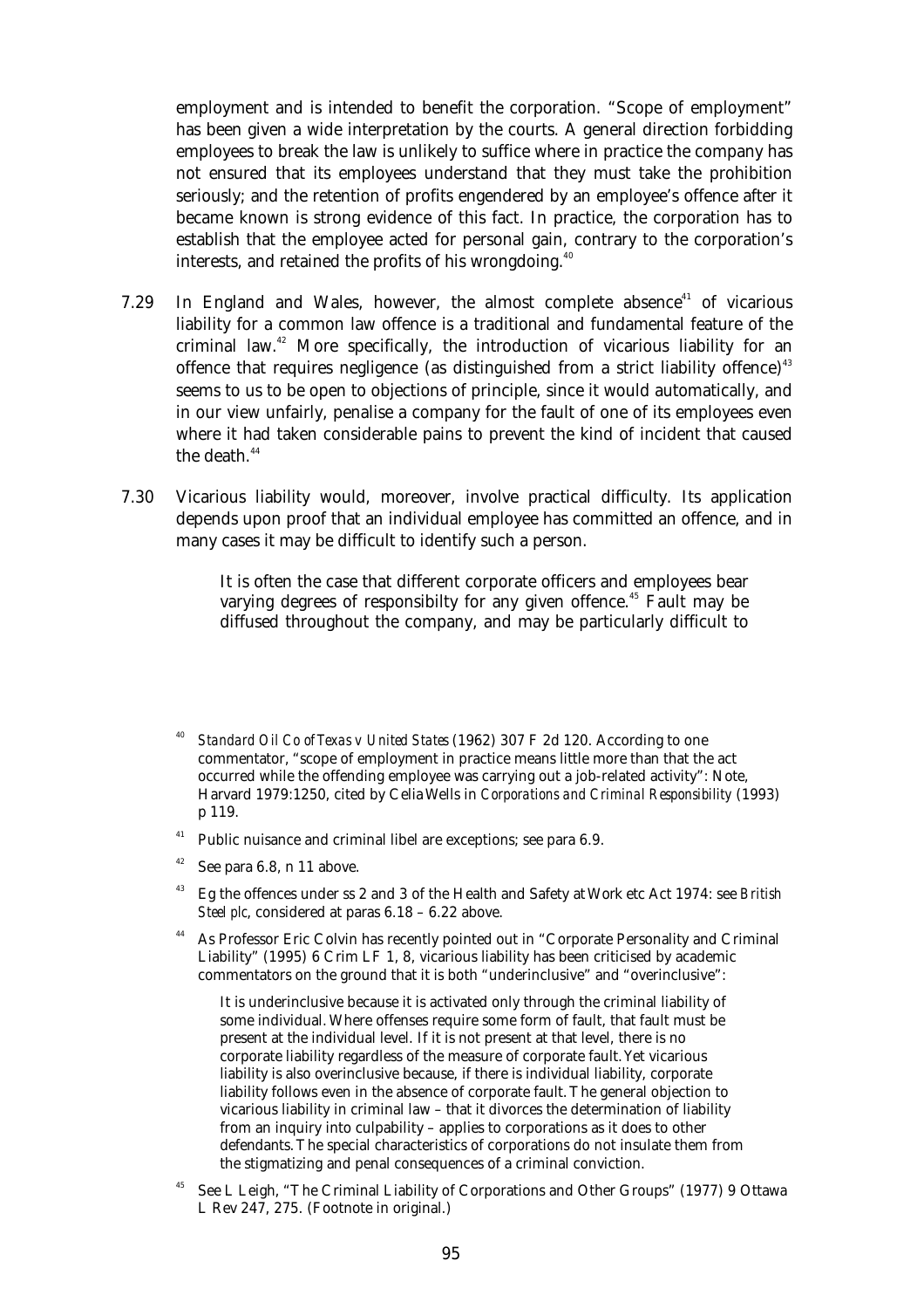employment and is intended to benefit the corporation. "Scope of employment" has been given a wide interpretation by the courts. A general direction forbidding employees to break the law is unlikely to suffice where in practice the company has not ensured that its employees understand that they must take the prohibition seriously; and the retention of profits engendered by an employee's offence after it became known is strong evidence of this fact. In practice, the corporation has to establish that the employee acted for personal gain, contrary to the corporation's interests, and retained the profits of his wrongdoing.[40]

7.29 In England and Wales, however, the almost complete absence[41] of vicarious liability for a common law offence is a traditional and fundamental feature of the criminal law.[42] More specifically, the introduction of vicarious liability for an offence that requires negligence (as distinguished from a strict liability offence)[43] seems to us to be open to objections of principle, since it would automatically, and in our view unfairly, penalise a company for the fault of one of its employees even where it had taken considerable pains to prevent the kind of incident that caused the death.[44]

7.30 Vicarious liability would, moreover, involve practical difficulty. Its application depends upon proof that an individual employee has committed an offence, and in many cases it may be difficult to identify such a person.

> It is often the case that different corporate officers and employees bear varying degrees of responsibilty for any given offence.[45] Fault may be diffused throughout the company, and may be particularly difficult to

---

[40] *Standard Oil Co of Texas v United States* (1962) 307 F 2d 120. According to one commentator, "scope of employment in practice means little more than that the act occurred while the offending employee was carrying out a job-related activity": Note, Harvard 1979:1250, cited by Celia Wells in *Corporations and Criminal Responsibility* (1993) p 119.

[41] Public nuisance and criminal libel are exceptions; see para 6.9.

[42] See para 6.8, n 11 above.

[43] Eg the offences under ss 2 and 3 of the Health and Safety at Work etc Act 1974: see *British Steel plc*, considered at paras 6.18 – 6.22 above.

[44] As Professor Eric Colvin has recently pointed out in "Corporate Personality and Criminal Liability" (1995) 6 Crim LF 1, 8, vicarious liability has been criticised by academic commentators on the ground that it is both "underinclusive" and "overinclusive":

> It is underinclusive because it is activated only through the criminal liability of some individual. Where offenses require some form of fault, that fault must be present at the individual level. If it is not present at that level, there is no corporate liability regardless of the measure of corporate fault. Yet vicarious liability is also overinclusive because, if there is individual liability, corporate liability follows even in the absence of corporate fault. The general objection to vicarious liability in criminal law – that it divorces the determination of liability from an inquiry into culpability – applies to corporations as it does to other defendants. The special characteristics of corporations do not insulate them from the stigmatizing and penal consequences of a criminal conviction.

[45] See L Leigh, "The Criminal Liability of Corporations and Other Groups" (1977) 9 Ottawa L Rev 247, 275. (Footnote in original.)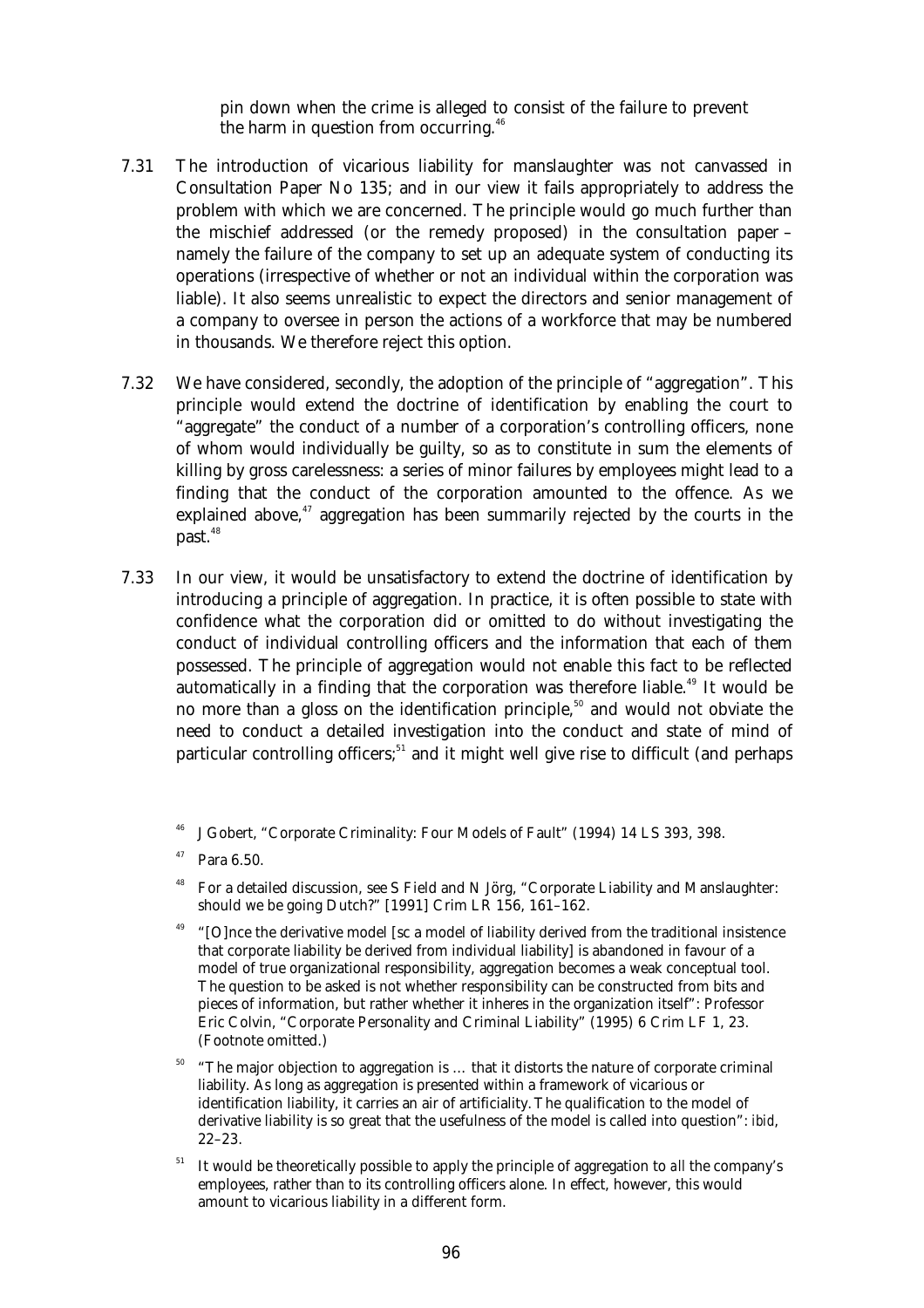pin down when the crime is alleged to consist of the failure to prevent the harm in question from occurring.[46]

7.31 The introduction of vicarious liability for manslaughter was not canvassed in Consultation Paper No 135; and in our view it fails appropriately to address the problem with which we are concerned. The principle would go much further than the mischief addressed (or the remedy proposed) in the consultation paper – namely the failure of the company to set up an adequate system of conducting its operations (irrespective of whether or not an individual within the corporation was liable). It also seems unrealistic to expect the directors and senior management of a company to oversee in person the actions of a workforce that may be numbered in thousands. We therefore reject this option.

7.32 We have considered, secondly, the adoption of the principle of "aggregation". This principle would extend the doctrine of identification by enabling the court to "aggregate" the conduct of a number of a corporation's controlling officers, none of whom would individually be guilty, so as to constitute in sum the elements of killing by gross carelessness: a series of minor failures by employees might lead to a finding that the conduct of the corporation amounted to the offence. As we explained above,[47] aggregation has been summarily rejected by the courts in the past.[48]

7.33 In our view, it would be unsatisfactory to extend the doctrine of identification by introducing a principle of aggregation. In practice, it is often possible to state with confidence what the corporation did or omitted to do without investigating the conduct of individual controlling officers and the information that each of them possessed. The principle of aggregation would not enable this fact to be reflected automatically in a finding that the corporation was therefore liable.[49] It would be no more than a gloss on the identification principle,[50] and would not obviate the need to conduct a detailed investigation into the conduct and state of mind of particular controlling officers;[51] and it might well give rise to difficult (and perhaps

---

[46] J Gobert, "Corporate Criminality: Four Models of Fault" (1994) 14 LS 393, 398.

[47] Para 6.50.

[48] For a detailed discussion, see S Field and N Jörg, "Corporate Liability and Manslaughter: should we be going Dutch?" [1991] Crim LR 156, 161–162.

[49] "[O]nce the derivative model [sc a model of liability derived from the traditional insistence that corporate liability be derived from individual liability] is abandoned in favour of a model of true organizational responsibility, aggregation becomes a weak conceptual tool. The question to be asked is not whether responsibility can be constructed from bits and pieces of information, but rather whether it inheres in the organization itself": Professor Eric Colvin, "Corporate Personality and Criminal Liability" (1995) 6 Crim LF 1, 23. (Footnote omitted.)

[50] "The major objection to aggregation is … that it distorts the nature of corporate criminal liability. As long as aggregation is presented within a framework of vicarious or identification liability, it carries an air of artificiality. The qualification to the model of derivative liability is so great that the usefulness of the model is called into question": *ibid*, 22–23.

[51] It would be theoretically possible to apply the principle of aggregation to *all* the company's employees, rather than to its controlling officers alone. In effect, however, this would amount to vicarious liability in a different form.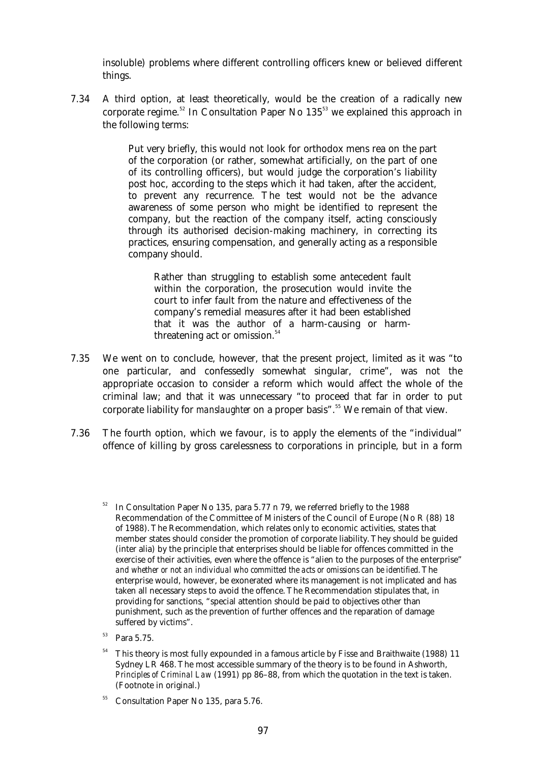insoluble) problems where different controlling officers knew or believed different things.

7.34 A third option, at least theoretically, would be the creation of a radically new corporate regime.[52] In Consultation Paper No 135[53] we explained this approach in the following terms:

> Put very briefly, this would not look for orthodox mens rea on the part of the corporation (or rather, somewhat artificially, on the part of one of its controlling officers), but would judge the corporation's liability post hoc, according to the steps which it had taken, after the accident, to prevent any recurrence. The test would not be the advance awareness of some person who might be identified to represent the company, but the reaction of the company itself, acting consciously through its authorised decision-making machinery, in correcting its practices, ensuring compensation, and generally acting as a responsible company should.
>
>> Rather than struggling to establish some antecedent fault within the corporation, the prosecution would invite the court to infer fault from the nature and effectiveness of the company's remedial measures after it had been established that it was the author of a harm-causing or harm-threatening act or omission.[54]

7.35 We went on to conclude, however, that the present project, limited as it was "to one particular, and confessedly somewhat singular, crime", was not the appropriate occasion to consider a reform which would affect the whole of the criminal law; and that it was unnecessary "to proceed that far in order to put corporate liability for *manslaughter* on a proper basis".[55] We remain of that view.

7.36 The fourth option, which we favour, is to apply the elements of the "individual" offence of killing by gross carelessness to corporations in principle, but in a form

---

[52] In Consultation Paper No 135, para 5.77 n 79, we referred briefly to the 1988 Recommendation of the Committee of Ministers of the Council of Europe (No R (88) 18 of 1988). The Recommendation, which relates only to economic activities, states that member states should consider the promotion of corporate liability. They should be guided (inter alia) by the principle that enterprises should be liable for offences committed in the exercise of their activities, even where the offence is "alien to the purposes of the enterprise" *and whether or not an individual who committed the acts or omissions can be identified*. The enterprise would, however, be exonerated where its management is not implicated and has taken all necessary steps to avoid the offence. The Recommendation stipulates that, in providing for sanctions, "special attention should be paid to objectives other than punishment, such as the prevention of further offences and the reparation of damage suffered by victims".

[53] Para 5.75.

[54] This theory is most fully expounded in a famous article by Fisse and Braithwaite (1988) 11 Sydney LR 468. The most accessible summary of the theory is to be found in Ashworth, *Principles of Criminal Law* (1991) pp 86–88, from which the quotation in the text is taken. (Footnote in original.)

[55] Consultation Paper No 135, para 5.76.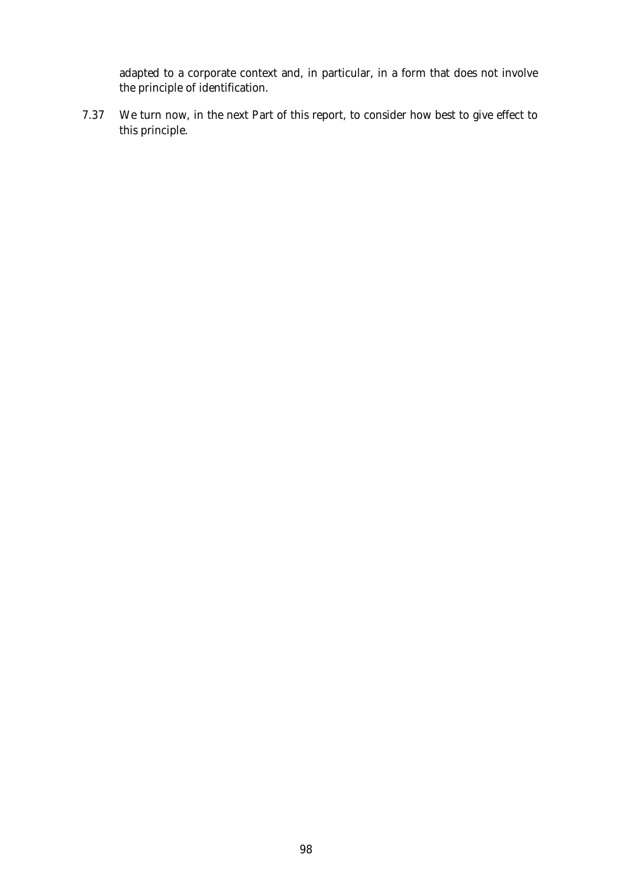adapted to a corporate context and, in particular, in a form that does not involve the principle of identification.

7.37 We turn now, in the next Part of this report, to consider how best to give effect to this principle.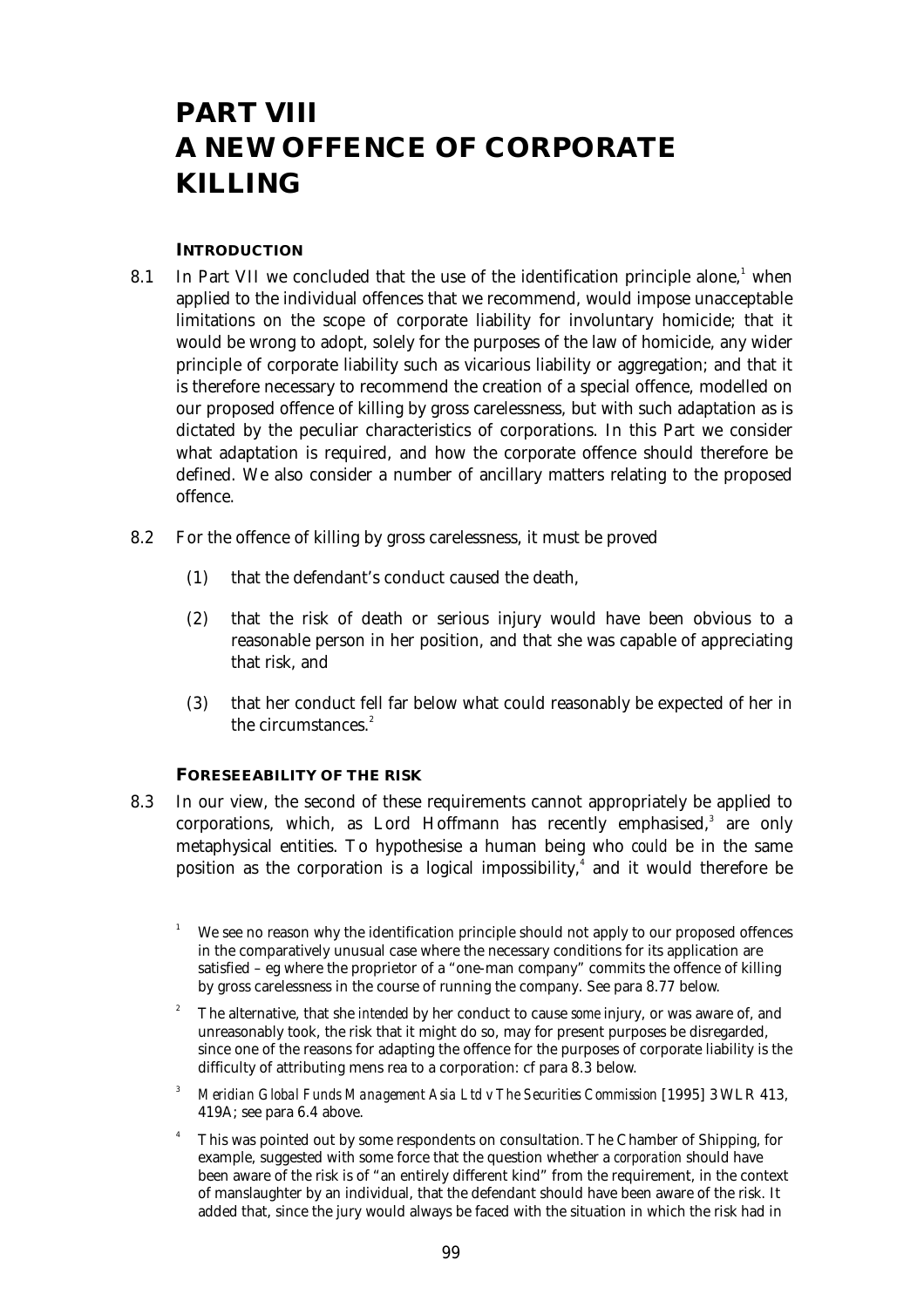# PART VIII
# A NEW OFFENCE OF CORPORATE KILLING

### INTRODUCTION

8.1 In Part VII we concluded that the use of the identification principle alone,[1] when applied to the individual offences that we recommend, would impose unacceptable limitations on the scope of corporate liability for involuntary homicide; that it would be wrong to adopt, solely for the purposes of the law of homicide, any wider principle of corporate liability such as vicarious liability or aggregation; and that it is therefore necessary to recommend the creation of a special offence, modelled on our proposed offence of killing by gross carelessness, but with such adaptation as is dictated by the peculiar characteristics of corporations. In this Part we consider what adaptation is required, and how the corporate offence should therefore be defined. We also consider a number of ancillary matters relating to the proposed offence.

8.2 For the offence of killing by gross carelessness, it must be proved

(1) that the defendant's conduct caused the death,

(2) that the risk of death or serious injury would have been obvious to a reasonable person in her position, and that she was capable of appreciating that risk, and

(3) that her conduct fell far below what could reasonably be expected of her in the circumstances.[2]

### FORESEEABILITY OF THE RISK

8.3 In our view, the second of these requirements cannot appropriately be applied to corporations, which, as Lord Hoffmann has recently emphasised,[3] are only metaphysical entities. To hypothesise a human being who *could* be in the same position as the corporation is a logical impossibility,[4] and it would therefore be

---

[1] We see no reason why the identification principle should not apply to our proposed offences in the comparatively unusual case where the necessary conditions for its application are satisfied – eg where the proprietor of a "one-man company" commits the offence of killing by gross carelessness in the course of running the company. See para 8.77 below.

[2] The alternative, that she *intended* by her conduct to cause *some* injury, or was aware of, and unreasonably took, the risk that it might do so, may for present purposes be disregarded, since one of the reasons for adapting the offence for the purposes of corporate liability is the difficulty of attributing mens rea to a corporation: cf para 8.3 below.

[3] *Meridian Global Funds Management Asia Ltd v The Securities Commission* [1995] 3 WLR 413, 419A; see para 6.4 above.

[4] This was pointed out by some respondents on consultation. The Chamber of Shipping, for example, suggested with some force that the question whether a *corporation* should have been aware of the risk is of "an entirely different kind" from the requirement, in the context of manslaughter by an individual, that the defendant should have been aware of the risk. It added that, since the jury would always be faced with the situation in which the risk had in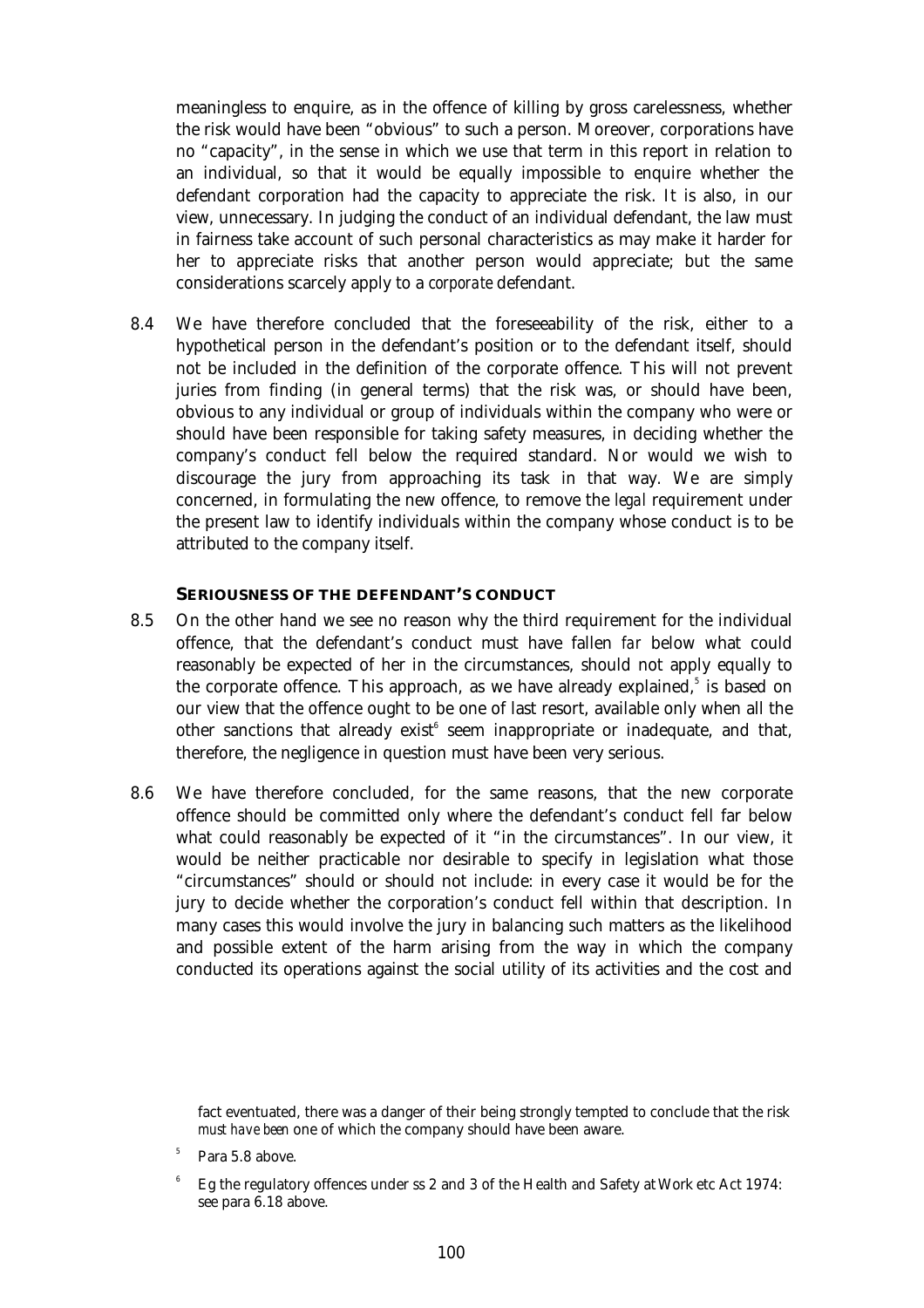meaningless to enquire, as in the offence of killing by gross carelessness, whether the risk would have been "obvious" to such a person. Moreover, corporations have no "capacity", in the sense in which we use that term in this report in relation to an individual, so that it would be equally impossible to enquire whether the defendant corporation had the capacity to appreciate the risk. It is also, in our view, unnecessary. In judging the conduct of an individual defendant, the law must in fairness take account of such personal characteristics as may make it harder for her to appreciate risks that another person would appreciate; but the same considerations scarcely apply to a *corporate* defendant.

8.4 We have therefore concluded that the foreseeability of the risk, either to a hypothetical person in the defendant's position or to the defendant itself, should not be included in the definition of the corporate offence. This will not prevent juries from finding (in general terms) that the risk was, or should have been, obvious to any individual or group of individuals within the company who were or should have been responsible for taking safety measures, in deciding whether the company's conduct fell below the required standard. Nor would we wish to discourage the jury from approaching its task in that way. We are simply concerned, in formulating the new offence, to remove the *legal* requirement under the present law to identify individuals within the company whose conduct is to be attributed to the company itself.

### SERIOUSNESS OF THE DEFENDANT'S CONDUCT

8.5 On the other hand we see no reason why the third requirement for the individual offence, that the defendant's conduct must have fallen *far* below what could reasonably be expected of her in the circumstances, should not apply equally to the corporate offence. This approach, as we have already explained,[5] is based on our view that the offence ought to be one of last resort, available only when all the other sanctions that already exist[6] seem inappropriate or inadequate, and that, therefore, the negligence in question must have been very serious.

8.6 We have therefore concluded, for the same reasons, that the new corporate offence should be committed only where the defendant's conduct fell far below what could reasonably be expected of it "in the circumstances". In our view, it would be neither practicable nor desirable to specify in legislation what those "circumstances" should or should not include: in every case it would be for the jury to decide whether the corporation's conduct fell within that description. In many cases this would involve the jury in balancing such matters as the likelihood and possible extent of the harm arising from the way in which the company conducted its operations against the social utility of its activities and the cost and

fact eventuated, there was a danger of their being strongly tempted to conclude that the risk *must have been* one of which the company should have been aware.

[5] Para 5.8 above.

[6] Eg the regulatory offences under ss 2 and 3 of the Health and Safety at Work etc Act 1974: see para 6.18 above.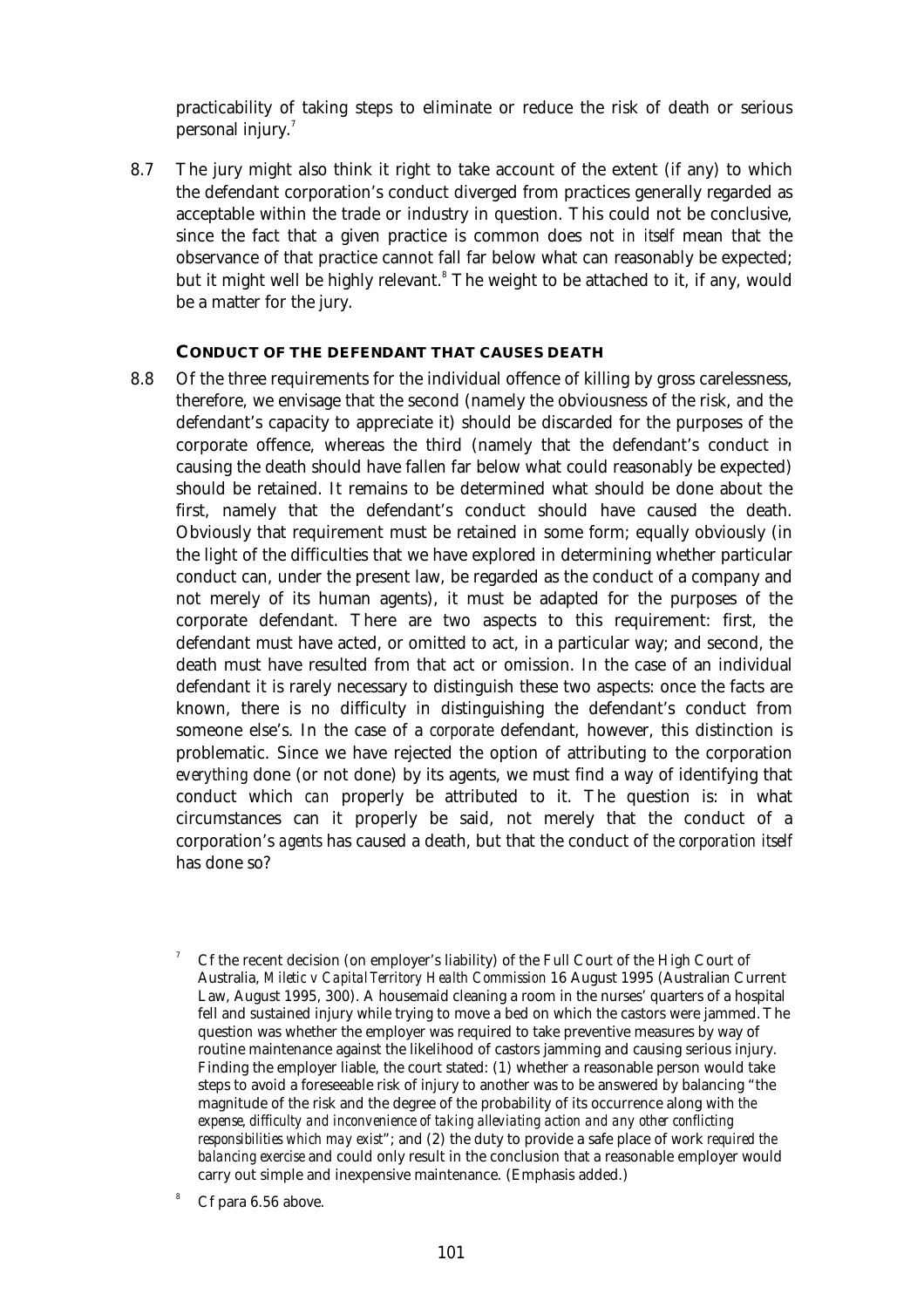practicability of taking steps to eliminate or reduce the risk of death or serious personal injury.[7]

8.7 The jury might also think it right to take account of the extent (if any) to which the defendant corporation's conduct diverged from practices generally regarded as acceptable within the trade or industry in question. This could not be conclusive, since the fact that a given practice is common does not *in itself* mean that the observance of that practice cannot fall far below what can reasonably be expected; but it might well be highly relevant.[8] The weight to be attached to it, if any, would be a matter for the jury.

### CONDUCT OF THE DEFENDANT THAT CAUSES DEATH

8.8 Of the three requirements for the individual offence of killing by gross carelessness, therefore, we envisage that the second (namely the obviousness of the risk, and the defendant's capacity to appreciate it) should be discarded for the purposes of the corporate offence, whereas the third (namely that the defendant's conduct in causing the death should have fallen far below what could reasonably be expected) should be retained. It remains to be determined what should be done about the first, namely that the defendant's conduct should have caused the death. Obviously that requirement must be retained in some form; equally obviously (in the light of the difficulties that we have explored in determining whether particular conduct can, under the present law, be regarded as the conduct of a company and not merely of its human agents), it must be adapted for the purposes of the corporate defendant. There are two aspects to this requirement: first, the defendant must have acted, or omitted to act, in a particular way; and second, the death must have resulted from that act or omission. In the case of an individual defendant it is rarely necessary to distinguish these two aspects: once the facts are known, there is no difficulty in distinguishing the defendant's conduct from someone else's. In the case of a *corporate* defendant, however, this distinction is problematic. Since we have rejected the option of attributing to the corporation *everything* done (or not done) by its agents, we must find a way of identifying that conduct which *can* properly be attributed to it. The question is: in what circumstances can it properly be said, not merely that the conduct of a corporation's *agents* has caused a death, but that the conduct of *the corporation itself* has done so?

---

[7] Cf the recent decision (on employer's liability) of the Full Court of the High Court of Australia, *Miletic v Capital Territory Health Commission* 16 August 1995 (Australian Current Law, August 1995, 300). A housemaid cleaning a room in the nurses' quarters of a hospital fell and sustained injury while trying to move a bed on which the castors were jammed. The question was whether the employer was required to take preventive measures by way of routine maintenance against the likelihood of castors jamming and causing serious injury. Finding the employer liable, the court stated: (1) whether a reasonable person would take steps to avoid a foreseeable risk of injury to another was to be answered by balancing "the magnitude of the risk and the degree of the probability of its occurrence along with *the expense, difficulty and inconvenience of taking alleviating action and any other conflicting responsibilities which may exist*"; and (2) the duty to provide a safe place of work *required the balancing exercise* and could only result in the conclusion that a reasonable employer would carry out simple and inexpensive maintenance. (Emphasis added.)

[8] Cf para 6.56 above.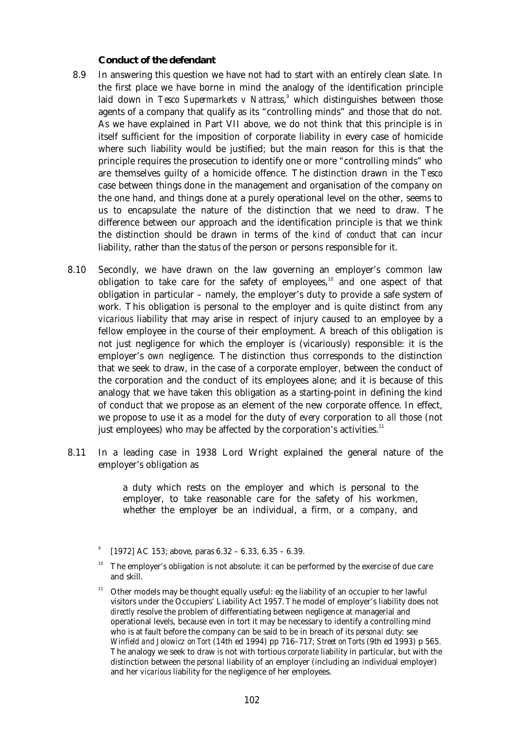### Conduct of the defendant

8.9 In answering this question we have not had to start with an entirely clean slate. In the first place we have borne in mind the analogy of the identification principle laid down in *Tesco Supermarkets v Nattrass*,[9] which distinguishes between those agents of a company that qualify as its "controlling minds" and those that do not. As we have explained in Part VII above, we do not think that this principle is in itself sufficient for the imposition of corporate liability in every case of homicide where such liability would be justified; but the main reason for this is that the principle requires the prosecution to identify one or more "controlling minds" who are themselves guilty of a homicide offence. The distinction drawn in the *Tesco* case between things done in the management and organisation of the company on the one hand, and things done at a purely operational level on the other, seems to us to encapsulate the nature of the distinction that we need to draw. The difference between our approach and the identification principle is that we think the distinction should be drawn in terms of the *kind of conduct* that can incur liability, rather than the *status* of the person or persons responsible for it.

8.10 Secondly, we have drawn on the law governing an employer's common law obligation to take care for the safety of employees,[10] and one aspect of that obligation in particular – namely, the employer's duty to provide a safe system of work. This obligation is personal to the employer and is quite distinct from any *vicarious* liability that may arise in respect of injury caused to an employee by a fellow employee in the course of their employment. A breach of this obligation is not just negligence for which the employer is (vicariously) responsible: it is the employer's *own* negligence. The distinction thus corresponds to the distinction that we seek to draw, in the case of a corporate employer, between the conduct of the corporation and the conduct of its employees alone; and it is because of this analogy that we have taken this obligation as a starting-point in defining the kind of conduct that we propose as an element of the new corporate offence. In effect, we propose to use it as a model for the duty of *every* corporation to *all* those (not just employees) who may be affected by the corporation's activities.[11]

8.11 In a leading case in 1938 Lord Wright explained the general nature of the employer's obligation as

> a duty which rests on the employer and which is personal to the employer, to take reasonable care for the safety of his workmen, whether the employer be an individual, a firm, *or a company*, and

---

[9] [1972] AC 153; above, paras 6.32 – 6.33, 6.35 – 6.39.

[10] The employer's obligation is not absolute: it can be performed by the exercise of due care and skill.

[11] Other models may be thought equally useful: eg the liability of an occupier to her lawful visitors under the Occupiers' Liability Act 1957. The model of employer's liability does not *directly* resolve the problem of differentiating between negligence at managerial and operational levels, because even in tort it may be necessary to identify a controlling mind who is at fault before the company can be said to be in breach of its *personal* duty: see *Winfield and Jolowicz on Tort* (14th ed 1994) pp 716–717; *Street on Torts* (9th ed 1993) p 565. The analogy we seek to draw is not with tortious *corporate* liability in particular, but with the distinction between the *personal* liability of an employer (including an individual employer) and her *vicarious* liability for the negligence of her employees.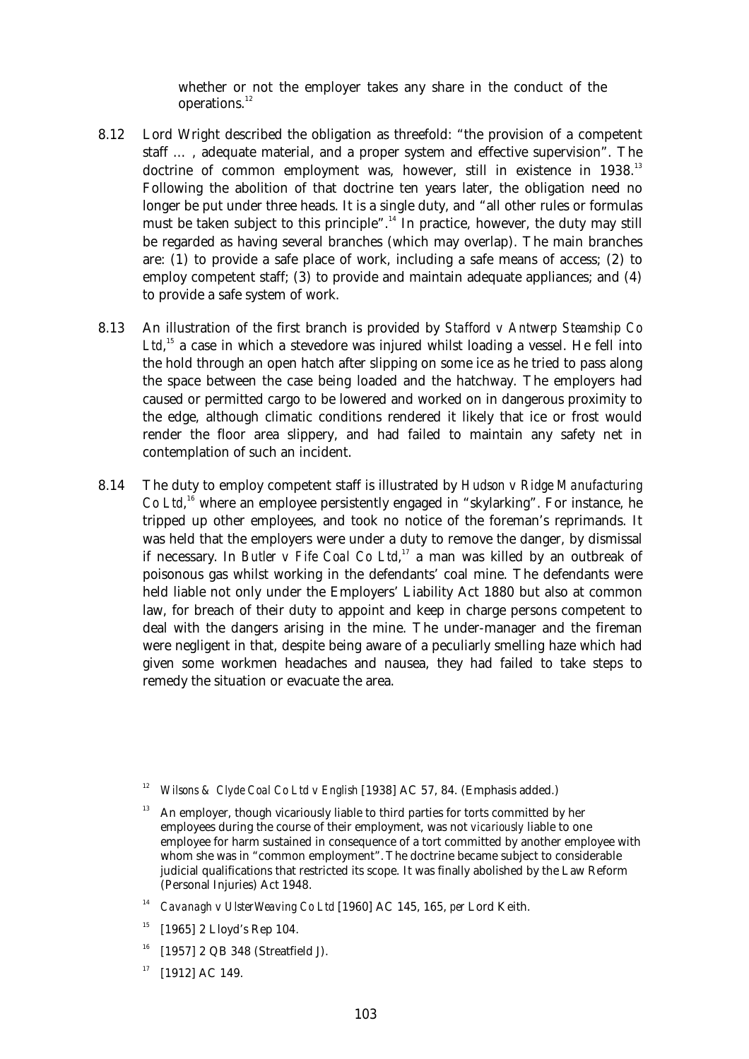whether or not the employer takes any share in the conduct of the operations.[12]

8.12 Lord Wright described the obligation as threefold: "the provision of a competent staff … , adequate material, and a proper system and effective supervision". The doctrine of common employment was, however, still in existence in 1938.[13] Following the abolition of that doctrine ten years later, the obligation need no longer be put under three heads. It is a single duty, and "all other rules or formulas must be taken subject to this principle".[14] In practice, however, the duty may still be regarded as having several branches (which may overlap). The main branches are: (1) to provide a safe place of work, including a safe means of access; (2) to employ competent staff; (3) to provide and maintain adequate appliances; and (4) to provide a safe system of work.

8.13 An illustration of the first branch is provided by *Stafford v Antwerp Steamship Co Ltd*,[15] a case in which a stevedore was injured whilst loading a vessel. He fell into the hold through an open hatch after slipping on some ice as he tried to pass along the space between the case being loaded and the hatchway. The employers had caused or permitted cargo to be lowered and worked on in dangerous proximity to the edge, although climatic conditions rendered it likely that ice or frost would render the floor area slippery, and had failed to maintain any safety net in contemplation of such an incident.

8.14 The duty to employ competent staff is illustrated by *Hudson v Ridge Manufacturing Co Ltd*,[16] where an employee persistently engaged in "skylarking". For instance, he tripped up other employees, and took no notice of the foreman's reprimands. It was held that the employers were under a duty to remove the danger, by dismissal if necessary. In *Butler v Fife Coal Co Ltd*,[17] a man was killed by an outbreak of poisonous gas whilst working in the defendants' coal mine. The defendants were held liable not only under the Employers' Liability Act 1880 but also at common law, for breach of their duty to appoint and keep in charge persons competent to deal with the dangers arising in the mine. The under-manager and the fireman were negligent in that, despite being aware of a peculiarly smelling haze which had given some workmen headaches and nausea, they had failed to take steps to remedy the situation or evacuate the area.

---

[12] *Wilsons & Clyde Coal Co Ltd v English* [1938] AC 57, 84. (Emphasis added.)

[13] An employer, though vicariously liable to third parties for torts committed by her employees during the course of their employment, was not *vicariously* liable to one employee for harm sustained in consequence of a tort committed by another employee with whom she was in "common employment". The doctrine became subject to considerable judicial qualifications that restricted its scope. It was finally abolished by the Law Reform (Personal Injuries) Act 1948.

[14] *Cavanagh v Ulster Weaving Co Ltd* [1960] AC 145, 165, *per* Lord Keith.

[15] [1965] 2 Lloyd's Rep 104.

[16] [1957] 2 QB 348 (Streatfield J).

[17] [1912] AC 149.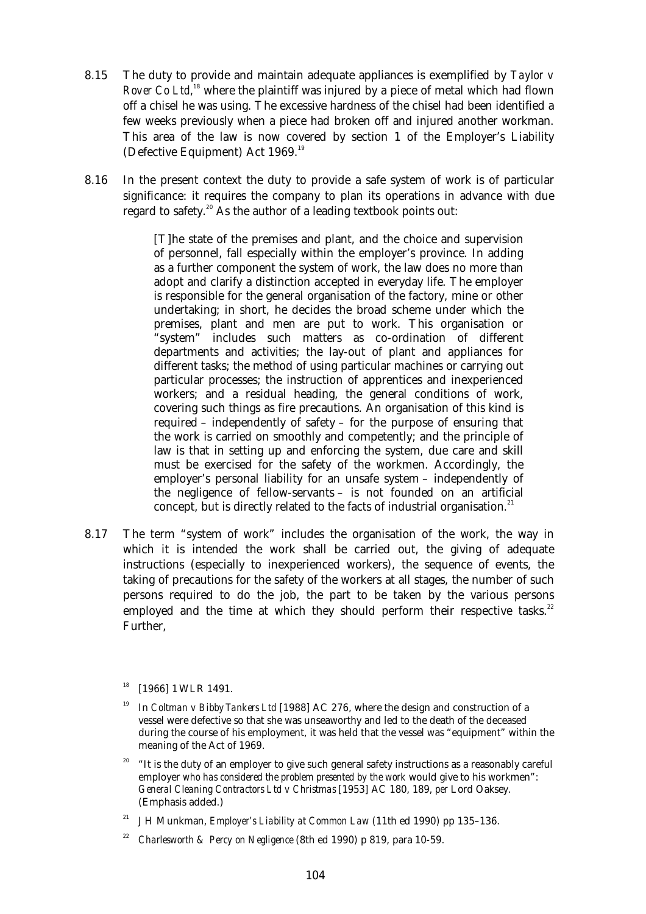8.15 The duty to provide and maintain adequate appliances is exemplified by *Taylor v Rover Co Ltd*,[18] where the plaintiff was injured by a piece of metal which had flown off a chisel he was using. The excessive hardness of the chisel had been identified a few weeks previously when a piece had broken off and injured another workman. This area of the law is now covered by section 1 of the Employer's Liability (Defective Equipment) Act 1969.[19]

8.16 In the present context the duty to provide a safe system of work is of particular significance: it requires the company to plan its operations in advance with due regard to safety.[20] As the author of a leading textbook points out:

> [T]he state of the premises and plant, and the choice and supervision of personnel, fall especially within the employer's province. In adding as a further component the system of work, the law does no more than adopt and clarify a distinction accepted in everyday life. The employer is responsible for the general organisation of the factory, mine or other undertaking; in short, he decides the broad scheme under which the premises, plant and men are put to work. This organisation or "system" includes such matters as co-ordination of different departments and activities; the lay-out of plant and appliances for different tasks; the method of using particular machines or carrying out particular processes; the instruction of apprentices and inexperienced workers; and a residual heading, the general conditions of work, covering such things as fire precautions. An organisation of this kind is required – independently of safety – for the purpose of ensuring that the work is carried on smoothly and competently; and the principle of law is that in setting up and enforcing the system, due care and skill must be exercised for the safety of the workmen. Accordingly, the employer's personal liability for an unsafe system – independently of the negligence of fellow-servants – is not founded on an artificial concept, but is directly related to the facts of industrial organisation.[21]

8.17 The term "system of work" includes the organisation of the work, the way in which it is intended the work shall be carried out, the giving of adequate instructions (especially to inexperienced workers), the sequence of events, the taking of precautions for the safety of the workers at all stages, the number of such persons required to do the job, the part to be taken by the various persons employed and the time at which they should perform their respective tasks.[22] Further,

---

[18] [1966] 1 WLR 1491.

[19] In *Coltman v Bibby Tankers Ltd* [1988] AC 276, where the design and construction of a vessel were defective so that she was unseaworthy and led to the death of the deceased during the course of his employment, it was held that the vessel was "equipment" within the meaning of the Act of 1969.

[20] "It is the duty of an employer to give such general safety instructions as a reasonably careful employer *who has considered the problem presented by the work* would give to his workmen": *General Cleaning Contractors Ltd v Christmas* [1953] AC 180, 189, *per* Lord Oaksey. (Emphasis added.)

[21] J H Munkman, *Employer's Liability at Common Law* (11th ed 1990) pp 135–136.

[22] *Charlesworth & Percy on Negligence* (8th ed 1990) p 819, para 10-59.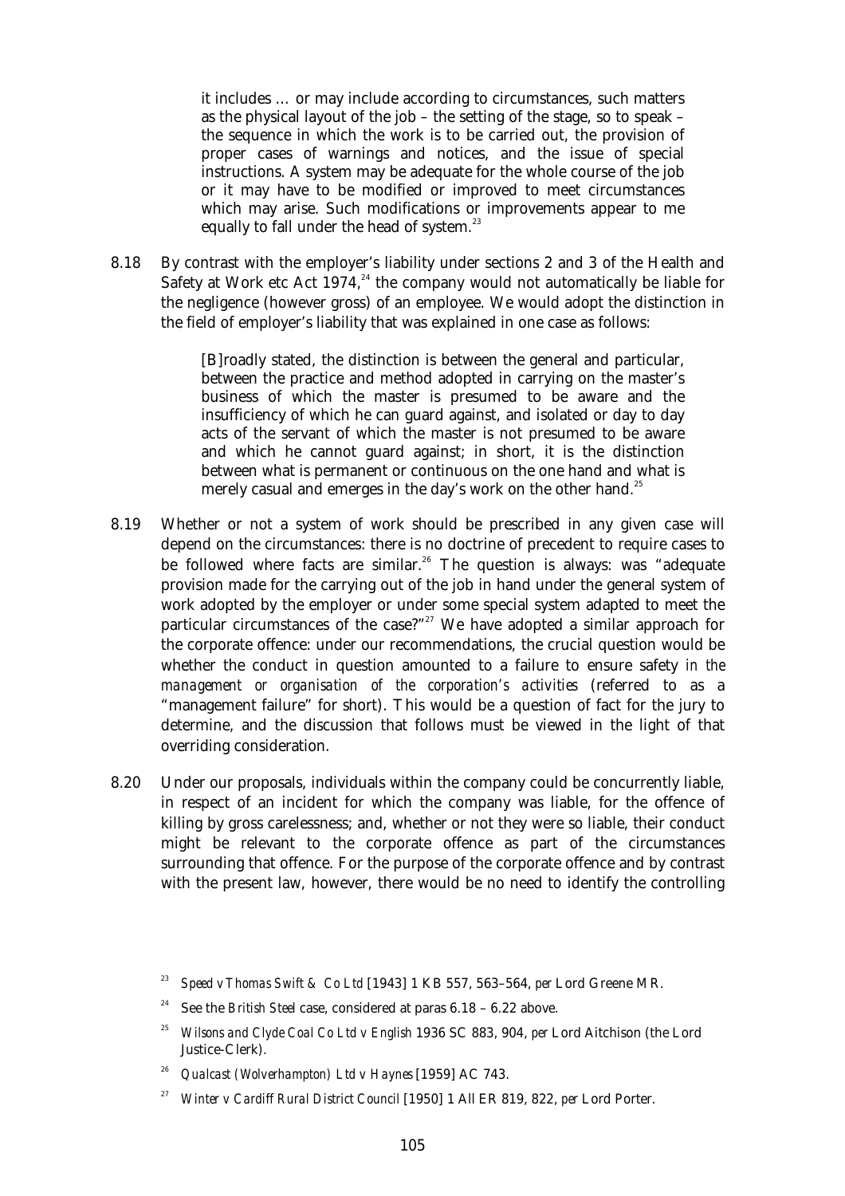> it includes … or may include according to circumstances, such matters as the physical layout of the job – the setting of the stage, so to speak – the sequence in which the work is to be carried out, the provision of proper cases of warnings and notices, and the issue of special instructions. A system may be adequate for the whole course of the job or it may have to be modified or improved to meet circumstances which may arise. Such modifications or improvements appear to me equally to fall under the head of system.[23]

8.18 By contrast with the employer's liability under sections 2 and 3 of the Health and Safety at Work etc Act 1974,[24] the company would not automatically be liable for the negligence (however gross) of an employee. We would adopt the distinction in the field of employer's liability that was explained in one case as follows:

> [B]roadly stated, the distinction is between the general and particular, between the practice and method adopted in carrying on the master's business of which the master is presumed to be aware and the insufficiency of which he can guard against, and isolated or day to day acts of the servant of which the master is not presumed to be aware and which he cannot guard against; in short, it is the distinction between what is permanent or continuous on the one hand and what is merely casual and emerges in the day's work on the other hand.[25]

8.19 Whether or not a system of work should be prescribed in any given case will depend on the circumstances: there is no doctrine of precedent to require cases to be followed where facts are similar.[26] The question is always: was "adequate provision made for the carrying out of the job in hand under the general system of work adopted by the employer or under some special system adapted to meet the particular circumstances of the case?"[27] We have adopted a similar approach for the corporate offence: under our recommendations, the crucial question would be whether the conduct in question amounted to a failure to ensure safety *in the management or organisation of the corporation's activities* (referred to as a "management failure" for short). This would be a question of fact for the jury to determine, and the discussion that follows must be viewed in the light of that overriding consideration.

8.20 Under our proposals, individuals within the company could be concurrently liable, in respect of an incident for which the company was liable, for the offence of killing by gross carelessness; and, whether or not they were so liable, their conduct might be relevant to the corporate offence as part of the circumstances surrounding that offence. For the purpose of the corporate offence and by contrast with the present law, however, there would be no need to identify the controlling

---

[23] *Speed v Thomas Swift & Co Ltd* [1943] 1 KB 557, 563–564, *per* Lord Greene MR.

[24] See the *British Steel* case, considered at paras 6.18 – 6.22 above.

[25] *Wilsons and Clyde Coal Co Ltd v English* 1936 SC 883, 904, *per* Lord Aitchison (the Lord Justice-Clerk).

[26] *Qualcast (Wolverhampton) Ltd v Haynes* [1959] AC 743.

[27] *Winter v Cardiff Rural District Council* [1950] 1 All ER 819, 822, *per* Lord Porter.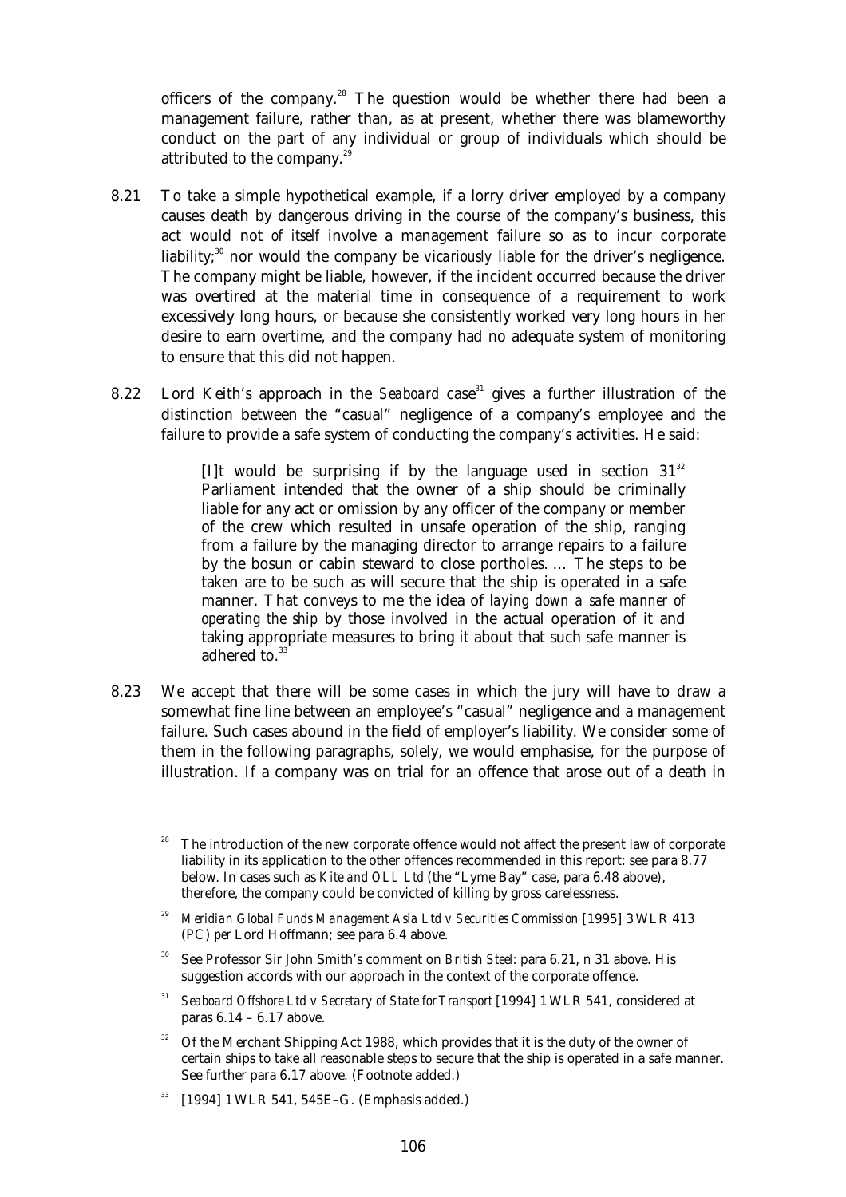officers of the company.[28] The question would be whether there had been a management failure, rather than, as at present, whether there was blameworthy conduct on the part of any individual or group of individuals which should be attributed to the company.[29]

8.21 To take a simple hypothetical example, if a lorry driver employed by a company causes death by dangerous driving in the course of the company's business, this act would not *of itself* involve a management failure so as to incur corporate liability;[30] nor would the company be *vicariously* liable for the driver's negligence. The company might be liable, however, if the incident occurred because the driver was overtired at the material time in consequence of a requirement to work excessively long hours, or because she consistently worked very long hours in her desire to earn overtime, and the company had no adequate system of monitoring to ensure that this did not happen.

8.22 Lord Keith's approach in the *Seaboard* case[31] gives a further illustration of the distinction between the "casual" negligence of a company's employee and the failure to provide a safe system of conducting the company's activities. He said:

> [I]t would be surprising if by the language used in section 31[32] Parliament intended that the owner of a ship should be criminally liable for any act or omission by any officer of the company or member of the crew which resulted in unsafe operation of the ship, ranging from a failure by the managing director to arrange repairs to a failure by the bosun or cabin steward to close portholes. … The steps to be taken are to be such as will secure that the ship is operated in a safe manner. That conveys to me the idea of *laying down a safe manner of operating the ship* by those involved in the actual operation of it and taking appropriate measures to bring it about that such safe manner is adhered to.[33]

8.23 We accept that there will be some cases in which the jury will have to draw a somewhat fine line between an employee's "casual" negligence and a management failure. Such cases abound in the field of employer's liability. We consider some of them in the following paragraphs, solely, we would emphasise, for the purpose of illustration. If a company was on trial for an offence that arose out of a death in

---

[28] The introduction of the new corporate offence would not affect the present law of corporate liability in its application to the other offences recommended in this report: see para 8.77 below. In cases such as *Kite and OLL Ltd* (the "Lyme Bay" case, para 6.48 above), therefore, the company could be convicted of killing by gross carelessness.

[29] *Meridian Global Funds Management Asia Ltd v Securities Commission* [1995] 3 WLR 413 (PC) *per* Lord Hoffmann; see para 6.4 above.

[30] See Professor Sir John Smith's comment on *British Steel*: para 6.21, n 31 above. His suggestion accords with our approach in the context of the corporate offence.

[31] *Seaboard Offshore Ltd v Secretary of State for Transport* [1994] 1 WLR 541, considered at paras 6.14 – 6.17 above.

[32] Of the Merchant Shipping Act 1988, which provides that it is the duty of the owner of certain ships to take all reasonable steps to secure that the ship is operated in a safe manner. See further para 6.17 above. (Footnote added.)

[33] [1994] 1 WLR 541, 545E–G. (Emphasis added.)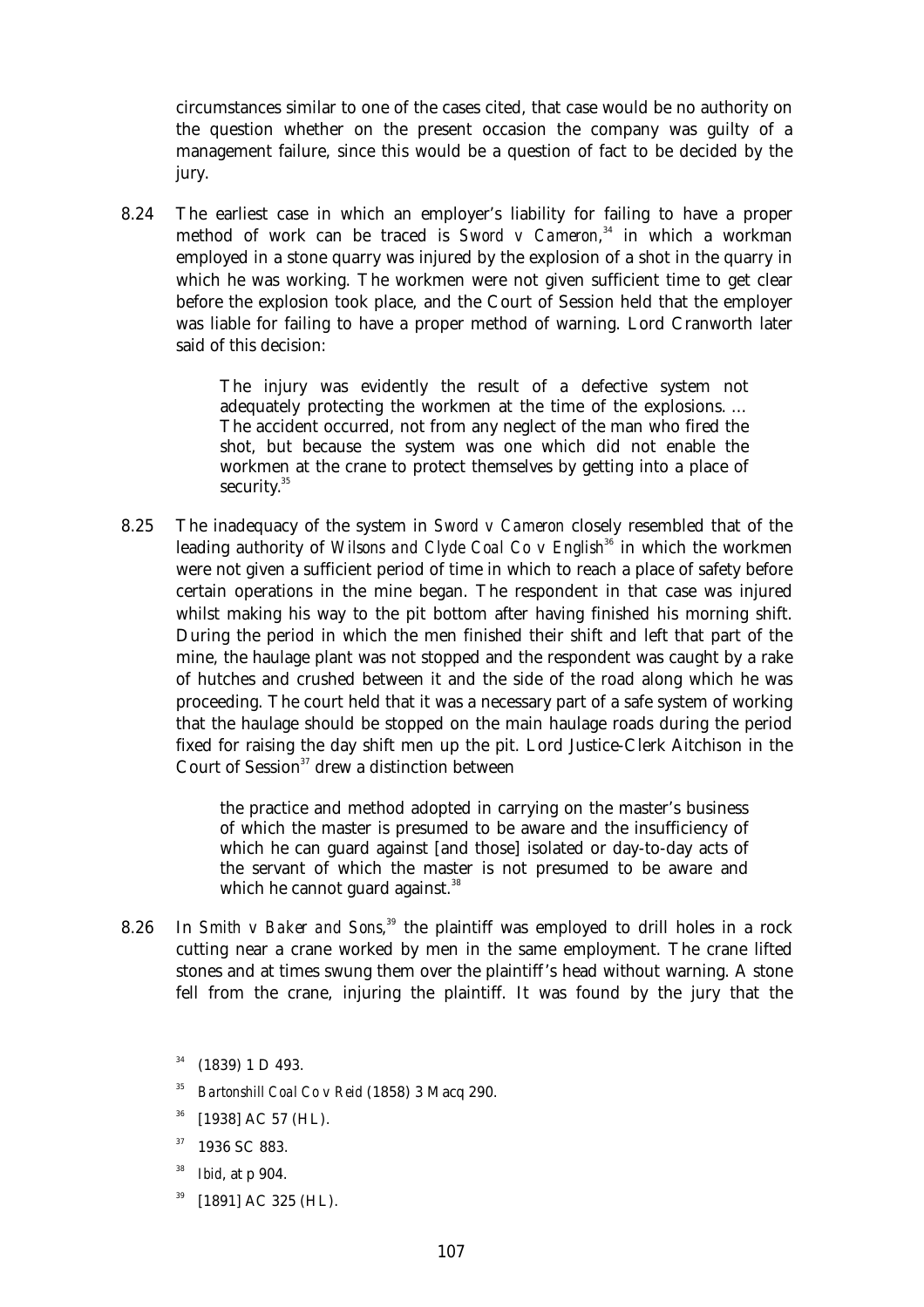circumstances similar to one of the cases cited, that case would be no authority on the question whether on the present occasion the company was guilty of a management failure, since this would be a question of fact to be decided by the jury.

8.24 The earliest case in which an employer's liability for failing to have a proper method of work can be traced is *Sword v Cameron*,[34] in which a workman employed in a stone quarry was injured by the explosion of a shot in the quarry in which he was working. The workmen were not given sufficient time to get clear before the explosion took place, and the Court of Session held that the employer was liable for failing to have a proper method of warning. Lord Cranworth later said of this decision:

> The injury was evidently the result of a defective system not adequately protecting the workmen at the time of the explosions. … The accident occurred, not from any neglect of the man who fired the shot, but because the system was one which did not enable the workmen at the crane to protect themselves by getting into a place of security.[35]

8.25 The inadequacy of the system in *Sword v Cameron* closely resembled that of the leading authority of *Wilsons and Clyde Coal Co v English*[36] in which the workmen were not given a sufficient period of time in which to reach a place of safety before certain operations in the mine began. The respondent in that case was injured whilst making his way to the pit bottom after having finished his morning shift. During the period in which the men finished their shift and left that part of the mine, the haulage plant was not stopped and the respondent was caught by a rake of hutches and crushed between it and the side of the road along which he was proceeding. The court held that it was a necessary part of a safe system of working that the haulage should be stopped on the main haulage roads during the period fixed for raising the day shift men up the pit. Lord Justice-Clerk Aitchison in the Court of Session[37] drew a distinction between

> the practice and method adopted in carrying on the master's business of which the master is presumed to be aware and the insufficiency of which he can guard against [and those] isolated or day-to-day acts of the servant of which the master is not presumed to be aware and which he cannot guard against.[38]

8.26 In *Smith v Baker and Sons*,[39] the plaintiff was employed to drill holes in a rock cutting near a crane worked by men in the same employment. The crane lifted stones and at times swung them over the plaintiff's head without warning. A stone fell from the crane, injuring the plaintiff. It was found by the jury that the

---

[34] (1839) 1 D 493.

[35] *Bartonshill Coal Co v Reid* (1858) 3 Macq 290.

[36] [1938] AC 57 (HL).

[37] 1936 SC 883.

[38] *Ibid*, at p 904.

[39] [1891] AC 325 (HL).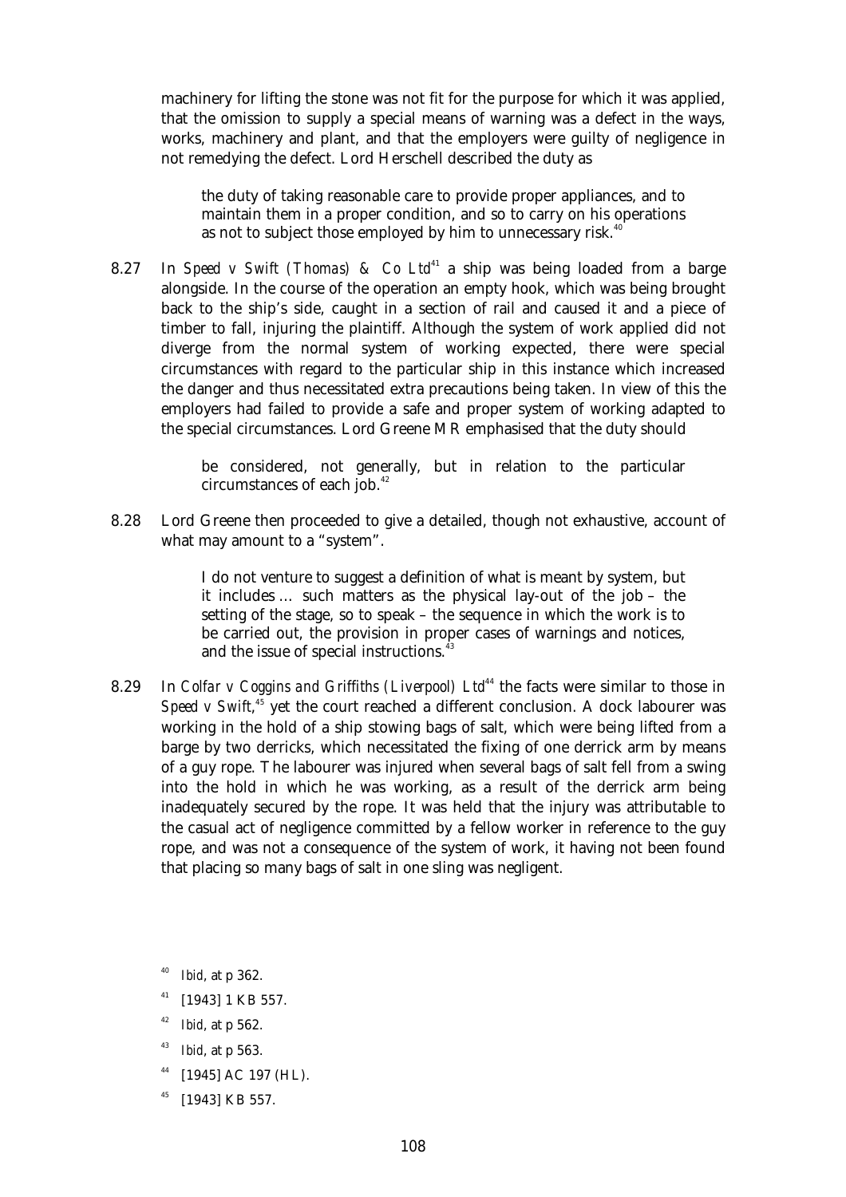machinery for lifting the stone was not fit for the purpose for which it was applied, that the omission to supply a special means of warning was a defect in the ways, works, machinery and plant, and that the employers were guilty of negligence in not remedying the defect. Lord Herschell described the duty as

> the duty of taking reasonable care to provide proper appliances, and to maintain them in a proper condition, and so to carry on his operations as not to subject those employed by him to unnecessary risk.[40]

8.27 In *Speed v Swift (Thomas) & Co Ltd*[41] a ship was being loaded from a barge alongside. In the course of the operation an empty hook, which was being brought back to the ship's side, caught in a section of rail and caused it and a piece of timber to fall, injuring the plaintiff. Although the system of work applied did not diverge from the normal system of working expected, there were special circumstances with regard to the particular ship in this instance which increased the danger and thus necessitated extra precautions being taken. In view of this the employers had failed to provide a safe and proper system of working adapted to the special circumstances. Lord Greene MR emphasised that the duty should

> be considered, not generally, but in relation to the particular circumstances of each job.[42]

8.28 Lord Greene then proceeded to give a detailed, though not exhaustive, account of what may amount to a "system".

> I do not venture to suggest a definition of what is meant by system, but it includes … such matters as the physical lay-out of the job – the setting of the stage, so to speak – the sequence in which the work is to be carried out, the provision in proper cases of warnings and notices, and the issue of special instructions.[43]

8.29 In *Colfar v Coggins and Griffiths (Liverpool) Ltd*[44] the facts were similar to those in *Speed v Swift*,[45] yet the court reached a different conclusion. A dock labourer was working in the hold of a ship stowing bags of salt, which were being lifted from a barge by two derricks, which necessitated the fixing of one derrick arm by means of a guy rope. The labourer was injured when several bags of salt fell from a swing into the hold in which he was working, as a result of the derrick arm being inadequately secured by the rope. It was held that the injury was attributable to the casual act of negligence committed by a fellow worker in reference to the guy rope, and was not a consequence of the system of work, it having not been found that placing so many bags of salt in one sling was negligent.

---

[40] *Ibid*, at p 362.

[41] [1943] 1 KB 557.

[42] *Ibid*, at p 562.

[43] *Ibid*, at p 563.

[44] [1945] AC 197 (HL).

[45] [1943] KB 557.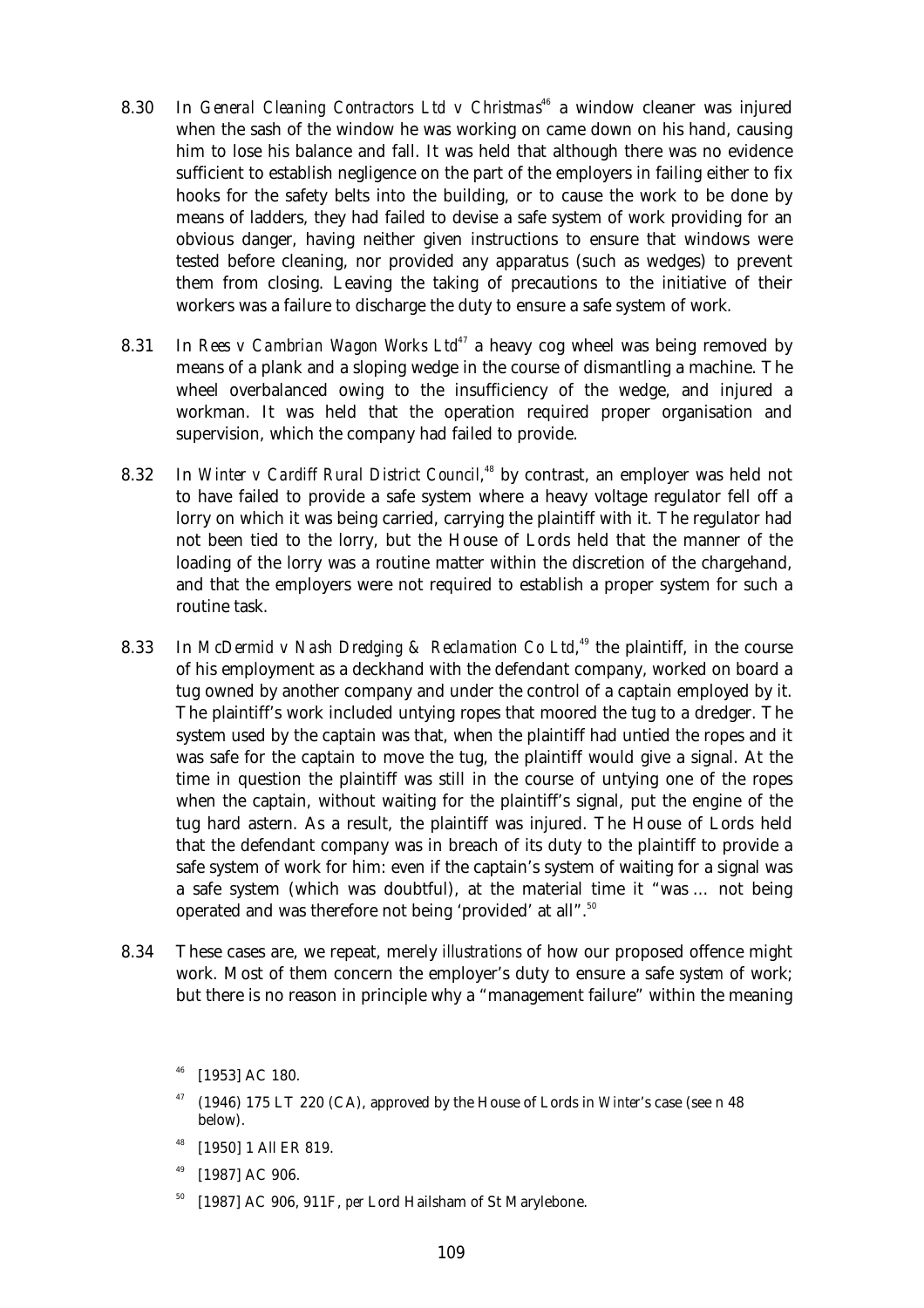8.30 In *General Cleaning Contractors Ltd v Christmas*[46] a window cleaner was injured when the sash of the window he was working on came down on his hand, causing him to lose his balance and fall. It was held that although there was no evidence sufficient to establish negligence on the part of the employers in failing either to fix hooks for the safety belts into the building, or to cause the work to be done by means of ladders, they had failed to devise a safe system of work providing for an obvious danger, having neither given instructions to ensure that windows were tested before cleaning, nor provided any apparatus (such as wedges) to prevent them from closing. Leaving the taking of precautions to the initiative of their workers was a failure to discharge the duty to ensure a safe system of work.

8.31 In *Rees v Cambrian Wagon Works Ltd*[47] a heavy cog wheel was being removed by means of a plank and a sloping wedge in the course of dismantling a machine. The wheel overbalanced owing to the insufficiency of the wedge, and injured a workman. It was held that the operation required proper organisation and supervision, which the company had failed to provide.

8.32 In *Winter v Cardiff Rural District Council*,[48] by contrast, an employer was held not to have failed to provide a safe system where a heavy voltage regulator fell off a lorry on which it was being carried, carrying the plaintiff with it. The regulator had not been tied to the lorry, but the House of Lords held that the manner of the loading of the lorry was a routine matter within the discretion of the chargehand, and that the employers were not required to establish a proper system for such a routine task.

8.33 In *McDermid v Nash Dredging & Reclamation Co Ltd*,[49] the plaintiff, in the course of his employment as a deckhand with the defendant company, worked on board a tug owned by another company and under the control of a captain employed by it. The plaintiff's work included untying ropes that moored the tug to a dredger. The system used by the captain was that, when the plaintiff had untied the ropes and it was safe for the captain to move the tug, the plaintiff would give a signal. At the time in question the plaintiff was still in the course of untying one of the ropes when the captain, without waiting for the plaintiff's signal, put the engine of the tug hard astern. As a result, the plaintiff was injured. The House of Lords held that the defendant company was in breach of its duty to the plaintiff to provide a safe system of work for him: even if the captain's system of waiting for a signal was a safe system (which was doubtful), at the material time it "was … not being operated and was therefore not being 'provided' at all".[50]

8.34 These cases are, we repeat, merely *illustrations* of how our proposed offence might work. Most of them concern the employer's duty to ensure a safe *system* of work; but there is no reason in principle why a "management failure" within the meaning

[46] [1953] AC 180.

[47] (1946) 175 LT 220 (CA), approved by the House of Lords in *Winter*'s case (see n 48 below).

[48] [1950] 1 All ER 819.

[49] [1987] AC 906.

[50] [1987] AC 906, 911F, *per* Lord Hailsham of St Marylebone.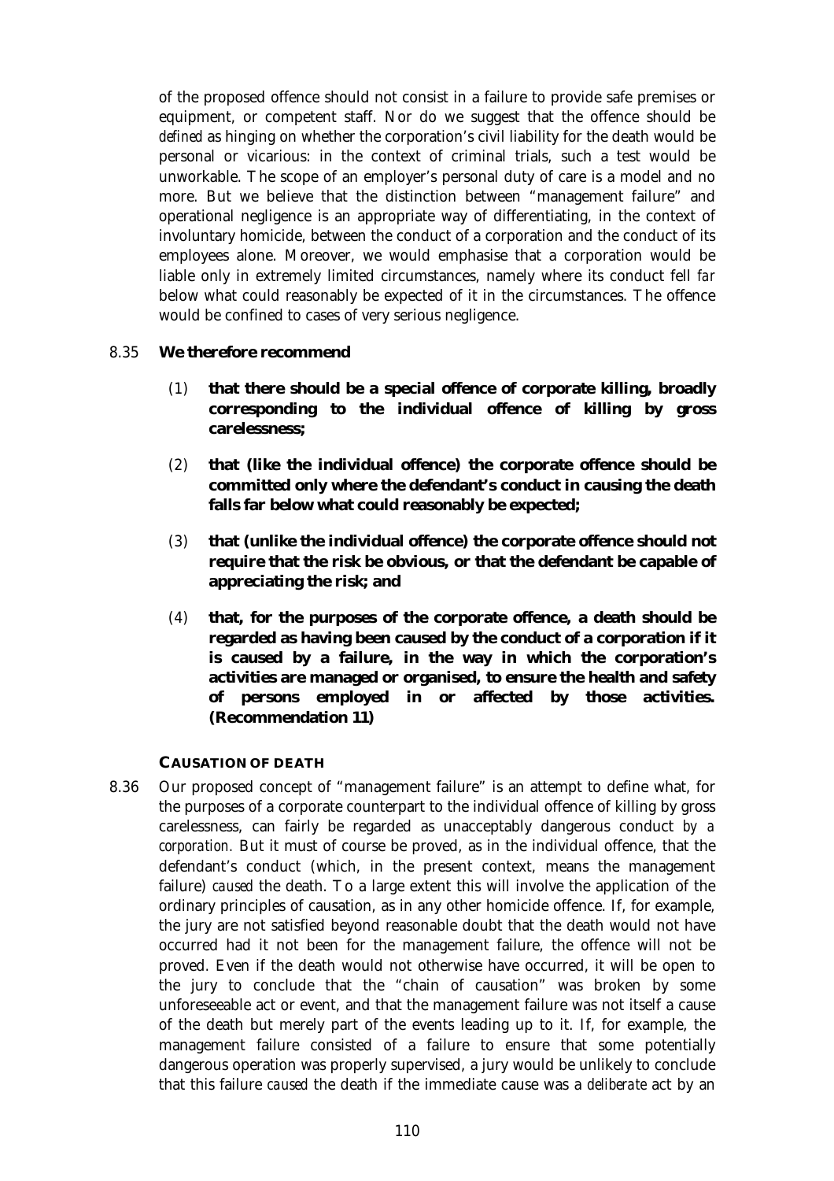of the proposed offence should not consist in a failure to provide safe premises or equipment, or competent staff. Nor do we suggest that the offence should be *defined* as hinging on whether the corporation's civil liability for the death would be personal or vicarious: in the context of criminal trials, such a test would be unworkable. The scope of an employer's personal duty of care is a model and no more. But we believe that the distinction between "management failure" and operational negligence is an appropriate way of differentiating, in the context of involuntary homicide, between the conduct of a corporation and the conduct of its employees alone. Moreover, we would emphasise that a corporation would be liable only in extremely limited circumstances, namely where its conduct fell *far* below what could reasonably be expected of it in the circumstances. The offence would be confined to cases of very serious negligence.

8.35 **We therefore recommend**

(1) **that there should be a special offence of corporate killing, broadly corresponding to the individual offence of killing by gross carelessness;**

(2) **that (like the individual offence) the corporate offence should be committed only where the defendant's conduct in causing the death falls far below what could reasonably be expected;**

(3) **that (unlike the individual offence) the corporate offence should not require that the risk be obvious, or that the defendant be capable of appreciating the risk; and**

(4) **that, for the purposes of the corporate offence, a death should be regarded as having been caused by the conduct of a corporation if it is caused by a failure, in the way in which the corporation's activities are managed or organised, to ensure the health and safety of persons employed in or affected by those activities. (Recommendation 11)**

### CAUSATION OF DEATH

8.36 Our proposed concept of "management failure" is an attempt to define what, for the purposes of a corporate counterpart to the individual offence of killing by gross carelessness, can fairly be regarded as unacceptably dangerous conduct *by a corporation.* But it must of course be proved, as in the individual offence, that the defendant's conduct (which, in the present context, means the management failure) *caused* the death. To a large extent this will involve the application of the ordinary principles of causation, as in any other homicide offence. If, for example, the jury are not satisfied beyond reasonable doubt that the death would not have occurred had it not been for the management failure, the offence will not be proved. Even if the death would not otherwise have occurred, it will be open to the jury to conclude that the "chain of causation" was broken by some unforeseeable act or event, and that the management failure was not itself a cause of the death but merely part of the events leading up to it. If, for example, the management failure consisted of a failure to ensure that some potentially dangerous operation was properly supervised, a jury would be unlikely to conclude that this failure *caused* the death if the immediate cause was a *deliberate* act by an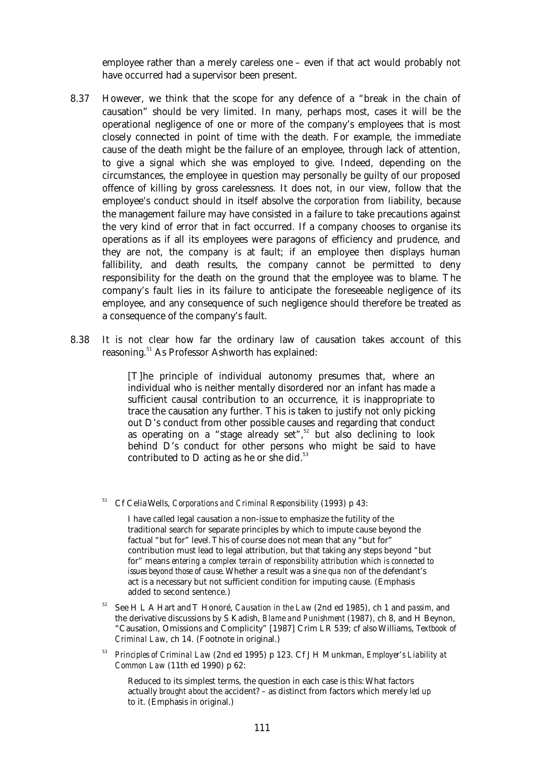employee rather than a merely careless one – even if that act would probably not have occurred had a supervisor been present.

8.37 However, we think that the scope for any defence of a "break in the chain of causation" should be very limited. In many, perhaps most, cases it will be the operational negligence of one or more of the company's employees that is most closely connected in point of time with the death. For example, the immediate cause of the death might be the failure of an employee, through lack of attention, to give a signal which she was employed to give. Indeed, depending on the circumstances, the employee in question may personally be guilty of our proposed offence of killing by gross carelessness. It does not, in our view, follow that the employee's conduct should in itself absolve the *corporation* from liability, because the management failure may have consisted in a failure to take precautions against the very kind of error that in fact occurred. If a company chooses to organise its operations as if all its employees were paragons of efficiency and prudence, and they are not, the company is at fault; if an employee then displays human fallibility, and death results, the company cannot be permitted to deny responsibility for the death on the ground that the employee was to blame. The company's fault lies in its failure to anticipate the foreseeable negligence of its employee, and any consequence of such negligence should therefore be treated as a consequence of the company's fault.

8.38 It is not clear how far the ordinary law of causation takes account of this reasoning.[51] As Professor Ashworth has explained:

> [T]he principle of individual autonomy presumes that, where an individual who is neither mentally disordered nor an infant has made a sufficient causal contribution to an occurrence, it is inappropriate to trace the causation any further. This is taken to justify not only picking out D's conduct from other possible causes and regarding that conduct as operating on a "stage already set",[52] but also declining to look behind D's conduct for other persons who might be said to have contributed to D acting as he or she did.[53]

---

[51] Cf Celia Wells, *Corporations and Criminal Responsibility* (1993) p 43:

> I have called legal causation a non-issue to emphasize the futility of the traditional search for separate principles by which to impute cause beyond the factual "but for" level. This of course does not mean that any "but for" contribution must lead to legal attribution, but that taking any steps beyond "but for" means *entering a complex terrain of responsibility attribution which is connected to issues beyond those of cause*. Whether a result was a *sine qua non* of the defendant's act is a necessary but not sufficient condition for imputing cause. (Emphasis added to second sentence.)

[52] See H L A Hart and T Honoré, *Causation in the Law* (2nd ed 1985), ch 1 and *passim*, and the derivative discussions by S Kadish, *Blame and Punishment* (1987), ch 8, and H Beynon, "Causation, Omissions and Complicity" [1987] Crim LR 539; cf also Williams, *Textbook of Criminal Law*, ch 14. (Footnote in original.)

[53] *Principles of Criminal Law* (2nd ed 1995) p 123. Cf J H Munkman, *Employer's Liability at Common Law* (11th ed 1990) p 62:

> Reduced to its simplest terms, the question in each case is this: What factors actually *brought about* the accident? – as distinct from factors which merely *led up* to it. (Emphasis in original.)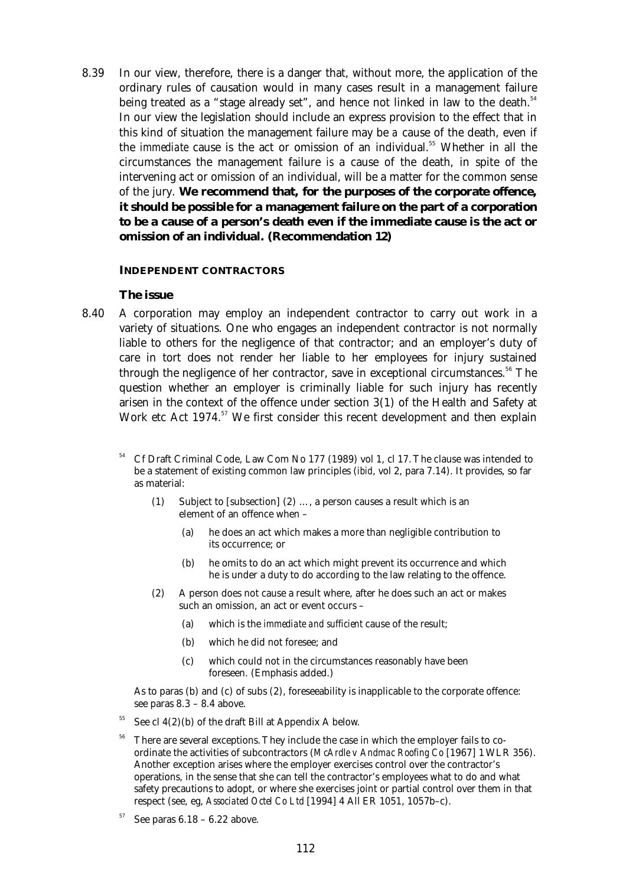8.39 In our view, therefore, there is a danger that, without more, the application of the ordinary rules of causation would in many cases result in a management failure being treated as a "stage already set", and hence not linked in law to the death.[54] In our view the legislation should include an express provision to the effect that in this kind of situation the management failure may be *a* cause of the death, even if the *immediate* cause is the act or omission of an individual.[55] Whether in all the circumstances the management failure *is* a cause of the death, in spite of the intervening act or omission of an individual, will be a matter for the common sense of the jury. **We recommend that, for the purposes of the corporate offence, it should be possible for a management failure on the part of a corporation to be a cause of a person's death even if the immediate cause is the act or omission of an individual. (Recommendation 12)**

## INDEPENDENT CONTRACTORS

### The issue

8.40 A corporation may employ an independent contractor to carry out work in a variety of situations. One who engages an independent contractor is not normally liable to others for the negligence of that contractor; and an employer's duty of care in tort does not render her liable to her employees for injury sustained through the negligence of her contractor, save in exceptional circumstances.[56] The question whether an employer is criminally liable for such injury has recently arisen in the context of the offence under section 3(1) of the Health and Safety at Work etc Act 1974.[57] We first consider this recent development and then explain

---

[54] Cf Draft Criminal Code, Law Com No 177 (1989) vol 1, cl 17. The clause was intended to be a statement of existing common law principles (*ibid*, vol 2, para 7.14). It provides, so far as material:

> (1) Subject to [subsection] (2) …, a person causes a result which is an element of an offence when –
>
> > (a) he does an act which makes a more than negligible contribution to its occurrence; or
> >
> > (b) he omits to do an act which might prevent its occurrence and which he is under a duty to do according to the law relating to the offence.
>
> (2) A person does not cause a result where, after he does such an act or makes such an omission, an act or event occurs –
>
> > (a) which is the *immediate and sufficient* cause of the result;
> >
> > (b) which he did not foresee; and
> >
> > (c) which could not in the circumstances reasonably have been foreseen. (Emphasis added.)

As to paras (b) and (c) of subs (2), foreseeability is inapplicable to the corporate offence: see paras 8.3 – 8.4 above.

[55] See cl 4(2)(b) of the draft Bill at Appendix A below.

[56] There are several exceptions. They include the case in which the employer fails to co-ordinate the activities of subcontractors (*McArdle v Andmac Roofing Co* [1967] 1 WLR 356). Another exception arises where the employer exercises control over the contractor's operations, in the sense that she can tell the contractor's employees what to do and what safety precautions to adopt, or where she exercises joint or partial control over them in that respect (see, eg, *Associated Octel Co Ltd* [1994] 4 All ER 1051, 1057b–c).

[57] See paras 6.18 – 6.22 above.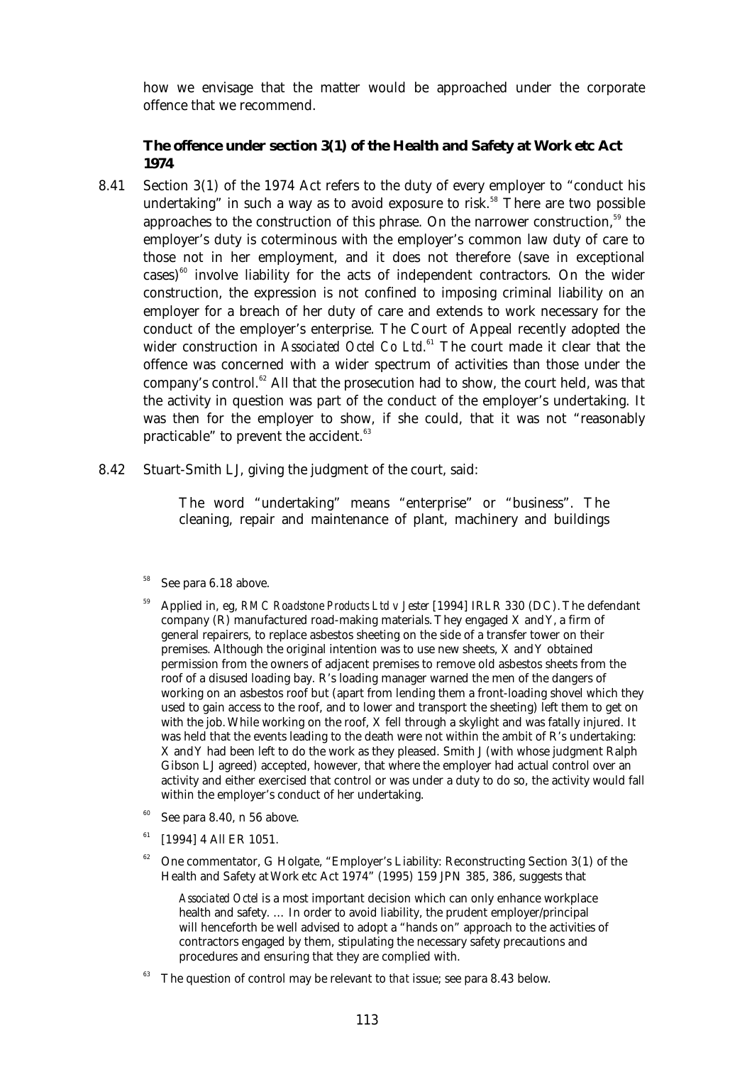how we envisage that the matter would be approached under the corporate offence that we recommend.

### The offence under section 3(1) of the Health and Safety at Work etc Act 1974

8.41 Section 3(1) of the 1974 Act refers to the duty of every employer to "conduct his undertaking" in such a way as to avoid exposure to risk.[58] There are two possible approaches to the construction of this phrase. On the narrower construction,[59] the employer's duty is coterminous with the employer's common law duty of care to those not in her employment, and it does not therefore (save in exceptional cases)[60] involve liability for the acts of independent contractors. On the wider construction, the expression is not confined to imposing criminal liability on an employer for a breach of her duty of care and extends to work necessary for the conduct of the employer's enterprise. The Court of Appeal recently adopted the wider construction in *Associated Octel Co Ltd*.[61] The court made it clear that the offence was concerned with a wider spectrum of activities than those under the company's control.[62] All that the prosecution had to show, the court held, was that the activity in question was part of the conduct of the employer's undertaking. It was then for the employer to show, if she could, that it was not "reasonably practicable" to prevent the accident.[63]

8.42 Stuart-Smith LJ, giving the judgment of the court, said:

> The word "undertaking" means "enterprise" or "business". The cleaning, repair and maintenance of plant, machinery and buildings

---

[58] See para 6.18 above.

[59] Applied in, eg, *RMC Roadstone Products Ltd v Jester* [1994] IRLR 330 (DC). The defendant company (R) manufactured road-making materials. They engaged X and Y, a firm of general repairers, to replace asbestos sheeting on the side of a transfer tower on their premises. Although the original intention was to use new sheets, X and Y obtained permission from the owners of adjacent premises to remove old asbestos sheets from the roof of a disused loading bay. R's loading manager warned the men of the dangers of working on an asbestos roof but (apart from lending them a front-loading shovel which they used to gain access to the roof, and to lower and transport the sheeting) left them to get on with the job. While working on the roof, X fell through a skylight and was fatally injured. It was held that the events leading to the death were not within the ambit of R's undertaking: X and Y had been left to do the work as they pleased. Smith J (with whose judgment Ralph Gibson LJ agreed) accepted, however, that where the employer had actual control over an activity and either exercised that control or was under a duty to do so, the activity would fall within the employer's conduct of her undertaking.

[60] See para 8.40, n 56 above.

[61] [1994] 4 All ER 1051.

[62] One commentator, G Holgate, "Employer's Liability: Reconstructing Section 3(1) of the Health and Safety at Work etc Act 1974" (1995) 159 JPN 385, 386, suggests that

> *Associated Octel* is a most important decision which can only enhance workplace health and safety. … In order to avoid liability, the prudent employer/principal will henceforth be well advised to adopt a "hands on" approach to the activities of contractors engaged by them, stipulating the necessary safety precautions and procedures and ensuring that they are complied with.

[63] The question of control may be relevant to *that* issue; see para 8.43 below.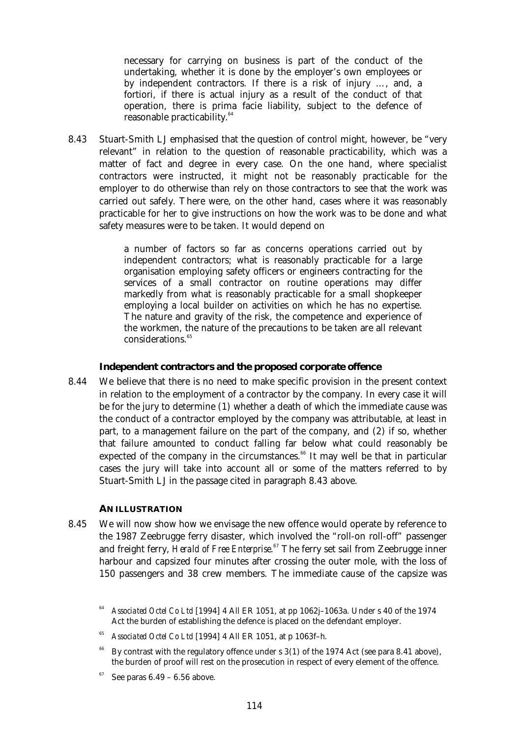> necessary for carrying on business is part of the conduct of the undertaking, whether it is done by the employer's own employees or by independent contractors. If there is a risk of injury …, and, a fortiori, if there is actual injury as a result of the conduct of that operation, there is prima facie liability, subject to the defence of reasonable practicability.[64]

8.43 Stuart-Smith LJ emphasised that the question of control might, however, be "very relevant" in relation to the question of reasonable practicability, which was a matter of fact and degree in every case. On the one hand, where specialist contractors were instructed, it might not be reasonably practicable for the employer to do otherwise than rely on those contractors to see that the work was carried out safely. There were, on the other hand, cases where it was reasonably practicable for her to give instructions on how the work was to be done and what safety measures were to be taken. It would depend on

> a number of factors so far as concerns operations carried out by independent contractors; what is reasonably practicable for a large organisation employing safety officers or engineers contracting for the services of a small contractor on routine operations may differ markedly from what is reasonably practicable for a small shopkeeper employing a local builder on activities on which he has no expertise. The nature and gravity of the risk, the competence and experience of the workmen, the nature of the precautions to be taken are all relevant considerations.[65]

### Independent contractors and the proposed corporate offence

8.44 We believe that there is no need to make specific provision in the present context in relation to the employment of a contractor by the company. In every case it will be for the jury to determine (1) whether a death of which the immediate cause was the conduct of a contractor employed by the company was attributable, at least in part, to a management failure on the part of the company, and (2) if so, whether that failure amounted to conduct falling far below what could reasonably be expected of the company in the circumstances.[66] It may well be that in particular cases the jury will take into account all or some of the matters referred to by Stuart-Smith LJ in the passage cited in paragraph 8.43 above.

## AN ILLUSTRATION

8.45 We will now show how we envisage the new offence would operate by reference to the 1987 Zeebrugge ferry disaster, which involved the "roll-on roll-off" passenger and freight ferry, *Herald of Free Enterprise*.[67] The ferry set sail from Zeebrugge inner harbour and capsized four minutes after crossing the outer mole, with the loss of 150 passengers and 38 crew members. The immediate cause of the capsize was

[64] *Associated Octel Co Ltd* [1994] 4 All ER 1051, at pp 1062j–1063a. Under s 40 of the 1974 Act the burden of establishing the defence is placed on the defendant employer.

[65] *Associated Octel Co Ltd* [1994] 4 All ER 1051, at p 1063f–h.

[66] By contrast with the regulatory offence under s 3(1) of the 1974 Act (see para 8.41 above), the burden of proof will rest on the prosecution in respect of every element of the offence.

[67] See paras 6.49 – 6.56 above.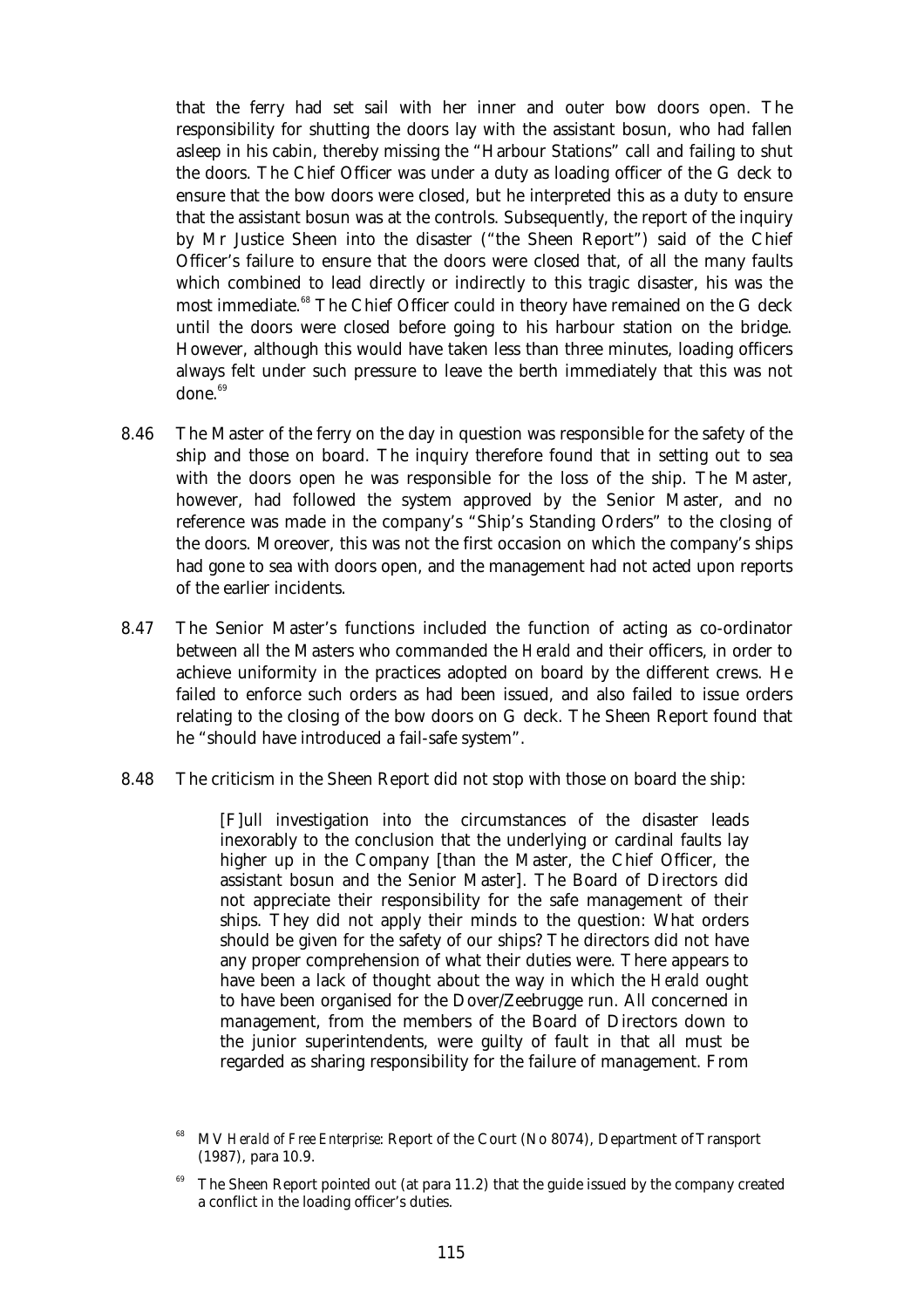that the ferry had set sail with her inner and outer bow doors open. The responsibility for shutting the doors lay with the assistant bosun, who had fallen asleep in his cabin, thereby missing the "Harbour Stations" call and failing to shut the doors. The Chief Officer was under a duty as loading officer of the G deck to ensure that the bow doors were closed, but he interpreted this as a duty to ensure that the assistant bosun was at the controls. Subsequently, the report of the inquiry by Mr Justice Sheen into the disaster ("the Sheen Report") said of the Chief Officer's failure to ensure that the doors were closed that, of all the many faults which combined to lead directly or indirectly to this tragic disaster, his was the most immediate.[68] The Chief Officer could in theory have remained on the G deck until the doors were closed before going to his harbour station on the bridge. However, although this would have taken less than three minutes, loading officers always felt under such pressure to leave the berth immediately that this was not done.[69]

8.46 The Master of the ferry on the day in question was responsible for the safety of the ship and those on board. The inquiry therefore found that in setting out to sea with the doors open he was responsible for the loss of the ship. The Master, however, had followed the system approved by the Senior Master, and no reference was made in the company's "Ship's Standing Orders" to the closing of the doors. Moreover, this was not the first occasion on which the company's ships had gone to sea with doors open, and the management had not acted upon reports of the earlier incidents.

8.47 The Senior Master's functions included the function of acting as co-ordinator between all the Masters who commanded the *Herald* and their officers, in order to achieve uniformity in the practices adopted on board by the different crews. He failed to enforce such orders as had been issued, and also failed to issue orders relating to the closing of the bow doors on G deck. The Sheen Report found that he "should have introduced a fail-safe system".

8.48 The criticism in the Sheen Report did not stop with those on board the ship:

> [F]ull investigation into the circumstances of the disaster leads inexorably to the conclusion that the underlying or cardinal faults lay higher up in the Company [than the Master, the Chief Officer, the assistant bosun and the Senior Master]. The Board of Directors did not appreciate their responsibility for the safe management of their ships. They did not apply their minds to the question: What orders should be given for the safety of our ships? The directors did not have any proper comprehension of what their duties were. There appears to have been a lack of thought about the way in which the *Herald* ought to have been organised for the Dover/Zeebrugge run. All concerned in management, from the members of the Board of Directors down to the junior superintendents, were guilty of fault in that all must be regarded as sharing responsibility for the failure of management. From

[68] MV *Herald of Free Enterprise*: Report of the Court (No 8074), Department of Transport (1987), para 10.9.

[69] The Sheen Report pointed out (at para 11.2) that the guide issued by the company created a conflict in the loading officer's duties.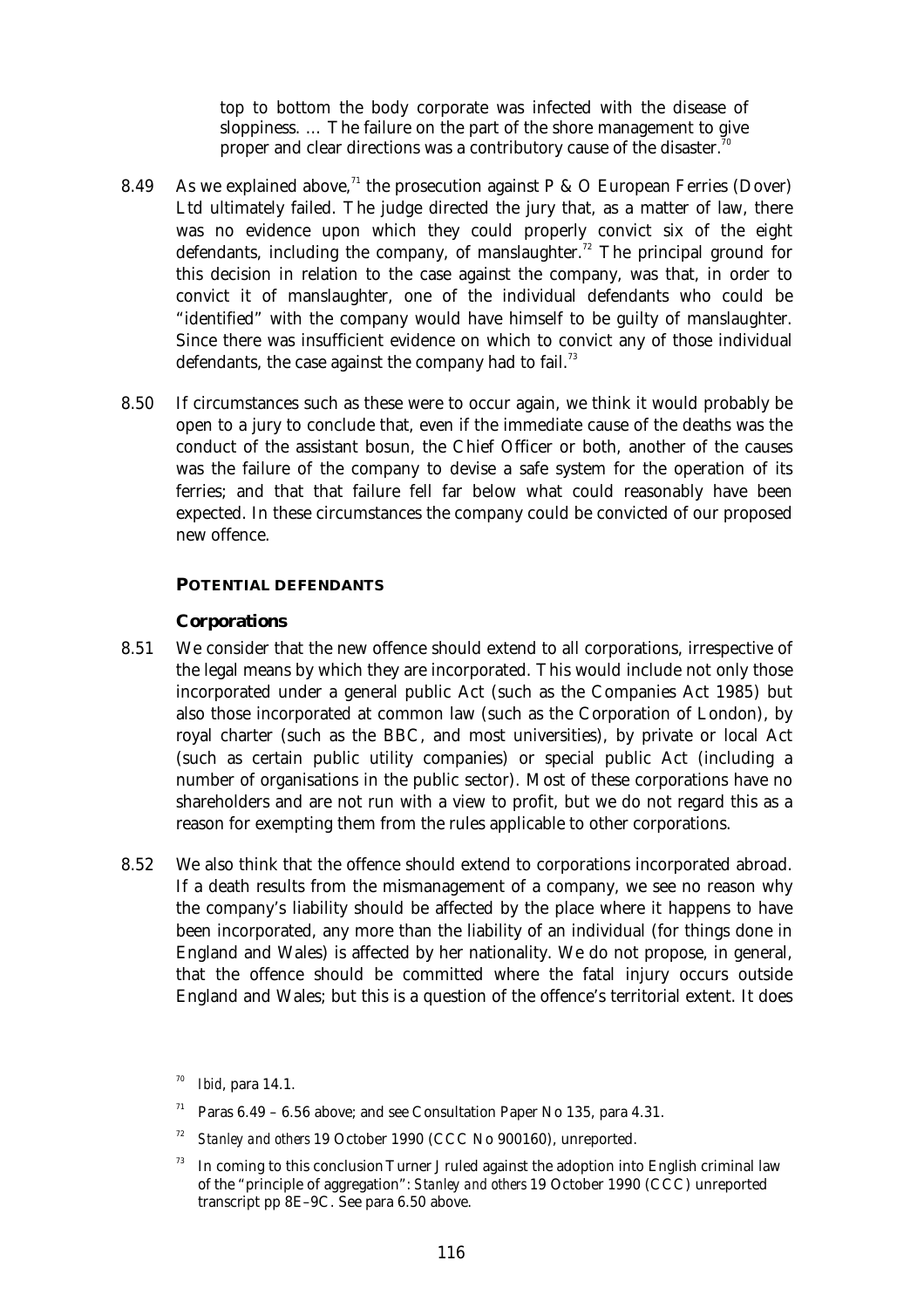top to bottom the body corporate was infected with the disease of sloppiness. … The failure on the part of the shore management to give proper and clear directions was a contributory cause of the disaster.[70]

8.49 As we explained above,[71] the prosecution against P & O European Ferries (Dover) Ltd ultimately failed. The judge directed the jury that, as a matter of law, there was no evidence upon which they could properly convict six of the eight defendants, including the company, of manslaughter.[72] The principal ground for this decision in relation to the case against the company, was that, in order to convict it of manslaughter, one of the individual defendants who could be "identified" with the company would have himself to be guilty of manslaughter. Since there was insufficient evidence on which to convict any of those individual defendants, the case against the company had to fail.[73]

8.50 If circumstances such as these were to occur again, we think it would probably be open to a jury to conclude that, even if the immediate cause of the deaths was the conduct of the assistant bosun, the Chief Officer or both, another of the causes was the failure of the company to devise a safe system for the operation of its ferries; and that that failure fell far below what could reasonably have been expected. In these circumstances the company could be convicted of our proposed new offence.

## POTENTIAL DEFENDANTS

### Corporations

8.51 We consider that the new offence should extend to all corporations, irrespective of the legal means by which they are incorporated. This would include not only those incorporated under a general public Act (such as the Companies Act 1985) but also those incorporated at common law (such as the Corporation of London), by royal charter (such as the BBC, and most universities), by private or local Act (such as certain public utility companies) or special public Act (including a number of organisations in the public sector). Most of these corporations have no shareholders and are not run with a view to profit, but we do not regard this as a reason for exempting them from the rules applicable to other corporations.

8.52 We also think that the offence should extend to corporations incorporated abroad. If a death results from the mismanagement of a company, we see no reason why the company's liability should be affected by the place where it happens to have been incorporated, any more than the liability of an individual (for things done in England and Wales) is affected by her nationality. We do not propose, in general, that the offence should be committed where the fatal injury occurs outside England and Wales; but this is a question of the offence's territorial extent. It does

[70] *Ibid*, para 14.1.

[71] Paras 6.49 – 6.56 above; and see Consultation Paper No 135, para 4.31.

[72] *Stanley and others* 19 October 1990 (CCC No 900160), unreported.

[73] In coming to this conclusion Turner J ruled against the adoption into English criminal law of the "principle of aggregation": *Stanley and others* 19 October 1990 (CCC) unreported transcript pp 8E–9C. See para 6.50 above.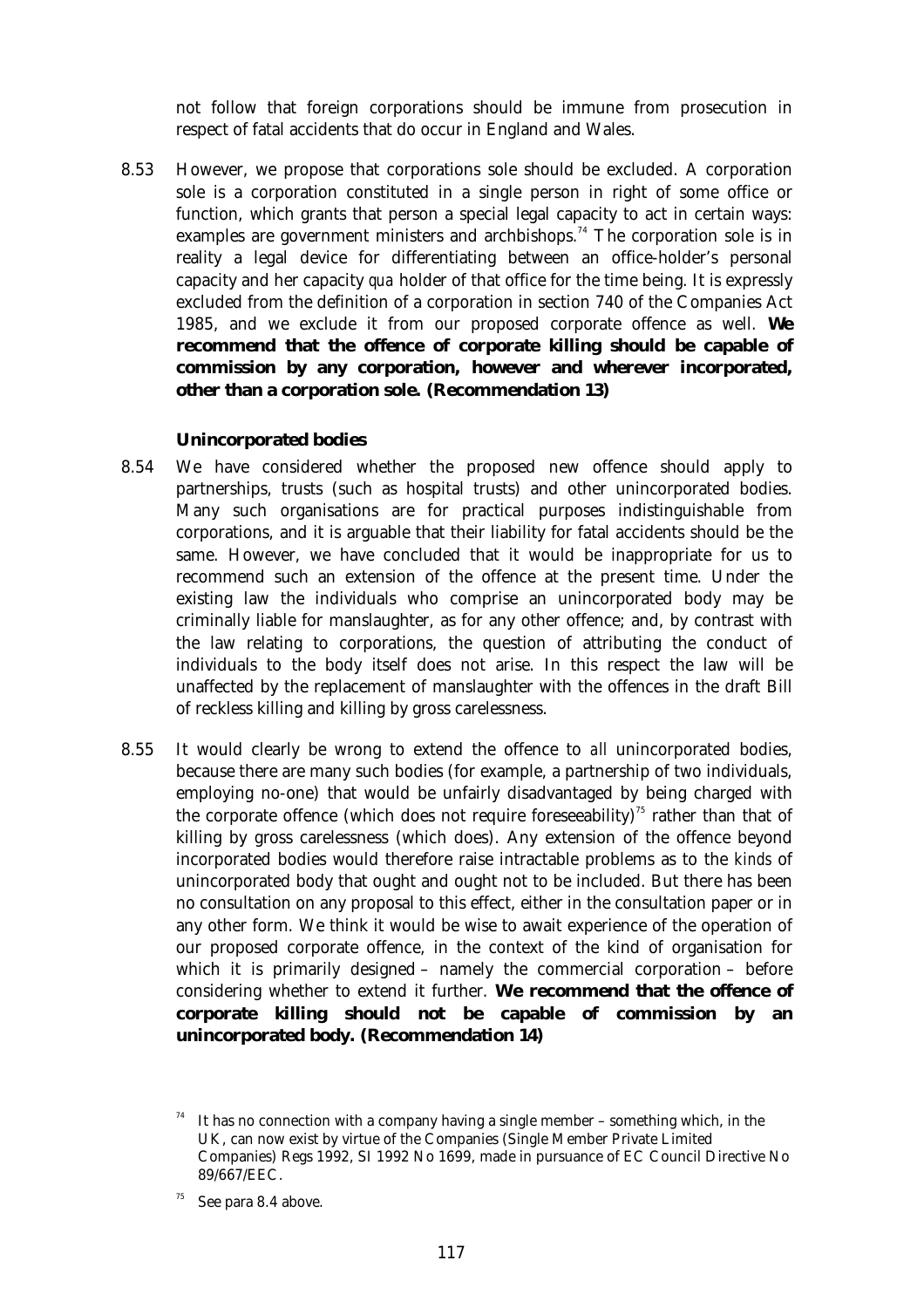not follow that foreign corporations should be immune from prosecution in respect of fatal accidents that do occur in England and Wales.

8.53 However, we propose that corporations sole should be excluded. A corporation sole is a corporation constituted in a single person in right of some office or function, which grants that person a special legal capacity to act in certain ways: examples are government ministers and archbishops.[74] The corporation sole is in reality a legal device for differentiating between an office-holder's personal capacity and her capacity *qua* holder of that office for the time being. It is expressly excluded from the definition of a corporation in section 740 of the Companies Act 1985, and we exclude it from our proposed corporate offence as well. **We recommend that the offence of corporate killing should be capable of commission by any corporation, however and wherever incorporated, other than a corporation sole. (Recommendation 13)**

### Unincorporated bodies

8.54 We have considered whether the proposed new offence should apply to partnerships, trusts (such as hospital trusts) and other unincorporated bodies. Many such organisations are for practical purposes indistinguishable from corporations, and it is arguable that their liability for fatal accidents should be the same. However, we have concluded that it would be inappropriate for us to recommend such an extension of the offence at the present time. Under the existing law the individuals who comprise an unincorporated body may be criminally liable for manslaughter, as for any other offence; and, by contrast with the law relating to corporations, the question of attributing the conduct of individuals to the body itself does not arise. In this respect the law will be unaffected by the replacement of manslaughter with the offences in the draft Bill of reckless killing and killing by gross carelessness.

8.55 It would clearly be wrong to extend the offence to *all* unincorporated bodies, because there are many such bodies (for example, a partnership of two individuals, employing no-one) that would be unfairly disadvantaged by being charged with the corporate offence (which does not require foreseeability)[75] rather than that of killing by gross carelessness (which does). Any extension of the offence beyond incorporated bodies would therefore raise intractable problems as to the *kinds* of unincorporated body that ought and ought not to be included. But there has been no consultation on any proposal to this effect, either in the consultation paper or in any other form. We think it would be wise to await experience of the operation of our proposed corporate offence, in the context of the kind of organisation for which it is primarily designed – namely the commercial corporation – before considering whether to extend it further. **We recommend that the offence of corporate killing should not be capable of commission by an unincorporated body. (Recommendation 14)**

---

[74] It has no connection with a company having a single member – something which, in the UK, can now exist by virtue of the Companies (Single Member Private Limited Companies) Regs 1992, SI 1992 No 1699, made in pursuance of EC Council Directive No 89/667/EEC.

[75] See para 8.4 above.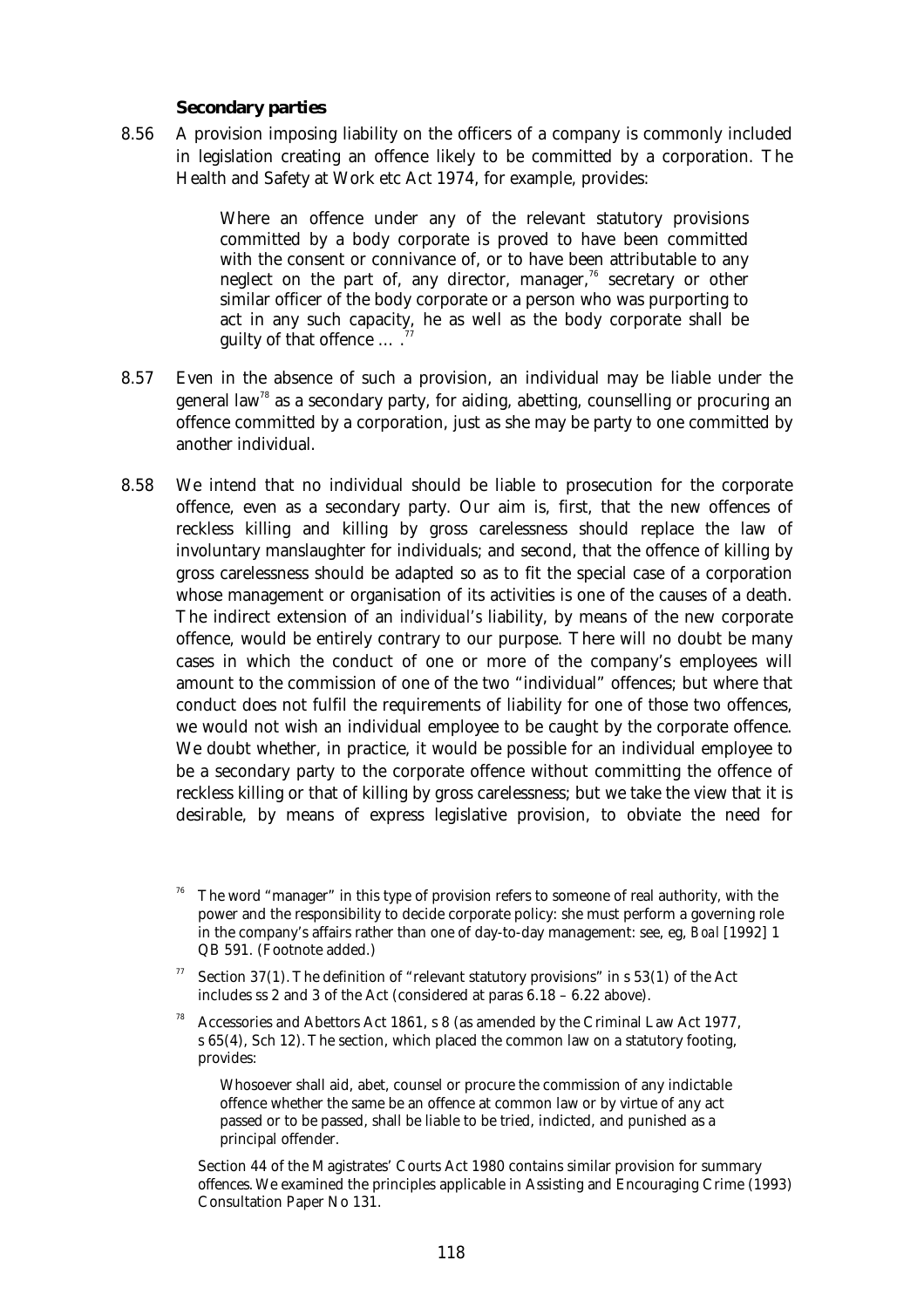### Secondary parties

8.56 A provision imposing liability on the officers of a company is commonly included in legislation creating an offence likely to be committed by a corporation. The Health and Safety at Work etc Act 1974, for example, provides:

> Where an offence under any of the relevant statutory provisions committed by a body corporate is proved to have been committed with the consent or connivance of, or to have been attributable to any neglect on the part of, any director, manager,[76] secretary or other similar officer of the body corporate or a person who was purporting to act in any such capacity, he as well as the body corporate shall be guilty of that offence … .[77]

8.57 Even in the absence of such a provision, an individual may be liable under the general law[78] as a secondary party, for aiding, abetting, counselling or procuring an offence committed by a corporation, just as she may be party to one committed by another individual.

8.58 We intend that no individual should be liable to prosecution for the corporate offence, even as a secondary party. Our aim is, first, that the new offences of reckless killing and killing by gross carelessness should replace the law of involuntary manslaughter for individuals; and second, that the offence of killing by gross carelessness should be adapted so as to fit the special case of a corporation whose management or organisation of its activities is one of the causes of a death. The indirect extension of an *individual's* liability, by means of the new corporate offence, would be entirely contrary to our purpose. There will no doubt be many cases in which the conduct of one or more of the company's employees will amount to the commission of one of the two "individual" offences; but where that conduct does not fulfil the requirements of liability for one of those two offences, we would not wish an individual employee to be caught by the corporate offence. We doubt whether, in practice, it would be possible for an individual employee to be a secondary party to the corporate offence without committing the offence of reckless killing or that of killing by gross carelessness; but we take the view that it is desirable, by means of express legislative provision, to obviate the need for

---

[76] The word "manager" in this type of provision refers to someone of real authority, with the power and the responsibility to decide corporate policy: she must perform a governing role in the company's affairs rather than one of day-to-day management: see, eg, *Boal* [1992] 1 QB 591. (Footnote added.)

[77] Section 37(1). The definition of "relevant statutory provisions" in s 53(1) of the Act includes ss 2 and 3 of the Act (considered at paras 6.18 – 6.22 above).

[78] Accessories and Abettors Act 1861, s 8 (as amended by the Criminal Law Act 1977, s 65(4), Sch 12). The section, which placed the common law on a statutory footing, provides:

> Whosoever shall aid, abet, counsel or procure the commission of any indictable offence whether the same be an offence at common law or by virtue of any act passed or to be passed, shall be liable to be tried, indicted, and punished as a principal offender.

Section 44 of the Magistrates' Courts Act 1980 contains similar provision for summary offences. We examined the principles applicable in Assisting and Encouraging Crime (1993) Consultation Paper No 131.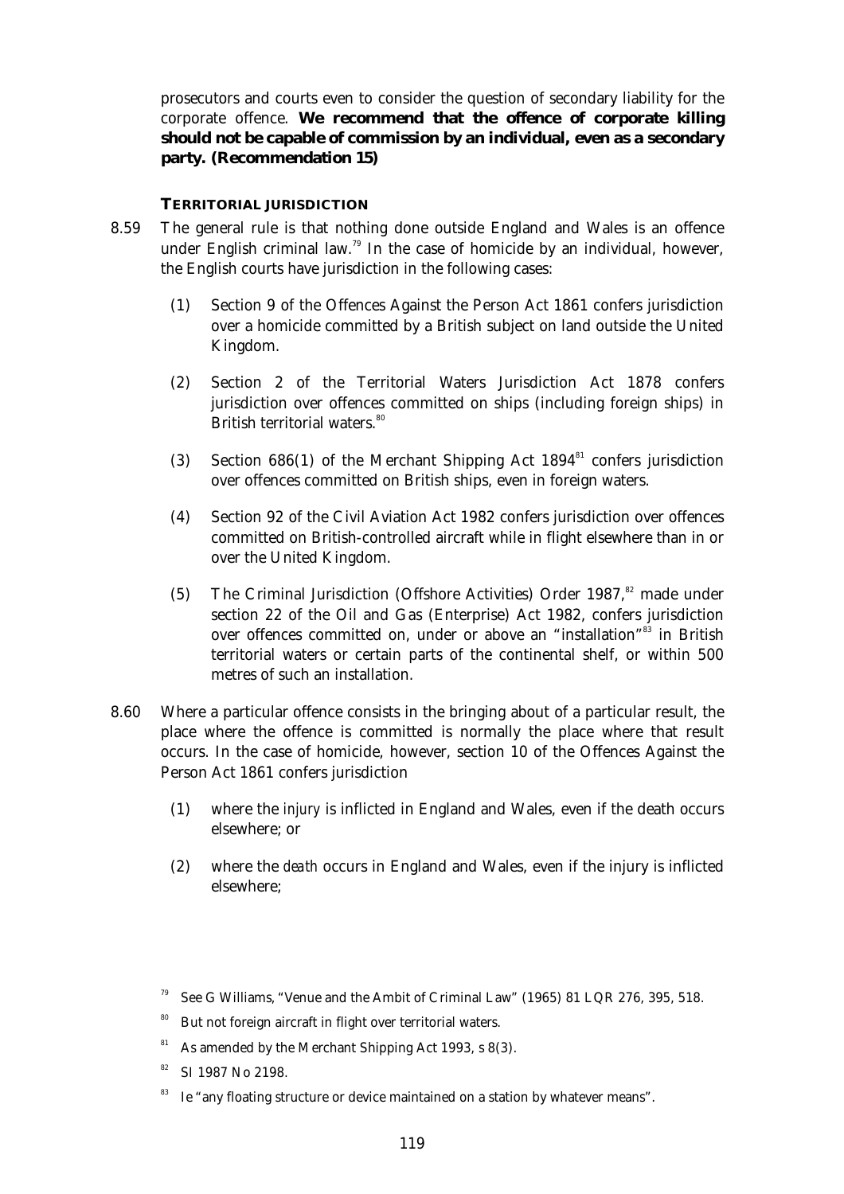prosecutors and courts even to consider the question of secondary liability for the corporate offence. **We recommend that the offence of corporate killing should not be capable of commission by an individual, even as a secondary party. (Recommendation 15)**

### TERRITORIAL JURISDICTION

8.59 The general rule is that nothing done outside England and Wales is an offence under English criminal law.[79] In the case of homicide by an individual, however, the English courts have jurisdiction in the following cases:

(1) Section 9 of the Offences Against the Person Act 1861 confers jurisdiction over a homicide committed by a British subject on land outside the United Kingdom.

(2) Section 2 of the Territorial Waters Jurisdiction Act 1878 confers jurisdiction over offences committed on ships (including foreign ships) in British territorial waters.[80]

(3) Section 686(1) of the Merchant Shipping Act 1894[81] confers jurisdiction over offences committed on British ships, even in foreign waters.

(4) Section 92 of the Civil Aviation Act 1982 confers jurisdiction over offences committed on British-controlled aircraft while in flight elsewhere than in or over the United Kingdom.

(5) The Criminal Jurisdiction (Offshore Activities) Order 1987,[82] made under section 22 of the Oil and Gas (Enterprise) Act 1982, confers jurisdiction over offences committed on, under or above an "installation"[83] in British territorial waters or certain parts of the continental shelf, or within 500 metres of such an installation.

8.60 Where a particular offence consists in the bringing about of a particular result, the place where the offence is committed is normally the place where that result occurs. In the case of homicide, however, section 10 of the Offences Against the Person Act 1861 confers jurisdiction

(1) where the *injury* is inflicted in England and Wales, even if the death occurs elsewhere; or

(2) where the *death* occurs in England and Wales, even if the injury is inflicted elsewhere;

---

[79] See G Williams, "Venue and the Ambit of Criminal Law" (1965) 81 LQR 276, 395, 518.

[80] But not foreign aircraft in flight over territorial waters.

[81] As amended by the Merchant Shipping Act 1993, s 8(3).

[82] SI 1987 No 2198.

[83] Ie "any floating structure or device maintained on a station by whatever means".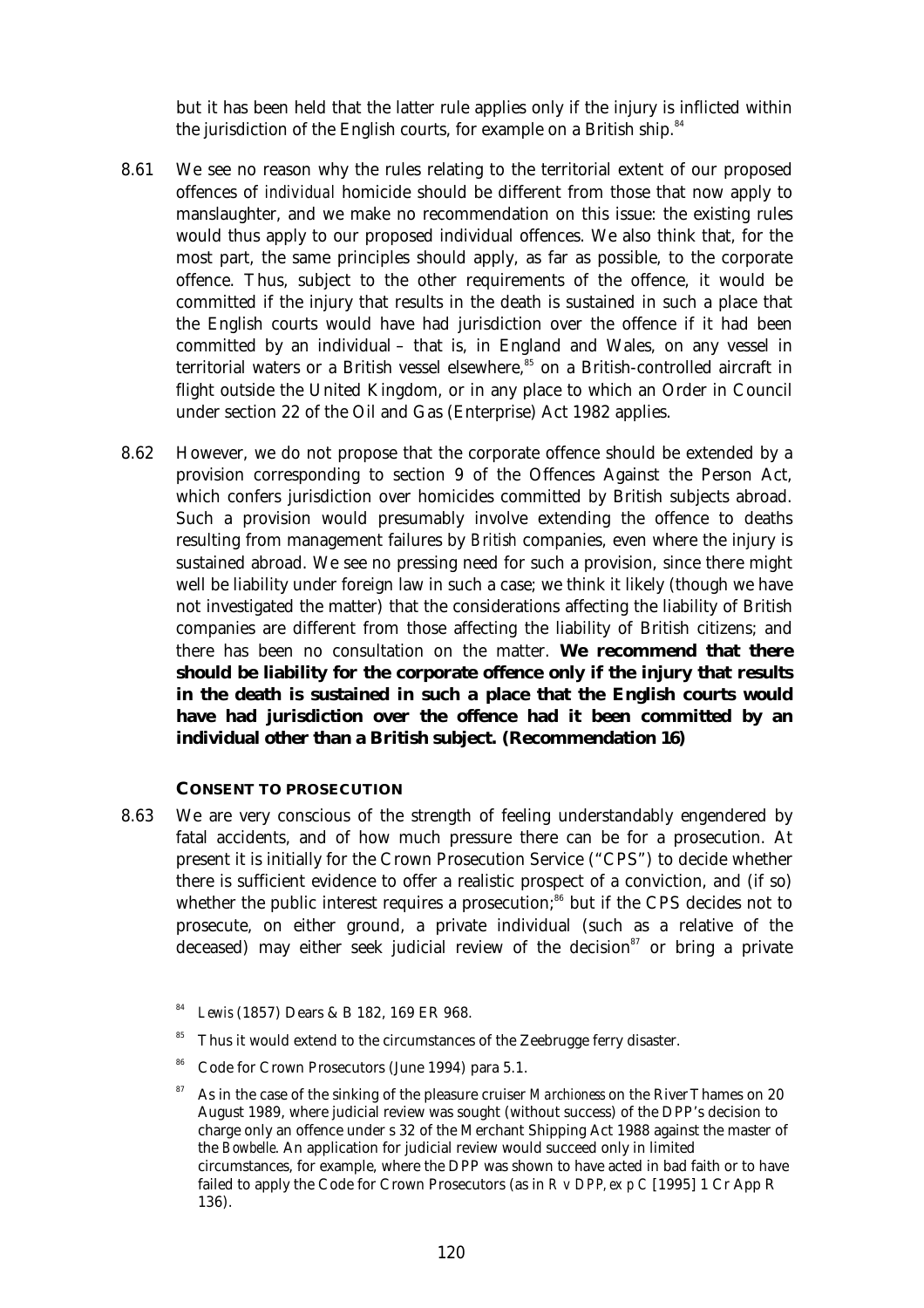but it has been held that the latter rule applies only if the injury is inflicted within the jurisdiction of the English courts, for example on a British ship.[84]

8.61 We see no reason why the rules relating to the territorial extent of our proposed offences of *individual* homicide should be different from those that now apply to manslaughter, and we make no recommendation on this issue: the existing rules would thus apply to our proposed individual offences. We also think that, for the most part, the same principles should apply, as far as possible, to the corporate offence. Thus, subject to the other requirements of the offence, it would be committed if the injury that results in the death is sustained in such a place that the English courts would have had jurisdiction over the offence if it had been committed by an individual – that is, in England and Wales, on any vessel in territorial waters or a British vessel elsewhere,[85] on a British-controlled aircraft in flight outside the United Kingdom, or in any place to which an Order in Council under section 22 of the Oil and Gas (Enterprise) Act 1982 applies.

8.62 However, we do not propose that the corporate offence should be extended by a provision corresponding to section 9 of the Offences Against the Person Act, which confers jurisdiction over homicides committed by British subjects abroad. Such a provision would presumably involve extending the offence to deaths resulting from management failures by *British* companies, even where the injury is sustained abroad. We see no pressing need for such a provision, since there might well be liability under foreign law in such a case; we think it likely (though we have not investigated the matter) that the considerations affecting the liability of British companies are different from those affecting the liability of British citizens; and there has been no consultation on the matter. **We recommend that there should be liability for the corporate offence only if the injury that results in the death is sustained in such a place that the English courts would have had jurisdiction over the offence had it been committed by an individual other than a British subject. (Recommendation 16)**

### CONSENT TO PROSECUTION

8.63 We are very conscious of the strength of feeling understandably engendered by fatal accidents, and of how much pressure there can be for a prosecution. At present it is initially for the Crown Prosecution Service ("CPS") to decide whether there is sufficient evidence to offer a realistic prospect of a conviction, and (if so) whether the public interest requires a prosecution;[86] but if the CPS decides not to prosecute, on either ground, a private individual (such as a relative of the deceased) may either seek judicial review of the decision[87] or bring a private

[84] *Lewis* (1857) Dears & B 182, 169 ER 968.

[85] Thus it would extend to the circumstances of the Zeebrugge ferry disaster.

[86] Code for Crown Prosecutors (June 1994) para 5.1.

[87] As in the case of the sinking of the pleasure cruiser *Marchioness* on the River Thames on 20 August 1989, where judicial review was sought (without success) of the DPP's decision to charge only an offence under s 32 of the Merchant Shipping Act 1988 against the master of the *Bowbelle*. An application for judicial review would succeed only in limited circumstances, for example, where the DPP was shown to have acted in bad faith or to have failed to apply the Code for Crown Prosecutors (as in *R v DPP, ex p C* [1995] 1 Cr App R 136).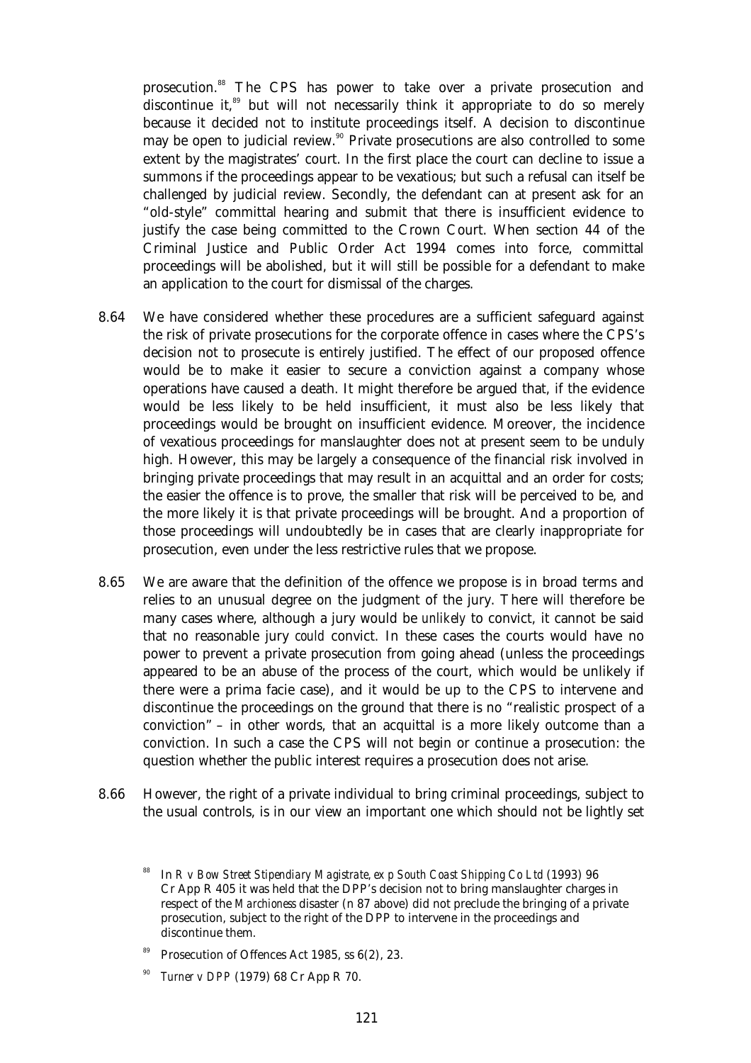prosecution.[88] The CPS has power to take over a private prosecution and discontinue it,[89] but will not necessarily think it appropriate to do so merely because it decided not to institute proceedings itself. A decision to discontinue may be open to judicial review.[90] Private prosecutions are also controlled to some extent by the magistrates' court. In the first place the court can decline to issue a summons if the proceedings appear to be vexatious; but such a refusal can itself be challenged by judicial review. Secondly, the defendant can at present ask for an "old-style" committal hearing and submit that there is insufficient evidence to justify the case being committed to the Crown Court. When section 44 of the Criminal Justice and Public Order Act 1994 comes into force, committal proceedings will be abolished, but it will still be possible for a defendant to make an application to the court for dismissal of the charges.

8.64 We have considered whether these procedures are a sufficient safeguard against the risk of private prosecutions for the corporate offence in cases where the CPS's decision not to prosecute is entirely justified. The effect of our proposed offence would be to make it easier to secure a conviction against a company whose operations have caused a death. It might therefore be argued that, if the evidence would be less likely to be held insufficient, it must also be less likely that proceedings would be brought on insufficient evidence. Moreover, the incidence of vexatious proceedings for manslaughter does not at present seem to be unduly high. However, this may be largely a consequence of the financial risk involved in bringing private proceedings that may result in an acquittal and an order for costs; the easier the offence is to prove, the smaller that risk will be perceived to be, and the more likely it is that private proceedings will be brought. And a proportion of those proceedings will undoubtedly be in cases that are clearly inappropriate for prosecution, even under the less restrictive rules that we propose.

8.65 We are aware that the definition of the offence we propose is in broad terms and relies to an unusual degree on the judgment of the jury. There will therefore be many cases where, although a jury would be *unlikely* to convict, it cannot be said that no reasonable jury *could* convict. In these cases the courts would have no power to prevent a private prosecution from going ahead (unless the proceedings appeared to be an abuse of the process of the court, which would be unlikely if there were a prima facie case), and it would be up to the CPS to intervene and discontinue the proceedings on the ground that there is no "realistic prospect of a conviction" – in other words, that an acquittal is a more likely outcome than a conviction. In such a case the CPS will not begin or continue a prosecution: the question whether the public interest requires a prosecution does not arise.

8.66 However, the right of a private individual to bring criminal proceedings, subject to the usual controls, is in our view an important one which should not be lightly set

---

[88] In *R v Bow Street Stipendiary Magistrate, ex p South Coast Shipping Co Ltd* (1993) 96 Cr App R 405 it was held that the DPP's decision not to bring manslaughter charges in respect of the *Marchioness* disaster (n 87 above) did not preclude the bringing of a private prosecution, subject to the right of the DPP to intervene in the proceedings and discontinue them.

[89] Prosecution of Offences Act 1985, ss 6(2), 23.

[90] *Turner v DPP* (1979) 68 Cr App R 70.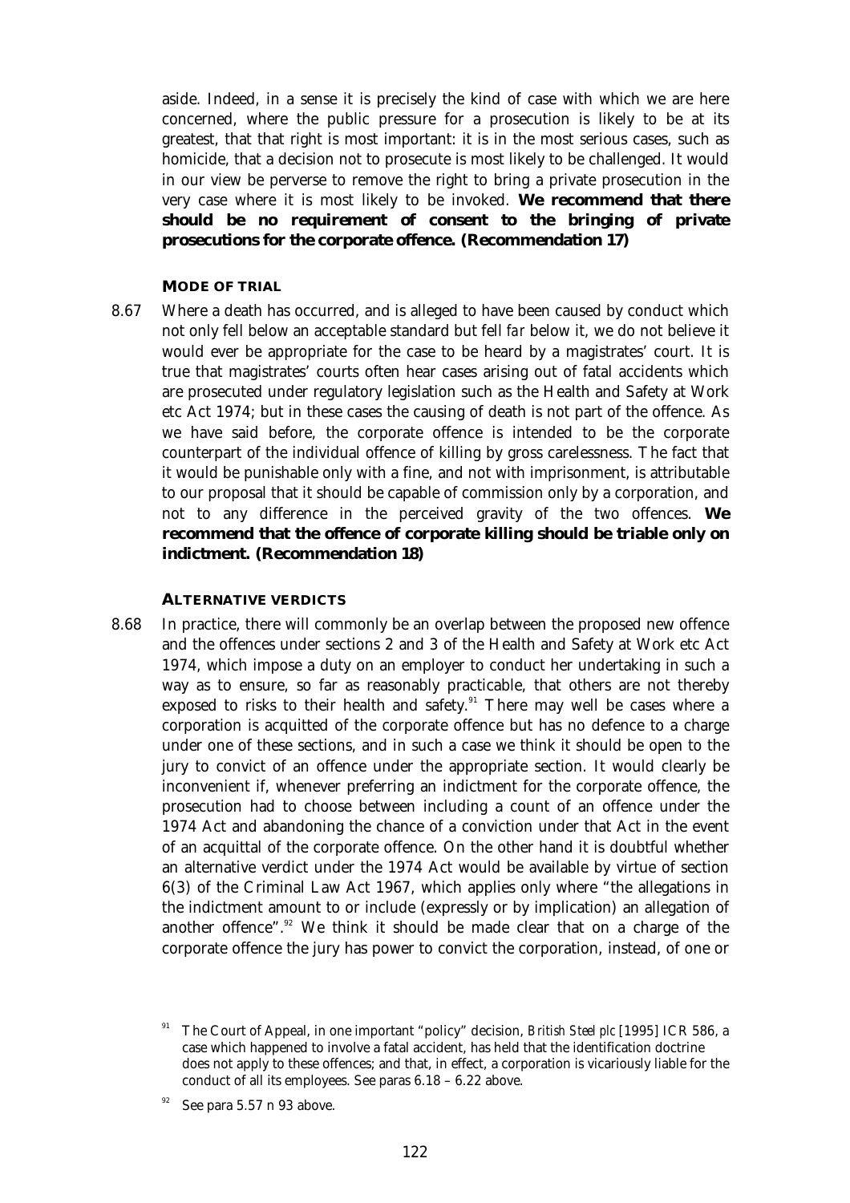aside. Indeed, in a sense it is precisely the kind of case with which we are here concerned, where the public pressure for a prosecution is likely to be at its greatest, that that right is most important: it is in the most serious cases, such as homicide, that a decision not to prosecute is most likely to be challenged. It would in our view be perverse to remove the right to bring a private prosecution in the very case where it is most likely to be invoked. **We recommend that there should be no requirement of consent to the bringing of private prosecutions for the corporate offence. (Recommendation 17)**

#### MODE OF TRIAL

8.67 Where a death has occurred, and is alleged to have been caused by conduct which not only fell below an acceptable standard but fell *far* below it, we do not believe it would ever be appropriate for the case to be heard by a magistrates' court. It is true that magistrates' courts often hear cases arising out of fatal accidents which are prosecuted under regulatory legislation such as the Health and Safety at Work etc Act 1974; but in these cases the causing of death is not part of the offence. As we have said before, the corporate offence is intended to be the corporate counterpart of the individual offence of killing by gross carelessness. The fact that it would be punishable only with a fine, and not with imprisonment, is attributable to our proposal that it should be capable of commission only by a corporation, and not to any difference in the perceived gravity of the two offences. **We recommend that the offence of corporate killing should be triable only on indictment. (Recommendation 18)**

#### ALTERNATIVE VERDICTS

8.68 In practice, there will commonly be an overlap between the proposed new offence and the offences under sections 2 and 3 of the Health and Safety at Work etc Act 1974, which impose a duty on an employer to conduct her undertaking in such a way as to ensure, so far as reasonably practicable, that others are not thereby exposed to risks to their health and safety.[91] There may well be cases where a corporation is acquitted of the corporate offence but has no defence to a charge under one of these sections, and in such a case we think it should be open to the jury to convict of an offence under the appropriate section. It would clearly be inconvenient if, whenever preferring an indictment for the corporate offence, the prosecution had to choose between including a count of an offence under the 1974 Act and abandoning the chance of a conviction under that Act in the event of an acquittal of the corporate offence. On the other hand it is doubtful whether an alternative verdict under the 1974 Act would be available by virtue of section 6(3) of the Criminal Law Act 1967, which applies only where "the allegations in the indictment amount to or include (expressly or by implication) an allegation of another offence".[92] We think it should be made clear that on a charge of the corporate offence the jury has power to convict the corporation, instead, of one or

---

[91] The Court of Appeal, in one important "policy" decision, *British Steel plc* [1995] ICR 586, a case which happened to involve a fatal accident, has held that the identification doctrine does not apply to these offences; and that, in effect, a corporation is vicariously liable for the conduct of all its employees. See paras 6.18 – 6.22 above.

[92] See para 5.57 n 93 above.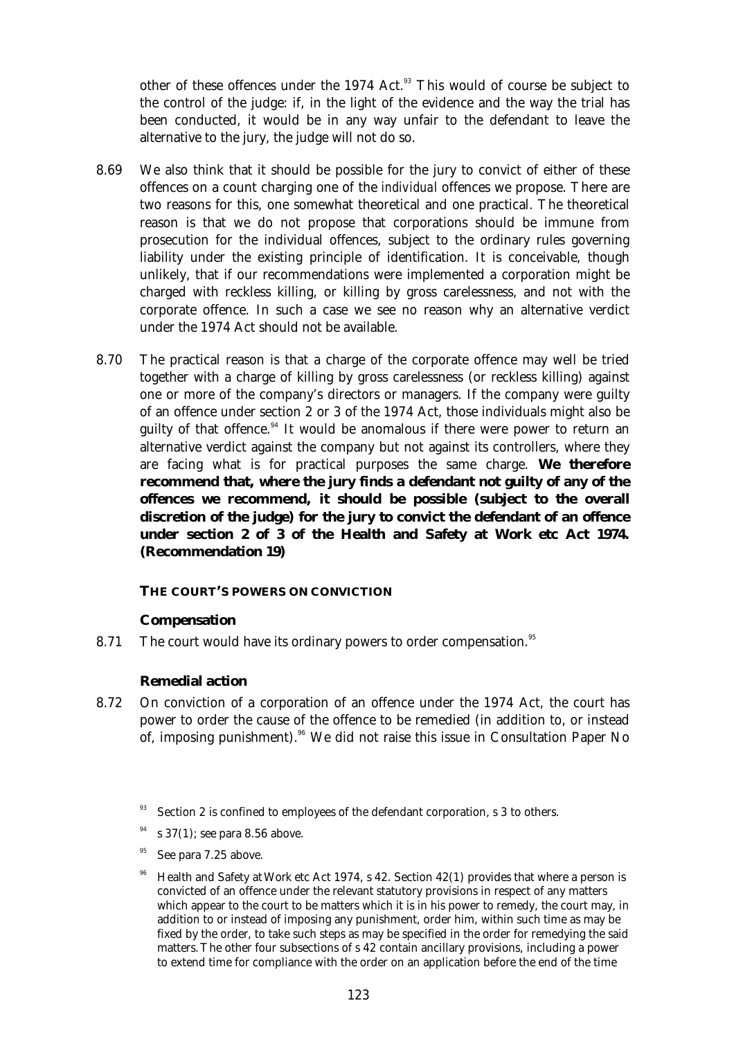other of these offences under the 1974 Act.[93] This would of course be subject to the control of the judge: if, in the light of the evidence and the way the trial has been conducted, it would be in any way unfair to the defendant to leave the alternative to the jury, the judge will not do so.

8.69 We also think that it should be possible for the jury to convict of either of these offences on a count charging one of the *individual* offences we propose. There are two reasons for this, one somewhat theoretical and one practical. The theoretical reason is that we do not propose that corporations should be immune from prosecution for the individual offences, subject to the ordinary rules governing liability under the existing principle of identification. It is conceivable, though unlikely, that if our recommendations were implemented a corporation might be charged with reckless killing, or killing by gross carelessness, and not with the corporate offence. In such a case we see no reason why an alternative verdict under the 1974 Act should not be available.

8.70 The practical reason is that a charge of the corporate offence may well be tried together with a charge of killing by gross carelessness (or reckless killing) against one or more of the company's directors or managers. If the company were guilty of an offence under section 2 or 3 of the 1974 Act, those individuals might also be guilty of that offence.[94] It would be anomalous if there were power to return an alternative verdict against the company but not against its controllers, where they are facing what is for practical purposes the same charge. **We therefore recommend that, where the jury finds a defendant not guilty of any of the offences we recommend, it should be possible (subject to the overall discretion of the judge) for the jury to convict the defendant of an offence under section 2 of 3 of the Health and Safety at Work etc Act 1974. (Recommendation 19)**

## THE COURT'S POWERS ON CONVICTION

### Compensation

8.71 The court would have its ordinary powers to order compensation.[95]

### Remedial action

8.72 On conviction of a corporation of an offence under the 1974 Act, the court has power to order the cause of the offence to be remedied (in addition to, or instead of, imposing punishment).[96] We did not raise this issue in Consultation Paper No

---

[93] Section 2 is confined to employees of the defendant corporation, s 3 to others.

[94] s 37(1); see para 8.56 above.

[95] See para 7.25 above.

[96] Health and Safety at Work etc Act 1974, s 42. Section 42(1) provides that where a person is convicted of an offence under the relevant statutory provisions in respect of any matters which appear to the court to be matters which it is in his power to remedy, the court may, in addition to or instead of imposing any punishment, order him, within such time as may be fixed by the order, to take such steps as may be specified in the order for remedying the said matters. The other four subsections of s 42 contain ancillary provisions, including a power to extend time for compliance with the order on an application before the end of the time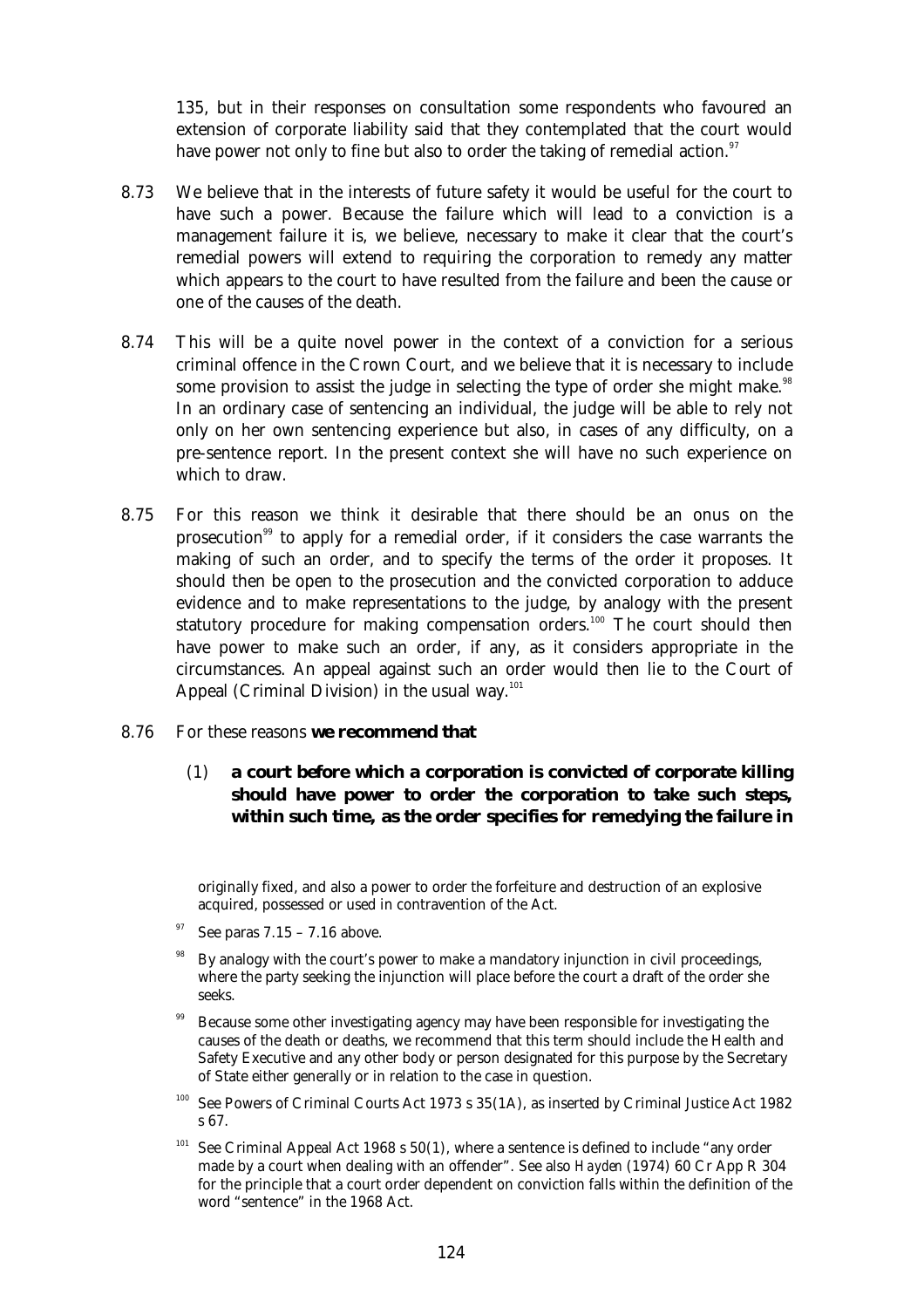135, but in their responses on consultation some respondents who favoured an extension of corporate liability said that they contemplated that the court would have power not only to fine but also to order the taking of remedial action.[97]

8.73 We believe that in the interests of future safety it would be useful for the court to have such a power. Because the failure which will lead to a conviction is a management failure it is, we believe, necessary to make it clear that the court's remedial powers will extend to requiring the corporation to remedy any matter which appears to the court to have resulted from the failure and been the cause or one of the causes of the death.

8.74 This will be a quite novel power in the context of a conviction for a serious criminal offence in the Crown Court, and we believe that it is necessary to include some provision to assist the judge in selecting the type of order she might make.[98] In an ordinary case of sentencing an individual, the judge will be able to rely not only on her own sentencing experience but also, in cases of any difficulty, on a pre-sentence report. In the present context she will have no such experience on which to draw.

8.75 For this reason we think it desirable that there should be an onus on the prosecution[99] to apply for a remedial order, if it considers the case warrants the making of such an order, and to specify the terms of the order it proposes. It should then be open to the prosecution and the convicted corporation to adduce evidence and to make representations to the judge, by analogy with the present statutory procedure for making compensation orders.[100] The court should then have power to make such an order, if any, as it considers appropriate in the circumstances. An appeal against such an order would then lie to the Court of Appeal (Criminal Division) in the usual way.[101]

8.76 For these reasons **we recommend that**

(1) **a court before which a corporation is convicted of corporate killing should have power to order the corporation to take such steps, within such time, as the order specifies for remedying the failure in**

---

originally fixed, and also a power to order the forfeiture and destruction of an explosive acquired, possessed or used in contravention of the Act.

[97] See paras 7.15 – 7.16 above.

[98] By analogy with the court's power to make a mandatory injunction in civil proceedings, where the party seeking the injunction will place before the court a draft of the order she seeks.

[99] Because some other investigating agency may have been responsible for investigating the causes of the death or deaths, we recommend that this term should include the Health and Safety Executive and any other body or person designated for this purpose by the Secretary of State either generally or in relation to the case in question.

[100] See Powers of Criminal Courts Act 1973 s 35(1A), as inserted by Criminal Justice Act 1982 s 67.

[101] See Criminal Appeal Act 1968 s 50(1), where a sentence is defined to include "any order made by a court when dealing with an offender". See also *Hayden* (1974) 60 Cr App R 304 for the principle that a court order dependent on conviction falls within the definition of the word "sentence" in the 1968 Act.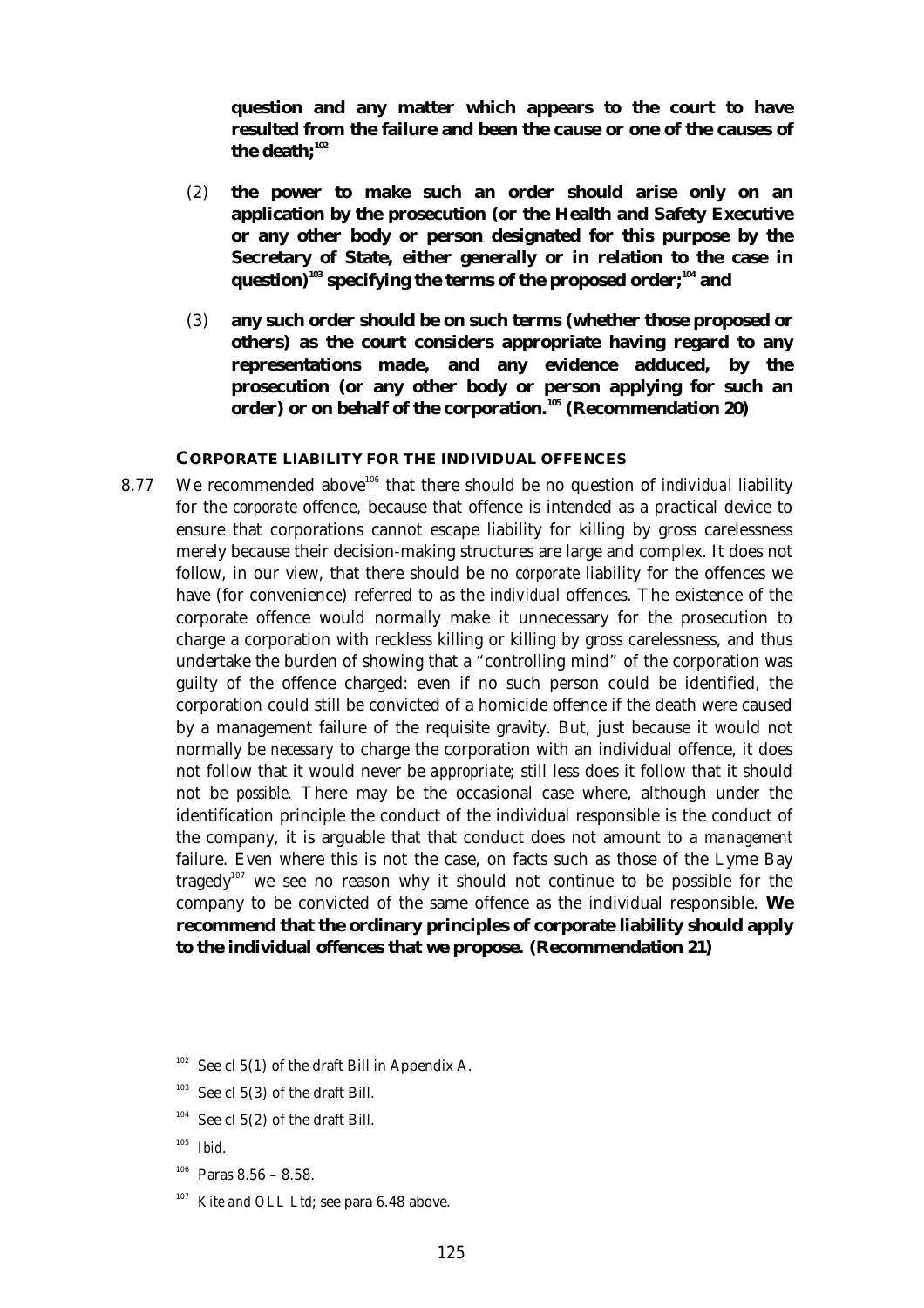**question and any matter which appears to the court to have resulted from the failure and been the cause or one of the causes of the death;**[102]

(2) **the power to make such an order should arise only on an application by the prosecution (or the Health and Safety Executive or any other body or person designated for this purpose by the Secretary of State, either generally or in relation to the case in question)**[103] **specifying the terms of the proposed order;**[104] **and**

(3) **any such order should be on such terms (whether those proposed or others) as the court considers appropriate having regard to any representations made, and any evidence adduced, by the prosecution (or any other body or person applying for such an order) or on behalf of the corporation.**[105] **(Recommendation 20)**

#### CORPORATE LIABILITY FOR THE INDIVIDUAL OFFENCES

8.77 We recommended above[106] that there should be no question of *individual* liability for the *corporate* offence, because that offence is intended as a practical device to ensure that corporations cannot escape liability for killing by gross carelessness merely because their decision-making structures are large and complex. It does not follow, in our view, that there should be no *corporate* liability for the offences we have (for convenience) referred to as the *individual* offences. The existence of the corporate offence would normally make it unnecessary for the prosecution to charge a corporation with reckless killing or killing by gross carelessness, and thus undertake the burden of showing that a "controlling mind" of the corporation was guilty of the offence charged: even if no such person could be identified, the corporation could still be convicted of a homicide offence if the death were caused by a management failure of the requisite gravity. But, just because it would not normally be *necessary* to charge the corporation with an individual offence, it does not follow that it would never be *appropriate*; still less does it follow that it should not be *possible*. There may be the occasional case where, although under the identification principle the conduct of the individual responsible is the conduct of the company, it is arguable that that conduct does not amount to a *management* failure. Even where this is not the case, on facts such as those of the Lyme Bay tragedy[107] we see no reason why it should not continue to be possible for the company to be convicted of the same offence as the individual responsible. **We recommend that the ordinary principles of corporate liability should apply to the individual offences that we propose. (Recommendation 21)**

[102] See cl 5(1) of the draft Bill in Appendix A.

[103] See cl 5(3) of the draft Bill.

[104] See cl 5(2) of the draft Bill.

[105] *Ibid*.

[106] Paras 8.56 – 8.58.

[107] *Kite and OLL Ltd*; see para 6.48 above.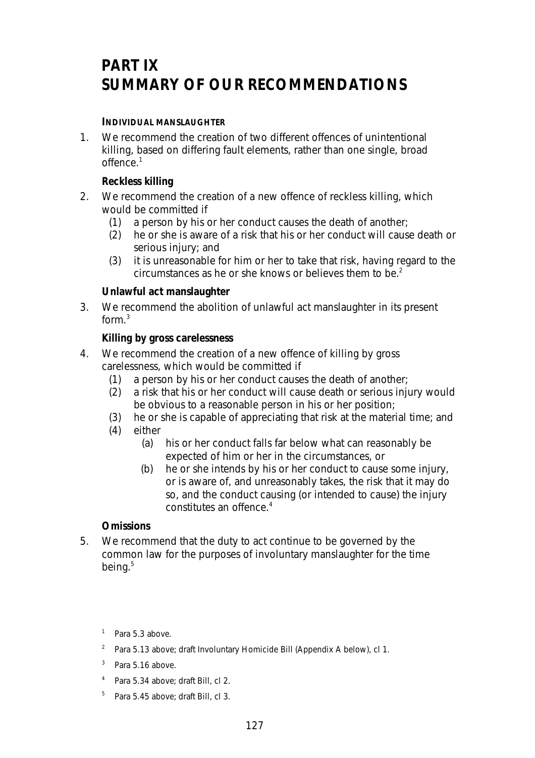# PART IX
# SUMMARY OF OUR RECOMMENDATIONS

**INDIVIDUAL MANSLAUGHTER**

1. We recommend the creation of two different offences of unintentional killing, based on differing fault elements, rather than one single, broad offence.[1]

**Reckless killing**

2. We recommend the creation of a new offence of reckless killing, which would be committed if
   (1) a person by his or her conduct causes the death of another;
   (2) he or she is aware of a risk that his or her conduct will cause death or serious injury; and
   (3) it is unreasonable for him or her to take that risk, having regard to the circumstances as he or she knows or believes them to be.[2]

**Unlawful act manslaughter**

3. We recommend the abolition of unlawful act manslaughter in its present form.[3]

**Killing by gross carelessness**

4. We recommend the creation of a new offence of killing by gross carelessness, which would be committed if
   (1) a person by his or her conduct causes the death of another;
   (2) a risk that his or her conduct will cause death or serious injury would be obvious to a reasonable person in his or her position;
   (3) he or she is capable of appreciating that risk at the material time; and
   (4) either
      (a) his or her conduct falls far below what can reasonably be expected of him or her in the circumstances, or
      (b) he or she intends by his or her conduct to cause some injury, or is aware of, and unreasonably takes, the risk that it may do so, and the conduct causing (or intended to cause) the injury constitutes an offence.[4]

**Omissions**

5. We recommend that the duty to act continue to be governed by the common law for the purposes of involuntary manslaughter for the time being.[5]

---

[1] Para 5.3 above.

[2] Para 5.13 above; draft Involuntary Homicide Bill (Appendix A below), cl 1.

[3] Para 5.16 above.

[4] Para 5.34 above; draft Bill, cl 2.

[5] Para 5.45 above; draft Bill, cl 3.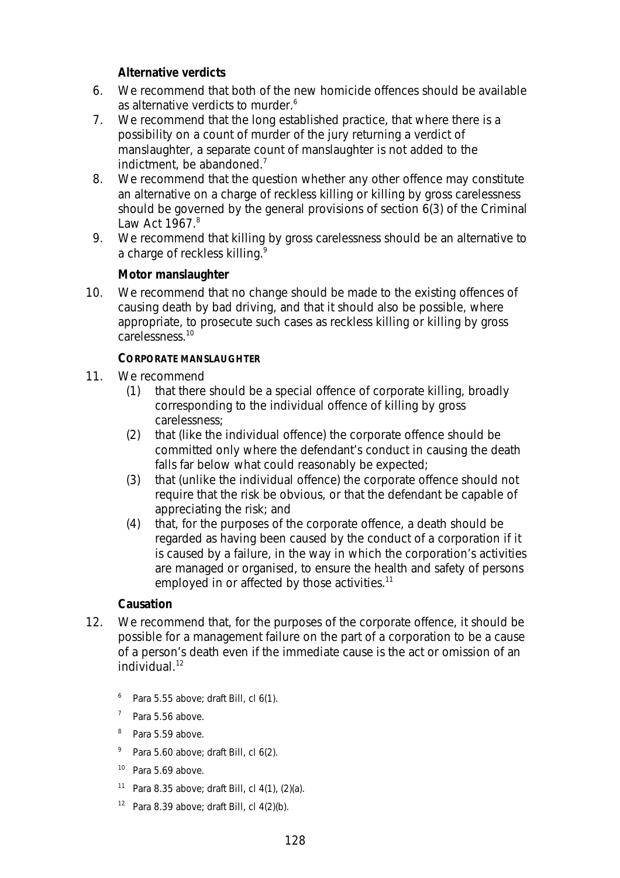### Alternative verdicts

6. We recommend that both of the new homicide offences should be available as alternative verdicts to murder.[6]
7. We recommend that the long established practice, that where there is a possibility on a count of murder of the jury returning a verdict of manslaughter, a separate count of manslaughter is not added to the indictment, be abandoned.[7]
8. We recommend that the question whether any other offence may constitute an alternative on a charge of reckless killing or killing by gross carelessness should be governed by the general provisions of section 6(3) of the Criminal Law Act 1967.[8]
9. We recommend that killing by gross carelessness should be an alternative to a charge of reckless killing.[9]

### Motor manslaughter

10. We recommend that no change should be made to the existing offences of causing death by bad driving, and that it should also be possible, where appropriate, to prosecute such cases as reckless killing or killing by gross carelessness.[10]

#### CORPORATE MANSLAUGHTER

11. We recommend
    (1) that there should be a special offence of corporate killing, broadly corresponding to the individual offence of killing by gross carelessness;
    (2) that (like the individual offence) the corporate offence should be committed only where the defendant's conduct in causing the death falls far below what could reasonably be expected;
    (3) that (unlike the individual offence) the corporate offence should not require that the risk be obvious, or that the defendant be capable of appreciating the risk; and
    (4) that, for the purposes of the corporate offence, a death should be regarded as having been caused by the conduct of a corporation if it is caused by a failure, in the way in which the corporation's activities are managed or organised, to ensure the health and safety of persons employed in or affected by those activities.[11]

### Causation

12. We recommend that, for the purposes of the corporate offence, it should be possible for a management failure on the part of a corporation to be a cause of a person's death even if the immediate cause is the act or omission of an individual.[12]

[6] Para 5.55 above; draft Bill, cl 6(1).

[7] Para 5.56 above.

[8] Para 5.59 above.

[9] Para 5.60 above; draft Bill, cl 6(2).

[10] Para 5.69 above.

[11] Para 8.35 above; draft Bill, cl 4(1), (2)(a).

[12] Para 8.39 above; draft Bill, cl 4(2)(b).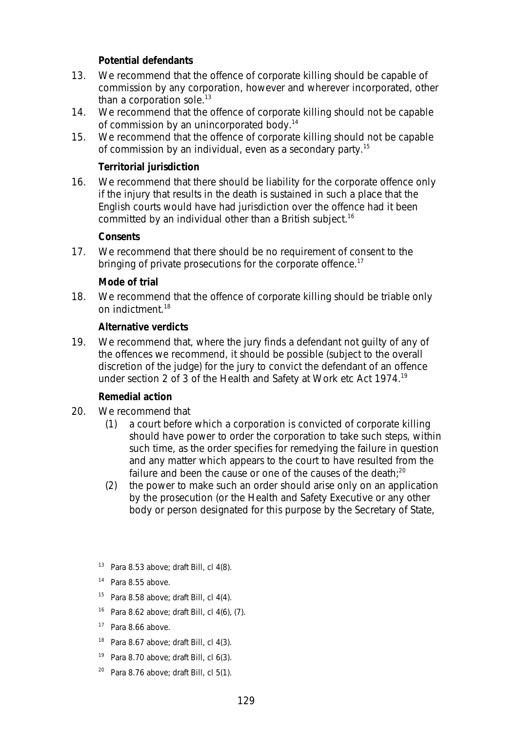**Potential defendants**

13. We recommend that the offence of corporate killing should be capable of commission by any corporation, however and wherever incorporated, other than a corporation sole.[13]

14. We recommend that the offence of corporate killing should not be capable of commission by an unincorporated body.[14]

15. We recommend that the offence of corporate killing should not be capable of commission by an individual, even as a secondary party.[15]

**Territorial jurisdiction**

16. We recommend that there should be liability for the corporate offence only if the injury that results in the death is sustained in such a place that the English courts would have had jurisdiction over the offence had it been committed by an individual other than a British subject.[16]

**Consents**

17. We recommend that there should be no requirement of consent to the bringing of private prosecutions for the corporate offence.[17]

**Mode of trial**

18. We recommend that the offence of corporate killing should be triable only on indictment.[18]

**Alternative verdicts**

19. We recommend that, where the jury finds a defendant not guilty of any of the offences we recommend, it should be possible (subject to the overall discretion of the judge) for the jury to convict the defendant of an offence under section 2 of 3 of the Health and Safety at Work etc Act 1974.[19]

**Remedial action**

20. We recommend that
    (1) a court before which a corporation is convicted of corporate killing should have power to order the corporation to take such steps, within such time, as the order specifies for remedying the failure in question and any matter which appears to the court to have resulted from the failure and been the cause or one of the causes of the death;[20]
    (2) the power to make such an order should arise only on an application by the prosecution (or the Health and Safety Executive or any other body or person designated for this purpose by the Secretary of State,

---

[13] Para 8.53 above; draft Bill, cl 4(8).

[14] Para 8.55 above.

[15] Para 8.58 above; draft Bill, cl 4(4).

[16] Para 8.62 above; draft Bill, cl 4(6), (7).

[17] Para 8.66 above.

[18] Para 8.67 above; draft Bill, cl 4(3).

[19] Para 8.70 above; draft Bill, cl 6(3).

[20] Para 8.76 above; draft Bill, cl 5(1).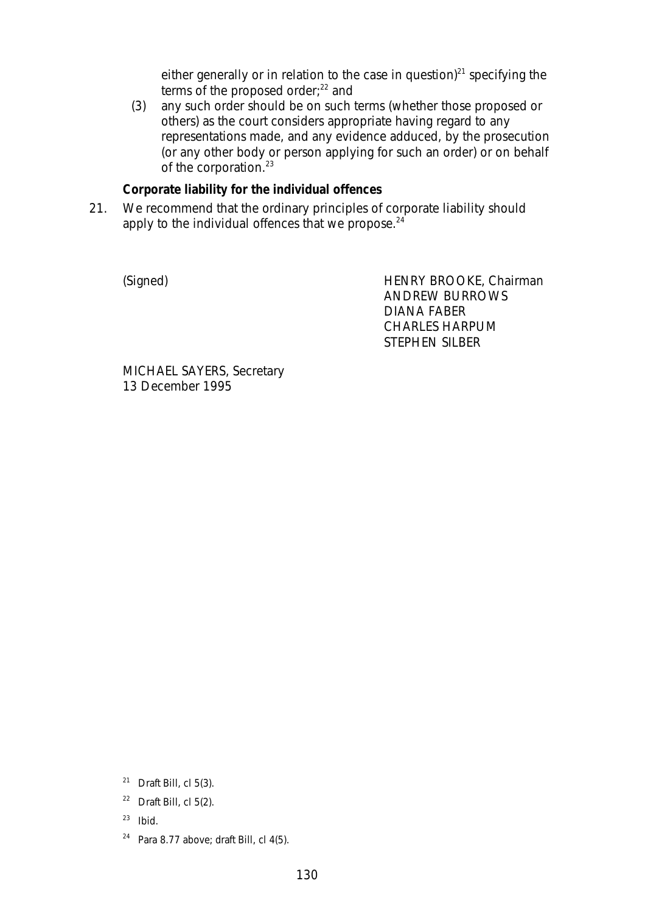either generally or in relation to the case in question)[21] specifying the terms of the proposed order;[22] and

(3) any such order should be on such terms (whether those proposed or others) as the court considers appropriate having regard to any representations made, and any evidence adduced, by the prosecution (or any other body or person applying for such an order) or on behalf of the corporation.[23]

**Corporate liability for the individual offences**

21. We recommend that the ordinary principles of corporate liability should apply to the individual offences that we propose.[24]

(Signed)

HENRY BROOKE, Chairman
ANDREW BURROWS
DIANA FABER
CHARLES HARPUM
STEPHEN SILBER

MICHAEL SAYERS, Secretary
13 December 1995

---

[21] Draft Bill, cl 5(3).

[22] Draft Bill, cl 5(2).

[23] Ibid.

[24] Para 8.77 above; draft Bill, cl 4(5).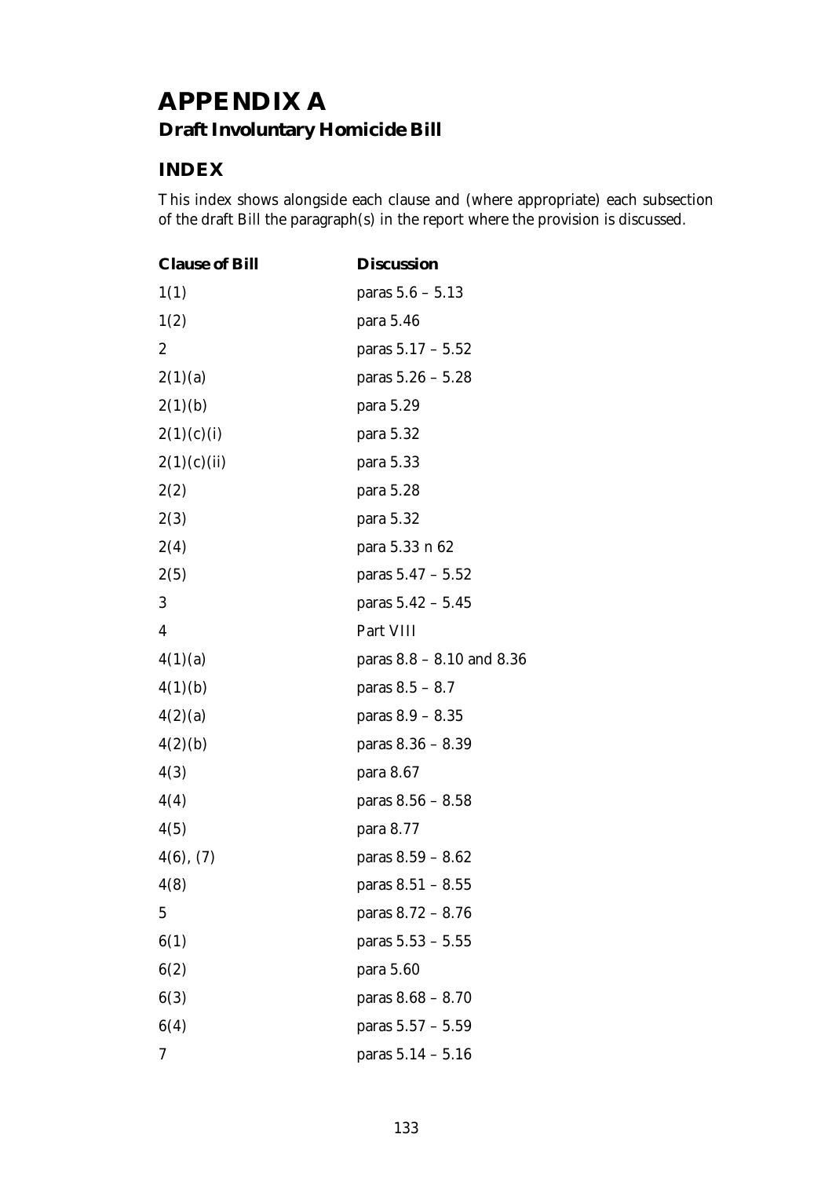# APPENDIX A

## Draft Involuntary Homicide Bill

### INDEX

This index shows alongside each clause and (where appropriate) each subsection of the draft Bill the paragraph(s) in the report where the provision is discussed.

| Clause of Bill | Discussion |
|---|---|
| 1(1) | paras 5.6 – 5.13 |
| 1(2) | para 5.46 |
| 2 | paras 5.17 – 5.52 |
| 2(1)(a) | paras 5.26 – 5.28 |
| 2(1)(b) | para 5.29 |
| 2(1)(c)(i) | para 5.32 |
| 2(1)(c)(ii) | para 5.33 |
| 2(2) | para 5.28 |
| 2(3) | para 5.32 |
| 2(4) | para 5.33 n 62 |
| 2(5) | paras 5.47 – 5.52 |
| 3 | paras 5.42 – 5.45 |
| 4 | Part VIII |
| 4(1)(a) | paras 8.8 – 8.10 and 8.36 |
| 4(1)(b) | paras 8.5 – 8.7 |
| 4(2)(a) | paras 8.9 – 8.35 |
| 4(2)(b) | paras 8.36 – 8.39 |
| 4(3) | para 8.67 |
| 4(4) | paras 8.56 – 8.58 |
| 4(5) | para 8.77 |
| 4(6), (7) | paras 8.59 – 8.62 |
| 4(8) | paras 8.51 – 8.55 |
| 5 | paras 8.72 – 8.76 |
| 6(1) | paras 5.53 – 5.55 |
| 6(2) | para 5.60 |
| 6(3) | paras 8.68 – 8.70 |
| 6(4) | paras 5.57 – 5.59 |
| 7 | paras 5.14 – 5.16 |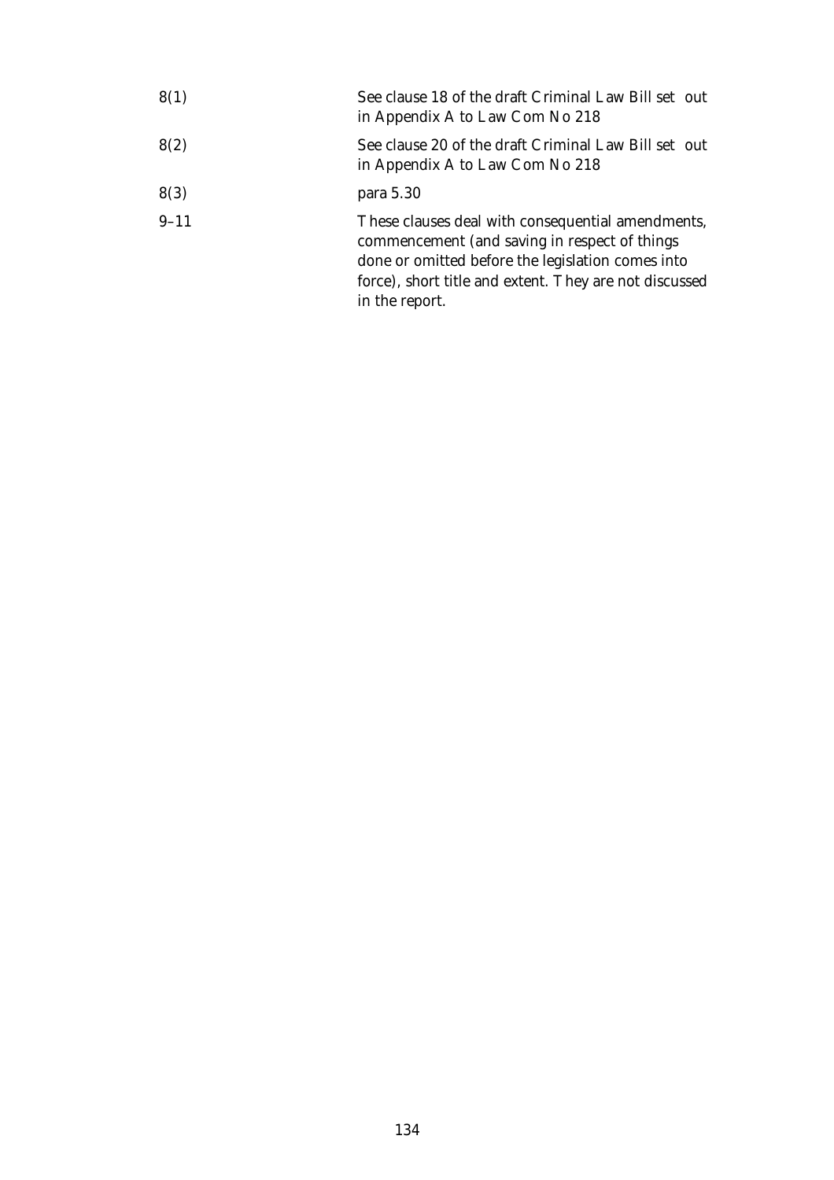| | |
|---|---|
| 8(1) | See clause 18 of the draft Criminal Law Bill set out in Appendix A to Law Com No 218 |
| 8(2) | See clause 20 of the draft Criminal Law Bill set out in Appendix A to Law Com No 218 |
| 8(3) | para 5.30 |
| 9–11 | These clauses deal with consequential amendments, commencement (and saving in respect of things done or omitted before the legislation comes into force), short title and extent. They are not discussed in the report. |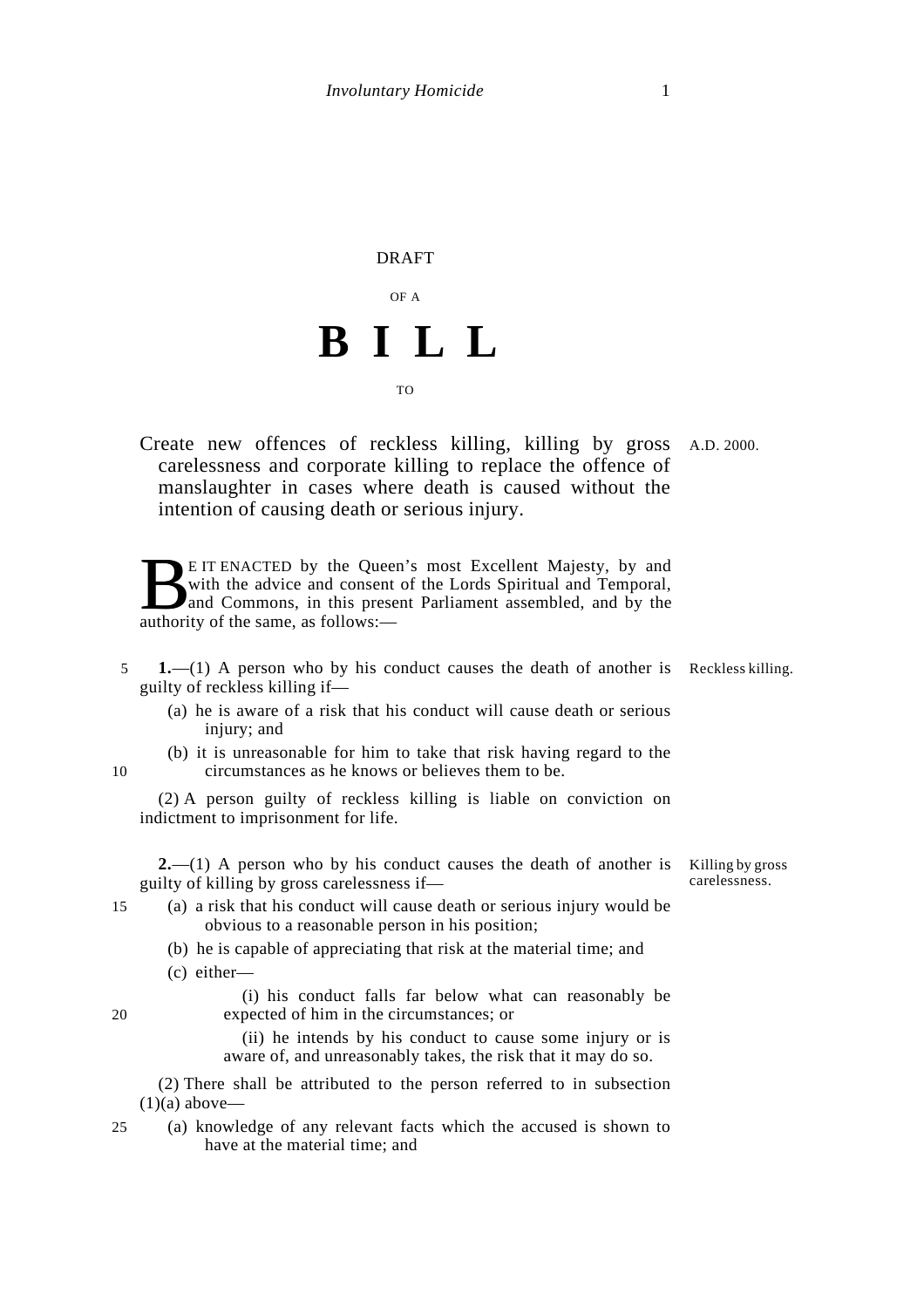DRAFT

OF A

# B I L L

TO

Create new offences of reckless killing, killing by gross carelessness and corporate killing to replace the offence of manslaughter in cases where death is caused without the intention of causing death or serious injury.

A.D. 2000.

BE IT ENACTED by the Queen's most Excellent Majesty, by and with the advice and consent of the Lords Spiritual and Temporal, and Commons, in this present Parliament assembled, and by the authority of the same, as follows:—

*Reckless killing.*

**1.**—(1) A person who by his conduct causes the death of another is guilty of reckless killing if—

(a) he is aware of a risk that his conduct will cause death or serious injury; and

(b) it is unreasonable for him to take that risk having regard to the circumstances as he knows or believes them to be.

(2) A person guilty of reckless killing is liable on conviction on indictment to imprisonment for life.

*Killing by gross carelessness.*

**2.**—(1) A person who by his conduct causes the death of another is guilty of killing by gross carelessness if—

(a) a risk that his conduct will cause death or serious injury would be obvious to a reasonable person in his position;

(b) he is capable of appreciating that risk at the material time; and

(c) either—

(i) his conduct falls far below what can reasonably be expected of him in the circumstances; or

(ii) he intends by his conduct to cause some injury or is aware of, and unreasonably takes, the risk that it may do so.

(2) There shall be attributed to the person referred to in subsection (1)(a) above—

(a) knowledge of any relevant facts which the accused is shown to have at the material time; and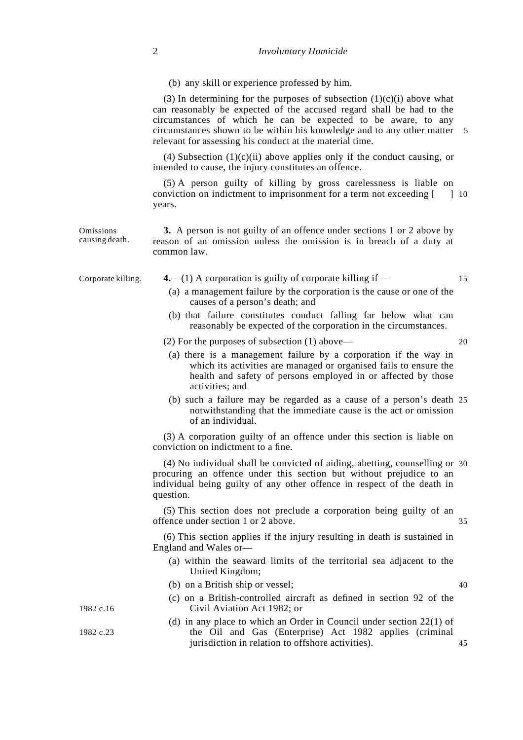(b) any skill or experience professed by him.

(3) In determining for the purposes of subsection (1)(c)(i) above what can reasonably be expected of the accused regard shall be had to the circumstances of which he can be expected to be aware, to any circumstances shown to be within his knowledge and to any other matter relevant for assessing his conduct at the material time.

(4) Subsection (1)(c)(ii) above applies only if the conduct causing, or intended to cause, the injury constitutes an offence.

(5) A person guilty of killing by gross carelessness is liable on conviction on indictment to imprisonment for a term not exceeding [    ] years.

*Omissions causing death.*

**3.** A person is not guilty of an offence under sections 1 or 2 above by reason of an omission unless the omission is in breach of a duty at common law.

*Corporate killing.*

**4.**—(1) A corporation is guilty of corporate killing if—

(a) a management failure by the corporation is the cause or one of the causes of a person's death; and

(b) that failure constitutes conduct falling far below what can reasonably be expected of the corporation in the circumstances.

(2) For the purposes of subsection (1) above—

(a) there is a management failure by a corporation if the way in which its activities are managed or organised fails to ensure the health and safety of persons employed in or affected by those activities; and

(b) such a failure may be regarded as a cause of a person's death notwithstanding that the immediate cause is the act or omission of an individual.

(3) A corporation guilty of an offence under this section is liable on conviction on indictment to a fine.

(4) No individual shall be convicted of aiding, abetting, counselling or procuring an offence under this section but without prejudice to an individual being guilty of any other offence in respect of the death in question.

(5) This section does not preclude a corporation being guilty of an offence under section 1 or 2 above.

(6) This section applies if the injury resulting in death is sustained in England and Wales or—

(a) within the seaward limits of the territorial sea adjacent to the United Kingdom;

(b) on a British ship or vessel;

(c) on a British-controlled aircraft as defined in section 92 of the Civil Aviation Act 1982; or *(1982 c.16)*

(d) in any place to which an Order in Council under section 22(1) of the Oil and Gas (Enterprise) Act 1982 applies (criminal jurisdiction in relation to offshore activities). *(1982 c.23)*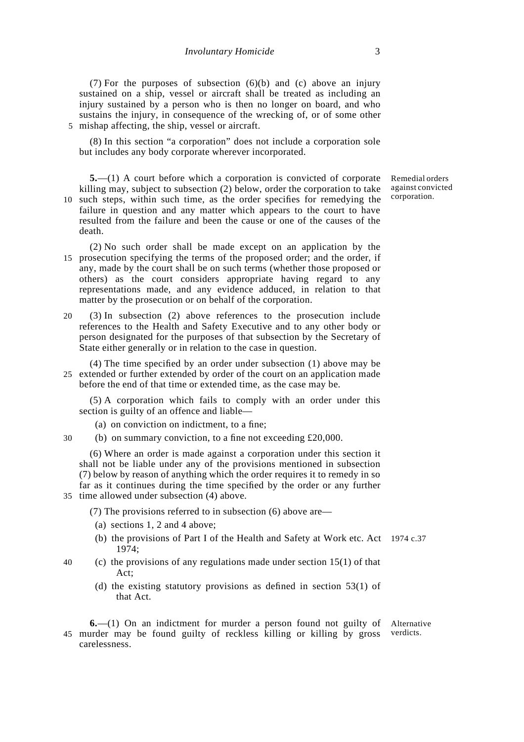(7) For the purposes of subsection (6)(b) and (c) above an injury sustained on a ship, vessel or aircraft shall be treated as including an injury sustained by a person who is then no longer on board, and who sustains the injury, in consequence of the wrecking of, or of some other mishap affecting, the ship, vessel or aircraft.

(8) In this section "a corporation" does not include a corporation sole but includes any body corporate wherever incorporated.

Remedial orders against convicted corporation.

**5.**—(1) A court before which a corporation is convicted of corporate killing may, subject to subsection (2) below, order the corporation to take such steps, within such time, as the order specifies for remedying the failure in question and any matter which appears to the court to have resulted from the failure and been the cause or one of the causes of the death.

(2) No such order shall be made except on an application by the prosecution specifying the terms of the proposed order; and the order, if any, made by the court shall be on such terms (whether those proposed or others) as the court considers appropriate having regard to any representations made, and any evidence adduced, in relation to that matter by the prosecution or on behalf of the corporation.

(3) In subsection (2) above references to the prosecution include references to the Health and Safety Executive and to any other body or person designated for the purposes of that subsection by the Secretary of State either generally or in relation to the case in question.

(4) The time specified by an order under subsection (1) above may be extended or further extended by order of the court on an application made before the end of that time or extended time, as the case may be.

(5) A corporation which fails to comply with an order under this section is guilty of an offence and liable—

(a) on conviction on indictment, to a fine;

(b) on summary conviction, to a fine not exceeding £20,000.

(6) Where an order is made against a corporation under this section it shall not be liable under any of the provisions mentioned in subsection (7) below by reason of anything which the order requires it to remedy in so far as it continues during the time specified by the order or any further time allowed under subsection (4) above.

(7) The provisions referred to in subsection (6) above are—

(a) sections 1, 2 and 4 above;

(b) the provisions of Part I of the Health and Safety at Work etc. Act 1974; (1974 c.37)

(c) the provisions of any regulations made under section 15(1) of that Act;

(d) the existing statutory provisions as defined in section 53(1) of that Act.

Alternative verdicts.

**6.**—(1) On an indictment for murder a person found not guilty of murder may be found guilty of reckless killing or killing by gross carelessness.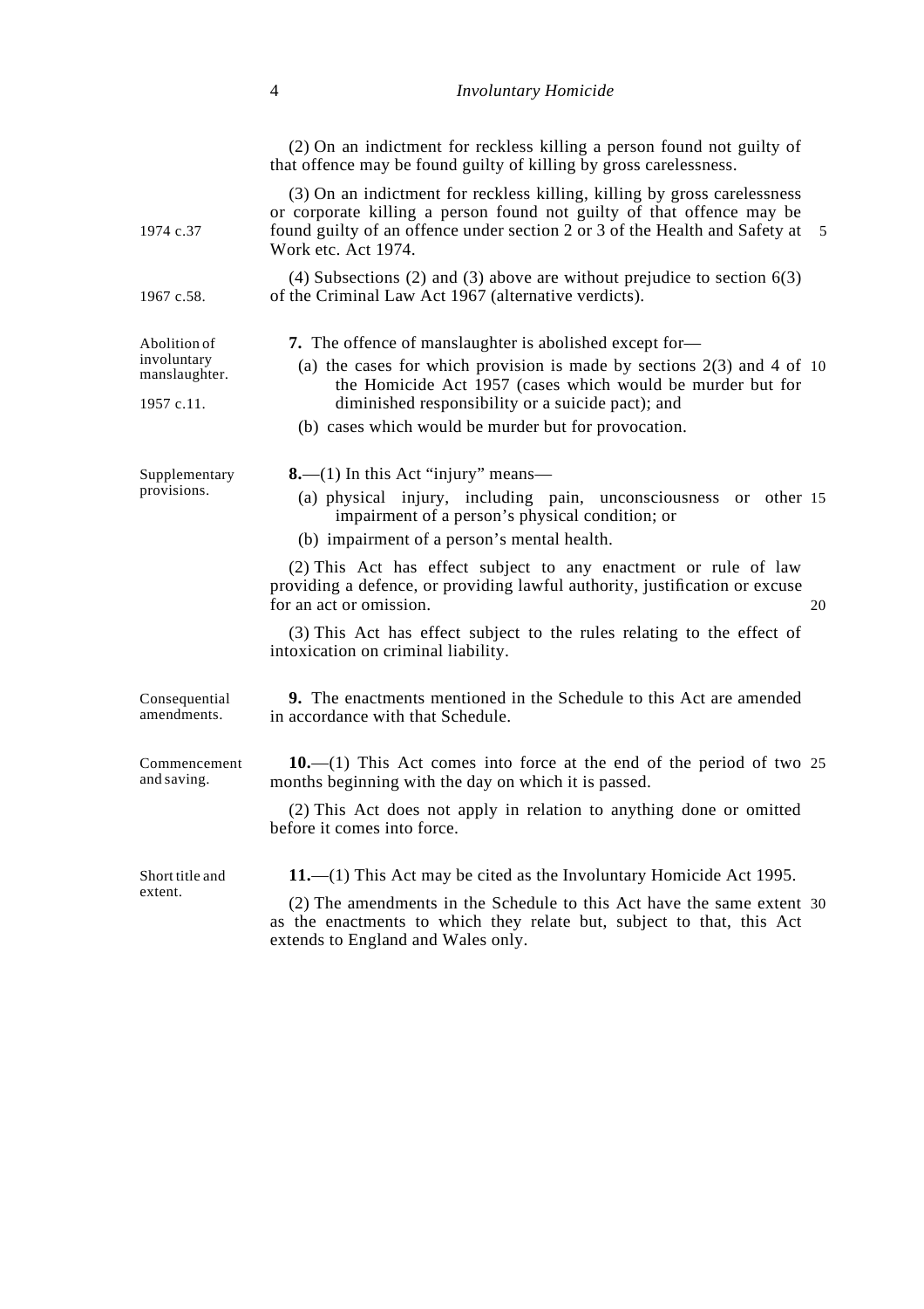(2) On an indictment for reckless killing a person found not guilty of that offence may be found guilty of killing by gross carelessness.

(3) On an indictment for reckless killing, killing by gross carelessness or corporate killing a person found not guilty of that offence may be found guilty of an offence under section 2 or 3 of the Health and Safety at Work etc. Act 1974.

1974 c.37

(4) Subsections (2) and (3) above are without prejudice to section 6(3) of the Criminal Law Act 1967 (alternative verdicts).

1967 c.58.

Abolition of involuntary manslaughter.

**7.** The offence of manslaughter is abolished except for—

(a) the cases for which provision is made by sections 2(3) and 4 of the Homicide Act 1957 (cases which would be murder but for diminished responsibility or a suicide pact); and

1957 c.11.

(b) cases which would be murder but for provocation.

Supplementary provisions.

**8.**—(1) In this Act "injury" means—

(a) physical injury, including pain, unconsciousness or other impairment of a person's physical condition; or

(b) impairment of a person's mental health.

(2) This Act has effect subject to any enactment or rule of law providing a defence, or providing lawful authority, justification or excuse for an act or omission.

(3) This Act has effect subject to the rules relating to the effect of intoxication on criminal liability.

Consequential amendments.

**9.** The enactments mentioned in the Schedule to this Act are amended in accordance with that Schedule.

Commencement and saving.

**10.**—(1) This Act comes into force at the end of the period of two months beginning with the day on which it is passed.

(2) This Act does not apply in relation to anything done or omitted before it comes into force.

Short title and extent.

**11.**—(1) This Act may be cited as the Involuntary Homicide Act 1995.

(2) The amendments in the Schedule to this Act have the same extent as the enactments to which they relate but, subject to that, this Act extends to England and Wales only.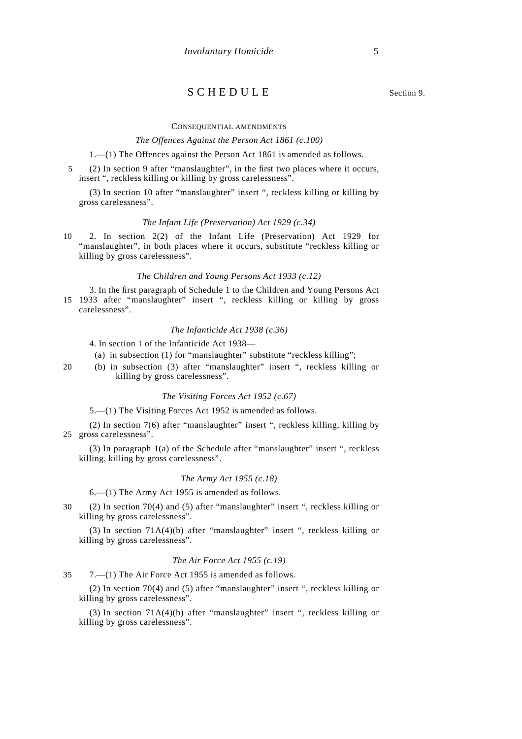# SCHEDULE

Section 9.

CONSEQUENTIAL AMENDMENTS

*The Offences Against the Person Act 1861 (c.100)*

1.—(1) The Offences against the Person Act 1861 is amended as follows.

(2) In section 9 after "manslaughter", in the first two places where it occurs, insert ", reckless killing or killing by gross carelessness".

(3) In section 10 after "manslaughter" insert ", reckless killing or killing by gross carelessness".

*The Infant Life (Preservation) Act 1929 (c.34)*

2. In section 2(2) of the Infant Life (Preservation) Act 1929 for "manslaughter", in both places where it occurs, substitute "reckless killing or killing by gross carelessness".

*The Children and Young Persons Act 1933 (c.12)*

3. In the first paragraph of Schedule 1 to the Children and Young Persons Act 1933 after "manslaughter" insert ", reckless killing or killing by gross carelessness".

*The Infanticide Act 1938 (c.36)*

4. In section 1 of the Infanticide Act 1938—

(a) in subsection (1) for "manslaughter" substitute "reckless killing";

(b) in subsection (3) after "manslaughter" insert ", reckless killing or killing by gross carelessness".

*The Visiting Forces Act 1952 (c.67)*

5.—(1) The Visiting Forces Act 1952 is amended as follows.

(2) In section 7(6) after "manslaughter" insert ", reckless killing, killing by gross carelessness".

(3) In paragraph 1(a) of the Schedule after "manslaughter" insert ", reckless killing, killing by gross carelessness".

*The Army Act 1955 (c.18)*

6.—(1) The Army Act 1955 is amended as follows.

(2) In section 70(4) and (5) after "manslaughter" insert ", reckless killing or killing by gross carelessness".

(3) In section 71A(4)(b) after "manslaughter" insert ", reckless killing or killing by gross carelessness".

*The Air Force Act 1955 (c.19)*

7.—(1) The Air Force Act 1955 is amended as follows.

(2) In section 70(4) and (5) after "manslaughter" insert ", reckless killing or killing by gross carelessness".

(3) In section 71A(4)(b) after "manslaughter" insert ", reckless killing or killing by gross carelessness".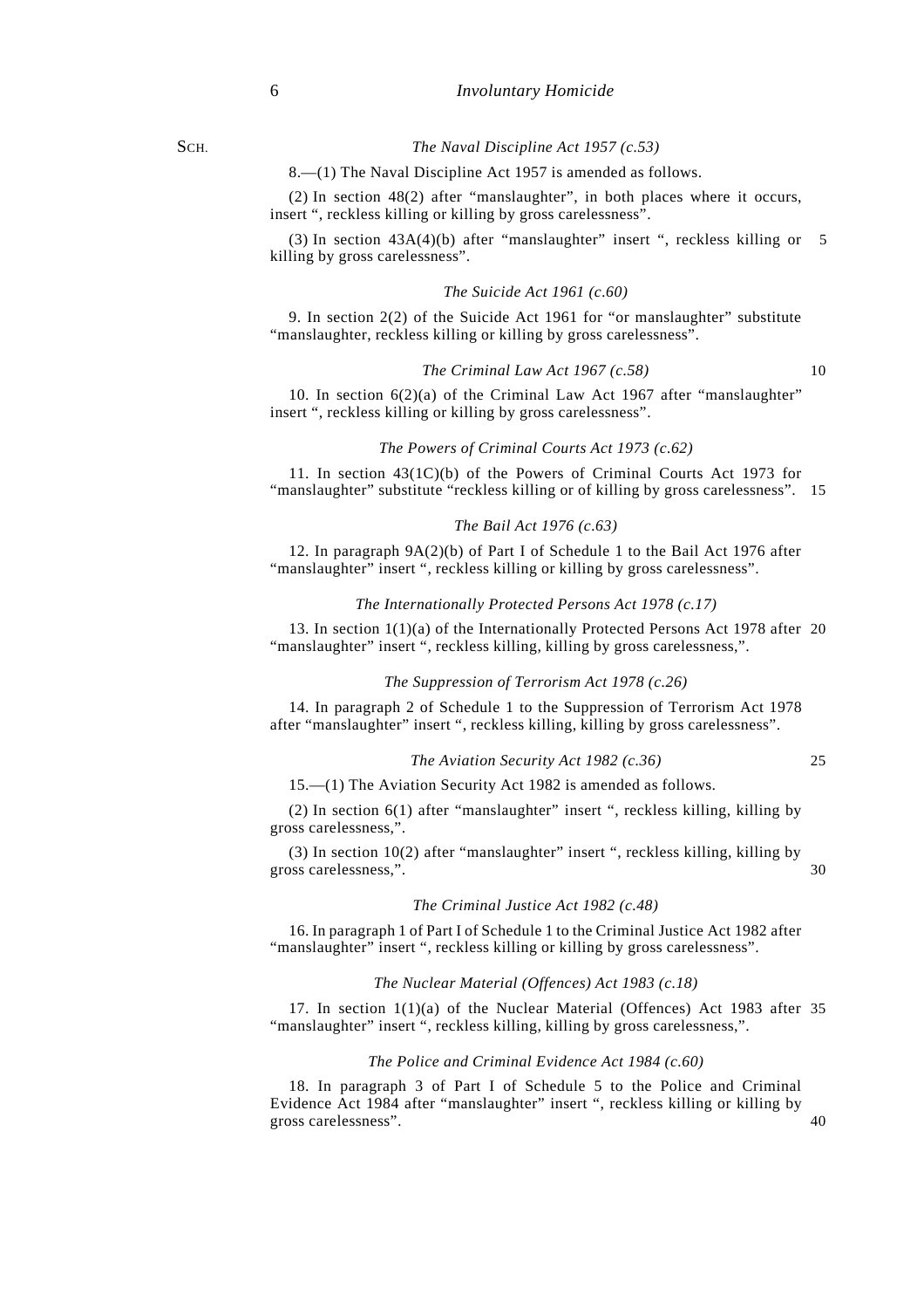*The Naval Discipline Act 1957 (c.53)*

8.—(1) The Naval Discipline Act 1957 is amended as follows.

(2) In section 48(2) after "manslaughter", in both places where it occurs, insert ", reckless killing or killing by gross carelessness".

(3) In section 43A(4)(b) after "manslaughter" insert ", reckless killing or killing by gross carelessness".

*The Suicide Act 1961 (c.60)*

9. In section 2(2) of the Suicide Act 1961 for "or manslaughter" substitute "manslaughter, reckless killing or killing by gross carelessness".

*The Criminal Law Act 1967 (c.58)*

10. In section 6(2)(a) of the Criminal Law Act 1967 after "manslaughter" insert ", reckless killing or killing by gross carelessness".

*The Powers of Criminal Courts Act 1973 (c.62)*

11. In section 43(1C)(b) of the Powers of Criminal Courts Act 1973 for "manslaughter" substitute "reckless killing or of killing by gross carelessness".

*The Bail Act 1976 (c.63)*

12. In paragraph 9A(2)(b) of Part I of Schedule 1 to the Bail Act 1976 after "manslaughter" insert ", reckless killing or killing by gross carelessness".

*The Internationally Protected Persons Act 1978 (c.17)*

13. In section 1(1)(a) of the Internationally Protected Persons Act 1978 after "manslaughter" insert ", reckless killing, killing by gross carelessness,".

*The Suppression of Terrorism Act 1978 (c.26)*

14. In paragraph 2 of Schedule 1 to the Suppression of Terrorism Act 1978 after "manslaughter" insert ", reckless killing, killing by gross carelessness".

*The Aviation Security Act 1982 (c.36)*

15.—(1) The Aviation Security Act 1982 is amended as follows.

(2) In section 6(1) after "manslaughter" insert ", reckless killing, killing by gross carelessness,".

(3) In section 10(2) after "manslaughter" insert ", reckless killing, killing by gross carelessness,".

*The Criminal Justice Act 1982 (c.48)*

16. In paragraph 1 of Part I of Schedule 1 to the Criminal Justice Act 1982 after "manslaughter" insert ", reckless killing or killing by gross carelessness".

*The Nuclear Material (Offences) Act 1983 (c.18)*

17. In section 1(1)(a) of the Nuclear Material (Offences) Act 1983 after "manslaughter" insert ", reckless killing, killing by gross carelessness,".

*The Police and Criminal Evidence Act 1984 (c.60)*

18. In paragraph 3 of Part I of Schedule 5 to the Police and Criminal Evidence Act 1984 after "manslaughter" insert ", reckless killing or killing by gross carelessness".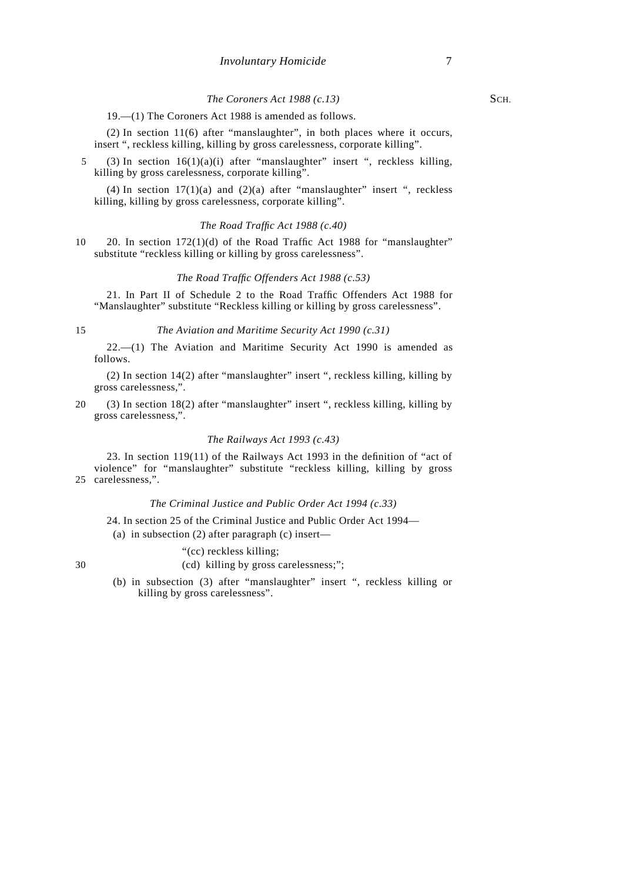*The Coroners Act 1988 (c.13)*

19.—(1) The Coroners Act 1988 is amended as follows.

(2) In section 11(6) after "manslaughter", in both places where it occurs, insert ", reckless killing, killing by gross carelessness, corporate killing".

(3) In section 16(1)(a)(i) after "manslaughter" insert ", reckless killing, killing by gross carelessness, corporate killing".

(4) In section 17(1)(a) and (2)(a) after "manslaughter" insert ", reckless killing, killing by gross carelessness, corporate killing".

*The Road Traffic Act 1988 (c.40)*

20. In section 172(1)(d) of the Road Traffic Act 1988 for "manslaughter" substitute "reckless killing or killing by gross carelessness".

*The Road Traffic Offenders Act 1988 (c.53)*

21. In Part II of Schedule 2 to the Road Traffic Offenders Act 1988 for "Manslaughter" substitute "Reckless killing or killing by gross carelessness".

*The Aviation and Maritime Security Act 1990 (c.31)*

22.—(1) The Aviation and Maritime Security Act 1990 is amended as follows.

(2) In section 14(2) after "manslaughter" insert ", reckless killing, killing by gross carelessness,".

(3) In section 18(2) after "manslaughter" insert ", reckless killing, killing by gross carelessness,".

*The Railways Act 1993 (c.43)*

23. In section 119(11) of the Railways Act 1993 in the definition of "act of violence" for "manslaughter" substitute "reckless killing, killing by gross carelessness,".

*The Criminal Justice and Public Order Act 1994 (c.33)*

24. In section 25 of the Criminal Justice and Public Order Act 1994—

(a) in subsection (2) after paragraph (c) insert—

"(cc) reckless killing;
(cd) killing by gross carelessness;";

(b) in subsection (3) after "manslaughter" insert ", reckless killing or killing by gross carelessness".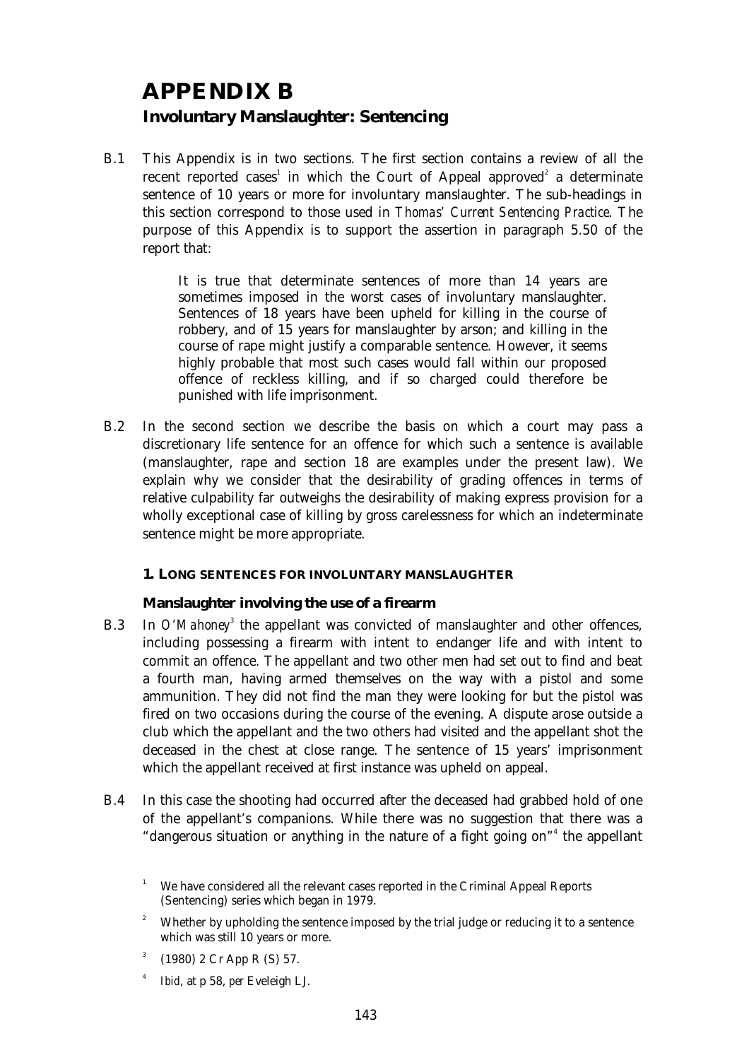# APPENDIX B

## Involuntary Manslaughter: Sentencing

B.1 This Appendix is in two sections. The first section contains a review of all the recent reported cases[1] in which the Court of Appeal approved[2] a determinate sentence of 10 years or more for involuntary manslaughter. The sub-headings in this section correspond to those used in *Thomas' Current Sentencing Practice*. The purpose of this Appendix is to support the assertion in paragraph 5.50 of the report that:

> It is true that determinate sentences of more than 14 years are sometimes imposed in the worst cases of involuntary manslaughter. Sentences of 18 years have been upheld for killing in the course of robbery, and of 15 years for manslaughter by arson; and killing in the course of rape might justify a comparable sentence. However, it seems highly probable that most such cases would fall within our proposed offence of reckless killing, and if so charged could therefore be punished with life imprisonment.

B.2 In the second section we describe the basis on which a court may pass a discretionary life sentence for an offence for which such a sentence is available (manslaughter, rape and section 18 are examples under the present law). We explain why we consider that the desirability of grading offences in terms of relative culpability far outweighs the desirability of making express provision for a wholly exceptional case of killing by gross carelessness for which an indeterminate sentence might be more appropriate.

### 1. LONG SENTENCES FOR INVOLUNTARY MANSLAUGHTER

#### Manslaughter involving the use of a firearm

B.3 In *O'Mahoney*[3] the appellant was convicted of manslaughter and other offences, including possessing a firearm with intent to endanger life and with intent to commit an offence. The appellant and two other men had set out to find and beat a fourth man, having armed themselves on the way with a pistol and some ammunition. They did not find the man they were looking for but the pistol was fired on two occasions during the course of the evening. A dispute arose outside a club which the appellant and the two others had visited and the appellant shot the deceased in the chest at close range. The sentence of 15 years' imprisonment which the appellant received at first instance was upheld on appeal.

B.4 In this case the shooting had occurred after the deceased had grabbed hold of one of the appellant's companions. While there was no suggestion that there was a "dangerous situation or anything in the nature of a fight going on"[4] the appellant

---

[1] We have considered all the relevant cases reported in the Criminal Appeal Reports (Sentencing) series which began in 1979.

[2] Whether by upholding the sentence imposed by the trial judge or reducing it to a sentence which was still 10 years or more.

[3] (1980) 2 Cr App R (S) 57.

[4] *Ibid*, at p 58, *per* Eveleigh LJ.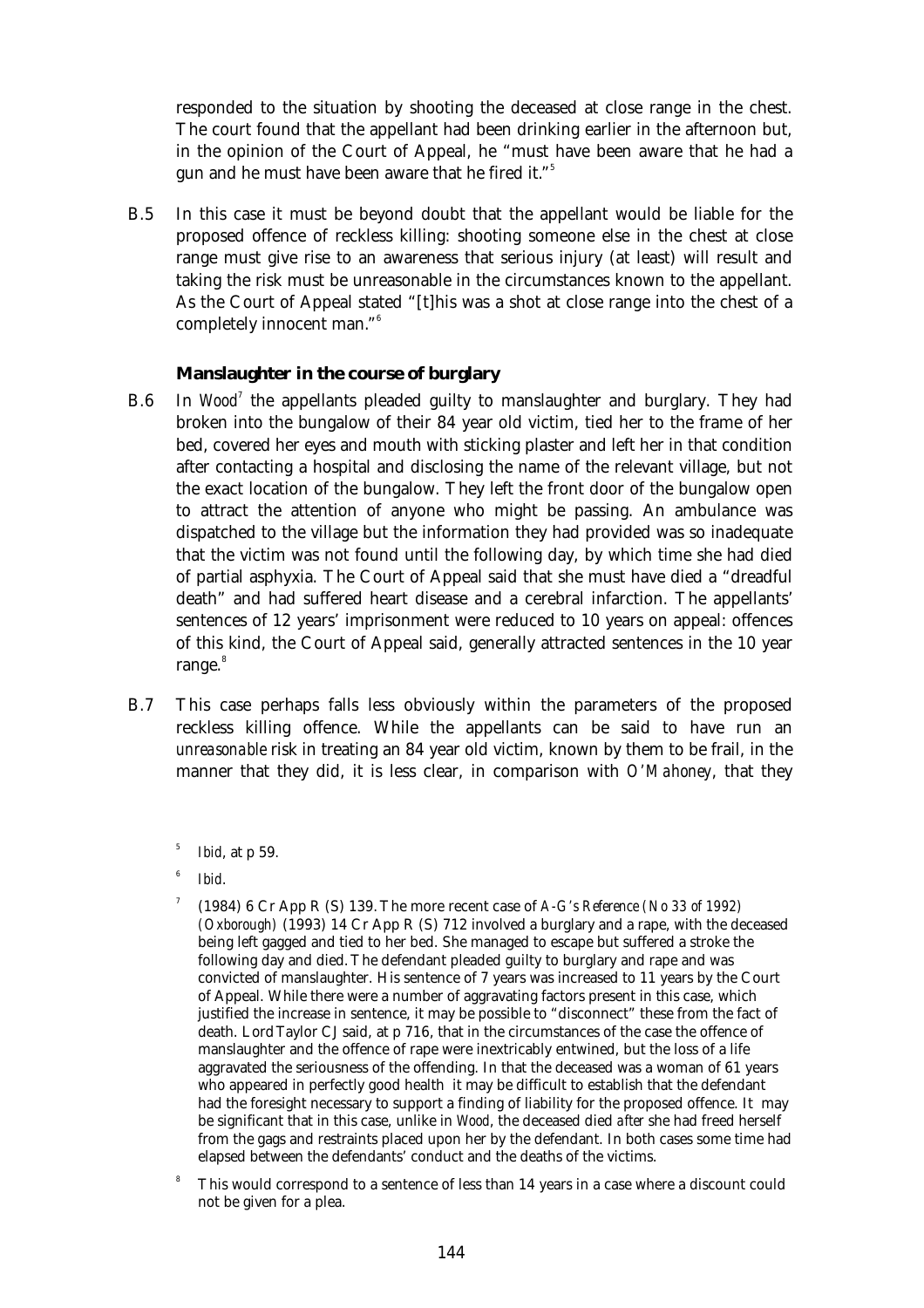responded to the situation by shooting the deceased at close range in the chest. The court found that the appellant had been drinking earlier in the afternoon but, in the opinion of the Court of Appeal, he "must have been aware that he had a gun and he must have been aware that he fired it."[5]

B.5 In this case it must be beyond doubt that the appellant would be liable for the proposed offence of reckless killing: shooting someone else in the chest at close range must give rise to an awareness that serious injury (at least) will result and taking the risk must be unreasonable in the circumstances known to the appellant. As the Court of Appeal stated "[t]his was a shot at close range into the chest of a completely innocent man."[6]

### Manslaughter in the course of burglary

B.6 In *Wood*[7] the appellants pleaded guilty to manslaughter and burglary. They had broken into the bungalow of their 84 year old victim, tied her to the frame of her bed, covered her eyes and mouth with sticking plaster and left her in that condition after contacting a hospital and disclosing the name of the relevant village, but not the exact location of the bungalow. They left the front door of the bungalow open to attract the attention of anyone who might be passing. An ambulance was dispatched to the village but the information they had provided was so inadequate that the victim was not found until the following day, by which time she had died of partial asphyxia. The Court of Appeal said that she must have died a "dreadful death" and had suffered heart disease and a cerebral infarction. The appellants' sentences of 12 years' imprisonment were reduced to 10 years on appeal: offences of this kind, the Court of Appeal said, generally attracted sentences in the 10 year range.[8]

B.7 This case perhaps falls less obviously within the parameters of the proposed reckless killing offence. While the appellants can be said to have run an *unreasonable* risk in treating an 84 year old victim, known by them to be frail, in the manner that they did, it is less clear, in comparison with *O'Mahoney*, that they

---

[5] *Ibid*, at p 59.

[6] *Ibid*.

[7] (1984) 6 Cr App R (S) 139. The more recent case of *A-G's Reference (No 33 of 1992) (Oxborough)* (1993) 14 Cr App R (S) 712 involved a burglary and a rape, with the deceased being left gagged and tied to her bed. She managed to escape but suffered a stroke the following day and died. The defendant pleaded guilty to burglary and rape and was convicted of manslaughter. His sentence of 7 years was increased to 11 years by the Court of Appeal. While there were a number of aggravating factors present in this case, which justified the increase in sentence, it may be possible to "disconnect" these from the fact of death. Lord Taylor CJ said, at p 716, that in the circumstances of the case the offence of manslaughter and the offence of rape were inextricably entwined, but the loss of a life aggravated the seriousness of the offending. In that the deceased was a woman of 61 years who appeared in perfectly good health it may be difficult to establish that the defendant had the foresight necessary to support a finding of liability for the proposed offence. It may be significant that in this case, unlike in *Wood*, the deceased died *after* she had freed herself from the gags and restraints placed upon her by the defendant. In both cases some time had elapsed between the defendants' conduct and the deaths of the victims.

[8] This would correspond to a sentence of less than 14 years in a case where a discount could not be given for a plea.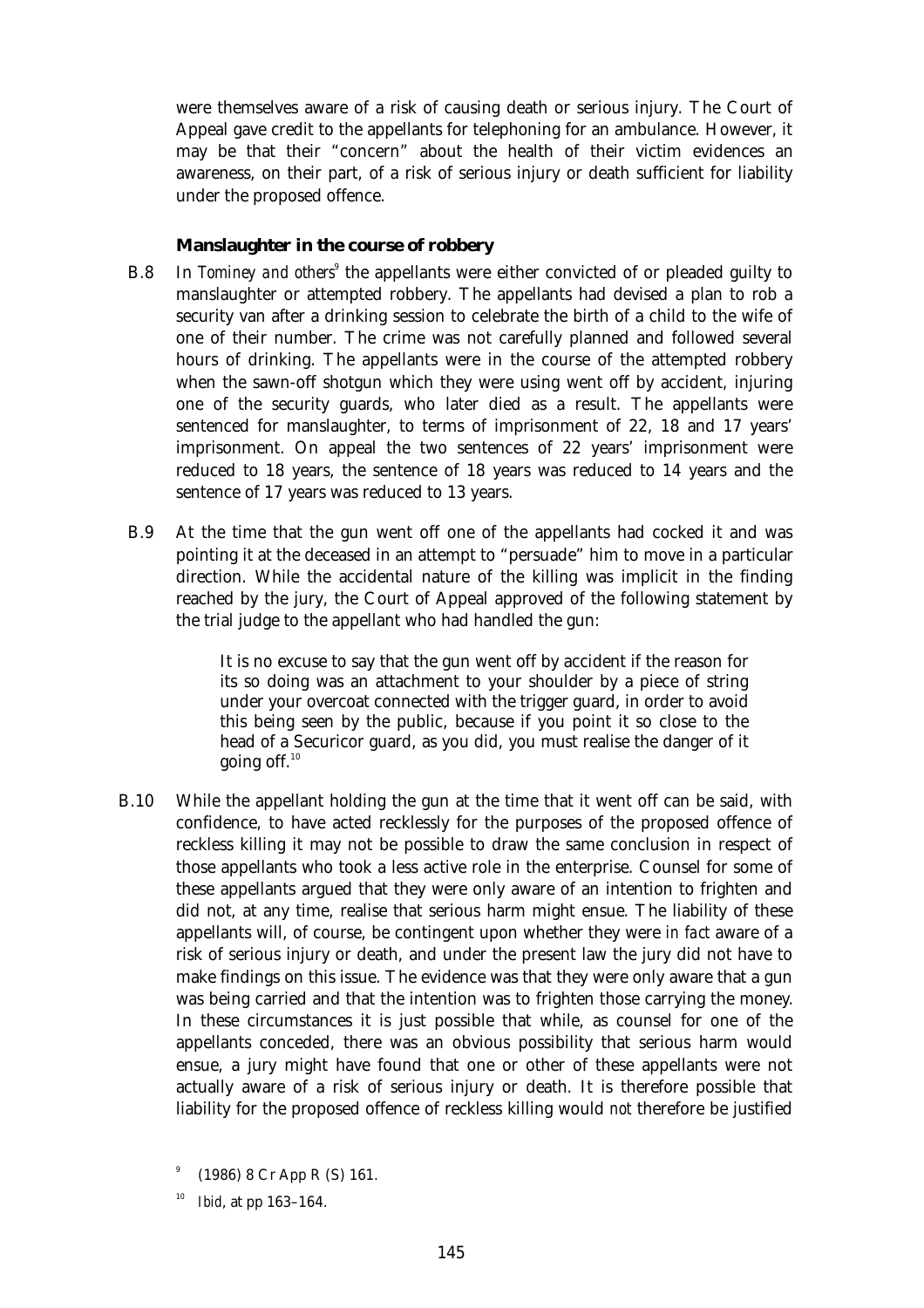were themselves aware of a risk of causing death or serious injury. The Court of Appeal gave credit to the appellants for telephoning for an ambulance. However, it may be that their "concern" about the health of their victim evidences an awareness, on their part, of a risk of serious injury or death sufficient for liability under the proposed offence.

### Manslaughter in the course of robbery

B.8 In *Tominey and others*[9] the appellants were either convicted of or pleaded guilty to manslaughter or attempted robbery. The appellants had devised a plan to rob a security van after a drinking session to celebrate the birth of a child to the wife of one of their number. The crime was not carefully planned and followed several hours of drinking. The appellants were in the course of the attempted robbery when the sawn-off shotgun which they were using went off by accident, injuring one of the security guards, who later died as a result. The appellants were sentenced for manslaughter, to terms of imprisonment of 22, 18 and 17 years' imprisonment. On appeal the two sentences of 22 years' imprisonment were reduced to 18 years, the sentence of 18 years was reduced to 14 years and the sentence of 17 years was reduced to 13 years.

B.9 At the time that the gun went off one of the appellants had cocked it and was pointing it at the deceased in an attempt to "persuade" him to move in a particular direction. While the accidental nature of the killing was implicit in the finding reached by the jury, the Court of Appeal approved of the following statement by the trial judge to the appellant who had handled the gun:

> It is no excuse to say that the gun went off by accident if the reason for its so doing was an attachment to your shoulder by a piece of string under your overcoat connected with the trigger guard, in order to avoid this being seen by the public, because if you point it so close to the head of a Securicor guard, as you did, you must realise the danger of it going off.[10]

B.10 While the appellant holding the gun at the time that it went off can be said, with confidence, to have acted recklessly for the purposes of the proposed offence of reckless killing it may not be possible to draw the same conclusion in respect of those appellants who took a less active role in the enterprise. Counsel for some of these appellants argued that they were only aware of an intention to frighten and did not, at any time, realise that serious harm might ensue. The liability of these appellants will, of course, be contingent upon whether they were *in fact* aware of a risk of serious injury or death, and under the present law the jury did not have to make findings on this issue. The evidence was that they were only aware that a gun was being carried and that the intention was to frighten those carrying the money. In these circumstances it is just possible that while, as counsel for one of the appellants conceded, there was an obvious possibility that serious harm would ensue, a jury might have found that one or other of these appellants were not actually aware of a risk of serious injury or death. It is therefore possible that liability for the proposed offence of reckless killing would *not* therefore be justified

[9] (1986) 8 Cr App R (S) 161.

[10] *Ibid*, at pp 163–164.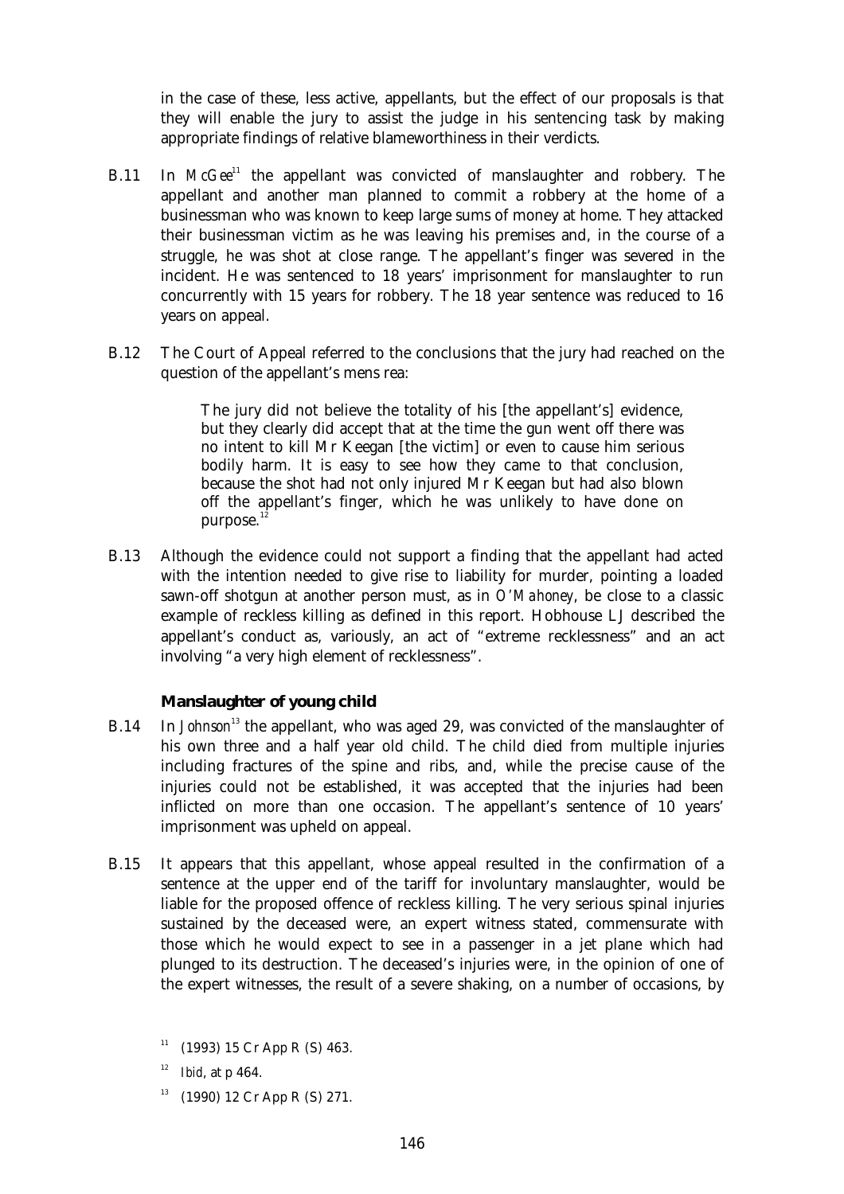in the case of these, less active, appellants, but the effect of our proposals is that they will enable the jury to assist the judge in his sentencing task by making appropriate findings of relative blameworthiness in their verdicts.

B.11 In *McGee*[11] the appellant was convicted of manslaughter and robbery. The appellant and another man planned to commit a robbery at the home of a businessman who was known to keep large sums of money at home. They attacked their businessman victim as he was leaving his premises and, in the course of a struggle, he was shot at close range. The appellant's finger was severed in the incident. He was sentenced to 18 years' imprisonment for manslaughter to run concurrently with 15 years for robbery. The 18 year sentence was reduced to 16 years on appeal.

B.12 The Court of Appeal referred to the conclusions that the jury had reached on the question of the appellant's mens rea:

> The jury did not believe the totality of his [the appellant's] evidence, but they clearly did accept that at the time the gun went off there was no intent to kill Mr Keegan [the victim] or even to cause him serious bodily harm. It is easy to see how they came to that conclusion, because the shot had not only injured Mr Keegan but had also blown off the appellant's finger, which he was unlikely to have done on purpose.[12]

B.13 Although the evidence could not support a finding that the appellant had acted with the intention needed to give rise to liability for murder, pointing a loaded sawn-off shotgun at another person must, as in *O'Mahoney*, be close to a classic example of reckless killing as defined in this report. Hobhouse LJ described the appellant's conduct as, variously, an act of "extreme recklessness" and an act involving "a very high element of recklessness".

### Manslaughter of young child

B.14 In *Johnson*[13] the appellant, who was aged 29, was convicted of the manslaughter of his own three and a half year old child. The child died from multiple injuries including fractures of the spine and ribs, and, while the precise cause of the injuries could not be established, it was accepted that the injuries had been inflicted on more than one occasion. The appellant's sentence of 10 years' imprisonment was upheld on appeal.

B.15 It appears that this appellant, whose appeal resulted in the confirmation of a sentence at the upper end of the tariff for involuntary manslaughter, would be liable for the proposed offence of reckless killing. The very serious spinal injuries sustained by the deceased were, an expert witness stated, commensurate with those which he would expect to see in a passenger in a jet plane which had plunged to its destruction. The deceased's injuries were, in the opinion of one of the expert witnesses, the result of a severe shaking, on a number of occasions, by

[11] (1993) 15 Cr App R (S) 463.

[12] *Ibid*, at p 464.

[13] (1990) 12 Cr App R (S) 271.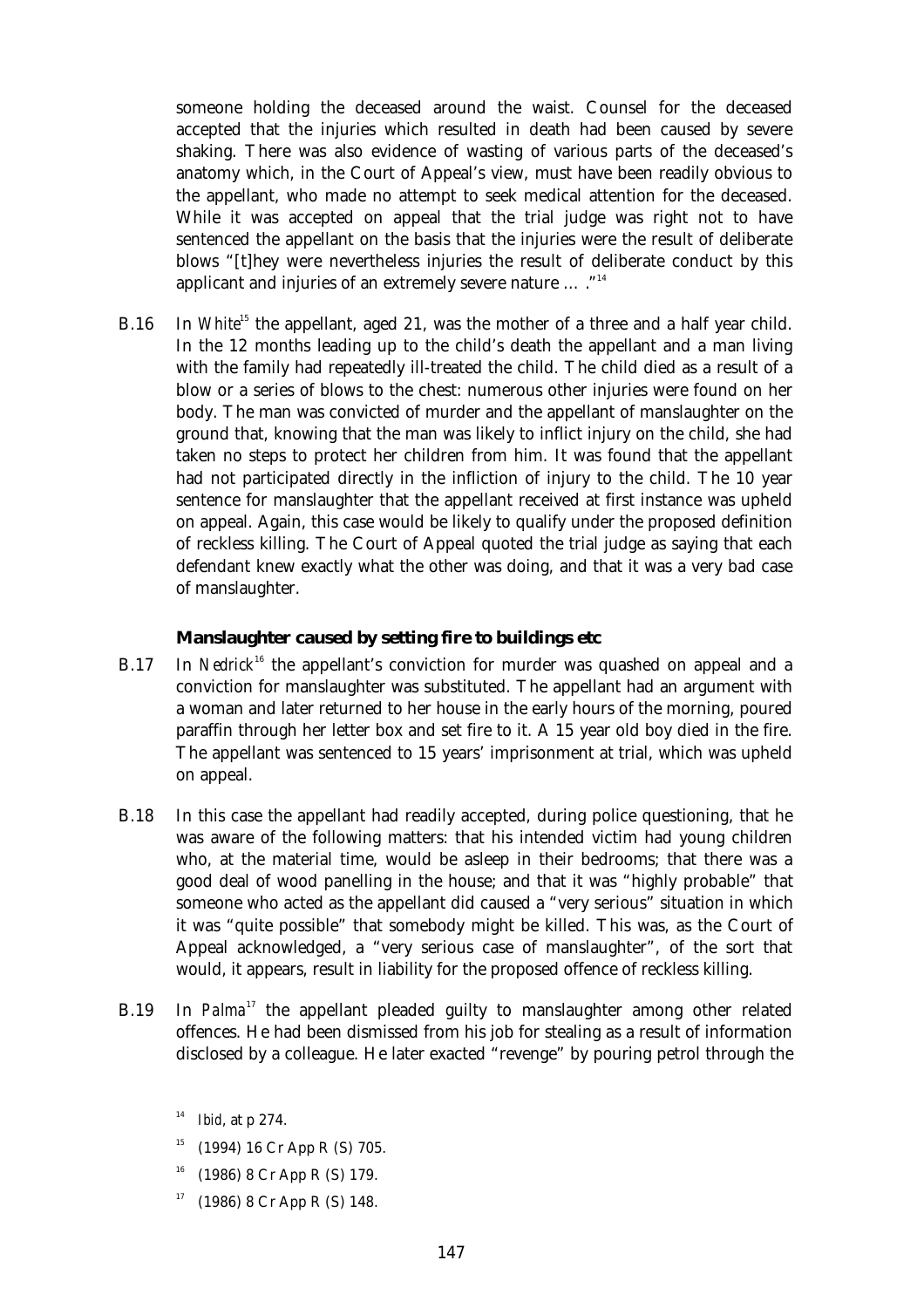someone holding the deceased around the waist. Counsel for the deceased accepted that the injuries which resulted in death had been caused by severe shaking. There was also evidence of wasting of various parts of the deceased's anatomy which, in the Court of Appeal's view, must have been readily obvious to the appellant, who made no attempt to seek medical attention for the deceased. While it was accepted on appeal that the trial judge was right not to have sentenced the appellant on the basis that the injuries were the result of deliberate blows "[t]hey were nevertheless injuries the result of deliberate conduct by this applicant and injuries of an extremely severe nature … ."[14]

B.16 In *White*[15] the appellant, aged 21, was the mother of a three and a half year child. In the 12 months leading up to the child's death the appellant and a man living with the family had repeatedly ill-treated the child. The child died as a result of a blow or a series of blows to the chest: numerous other injuries were found on her body. The man was convicted of murder and the appellant of manslaughter on the ground that, knowing that the man was likely to inflict injury on the child, she had taken no steps to protect her children from him. It was found that the appellant had not participated directly in the infliction of injury to the child. The 10 year sentence for manslaughter that the appellant received at first instance was upheld on appeal. Again, this case would be likely to qualify under the proposed definition of reckless killing. The Court of Appeal quoted the trial judge as saying that each defendant knew exactly what the other was doing, and that it was a very bad case of manslaughter.

### Manslaughter caused by setting fire to buildings etc

B.17 In *Nedrick*[16] the appellant's conviction for murder was quashed on appeal and a conviction for manslaughter was substituted. The appellant had an argument with a woman and later returned to her house in the early hours of the morning, poured paraffin through her letter box and set fire to it. A 15 year old boy died in the fire. The appellant was sentenced to 15 years' imprisonment at trial, which was upheld on appeal.

B.18 In this case the appellant had readily accepted, during police questioning, that he was aware of the following matters: that his intended victim had young children who, at the material time, would be asleep in their bedrooms; that there was a good deal of wood panelling in the house; and that it was "highly probable" that someone who acted as the appellant did caused a "very serious" situation in which it was "quite possible" that somebody might be killed. This was, as the Court of Appeal acknowledged, a "very serious case of manslaughter", of the sort that would, it appears, result in liability for the proposed offence of reckless killing.

B.19 In *Palma*[17] the appellant pleaded guilty to manslaughter among other related offences. He had been dismissed from his job for stealing as a result of information disclosed by a colleague. He later exacted "revenge" by pouring petrol through the

[14] *Ibid*, at p 274.

[15] (1994) 16 Cr App R (S) 705.

[16] (1986) 8 Cr App R (S) 179.

[17] (1986) 8 Cr App R (S) 148.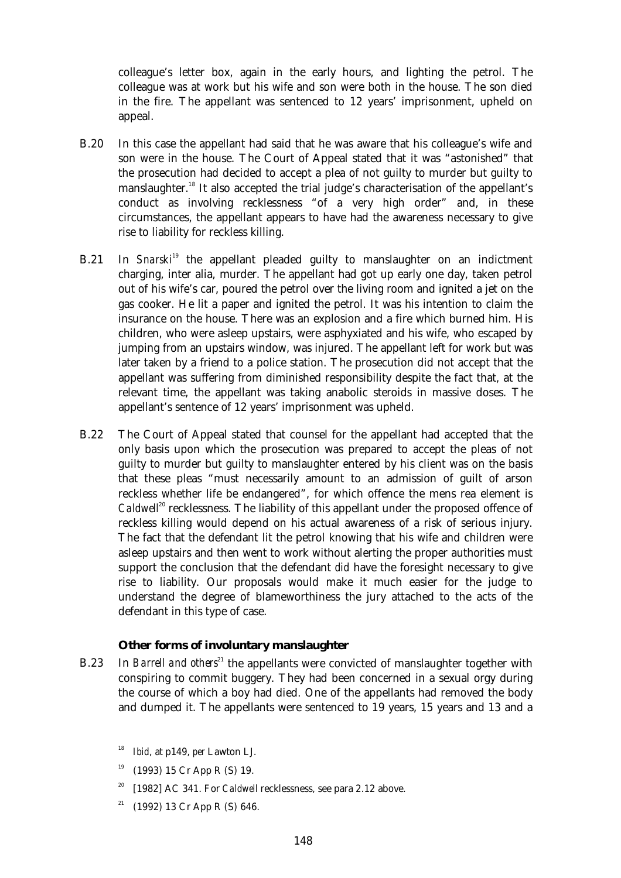colleague's letter box, again in the early hours, and lighting the petrol. The colleague was at work but his wife and son were both in the house. The son died in the fire. The appellant was sentenced to 12 years' imprisonment, upheld on appeal.

B.20 In this case the appellant had said that he was aware that his colleague's wife and son were in the house. The Court of Appeal stated that it was "astonished" that the prosecution had decided to accept a plea of not guilty to murder but guilty to manslaughter.[18] It also accepted the trial judge's characterisation of the appellant's conduct as involving recklessness "of a very high order" and, in these circumstances, the appellant appears to have had the awareness necessary to give rise to liability for reckless killing.

B.21 In *Snarski*[19] the appellant pleaded guilty to manslaughter on an indictment charging, inter alia, murder. The appellant had got up early one day, taken petrol out of his wife's car, poured the petrol over the living room and ignited a jet on the gas cooker. He lit a paper and ignited the petrol. It was his intention to claim the insurance on the house. There was an explosion and a fire which burned him. His children, who were asleep upstairs, were asphyxiated and his wife, who escaped by jumping from an upstairs window, was injured. The appellant left for work but was later taken by a friend to a police station. The prosecution did not accept that the appellant was suffering from diminished responsibility despite the fact that, at the relevant time, the appellant was taking anabolic steroids in massive doses. The appellant's sentence of 12 years' imprisonment was upheld.

B.22 The Court of Appeal stated that counsel for the appellant had accepted that the only basis upon which the prosecution was prepared to accept the pleas of not guilty to murder but guilty to manslaughter entered by his client was on the basis that these pleas "must necessarily amount to an admission of guilt of arson reckless whether life be endangered", for which offence the mens rea element is *Caldwell*[20] recklessness. The liability of this appellant under the proposed offence of reckless killing would depend on his actual awareness of a risk of serious injury. The fact that the defendant lit the petrol knowing that his wife and children were asleep upstairs and then went to work without alerting the proper authorities must support the conclusion that the defendant *did* have the foresight necessary to give rise to liability. Our proposals would make it much easier for the judge to understand the degree of blameworthiness the jury attached to the acts of the defendant in this type of case.

### Other forms of involuntary manslaughter

B.23 In *Barrell and others*[21] the appellants were convicted of manslaughter together with conspiring to commit buggery. They had been concerned in a sexual orgy during the course of which a boy had died. One of the appellants had removed the body and dumped it. The appellants were sentenced to 19 years, 15 years and 13 and a

---

[18] *Ibid*, at p149, *per* Lawton LJ.

[19] (1993) 15 Cr App R (S) 19.

[20] [1982] AC 341. For *Caldwell* recklessness, see para 2.12 above.

[21] (1992) 13 Cr App R (S) 646.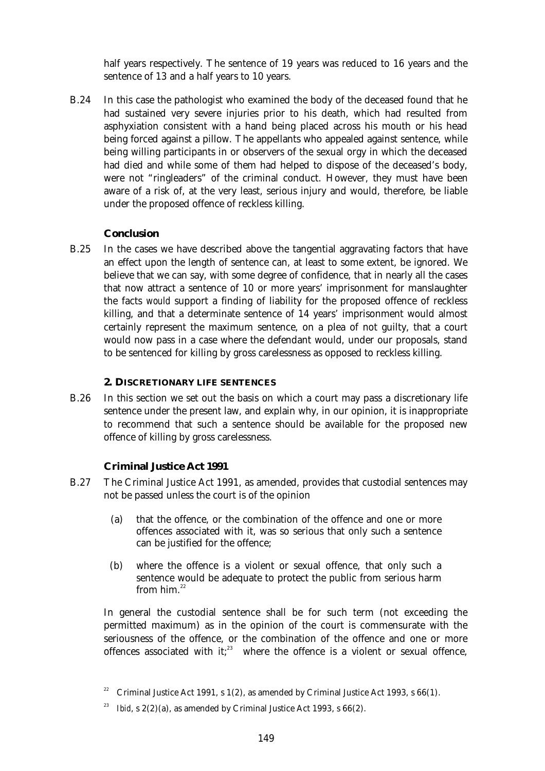half years respectively. The sentence of 19 years was reduced to 16 years and the sentence of 13 and a half years to 10 years.

B.24 In this case the pathologist who examined the body of the deceased found that he had sustained very severe injuries prior to his death, which had resulted from asphyxiation consistent with a hand being placed across his mouth or his head being forced against a pillow. The appellants who appealed against sentence, while being willing participants in or observers of the sexual orgy in which the deceased had died and while some of them had helped to dispose of the deceased's body, were not "ringleaders" of the criminal conduct. However, they must have been aware of a risk of, at the very least, serious injury and would, therefore, be liable under the proposed offence of reckless killing.

### Conclusion

B.25 In the cases we have described above the tangential aggravating factors that have an effect upon the length of sentence can, at least to some extent, be ignored. We believe that we can say, with some degree of confidence, that in nearly all the cases that now attract a sentence of 10 or more years' imprisonment for manslaughter the facts *would* support a finding of liability for the proposed offence of reckless killing, and that a determinate sentence of 14 years' imprisonment would almost certainly represent the maximum sentence, on a plea of not guilty, that a court would now pass in a case where the defendant would, under our proposals, stand to be sentenced for killing by gross carelessness as opposed to reckless killing.

## 2. DISCRETIONARY LIFE SENTENCES

B.26 In this section we set out the basis on which a court may pass a discretionary life sentence under the present law, and explain why, in our opinion, it is inappropriate to recommend that such a sentence should be available for the proposed new offence of killing by gross carelessness.

### Criminal Justice Act 1991

B.27 The Criminal Justice Act 1991, as amended, provides that custodial sentences may not be passed unless the court is of the opinion

> (a) that the offence, or the combination of the offence and one or more offences associated with it, was so serious that only such a sentence can be justified for the offence;
>
> (b) where the offence is a violent or sexual offence, that only such a sentence would be adequate to protect the public from serious harm from him.[22]

In general the custodial sentence shall be for such term (not exceeding the permitted maximum) as in the opinion of the court is commensurate with the seriousness of the offence, or the combination of the offence and one or more offences associated with it;[23] where the offence is a violent or sexual offence,

---

[22] Criminal Justice Act 1991, s 1(2), as amended by Criminal Justice Act 1993, s 66(1).

[23] *Ibid*, s 2(2)(a), as amended by Criminal Justice Act 1993, s 66(2).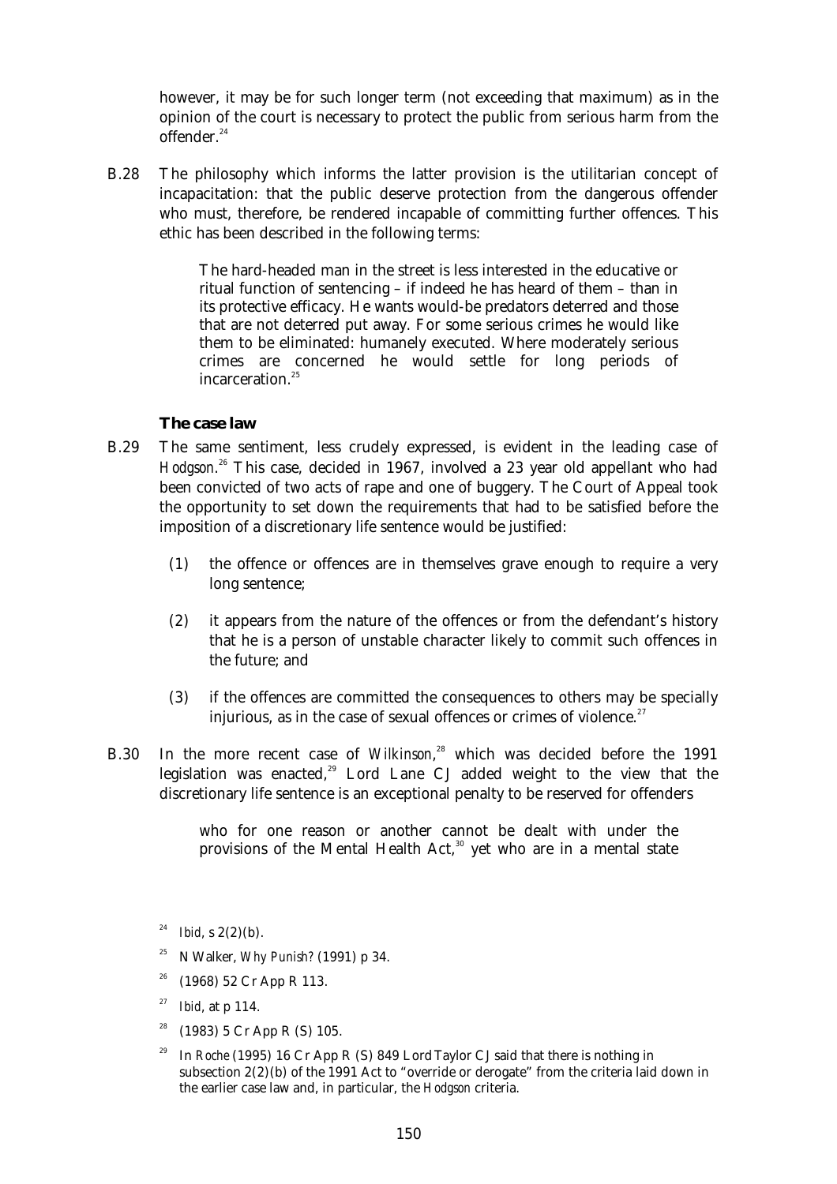however, it may be for such longer term (not exceeding that maximum) as in the opinion of the court is necessary to protect the public from serious harm from the offender.[24]

B.28 The philosophy which informs the latter provision is the utilitarian concept of incapacitation: that the public deserve protection from the dangerous offender who must, therefore, be rendered incapable of committing further offences. This ethic has been described in the following terms:

> The hard-headed man in the street is less interested in the educative or ritual function of sentencing – if indeed he has heard of them – than in its protective efficacy. He wants would-be predators deterred and those that are not deterred put away. For some serious crimes he would like them to be eliminated: humanely executed. Where moderately serious crimes are concerned he would settle for long periods of incarceration.[25]

### The case law

B.29 The same sentiment, less crudely expressed, is evident in the leading case of *Hodgson*.[26] This case, decided in 1967, involved a 23 year old appellant who had been convicted of two acts of rape and one of buggery. The Court of Appeal took the opportunity to set down the requirements that had to be satisfied before the imposition of a discretionary life sentence would be justified:

(1) the offence or offences are in themselves grave enough to require a very long sentence;

(2) it appears from the nature of the offences or from the defendant's history that he is a person of unstable character likely to commit such offences in the future; and

(3) if the offences are committed the consequences to others may be specially injurious, as in the case of sexual offences or crimes of violence.[27]

B.30 In the more recent case of *Wilkinson*,[28] which was decided before the 1991 legislation was enacted,[29] Lord Lane CJ added weight to the view that the discretionary life sentence is an exceptional penalty to be reserved for offenders

> who for one reason or another cannot be dealt with under the provisions of the Mental Health Act,[30] yet who are in a mental state

---

[24] *Ibid*, s 2(2)(b).

[25] N Walker, *Why Punish?* (1991) p 34.

[26] (1968) 52 Cr App R 113.

[27] *Ibid*, at p 114.

[28] (1983) 5 Cr App R (S) 105.

[29] In *Roche* (1995) 16 Cr App R (S) 849 Lord Taylor CJ said that there is nothing in subsection 2(2)(b) of the 1991 Act to "override or derogate" from the criteria laid down in the earlier case law and, in particular, the *Hodgson* criteria.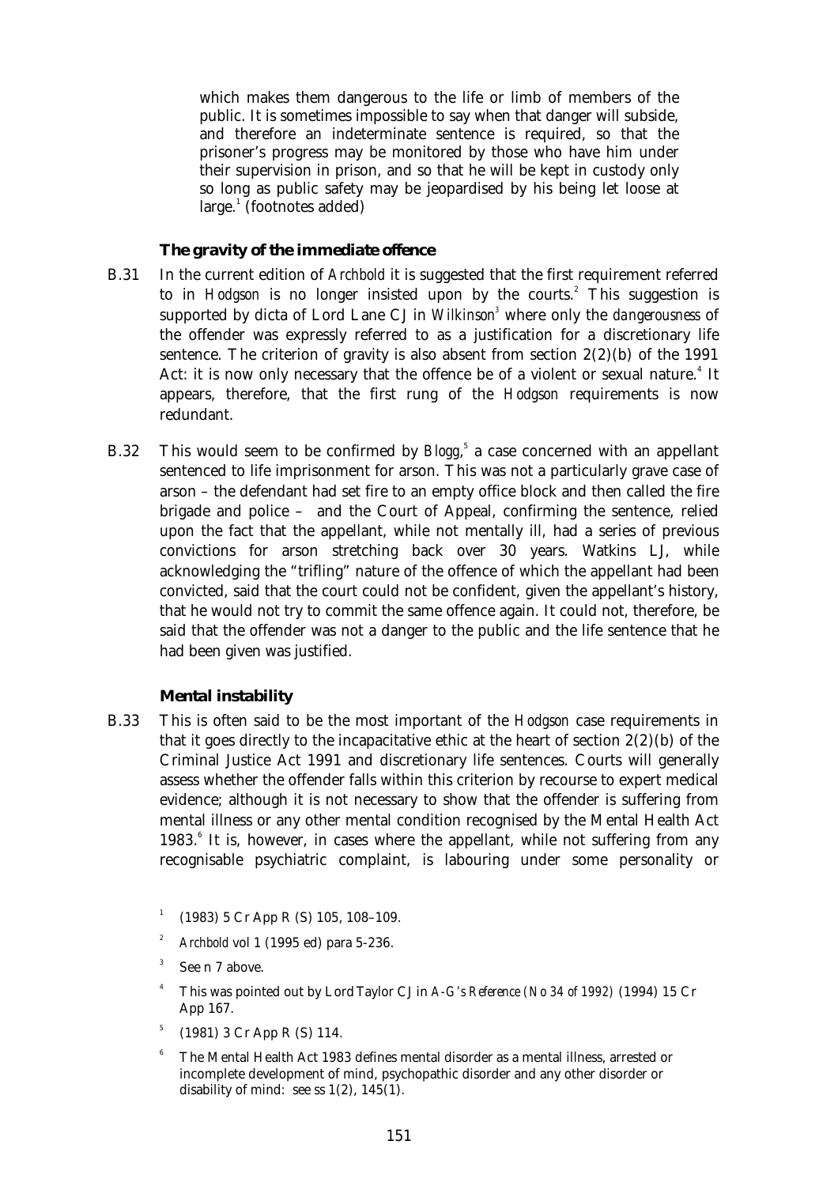which makes them dangerous to the life or limb of members of the public. It is sometimes impossible to say when that danger will subside, and therefore an indeterminate sentence is required, so that the prisoner's progress may be monitored by those who have him under their supervision in prison, and so that he will be kept in custody only so long as public safety may be jeopardised by his being let loose at large.[1] (footnotes added)

### The gravity of the immediate offence

B.31 In the current edition of *Archbold* it is suggested that the first requirement referred to in *Hodgson* is no longer insisted upon by the courts.[2] This suggestion is supported by dicta of Lord Lane CJ in *Wilkinson*[3] where only the *dangerousness* of the offender was expressly referred to as a justification for a discretionary life sentence. The criterion of gravity is also absent from section 2(2)(b) of the 1991 Act: it is now only necessary that the offence be of a violent or sexual nature.[4] It appears, therefore, that the first rung of the *Hodgson* requirements is now redundant.

B.32 This would seem to be confirmed by *Blogg*,[5] a case concerned with an appellant sentenced to life imprisonment for arson. This was not a particularly grave case of arson – the defendant had set fire to an empty office block and then called the fire brigade and police – and the Court of Appeal, confirming the sentence, relied upon the fact that the appellant, while not mentally ill, had a series of previous convictions for arson stretching back over 30 years. Watkins LJ, while acknowledging the "trifling" nature of the offence of which the appellant had been convicted, said that the court could not be confident, given the appellant's history, that he would not try to commit the same offence again. It could not, therefore, be said that the offender was not a danger to the public and the life sentence that he had been given was justified.

### Mental instability

B.33 This is often said to be the most important of the *Hodgson* case requirements in that it goes directly to the incapacitative ethic at the heart of section 2(2)(b) of the Criminal Justice Act 1991 and discretionary life sentences. Courts will generally assess whether the offender falls within this criterion by recourse to expert medical evidence; although it is not necessary to show that the offender is suffering from mental illness or any other mental condition recognised by the Mental Health Act 1983.[6] It is, however, in cases where the appellant, while not suffering from any recognisable psychiatric complaint, is labouring under some personality or

---

[1] (1983) 5 Cr App R (S) 105, 108–109.

[2] *Archbold* vol 1 (1995 ed) para 5-236.

[3] See n 7 above.

[4] This was pointed out by Lord Taylor CJ in *A-G's Reference (No 34 of 1992)* (1994) 15 Cr App 167.

[5] (1981) 3 Cr App R (S) 114.

[6] The Mental Health Act 1983 defines mental disorder as a mental illness, arrested or incomplete development of mind, psychopathic disorder and any other disorder or disability of mind: see ss 1(2), 145(1).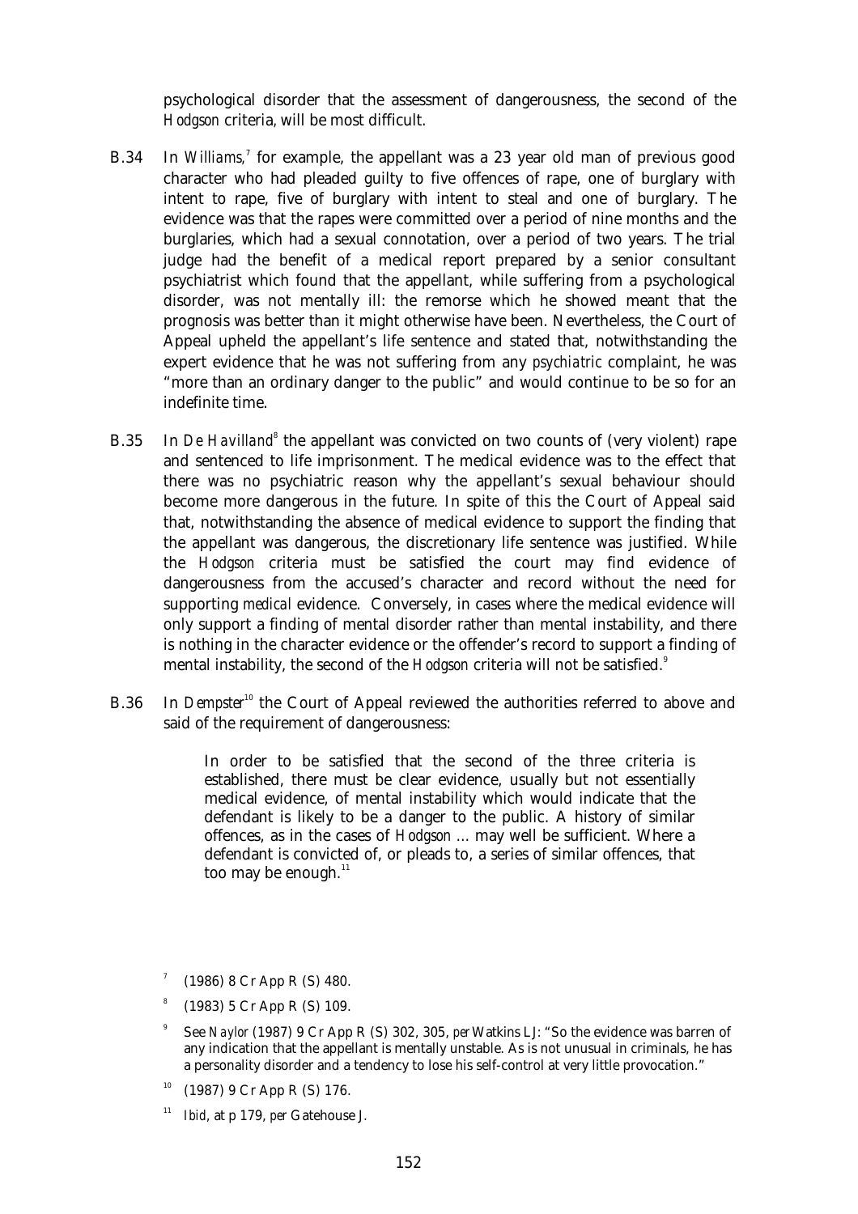psychological disorder that the assessment of dangerousness, the second of the *Hodgson* criteria, will be most difficult.

B.34 In *Williams*,[7] for example, the appellant was a 23 year old man of previous good character who had pleaded guilty to five offences of rape, one of burglary with intent to rape, five of burglary with intent to steal and one of burglary. The evidence was that the rapes were committed over a period of nine months and the burglaries, which had a sexual connotation, over a period of two years. The trial judge had the benefit of a medical report prepared by a senior consultant psychiatrist which found that the appellant, while suffering from a psychological disorder, was not mentally ill: the remorse which he showed meant that the prognosis was better than it might otherwise have been. Nevertheless, the Court of Appeal upheld the appellant's life sentence and stated that, notwithstanding the expert evidence that he was not suffering from any *psychiatric* complaint, he was "more than an ordinary danger to the public" and would continue to be so for an indefinite time.

B.35 In *De Havilland*[8] the appellant was convicted on two counts of (very violent) rape and sentenced to life imprisonment. The medical evidence was to the effect that there was no psychiatric reason why the appellant's sexual behaviour should become more dangerous in the future. In spite of this the Court of Appeal said that, notwithstanding the absence of medical evidence to support the finding that the appellant was dangerous, the discretionary life sentence was justified. While the *Hodgson* criteria must be satisfied the court may find evidence of dangerousness from the accused's character and record without the need for supporting *medical* evidence. Conversely, in cases where the medical evidence will only support a finding of mental disorder rather than mental instability, and there is nothing in the character evidence or the offender's record to support a finding of mental instability, the second of the *Hodgson* criteria will not be satisfied.[9]

B.36 In *Dempster*[10] the Court of Appeal reviewed the authorities referred to above and said of the requirement of dangerousness:

> In order to be satisfied that the second of the three criteria is established, there must be clear evidence, usually but not essentially medical evidence, of mental instability which would indicate that the defendant is likely to be a danger to the public. A history of similar offences, as in the cases of *Hodgson* ... may well be sufficient. Where a defendant is convicted of, or pleads to, a series of similar offences, that too may be enough.[11]

---

[7] (1986) 8 Cr App R (S) 480.

[8] (1983) 5 Cr App R (S) 109.

[9] See *Naylor* (1987) 9 Cr App R (S) 302, 305, *per* Watkins LJ: "So the evidence was barren of any indication that the appellant is mentally unstable. As is not unusual in criminals, he has a personality disorder and a tendency to lose his self-control at very little provocation."

[10] (1987) 9 Cr App R (S) 176.

[11] *Ibid*, at p 179, *per* Gatehouse J.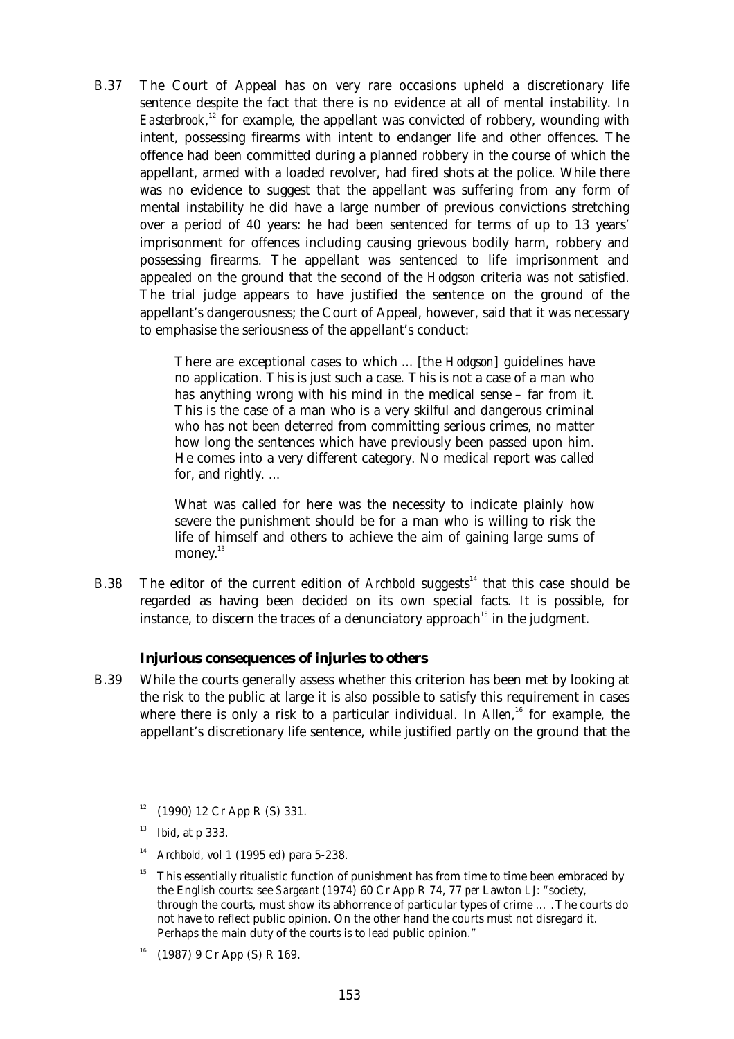B.37 The Court of Appeal has on very rare occasions upheld a discretionary life sentence despite the fact that there is no evidence at all of mental instability. In *Easterbrook*,[12] for example, the appellant was convicted of robbery, wounding with intent, possessing firearms with intent to endanger life and other offences. The offence had been committed during a planned robbery in the course of which the appellant, armed with a loaded revolver, had fired shots at the police. While there was no evidence to suggest that the appellant was suffering from any form of mental instability he did have a large number of previous convictions stretching over a period of 40 years: he had been sentenced for terms of up to 13 years' imprisonment for offences including causing grievous bodily harm, robbery and possessing firearms. The appellant was sentenced to life imprisonment and appealed on the ground that the second of the *Hodgson* criteria was not satisfied. The trial judge appears to have justified the sentence on the ground of the appellant's dangerousness; the Court of Appeal, however, said that it was necessary to emphasise the seriousness of the appellant's conduct:

> There are exceptional cases to which … [the *Hodgson*] guidelines have no application. This is just such a case. This is not a case of a man who has anything wrong with his mind in the medical sense – far from it. This is the case of a man who is a very skilful and dangerous criminal who has not been deterred from committing serious crimes, no matter how long the sentences which have previously been passed upon him. He comes into a very different category. No medical report was called for, and rightly. …
>
> What was called for here was the necessity to indicate plainly how severe the punishment should be for a man who is willing to risk the life of himself and others to achieve the aim of gaining large sums of money.[13]

B.38 The editor of the current edition of *Archbold* suggests[14] that this case should be regarded as having been decided on its own special facts. It is possible, for instance, to discern the traces of a denunciatory approach[15] in the judgment.

### Injurious consequences of injuries to others

B.39 While the courts generally assess whether this criterion has been met by looking at the risk to the public at large it is also possible to satisfy this requirement in cases where there is only a risk to a particular individual. In *Allen*,[16] for example, the appellant's discretionary life sentence, while justified partly on the ground that the

---

[12] (1990) 12 Cr App R (S) 331.

[13] *Ibid*, at p 333.

[14] *Archbold*, vol 1 (1995 ed) para 5-238.

[15] This essentially ritualistic function of punishment has from time to time been embraced by the English courts: see *Sargeant* (1974) 60 Cr App R 74, 77 *per* Lawton LJ: "society, through the courts, must show its abhorrence of particular types of crime … . The courts do not have to reflect public opinion. On the other hand the courts must not disregard it. Perhaps the main duty of the courts is to lead public opinion."

[16] (1987) 9 Cr App (S) R 169.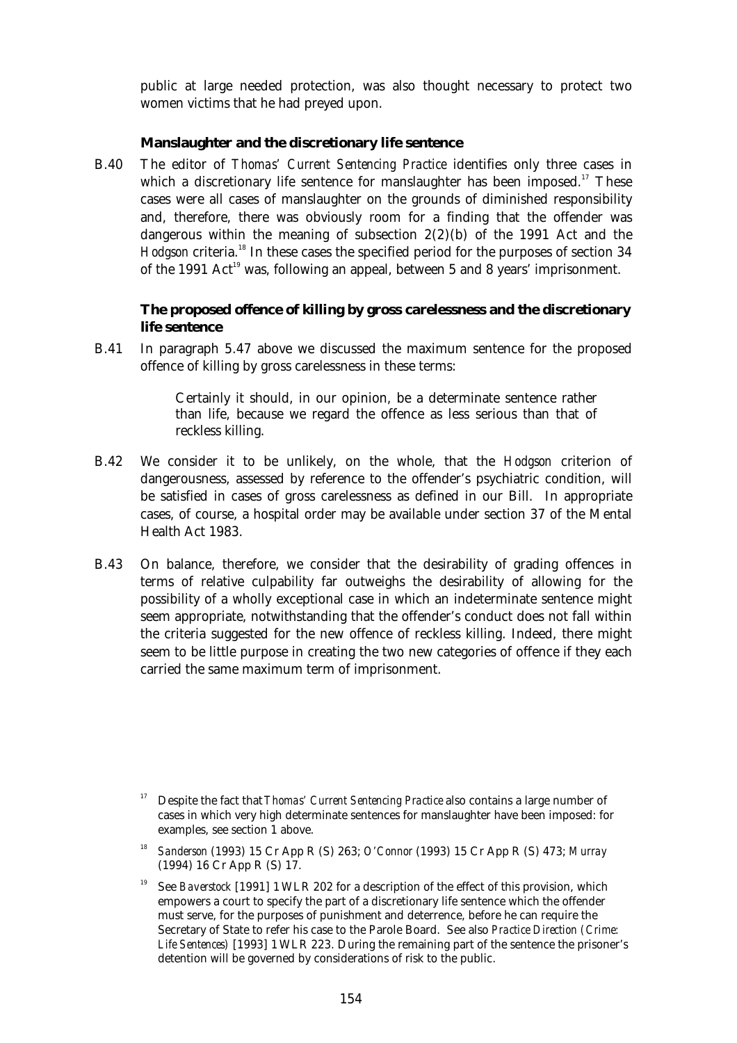public at large needed protection, was also thought necessary to protect two women victims that he had preyed upon.

### Manslaughter and the discretionary life sentence

B.40 The editor of *Thomas' Current Sentencing Practice* identifies only three cases in which a discretionary life sentence for manslaughter has been imposed.[17] These cases were all cases of manslaughter on the grounds of diminished responsibility and, therefore, there was obviously room for a finding that the offender was dangerous within the meaning of subsection 2(2)(b) of the 1991 Act and the *Hodgson* criteria.[18] In these cases the specified period for the purposes of section 34 of the 1991 Act[19] was, following an appeal, between 5 and 8 years' imprisonment.

### The proposed offence of killing by gross carelessness and the discretionary life sentence

B.41 In paragraph 5.47 above we discussed the maximum sentence for the proposed offence of killing by gross carelessness in these terms:

> Certainly it should, in our opinion, be a determinate sentence rather than life, because we regard the offence as less serious than that of reckless killing.

B.42 We consider it to be unlikely, on the whole, that the *Hodgson* criterion of dangerousness, assessed by reference to the offender's psychiatric condition, will be satisfied in cases of gross carelessness as defined in our Bill. In appropriate cases, of course, a hospital order may be available under section 37 of the Mental Health Act 1983.

B.43 On balance, therefore, we consider that the desirability of grading offences in terms of relative culpability far outweighs the desirability of allowing for the possibility of a wholly exceptional case in which an indeterminate sentence might seem appropriate, notwithstanding that the offender's conduct does not fall within the criteria suggested for the new offence of reckless killing. Indeed, there might seem to be little purpose in creating the two new categories of offence if they each carried the same maximum term of imprisonment.

---

[17] Despite the fact that *Thomas' Current Sentencing Practice* also contains a large number of cases in which very high determinate sentences for manslaughter have been imposed: for examples, see section 1 above.

[18] *Sanderson* (1993) 15 Cr App R (S) 263; *O'Connor* (1993) 15 Cr App R (S) 473; *Murray* (1994) 16 Cr App R (S) 17.

[19] See *Baverstock* [1991] 1 WLR 202 for a description of the effect of this provision, which empowers a court to specify the part of a discretionary life sentence which the offender must serve, for the purposes of punishment and deterrence, before he can require the Secretary of State to refer his case to the Parole Board. See also *Practice Direction (Crime: Life Sentences)* [1993] 1 WLR 223. During the remaining part of the sentence the prisoner's detention will be governed by considerations of risk to the public.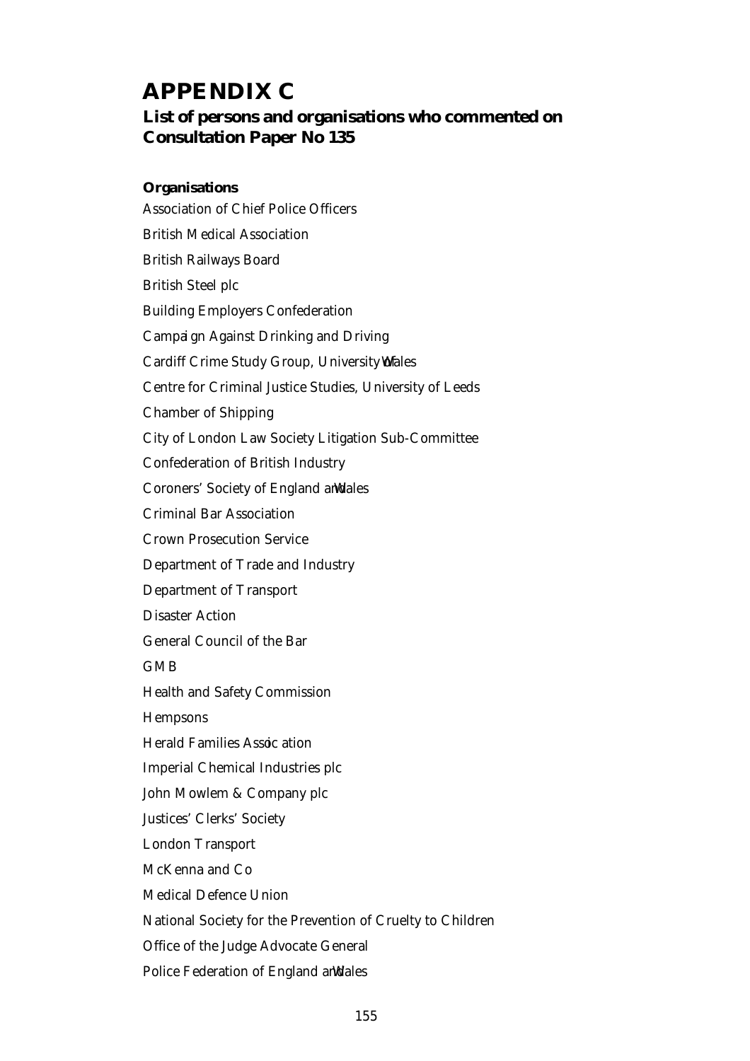# APPENDIX C

## List of persons and organisations who commented on Consultation Paper No 135

**Organisations**

Association of Chief Police Officers

British Medical Association

British Railways Board

British Steel plc

Building Employers Confederation

Campaign Against Drinking and Driving

Cardiff Crime Study Group, University of Wales

Centre for Criminal Justice Studies, University of Leeds

Chamber of Shipping

City of London Law Society Litigation Sub-Committee

Confederation of British Industry

Coroners' Society of England and Wales

Criminal Bar Association

Crown Prosecution Service

Department of Trade and Industry

Department of Transport

Disaster Action

General Council of the Bar

GMB

Health and Safety Commission

Hempsons

Herald Families Association

Imperial Chemical Industries plc

John Mowlem & Company plc

Justices' Clerks' Society

London Transport

McKenna and Co

Medical Defence Union

National Society for the Prevention of Cruelty to Children

Office of the Judge Advocate General

Police Federation of England and Wales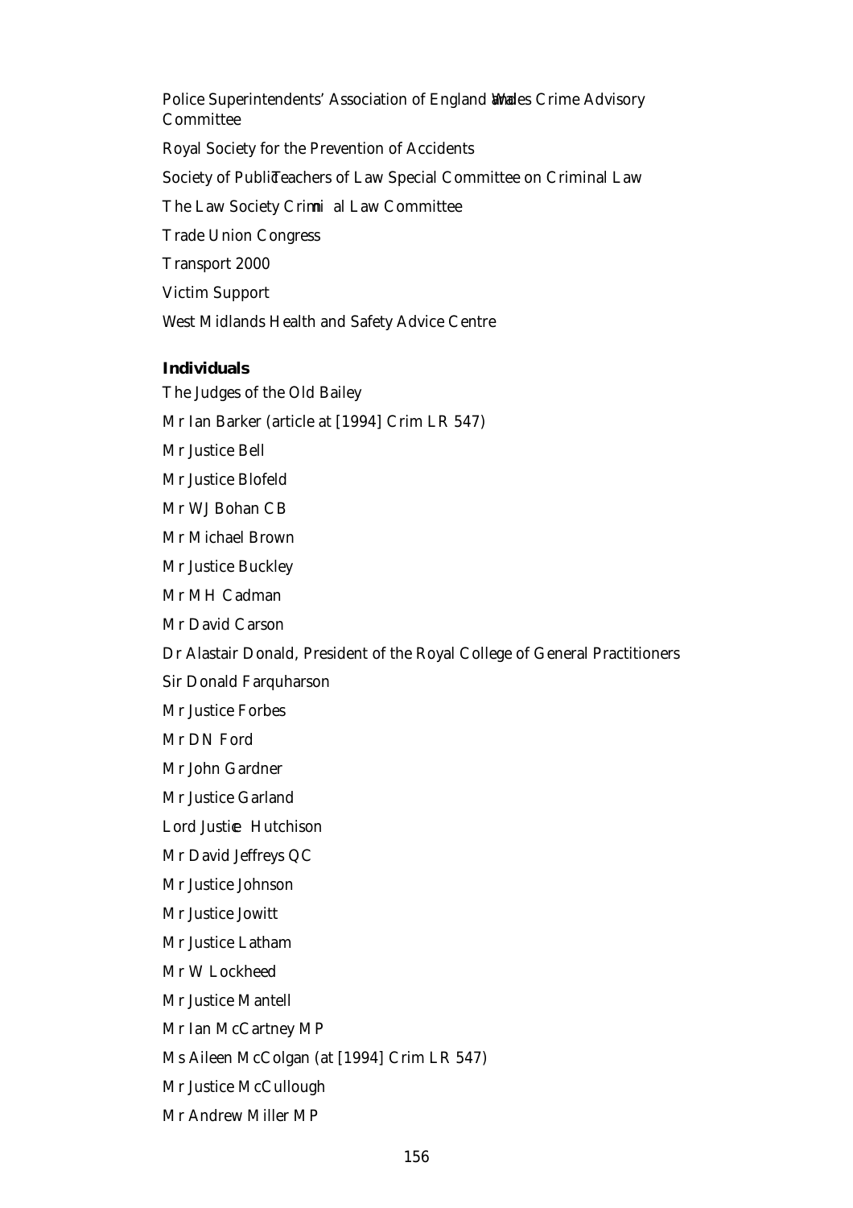Police Superintendents' Association of England and Wales Crime Advisory Committee

Royal Society for the Prevention of Accidents

Society of Public Teachers of Law Special Committee on Criminal Law

The Law Society Criminal Law Committee

Trade Union Congress

Transport 2000

Victim Support

West Midlands Health and Safety Advice Centre

**Individuals**

The Judges of the Old Bailey

Mr Ian Barker (article at [1994] Crim LR 547)

Mr Justice Bell

Mr Justice Blofeld

Mr WJ Bohan CB

Mr Michael Brown

Mr Justice Buckley

Mr MH Cadman

Mr David Carson

Dr Alastair Donald, President of the Royal College of General Practitioners

Sir Donald Farquharson

Mr Justice Forbes

Mr DN Ford

Mr John Gardner

Mr Justice Garland

Lord Justice Hutchison

Mr David Jeffreys QC

Mr Justice Johnson

Mr Justice Jowitt

Mr Justice Latham

Mr W Lockheed

Mr Justice Mantell

Mr Ian McCartney MP

Ms Aileen McColgan (at [1994] Crim LR 547)

Mr Justice McCullough

Mr Andrew Miller MP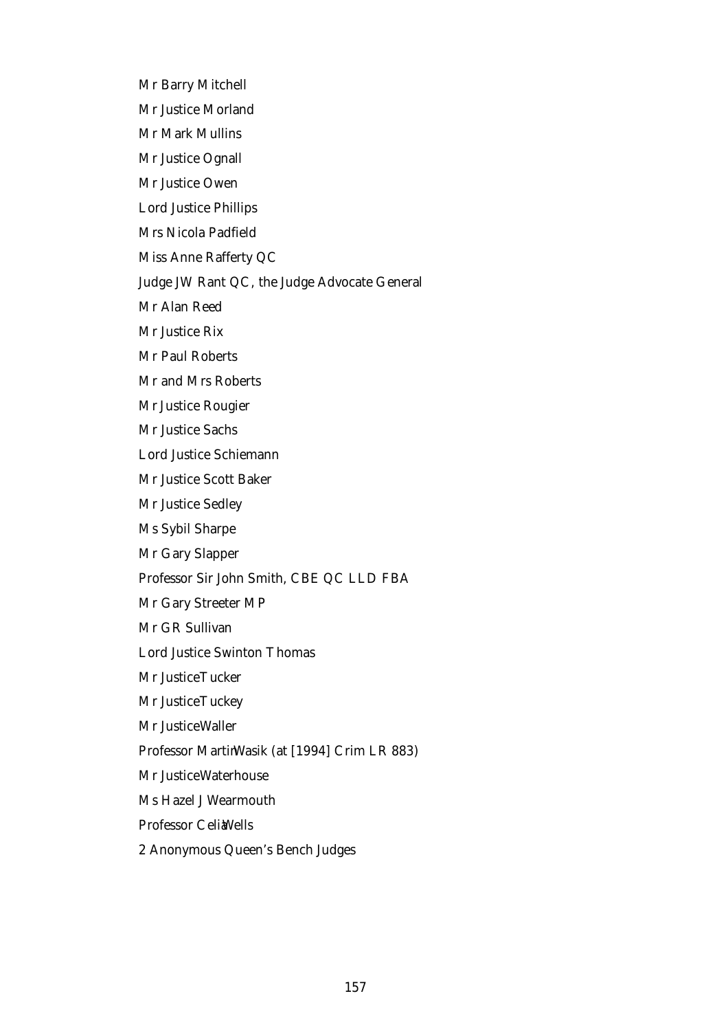Mr Barry Mitchell

Mr Justice Morland

Mr Mark Mullins

Mr Justice Ognall

Mr Justice Owen

Lord Justice Phillips

Mrs Nicola Padfield

Miss Anne Rafferty QC

Judge JW Rant QC, the Judge Advocate General

Mr Alan Reed

Mr Justice Rix

Mr Paul Roberts

Mr and Mrs Roberts

Mr Justice Rougier

Mr Justice Sachs

Lord Justice Schiemann

Mr Justice Scott Baker

Mr Justice Sedley

Ms Sybil Sharpe

Mr Gary Slapper

Professor Sir John Smith, CBE QC LLD FBA

Mr Gary Streeter MP

Mr GR Sullivan

Lord Justice Swinton Thomas

Mr Justice Tucker

Mr Justice Tuckey

Mr Justice Waller

Professor Martin Wasik (at [1994] Crim LR 883)

Mr Justice Waterhouse

Ms Hazel J Wearmouth

Professor Celia Wells

2 Anonymous Queen's Bench Judges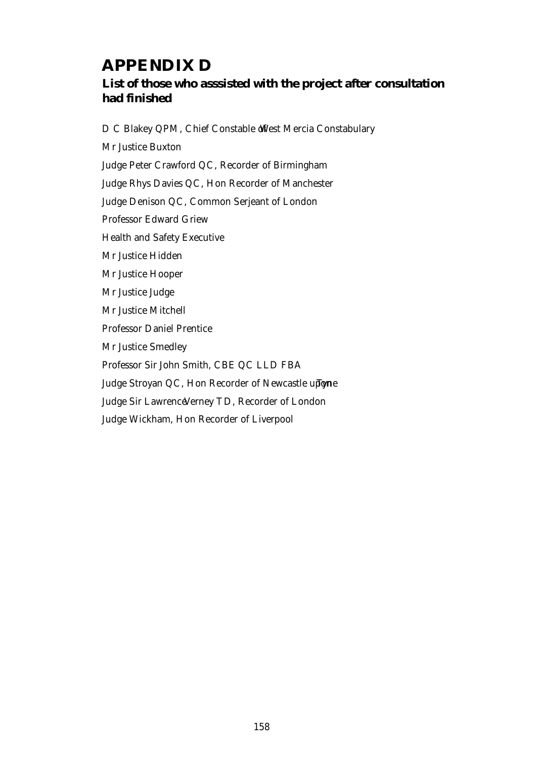# APPENDIX D

## List of those who asssisted with the project after consultation had finished

D C Blakey QPM, Chief Constable of West Mercia Constabulary

Mr Justice Buxton

Judge Peter Crawford QC, Recorder of Birmingham

Judge Rhys Davies QC, Hon Recorder of Manchester

Judge Denison QC, Common Serjeant of London

Professor Edward Griew

Health and Safety Executive

Mr Justice Hidden

Mr Justice Hooper

Mr Justice Judge

Mr Justice Mitchell

Professor Daniel Prentice

Mr Justice Smedley

Professor Sir John Smith, CBE QC LLD FBA

Judge Stroyan QC, Hon Recorder of Newcastle upon Tyne

Judge Sir Lawrence Verney TD, Recorder of London

Judge Wickham, Hon Recorder of Liverpool